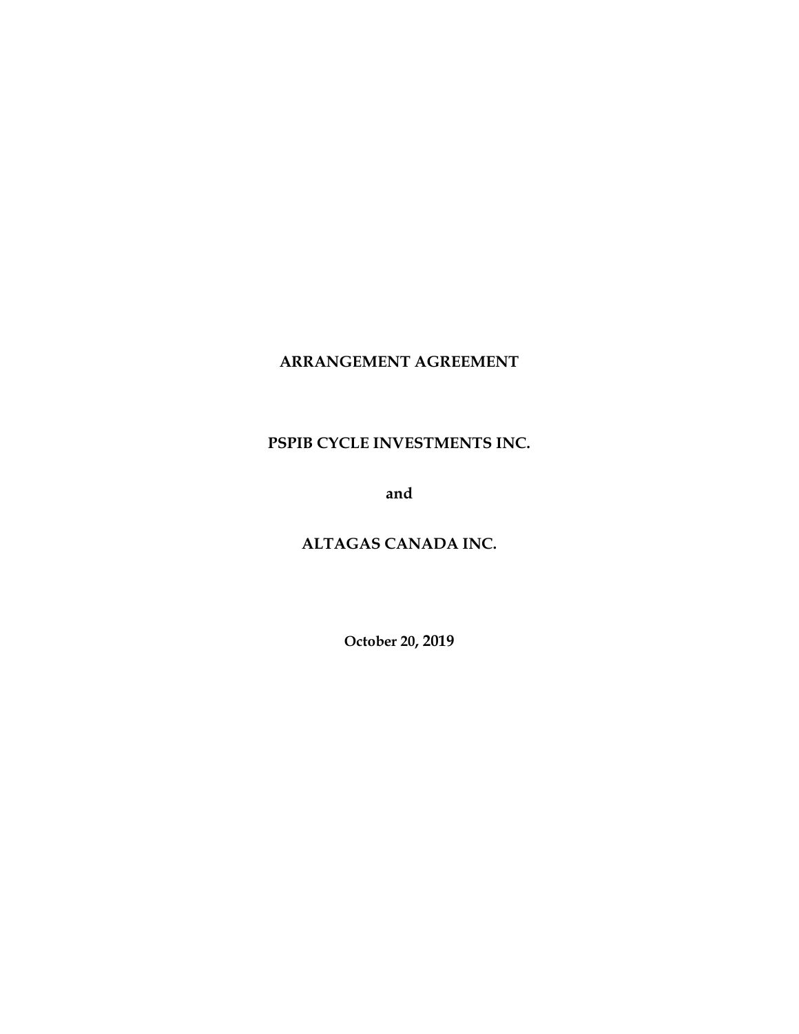**ARRANGEMENT AGREEMENT**

**PSPIB CYCLE INVESTMENTS INC.**

**and**

**ALTAGAS CANADA INC.**

**October 20, 2019**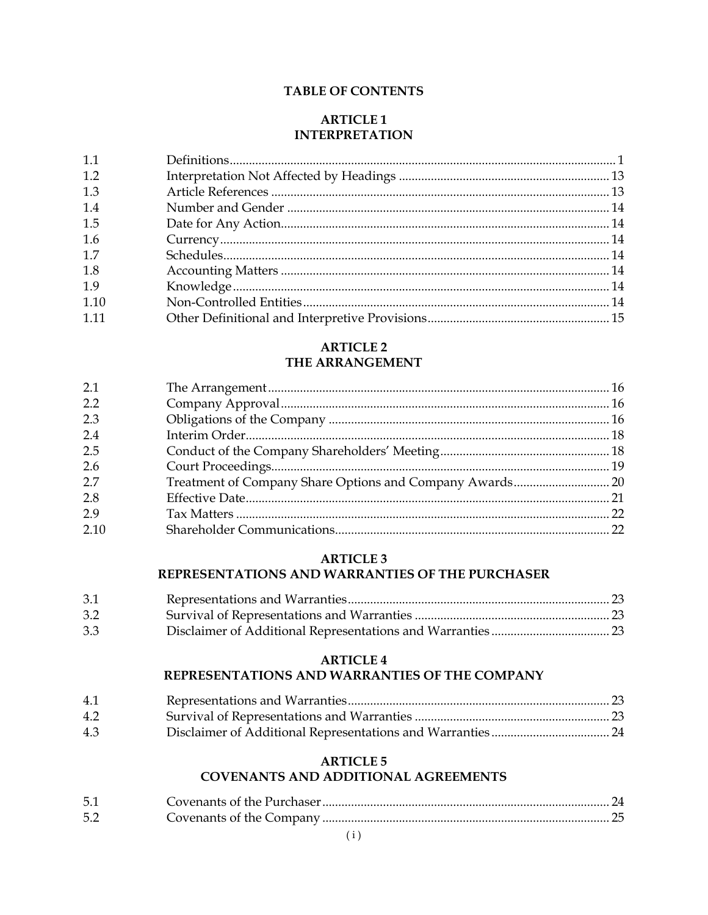# TABLE OF CONTENTS

## ARTICLE 1
## INTERPRETATION

| | | |
|---|---|---|
| 1.1 | Definitions | 1 |
| 1.2 | Interpretation Not Affected by Headings | 13 |
| 1.3 | Article References | 13 |
| 1.4 | Number and Gender | 14 |
| 1.5 | Date for Any Action | 14 |
| 1.6 | Currency | 14 |
| 1.7 | Schedules | 14 |
| 1.8 | Accounting Matters | 14 |
| 1.9 | Knowledge | 14 |
| 1.10 | Non-Controlled Entities | 14 |
| 1.11 | Other Definitional and Interpretive Provisions | 15 |

## ARTICLE 2
## THE ARRANGEMENT

| | | |
|---|---|---|
| 2.1 | The Arrangement | 16 |
| 2.2 | Company Approval | 16 |
| 2.3 | Obligations of the Company | 16 |
| 2.4 | Interim Order | 18 |
| 2.5 | Conduct of the Company Shareholders' Meeting | 18 |
| 2.6 | Court Proceedings | 19 |
| 2.7 | Treatment of Company Share Options and Company Awards | 20 |
| 2.8 | Effective Date | 21 |
| 2.9 | Tax Matters | 22 |
| 2.10 | Shareholder Communications | 22 |

## ARTICLE 3
## REPRESENTATIONS AND WARRANTIES OF THE PURCHASER

| | | |
|---|---|---|
| 3.1 | Representations and Warranties | 23 |
| 3.2 | Survival of Representations and Warranties | 23 |
| 3.3 | Disclaimer of Additional Representations and Warranties | 23 |

## ARTICLE 4
## REPRESENTATIONS AND WARRANTIES OF THE COMPANY

| | | |
|---|---|---|
| 4.1 | Representations and Warranties | 23 |
| 4.2 | Survival of Representations and Warranties | 23 |
| 4.3 | Disclaimer of Additional Representations and Warranties | 24 |

## ARTICLE 5
## COVENANTS AND ADDITIONAL AGREEMENTS

| | | |
|---|---|---|
| 5.1 | Covenants of the Purchaser | 24 |
| 5.2 | Covenants of the Company | 25 |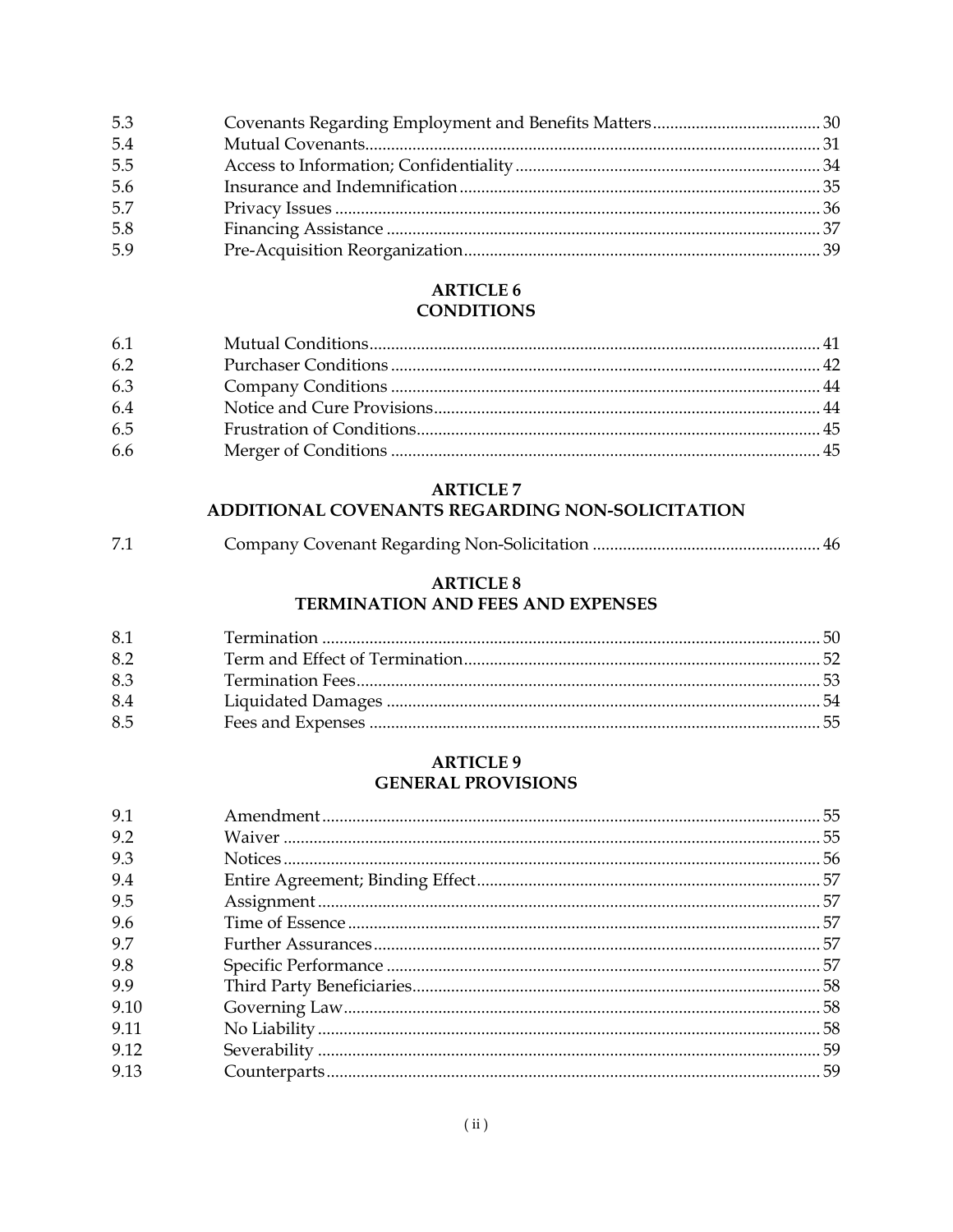| | | |
|---|---|---|
| 5.3 | Covenants Regarding Employment and Benefits Matters | 30 |
| 5.4 | Mutual Covenants | 31 |
| 5.5 | Access to Information; Confidentiality | 34 |
| 5.6 | Insurance and Indemnification | 35 |
| 5.7 | Privacy Issues | 36 |
| 5.8 | Financing Assistance | 37 |
| 5.9 | Pre-Acquisition Reorganization | 39 |

## ARTICLE 6
## CONDITIONS

| | | |
|---|---|---|
| 6.1 | Mutual Conditions | 41 |
| 6.2 | Purchaser Conditions | 42 |
| 6.3 | Company Conditions | 44 |
| 6.4 | Notice and Cure Provisions | 44 |
| 6.5 | Frustration of Conditions | 45 |
| 6.6 | Merger of Conditions | 45 |

## ARTICLE 7
## ADDITIONAL COVENANTS REGARDING NON-SOLICITATION

| | | |
|---|---|---|
| 7.1 | Company Covenant Regarding Non-Solicitation | 46 |

## ARTICLE 8
## TERMINATION AND FEES AND EXPENSES

| | | |
|---|---|---|
| 8.1 | Termination | 50 |
| 8.2 | Term and Effect of Termination | 52 |
| 8.3 | Termination Fees | 53 |
| 8.4 | Liquidated Damages | 54 |
| 8.5 | Fees and Expenses | 55 |

## ARTICLE 9
## GENERAL PROVISIONS

| | | |
|---|---|---|
| 9.1 | Amendment | 55 |
| 9.2 | Waiver | 55 |
| 9.3 | Notices | 56 |
| 9.4 | Entire Agreement; Binding Effect | 57 |
| 9.5 | Assignment | 57 |
| 9.6 | Time of Essence | 57 |
| 9.7 | Further Assurances | 57 |
| 9.8 | Specific Performance | 57 |
| 9.9 | Third Party Beneficiaries | 58 |
| 9.10 | Governing Law | 58 |
| 9.11 | No Liability | 58 |
| 9.12 | Severability | 59 |
| 9.13 | Counterparts | 59 |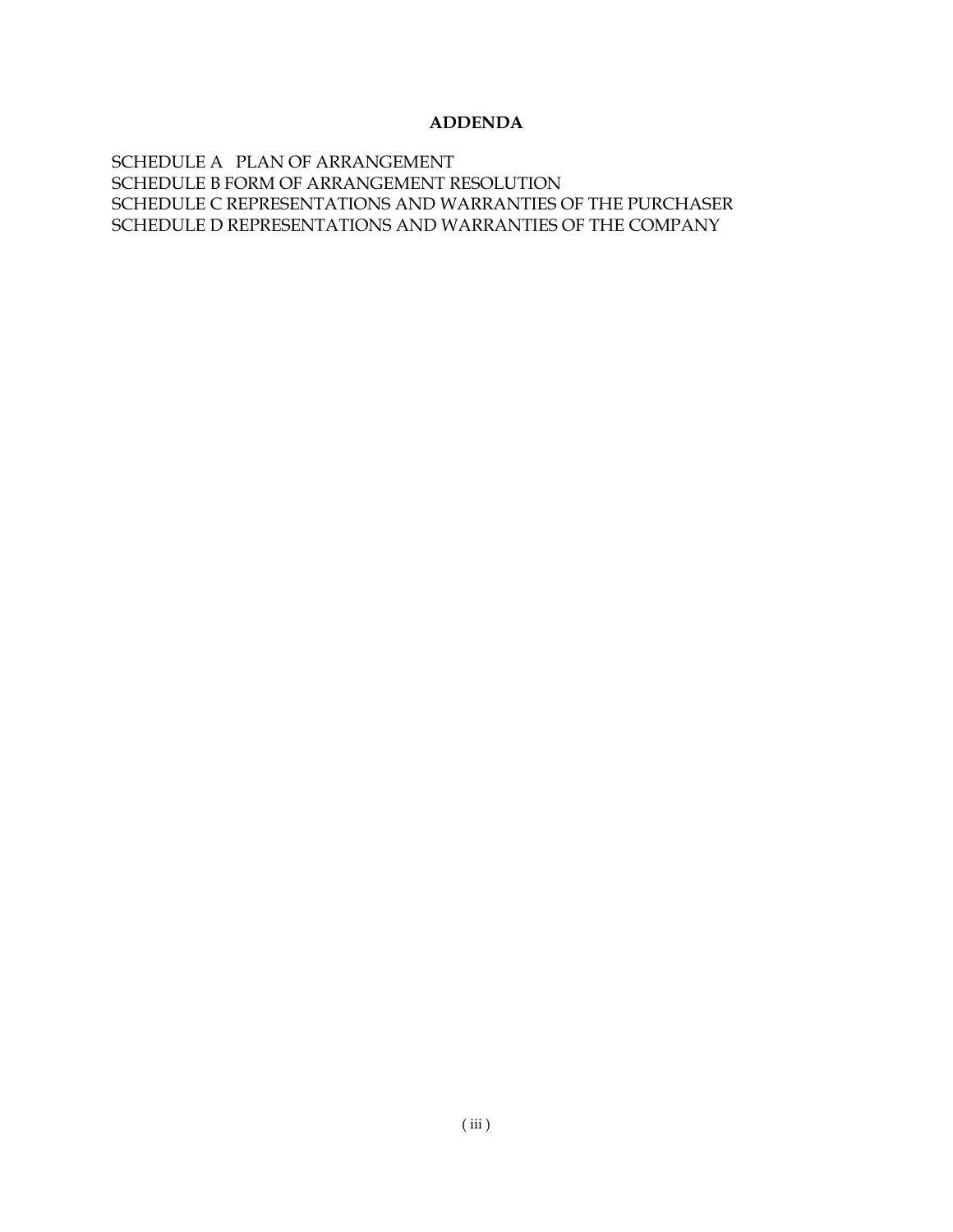**ADDENDA**

SCHEDULE A PLAN OF ARRANGEMENT
SCHEDULE B FORM OF ARRANGEMENT RESOLUTION
SCHEDULE C REPRESENTATIONS AND WARRANTIES OF THE PURCHASER
SCHEDULE D REPRESENTATIONS AND WARRANTIES OF THE COMPANY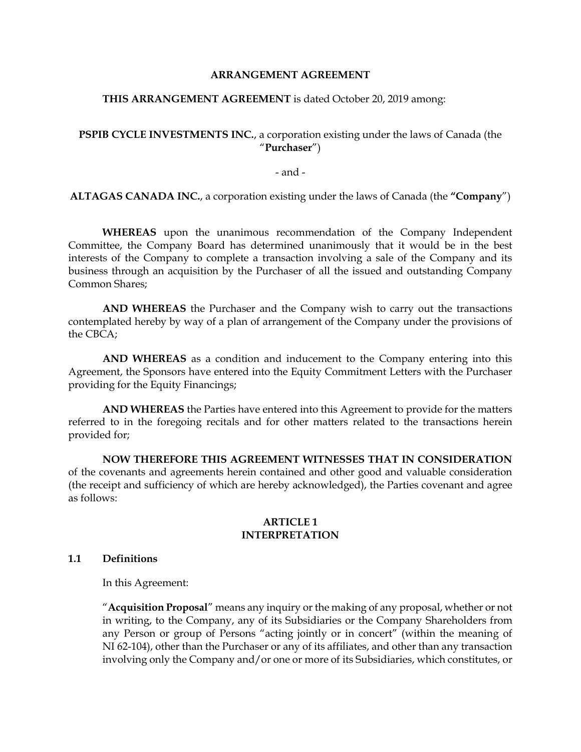**ARRANGEMENT AGREEMENT**

**THIS ARRANGEMENT AGREEMENT** is dated October 20, 2019 among:

**PSPIB CYCLE INVESTMENTS INC.**, a corporation existing under the laws of Canada (the "**Purchaser**")

\- and -

**ALTAGAS CANADA INC.**, a corporation existing under the laws of Canada (the **"Company**")

**WHEREAS** upon the unanimous recommendation of the Company Independent Committee, the Company Board has determined unanimously that it would be in the best interests of the Company to complete a transaction involving a sale of the Company and its business through an acquisition by the Purchaser of all the issued and outstanding Company Common Shares;

**AND WHEREAS** the Purchaser and the Company wish to carry out the transactions contemplated hereby by way of a plan of arrangement of the Company under the provisions of the CBCA;

**AND WHEREAS** as a condition and inducement to the Company entering into this Agreement, the Sponsors have entered into the Equity Commitment Letters with the Purchaser providing for the Equity Financings;

**AND WHEREAS** the Parties have entered into this Agreement to provide for the matters referred to in the foregoing recitals and for other matters related to the transactions herein provided for;

**NOW THEREFORE THIS AGREEMENT WITNESSES THAT IN CONSIDERATION** of the covenants and agreements herein contained and other good and valuable consideration (the receipt and sufficiency of which are hereby acknowledged), the Parties covenant and agree as follows:

## ARTICLE 1
## INTERPRETATION

### 1.1 Definitions

In this Agreement:

"**Acquisition Proposal**" means any inquiry or the making of any proposal, whether or not in writing, to the Company, any of its Subsidiaries or the Company Shareholders from any Person or group of Persons "acting jointly or in concert" (within the meaning of NI 62-104), other than the Purchaser or any of its affiliates, and other than any transaction involving only the Company and/or one or more of its Subsidiaries, which constitutes, or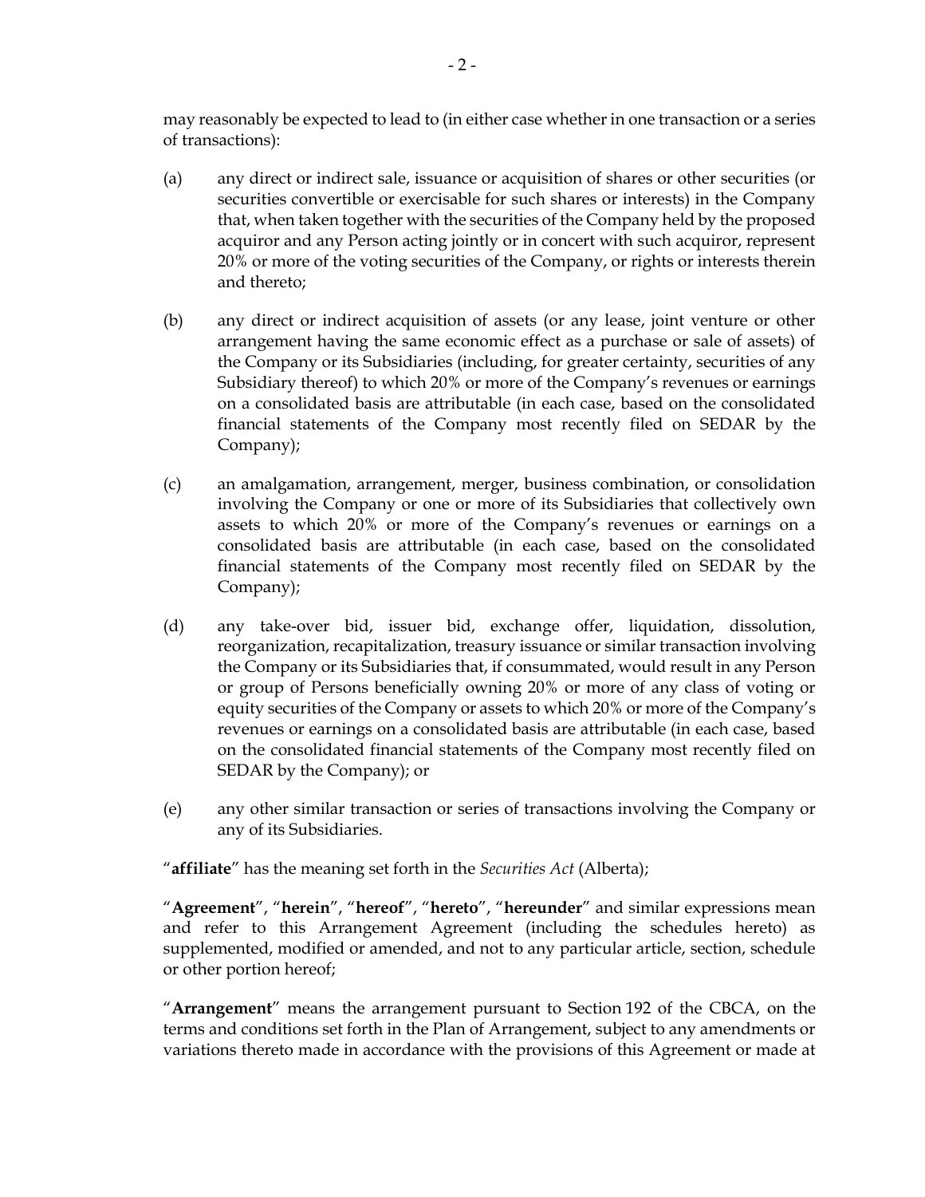may reasonably be expected to lead to (in either case whether in one transaction or a series of transactions):

(a) any direct or indirect sale, issuance or acquisition of shares or other securities (or securities convertible or exercisable for such shares or interests) in the Company that, when taken together with the securities of the Company held by the proposed acquiror and any Person acting jointly or in concert with such acquiror, represent 20% or more of the voting securities of the Company, or rights or interests therein and thereto;

(b) any direct or indirect acquisition of assets (or any lease, joint venture or other arrangement having the same economic effect as a purchase or sale of assets) of the Company or its Subsidiaries (including, for greater certainty, securities of any Subsidiary thereof) to which 20% or more of the Company's revenues or earnings on a consolidated basis are attributable (in each case, based on the consolidated financial statements of the Company most recently filed on SEDAR by the Company);

(c) an amalgamation, arrangement, merger, business combination, or consolidation involving the Company or one or more of its Subsidiaries that collectively own assets to which 20% or more of the Company's revenues or earnings on a consolidated basis are attributable (in each case, based on the consolidated financial statements of the Company most recently filed on SEDAR by the Company);

(d) any take-over bid, issuer bid, exchange offer, liquidation, dissolution, reorganization, recapitalization, treasury issuance or similar transaction involving the Company or its Subsidiaries that, if consummated, would result in any Person or group of Persons beneficially owning 20% or more of any class of voting or equity securities of the Company or assets to which 20% or more of the Company's revenues or earnings on a consolidated basis are attributable (in each case, based on the consolidated financial statements of the Company most recently filed on SEDAR by the Company); or

(e) any other similar transaction or series of transactions involving the Company or any of its Subsidiaries.

"**affiliate**" has the meaning set forth in the *Securities Act* (Alberta);

"**Agreement**", "**herein**", "**hereof**", "**hereto**", "**hereunder**" and similar expressions mean and refer to this Arrangement Agreement (including the schedules hereto) as supplemented, modified or amended, and not to any particular article, section, schedule or other portion hereof;

"**Arrangement**" means the arrangement pursuant to Section 192 of the CBCA, on the terms and conditions set forth in the Plan of Arrangement, subject to any amendments or variations thereto made in accordance with the provisions of this Agreement or made at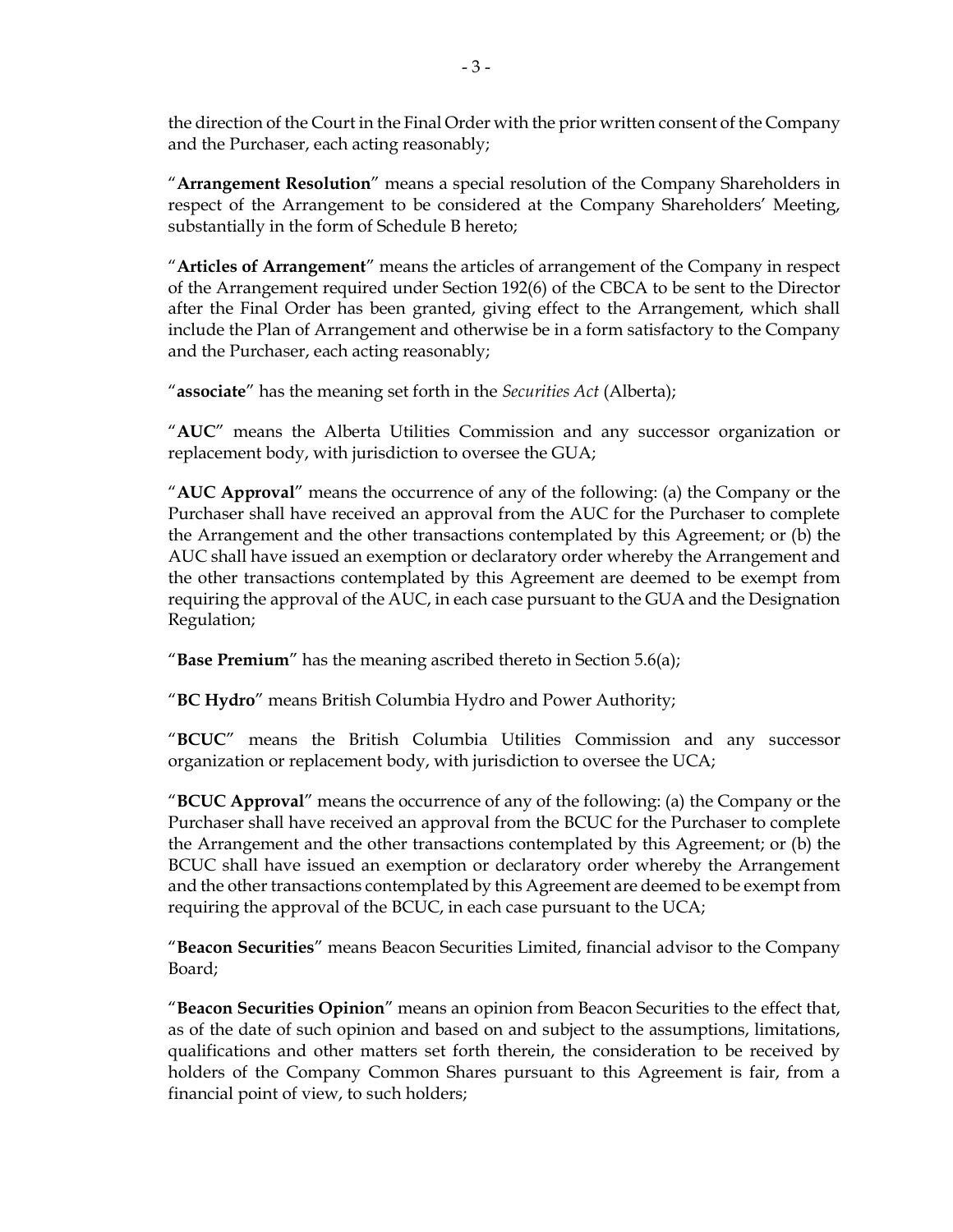the direction of the Court in the Final Order with the prior written consent of the Company and the Purchaser, each acting reasonably;

"**Arrangement Resolution**" means a special resolution of the Company Shareholders in respect of the Arrangement to be considered at the Company Shareholders' Meeting, substantially in the form of Schedule B hereto;

"**Articles of Arrangement**" means the articles of arrangement of the Company in respect of the Arrangement required under Section 192(6) of the CBCA to be sent to the Director after the Final Order has been granted, giving effect to the Arrangement, which shall include the Plan of Arrangement and otherwise be in a form satisfactory to the Company and the Purchaser, each acting reasonably;

"**associate**" has the meaning set forth in the *Securities Act* (Alberta);

"**AUC**" means the Alberta Utilities Commission and any successor organization or replacement body, with jurisdiction to oversee the GUA;

"**AUC Approval**" means the occurrence of any of the following: (a) the Company or the Purchaser shall have received an approval from the AUC for the Purchaser to complete the Arrangement and the other transactions contemplated by this Agreement; or (b) the AUC shall have issued an exemption or declaratory order whereby the Arrangement and the other transactions contemplated by this Agreement are deemed to be exempt from requiring the approval of the AUC, in each case pursuant to the GUA and the Designation Regulation;

"**Base Premium**" has the meaning ascribed thereto in Section 5.6(a);

"**BC Hydro**" means British Columbia Hydro and Power Authority;

"**BCUC**" means the British Columbia Utilities Commission and any successor organization or replacement body, with jurisdiction to oversee the UCA;

"**BCUC Approval**" means the occurrence of any of the following: (a) the Company or the Purchaser shall have received an approval from the BCUC for the Purchaser to complete the Arrangement and the other transactions contemplated by this Agreement; or (b) the BCUC shall have issued an exemption or declaratory order whereby the Arrangement and the other transactions contemplated by this Agreement are deemed to be exempt from requiring the approval of the BCUC, in each case pursuant to the UCA;

"**Beacon Securities**" means Beacon Securities Limited, financial advisor to the Company Board;

"**Beacon Securities Opinion**" means an opinion from Beacon Securities to the effect that, as of the date of such opinion and based on and subject to the assumptions, limitations, qualifications and other matters set forth therein, the consideration to be received by holders of the Company Common Shares pursuant to this Agreement is fair, from a financial point of view, to such holders;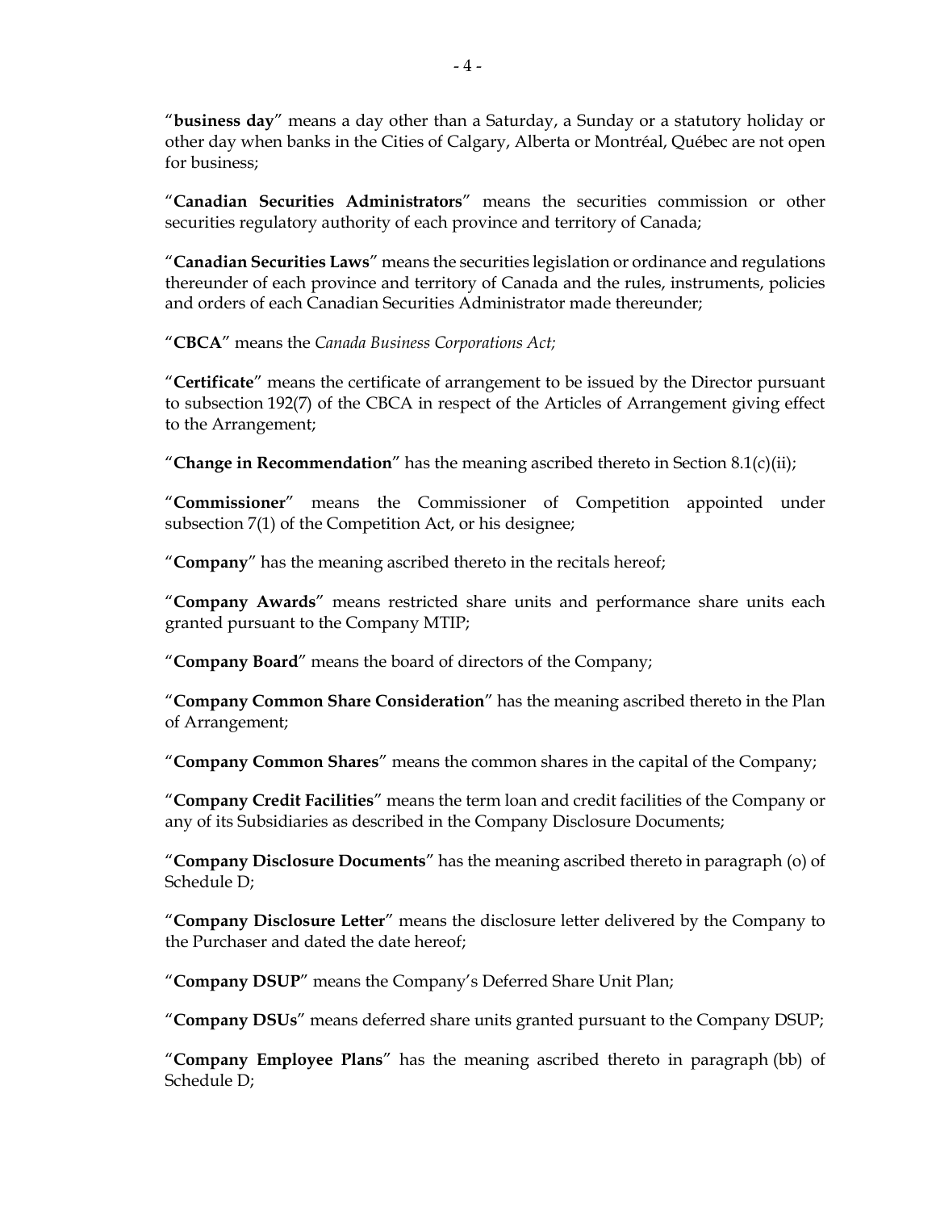"**business day**" means a day other than a Saturday, a Sunday or a statutory holiday or other day when banks in the Cities of Calgary, Alberta or Montréal, Québec are not open for business;

"**Canadian Securities Administrators**" means the securities commission or other securities regulatory authority of each province and territory of Canada;

"**Canadian Securities Laws**" means the securities legislation or ordinance and regulations thereunder of each province and territory of Canada and the rules, instruments, policies and orders of each Canadian Securities Administrator made thereunder;

"**CBCA**" means the *Canada Business Corporations Act;*

"**Certificate**" means the certificate of arrangement to be issued by the Director pursuant to subsection 192(7) of the CBCA in respect of the Articles of Arrangement giving effect to the Arrangement;

"**Change in Recommendation**" has the meaning ascribed thereto in Section 8.1(c)(ii);

"**Commissioner**" means the Commissioner of Competition appointed under subsection 7(1) of the Competition Act, or his designee;

"**Company**" has the meaning ascribed thereto in the recitals hereof;

"**Company Awards**" means restricted share units and performance share units each granted pursuant to the Company MTIP;

"**Company Board**" means the board of directors of the Company;

"**Company Common Share Consideration**" has the meaning ascribed thereto in the Plan of Arrangement;

"**Company Common Shares**" means the common shares in the capital of the Company;

"**Company Credit Facilities**" means the term loan and credit facilities of the Company or any of its Subsidiaries as described in the Company Disclosure Documents;

"**Company Disclosure Documents**" has the meaning ascribed thereto in paragraph (o) of Schedule D;

"**Company Disclosure Letter**" means the disclosure letter delivered by the Company to the Purchaser and dated the date hereof;

"**Company DSUP**" means the Company's Deferred Share Unit Plan;

"**Company DSUs**" means deferred share units granted pursuant to the Company DSUP;

"**Company Employee Plans**" has the meaning ascribed thereto in paragraph (bb) of Schedule D;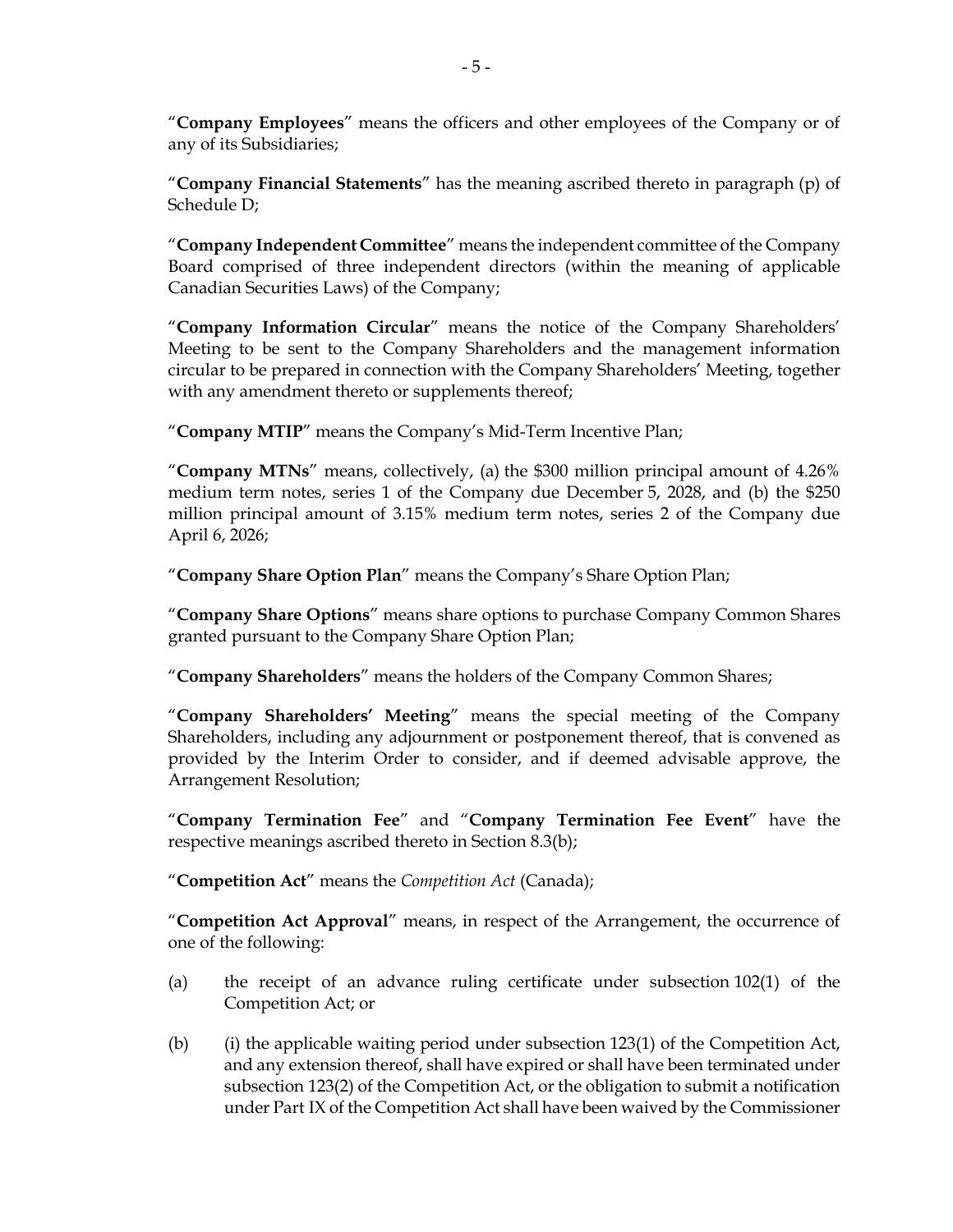"**Company Employees**" means the officers and other employees of the Company or of any of its Subsidiaries;

"**Company Financial Statements**" has the meaning ascribed thereto in paragraph (p) of Schedule D;

"**Company Independent Committee**" means the independent committee of the Company Board comprised of three independent directors (within the meaning of applicable Canadian Securities Laws) of the Company;

"**Company Information Circular**" means the notice of the Company Shareholders' Meeting to be sent to the Company Shareholders and the management information circular to be prepared in connection with the Company Shareholders' Meeting, together with any amendment thereto or supplements thereof;

"**Company MTIP**" means the Company's Mid-Term Incentive Plan;

"**Company MTNs**" means, collectively, (a) the $300 million principal amount of 4.26% medium term notes, series 1 of the Company due December 5, 2028, and (b) the $250 million principal amount of 3.15% medium term notes, series 2 of the Company due April 6, 2026;

"**Company Share Option Plan**" means the Company's Share Option Plan;

"**Company Share Options**" means share options to purchase Company Common Shares granted pursuant to the Company Share Option Plan;

"**Company Shareholders**" means the holders of the Company Common Shares;

"**Company Shareholders' Meeting**" means the special meeting of the Company Shareholders, including any adjournment or postponement thereof, that is convened as provided by the Interim Order to consider, and if deemed advisable approve, the Arrangement Resolution;

"**Company Termination Fee**" and "**Company Termination Fee Event**" have the respective meanings ascribed thereto in Section 8.3(b);

"**Competition Act**" means the *Competition Act* (Canada);

"**Competition Act Approval**" means, in respect of the Arrangement, the occurrence of one of the following:

(a) the receipt of an advance ruling certificate under subsection 102(1) of the Competition Act; or

(b) (i) the applicable waiting period under subsection 123(1) of the Competition Act, and any extension thereof, shall have expired or shall have been terminated under subsection 123(2) of the Competition Act, or the obligation to submit a notification under Part IX of the Competition Act shall have been waived by the Commissioner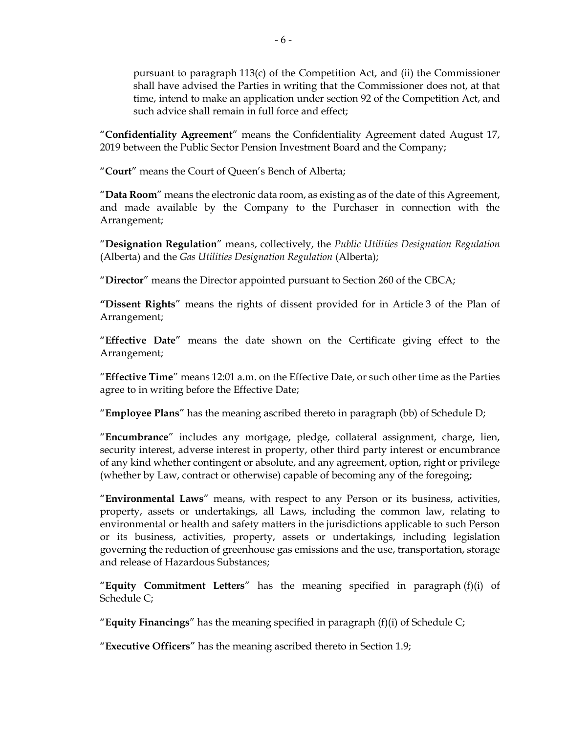pursuant to paragraph 113(c) of the Competition Act, and (ii) the Commissioner shall have advised the Parties in writing that the Commissioner does not, at that time, intend to make an application under section 92 of the Competition Act, and such advice shall remain in full force and effect;

"**Confidentiality Agreement**" means the Confidentiality Agreement dated August 17, 2019 between the Public Sector Pension Investment Board and the Company;

"**Court**" means the Court of Queen's Bench of Alberta;

"**Data Room**" means the electronic data room, as existing as of the date of this Agreement, and made available by the Company to the Purchaser in connection with the Arrangement;

"**Designation Regulation**" means, collectively, the *Public Utilities Designation Regulation* (Alberta) and the *Gas Utilities Designation Regulation* (Alberta);

"**Director**" means the Director appointed pursuant to Section 260 of the CBCA;

**"Dissent Rights**" means the rights of dissent provided for in Article 3 of the Plan of Arrangement;

"**Effective Date**" means the date shown on the Certificate giving effect to the Arrangement;

"**Effective Time**" means 12:01 a.m. on the Effective Date, or such other time as the Parties agree to in writing before the Effective Date;

"**Employee Plans**" has the meaning ascribed thereto in paragraph (bb) of Schedule D;

"**Encumbrance**" includes any mortgage, pledge, collateral assignment, charge, lien, security interest, adverse interest in property, other third party interest or encumbrance of any kind whether contingent or absolute, and any agreement, option, right or privilege (whether by Law, contract or otherwise) capable of becoming any of the foregoing;

"**Environmental Laws**" means, with respect to any Person or its business, activities, property, assets or undertakings, all Laws, including the common law, relating to environmental or health and safety matters in the jurisdictions applicable to such Person or its business, activities, property, assets or undertakings, including legislation governing the reduction of greenhouse gas emissions and the use, transportation, storage and release of Hazardous Substances;

"**Equity Commitment Letters**" has the meaning specified in paragraph (f)(i) of Schedule C;

"**Equity Financings**" has the meaning specified in paragraph (f)(i) of Schedule C;

"**Executive Officers**" has the meaning ascribed thereto in Section 1.9;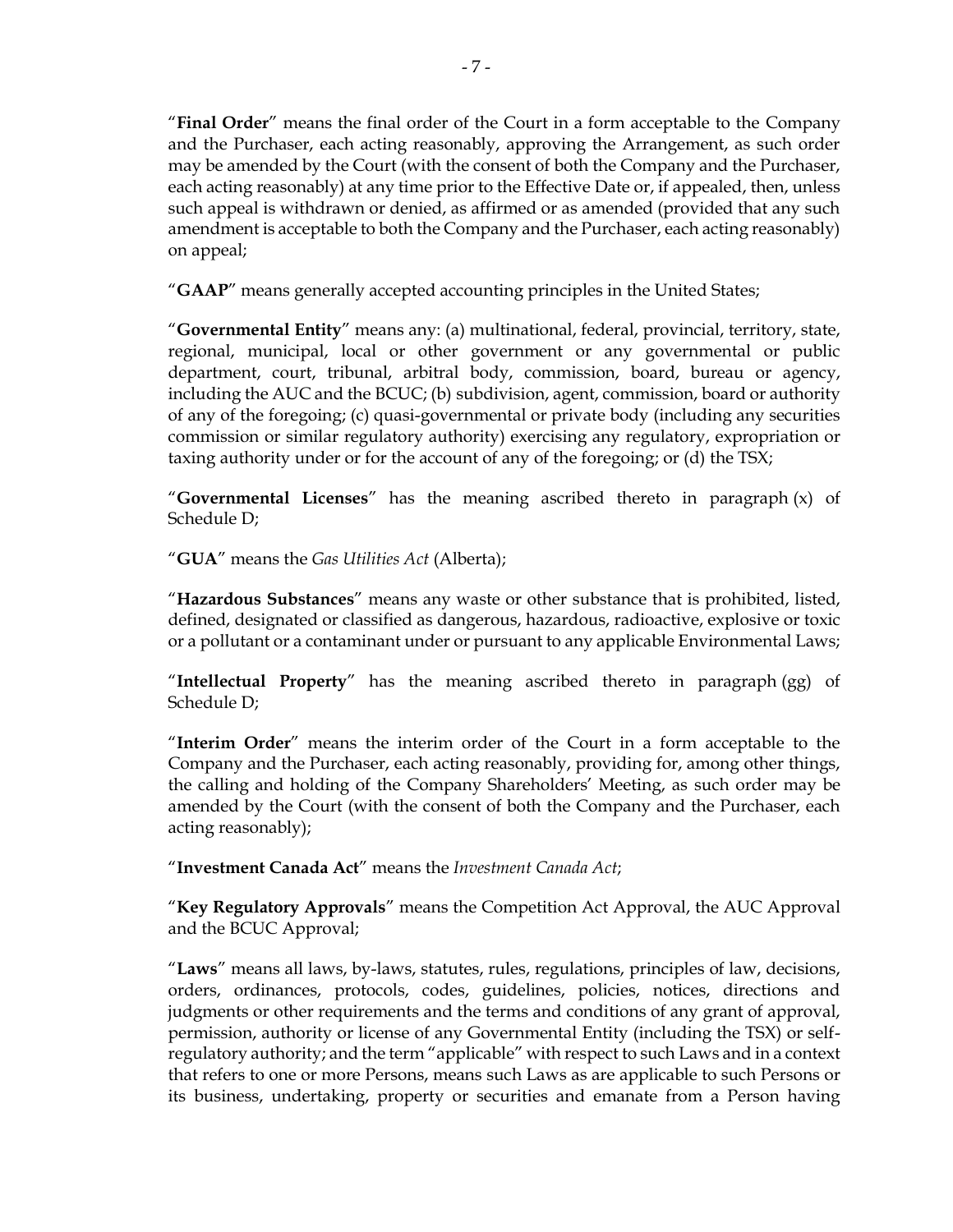"**Final Order**" means the final order of the Court in a form acceptable to the Company and the Purchaser, each acting reasonably, approving the Arrangement, as such order may be amended by the Court (with the consent of both the Company and the Purchaser, each acting reasonably) at any time prior to the Effective Date or, if appealed, then, unless such appeal is withdrawn or denied, as affirmed or as amended (provided that any such amendment is acceptable to both the Company and the Purchaser, each acting reasonably) on appeal;

"**GAAP**" means generally accepted accounting principles in the United States;

"**Governmental Entity**" means any: (a) multinational, federal, provincial, territory, state, regional, municipal, local or other government or any governmental or public department, court, tribunal, arbitral body, commission, board, bureau or agency, including the AUC and the BCUC; (b) subdivision, agent, commission, board or authority of any of the foregoing; (c) quasi-governmental or private body (including any securities commission or similar regulatory authority) exercising any regulatory, expropriation or taxing authority under or for the account of any of the foregoing; or (d) the TSX;

"**Governmental Licenses**" has the meaning ascribed thereto in paragraph (x) of Schedule D;

"**GUA**" means the *Gas Utilities Act* (Alberta);

"**Hazardous Substances**" means any waste or other substance that is prohibited, listed, defined, designated or classified as dangerous, hazardous, radioactive, explosive or toxic or a pollutant or a contaminant under or pursuant to any applicable Environmental Laws;

"**Intellectual Property**" has the meaning ascribed thereto in paragraph (gg) of Schedule D;

"**Interim Order**" means the interim order of the Court in a form acceptable to the Company and the Purchaser, each acting reasonably, providing for, among other things, the calling and holding of the Company Shareholders' Meeting, as such order may be amended by the Court (with the consent of both the Company and the Purchaser, each acting reasonably);

"**Investment Canada Act**" means the *Investment Canada Act*;

"**Key Regulatory Approvals**" means the Competition Act Approval, the AUC Approval and the BCUC Approval;

"**Laws**" means all laws, by-laws, statutes, rules, regulations, principles of law, decisions, orders, ordinances, protocols, codes, guidelines, policies, notices, directions and judgments or other requirements and the terms and conditions of any grant of approval, permission, authority or license of any Governmental Entity (including the TSX) or self-regulatory authority; and the term "applicable" with respect to such Laws and in a context that refers to one or more Persons, means such Laws as are applicable to such Persons or its business, undertaking, property or securities and emanate from a Person having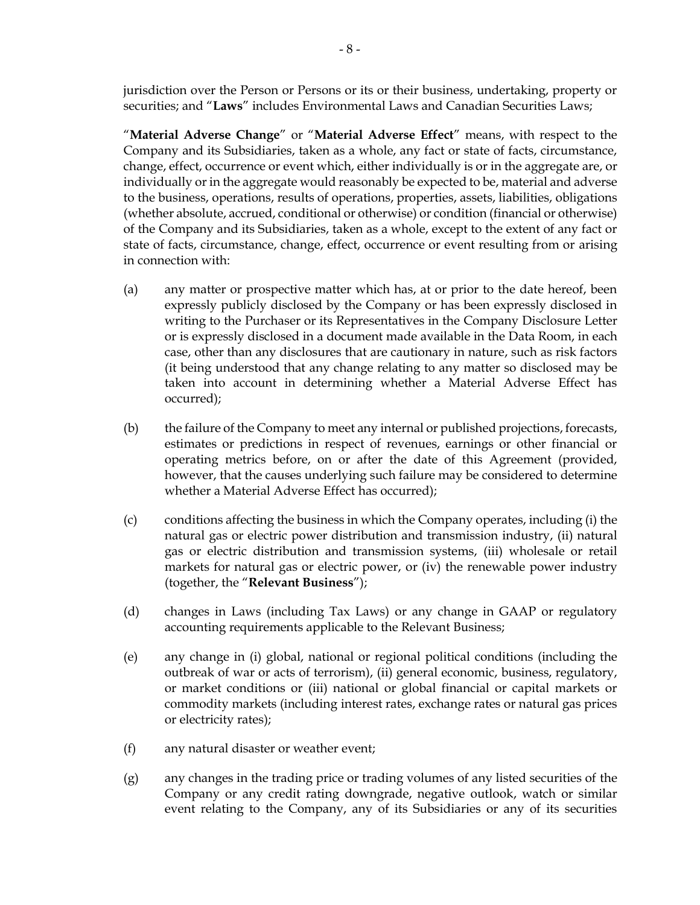jurisdiction over the Person or Persons or its or their business, undertaking, property or securities; and "**Laws**" includes Environmental Laws and Canadian Securities Laws;

"**Material Adverse Change**" or "**Material Adverse Effect**" means, with respect to the Company and its Subsidiaries, taken as a whole, any fact or state of facts, circumstance, change, effect, occurrence or event which, either individually is or in the aggregate are, or individually or in the aggregate would reasonably be expected to be, material and adverse to the business, operations, results of operations, properties, assets, liabilities, obligations (whether absolute, accrued, conditional or otherwise) or condition (financial or otherwise) of the Company and its Subsidiaries, taken as a whole, except to the extent of any fact or state of facts, circumstance, change, effect, occurrence or event resulting from or arising in connection with:

(a) any matter or prospective matter which has, at or prior to the date hereof, been expressly publicly disclosed by the Company or has been expressly disclosed in writing to the Purchaser or its Representatives in the Company Disclosure Letter or is expressly disclosed in a document made available in the Data Room, in each case, other than any disclosures that are cautionary in nature, such as risk factors (it being understood that any change relating to any matter so disclosed may be taken into account in determining whether a Material Adverse Effect has occurred);

(b) the failure of the Company to meet any internal or published projections, forecasts, estimates or predictions in respect of revenues, earnings or other financial or operating metrics before, on or after the date of this Agreement (provided, however, that the causes underlying such failure may be considered to determine whether a Material Adverse Effect has occurred);

(c) conditions affecting the business in which the Company operates, including (i) the natural gas or electric power distribution and transmission industry, (ii) natural gas or electric distribution and transmission systems, (iii) wholesale or retail markets for natural gas or electric power, or (iv) the renewable power industry (together, the "**Relevant Business**");

(d) changes in Laws (including Tax Laws) or any change in GAAP or regulatory accounting requirements applicable to the Relevant Business;

(e) any change in (i) global, national or regional political conditions (including the outbreak of war or acts of terrorism), (ii) general economic, business, regulatory, or market conditions or (iii) national or global financial or capital markets or commodity markets (including interest rates, exchange rates or natural gas prices or electricity rates);

(f) any natural disaster or weather event;

(g) any changes in the trading price or trading volumes of any listed securities of the Company or any credit rating downgrade, negative outlook, watch or similar event relating to the Company, any of its Subsidiaries or any of its securities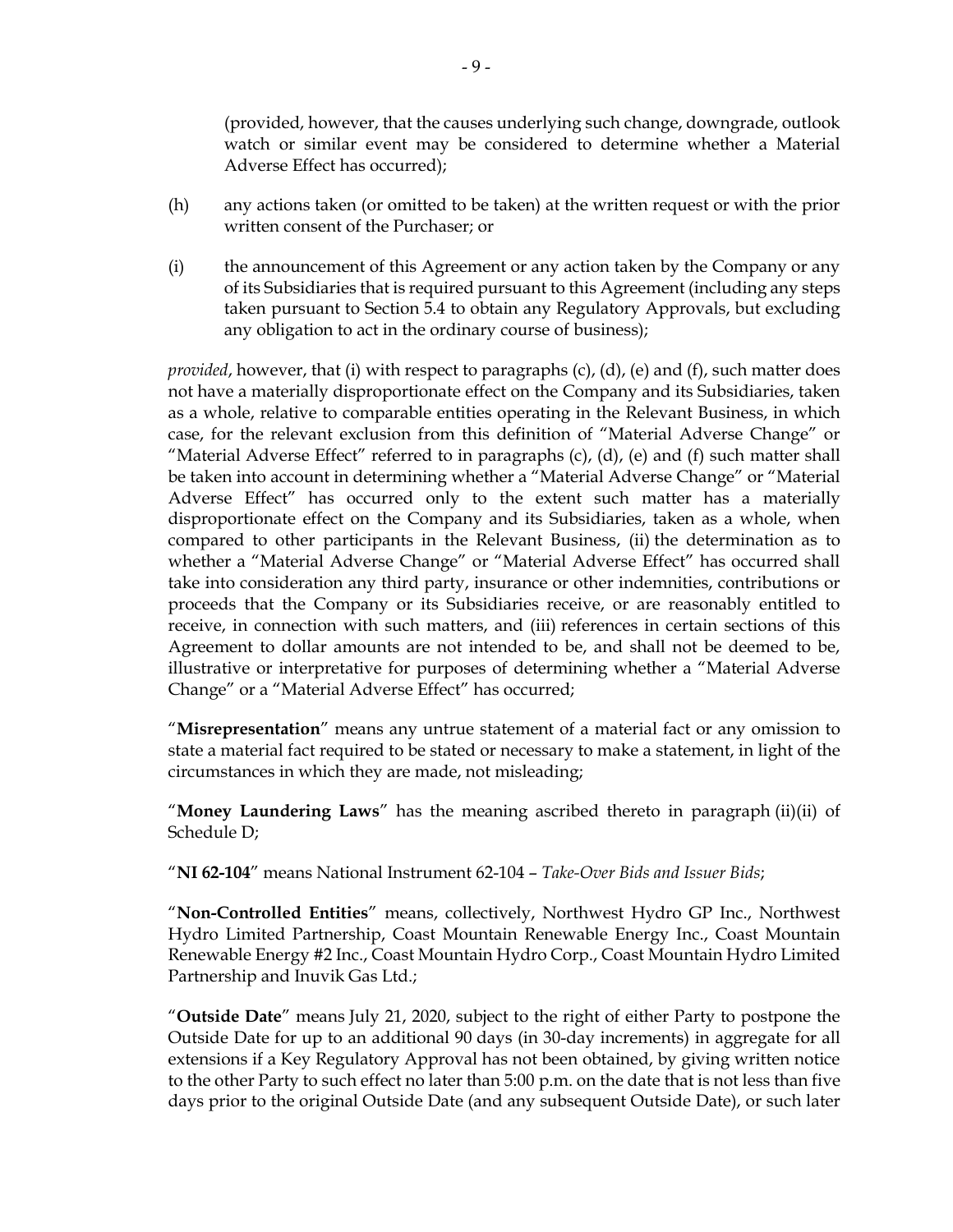(provided, however, that the causes underlying such change, downgrade, outlook watch or similar event may be considered to determine whether a Material Adverse Effect has occurred);

(h) any actions taken (or omitted to be taken) at the written request or with the prior written consent of the Purchaser; or

(i) the announcement of this Agreement or any action taken by the Company or any of its Subsidiaries that is required pursuant to this Agreement (including any steps taken pursuant to Section 5.4 to obtain any Regulatory Approvals, but excluding any obligation to act in the ordinary course of business);

*provided*, however, that (i) with respect to paragraphs (c), (d), (e) and (f), such matter does not have a materially disproportionate effect on the Company and its Subsidiaries, taken as a whole, relative to comparable entities operating in the Relevant Business, in which case, for the relevant exclusion from this definition of "Material Adverse Change" or "Material Adverse Effect" referred to in paragraphs (c), (d), (e) and (f) such matter shall be taken into account in determining whether a "Material Adverse Change" or "Material Adverse Effect" has occurred only to the extent such matter has a materially disproportionate effect on the Company and its Subsidiaries, taken as a whole, when compared to other participants in the Relevant Business, (ii) the determination as to whether a "Material Adverse Change" or "Material Adverse Effect" has occurred shall take into consideration any third party, insurance or other indemnities, contributions or proceeds that the Company or its Subsidiaries receive, or are reasonably entitled to receive, in connection with such matters, and (iii) references in certain sections of this Agreement to dollar amounts are not intended to be, and shall not be deemed to be, illustrative or interpretative for purposes of determining whether a "Material Adverse Change" or a "Material Adverse Effect" has occurred;

"**Misrepresentation**" means any untrue statement of a material fact or any omission to state a material fact required to be stated or necessary to make a statement, in light of the circumstances in which they are made, not misleading;

"**Money Laundering Laws**" has the meaning ascribed thereto in paragraph (ii)(ii) of Schedule D;

"**NI 62-104**" means National Instrument 62-104 – *Take-Over Bids and Issuer Bids*;

"**Non-Controlled Entities**" means, collectively, Northwest Hydro GP Inc., Northwest Hydro Limited Partnership, Coast Mountain Renewable Energy Inc., Coast Mountain Renewable Energy #2 Inc., Coast Mountain Hydro Corp., Coast Mountain Hydro Limited Partnership and Inuvik Gas Ltd.;

"**Outside Date**" means July 21, 2020, subject to the right of either Party to postpone the Outside Date for up to an additional 90 days (in 30-day increments) in aggregate for all extensions if a Key Regulatory Approval has not been obtained, by giving written notice to the other Party to such effect no later than 5:00 p.m. on the date that is not less than five days prior to the original Outside Date (and any subsequent Outside Date), or such later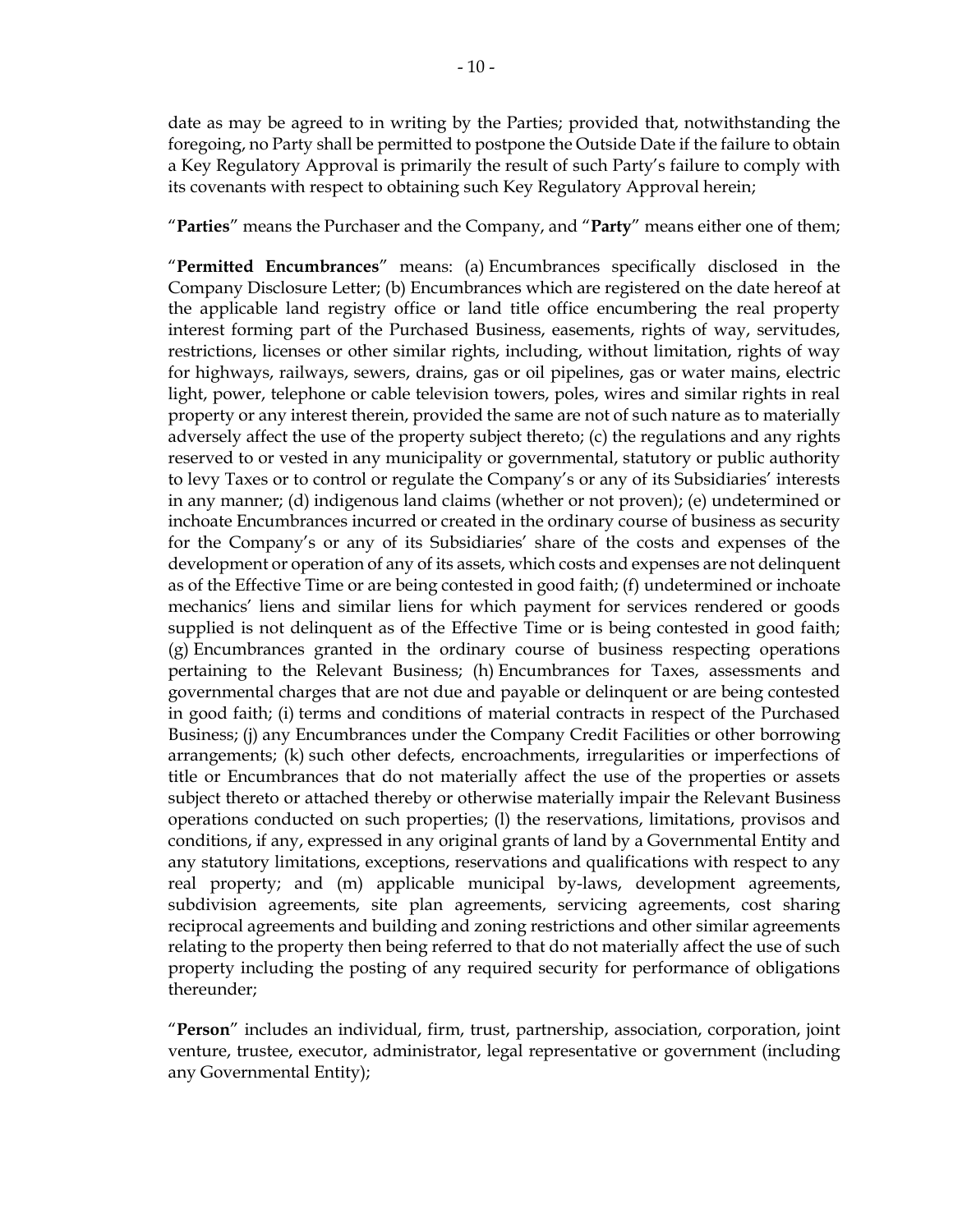date as may be agreed to in writing by the Parties; provided that, notwithstanding the foregoing, no Party shall be permitted to postpone the Outside Date if the failure to obtain a Key Regulatory Approval is primarily the result of such Party's failure to comply with its covenants with respect to obtaining such Key Regulatory Approval herein;

"**Parties**" means the Purchaser and the Company, and "**Party**" means either one of them;

"**Permitted Encumbrances**" means: (a) Encumbrances specifically disclosed in the Company Disclosure Letter; (b) Encumbrances which are registered on the date hereof at the applicable land registry office or land title office encumbering the real property interest forming part of the Purchased Business, easements, rights of way, servitudes, restrictions, licenses or other similar rights, including, without limitation, rights of way for highways, railways, sewers, drains, gas or oil pipelines, gas or water mains, electric light, power, telephone or cable television towers, poles, wires and similar rights in real property or any interest therein, provided the same are not of such nature as to materially adversely affect the use of the property subject thereto; (c) the regulations and any rights reserved to or vested in any municipality or governmental, statutory or public authority to levy Taxes or to control or regulate the Company's or any of its Subsidiaries' interests in any manner; (d) indigenous land claims (whether or not proven); (e) undetermined or inchoate Encumbrances incurred or created in the ordinary course of business as security for the Company's or any of its Subsidiaries' share of the costs and expenses of the development or operation of any of its assets, which costs and expenses are not delinquent as of the Effective Time or are being contested in good faith; (f) undetermined or inchoate mechanics' liens and similar liens for which payment for services rendered or goods supplied is not delinquent as of the Effective Time or is being contested in good faith; (g) Encumbrances granted in the ordinary course of business respecting operations pertaining to the Relevant Business; (h) Encumbrances for Taxes, assessments and governmental charges that are not due and payable or delinquent or are being contested in good faith; (i) terms and conditions of material contracts in respect of the Purchased Business; (j) any Encumbrances under the Company Credit Facilities or other borrowing arrangements; (k) such other defects, encroachments, irregularities or imperfections of title or Encumbrances that do not materially affect the use of the properties or assets subject thereto or attached thereby or otherwise materially impair the Relevant Business operations conducted on such properties; (l) the reservations, limitations, provisos and conditions, if any, expressed in any original grants of land by a Governmental Entity and any statutory limitations, exceptions, reservations and qualifications with respect to any real property; and (m) applicable municipal by-laws, development agreements, subdivision agreements, site plan agreements, servicing agreements, cost sharing reciprocal agreements and building and zoning restrictions and other similar agreements relating to the property then being referred to that do not materially affect the use of such property including the posting of any required security for performance of obligations thereunder;

"**Person**" includes an individual, firm, trust, partnership, association, corporation, joint venture, trustee, executor, administrator, legal representative or government (including any Governmental Entity);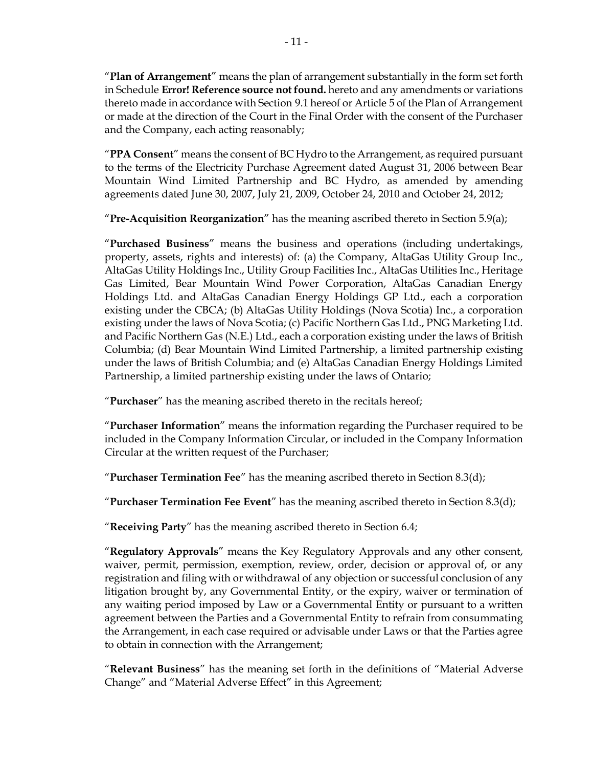"**Plan of Arrangement**" means the plan of arrangement substantially in the form set forth in Schedule **Error! Reference source not found.** hereto and any amendments or variations thereto made in accordance with Section 9.1 hereof or Article 5 of the Plan of Arrangement or made at the direction of the Court in the Final Order with the consent of the Purchaser and the Company, each acting reasonably;

"**PPA Consent**" means the consent of BC Hydro to the Arrangement, as required pursuant to the terms of the Electricity Purchase Agreement dated August 31, 2006 between Bear Mountain Wind Limited Partnership and BC Hydro, as amended by amending agreements dated June 30, 2007, July 21, 2009, October 24, 2010 and October 24, 2012;

"**Pre-Acquisition Reorganization**" has the meaning ascribed thereto in Section 5.9(a);

"**Purchased Business**" means the business and operations (including undertakings, property, assets, rights and interests) of: (a) the Company, AltaGas Utility Group Inc., AltaGas Utility Holdings Inc., Utility Group Facilities Inc., AltaGas Utilities Inc., Heritage Gas Limited, Bear Mountain Wind Power Corporation, AltaGas Canadian Energy Holdings Ltd. and AltaGas Canadian Energy Holdings GP Ltd., each a corporation existing under the CBCA; (b) AltaGas Utility Holdings (Nova Scotia) Inc., a corporation existing under the laws of Nova Scotia; (c) Pacific Northern Gas Ltd., PNG Marketing Ltd. and Pacific Northern Gas (N.E.) Ltd., each a corporation existing under the laws of British Columbia; (d) Bear Mountain Wind Limited Partnership, a limited partnership existing under the laws of British Columbia; and (e) AltaGas Canadian Energy Holdings Limited Partnership, a limited partnership existing under the laws of Ontario;

"**Purchaser**" has the meaning ascribed thereto in the recitals hereof;

"**Purchaser Information**" means the information regarding the Purchaser required to be included in the Company Information Circular, or included in the Company Information Circular at the written request of the Purchaser;

"**Purchaser Termination Fee**" has the meaning ascribed thereto in Section 8.3(d);

"**Purchaser Termination Fee Event**" has the meaning ascribed thereto in Section 8.3(d);

"**Receiving Party**" has the meaning ascribed thereto in Section 6.4;

"**Regulatory Approvals**" means the Key Regulatory Approvals and any other consent, waiver, permit, permission, exemption, review, order, decision or approval of, or any registration and filing with or withdrawal of any objection or successful conclusion of any litigation brought by, any Governmental Entity, or the expiry, waiver or termination of any waiting period imposed by Law or a Governmental Entity or pursuant to a written agreement between the Parties and a Governmental Entity to refrain from consummating the Arrangement, in each case required or advisable under Laws or that the Parties agree to obtain in connection with the Arrangement;

"**Relevant Business**" has the meaning set forth in the definitions of "Material Adverse Change" and "Material Adverse Effect" in this Agreement;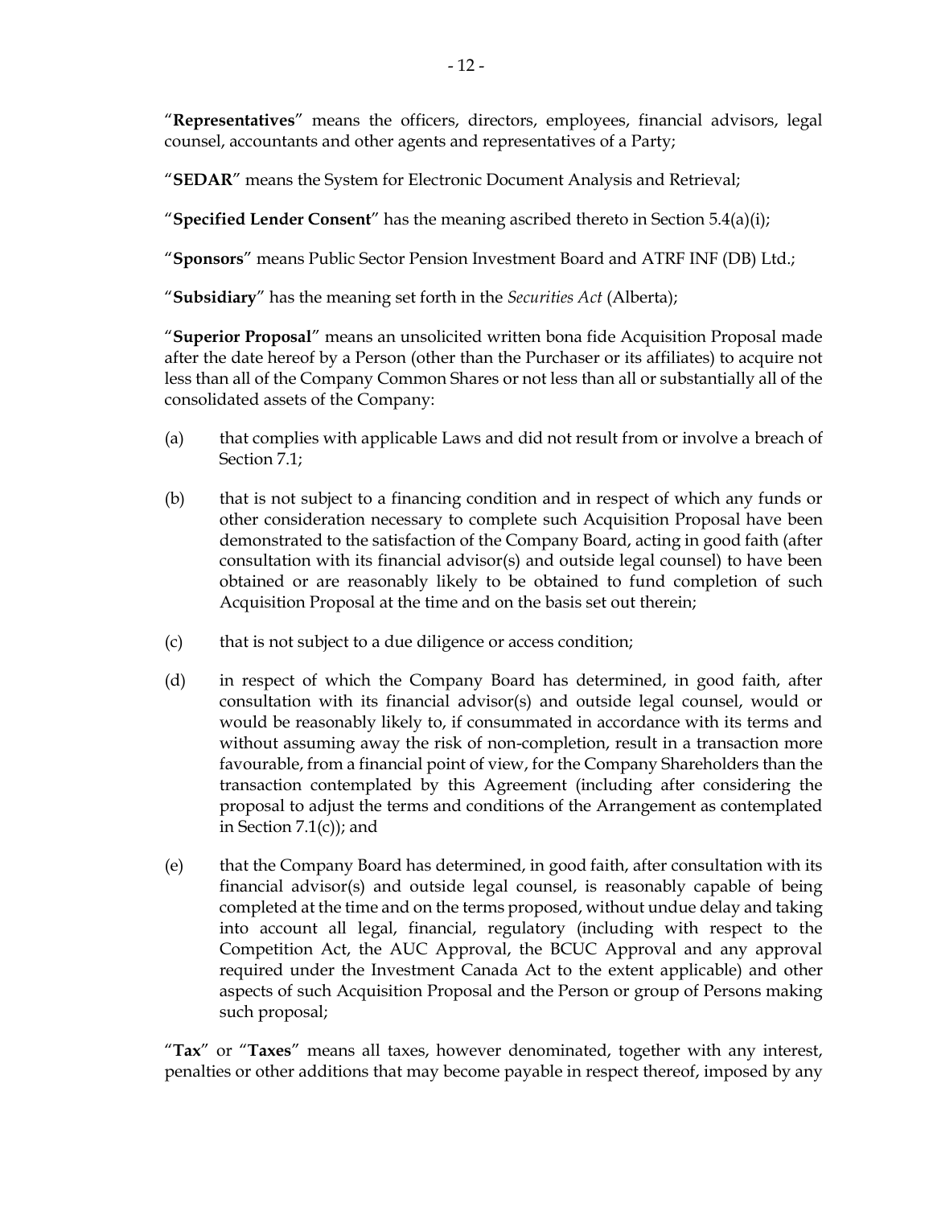"**Representatives**" means the officers, directors, employees, financial advisors, legal counsel, accountants and other agents and representatives of a Party;

"**SEDAR**" means the System for Electronic Document Analysis and Retrieval;

"**Specified Lender Consent**" has the meaning ascribed thereto in Section 5.4(a)(i);

"**Sponsors**" means Public Sector Pension Investment Board and ATRF INF (DB) Ltd.;

"**Subsidiary**" has the meaning set forth in the *Securities Act* (Alberta);

"**Superior Proposal**" means an unsolicited written bona fide Acquisition Proposal made after the date hereof by a Person (other than the Purchaser or its affiliates) to acquire not less than all of the Company Common Shares or not less than all or substantially all of the consolidated assets of the Company:

(a) that complies with applicable Laws and did not result from or involve a breach of Section 7.1;

(b) that is not subject to a financing condition and in respect of which any funds or other consideration necessary to complete such Acquisition Proposal have been demonstrated to the satisfaction of the Company Board, acting in good faith (after consultation with its financial advisor(s) and outside legal counsel) to have been obtained or are reasonably likely to be obtained to fund completion of such Acquisition Proposal at the time and on the basis set out therein;

(c) that is not subject to a due diligence or access condition;

(d) in respect of which the Company Board has determined, in good faith, after consultation with its financial advisor(s) and outside legal counsel, would or would be reasonably likely to, if consummated in accordance with its terms and without assuming away the risk of non-completion, result in a transaction more favourable, from a financial point of view, for the Company Shareholders than the transaction contemplated by this Agreement (including after considering the proposal to adjust the terms and conditions of the Arrangement as contemplated in Section 7.1(c)); and

(e) that the Company Board has determined, in good faith, after consultation with its financial advisor(s) and outside legal counsel, is reasonably capable of being completed at the time and on the terms proposed, without undue delay and taking into account all legal, financial, regulatory (including with respect to the Competition Act, the AUC Approval, the BCUC Approval and any approval required under the Investment Canada Act to the extent applicable) and other aspects of such Acquisition Proposal and the Person or group of Persons making such proposal;

"**Tax**" or "**Taxes**" means all taxes, however denominated, together with any interest, penalties or other additions that may become payable in respect thereof, imposed by any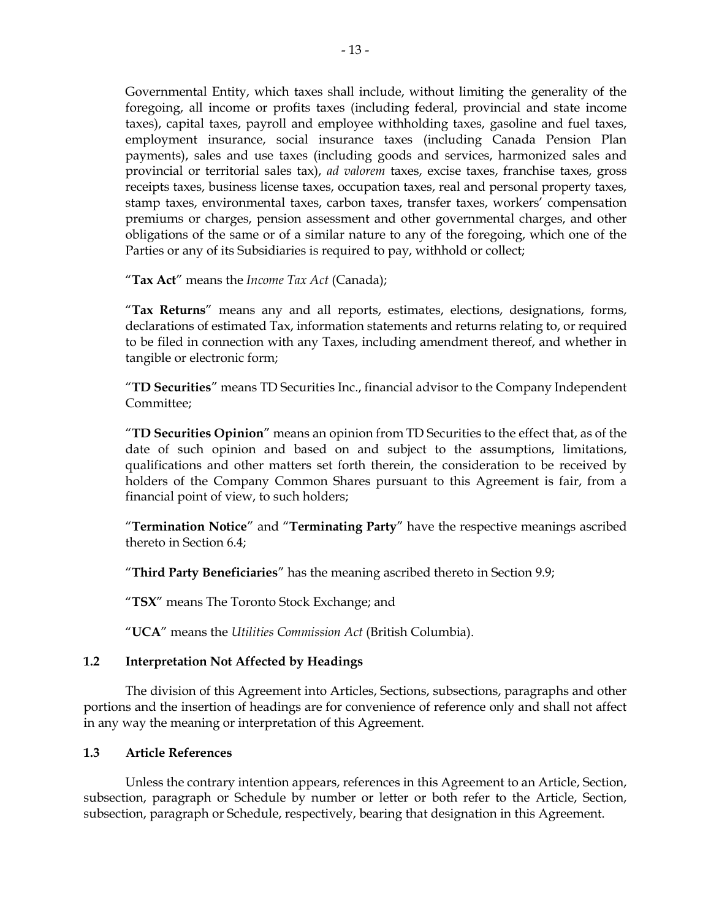Governmental Entity, which taxes shall include, without limiting the generality of the foregoing, all income or profits taxes (including federal, provincial and state income taxes), capital taxes, payroll and employee withholding taxes, gasoline and fuel taxes, employment insurance, social insurance taxes (including Canada Pension Plan payments), sales and use taxes (including goods and services, harmonized sales and provincial or territorial sales tax), *ad valorem* taxes, excise taxes, franchise taxes, gross receipts taxes, business license taxes, occupation taxes, real and personal property taxes, stamp taxes, environmental taxes, carbon taxes, transfer taxes, workers' compensation premiums or charges, pension assessment and other governmental charges, and other obligations of the same or of a similar nature to any of the foregoing, which one of the Parties or any of its Subsidiaries is required to pay, withhold or collect;

"**Tax Act**" means the *Income Tax Act* (Canada);

"**Tax Returns**" means any and all reports, estimates, elections, designations, forms, declarations of estimated Tax, information statements and returns relating to, or required to be filed in connection with any Taxes, including amendment thereof, and whether in tangible or electronic form;

"**TD Securities**" means TD Securities Inc., financial advisor to the Company Independent Committee;

"**TD Securities Opinion**" means an opinion from TD Securities to the effect that, as of the date of such opinion and based on and subject to the assumptions, limitations, qualifications and other matters set forth therein, the consideration to be received by holders of the Company Common Shares pursuant to this Agreement is fair, from a financial point of view, to such holders;

"**Termination Notice**" and "**Terminating Party**" have the respective meanings ascribed thereto in Section 6.4;

"**Third Party Beneficiaries**" has the meaning ascribed thereto in Section 9.9;

"**TSX**" means The Toronto Stock Exchange; and

"**UCA**" means the *Utilities Commission Act* (British Columbia).

### 1.2 Interpretation Not Affected by Headings

The division of this Agreement into Articles, Sections, subsections, paragraphs and other portions and the insertion of headings are for convenience of reference only and shall not affect in any way the meaning or interpretation of this Agreement.

### 1.3 Article References

Unless the contrary intention appears, references in this Agreement to an Article, Section, subsection, paragraph or Schedule by number or letter or both refer to the Article, Section, subsection, paragraph or Schedule, respectively, bearing that designation in this Agreement.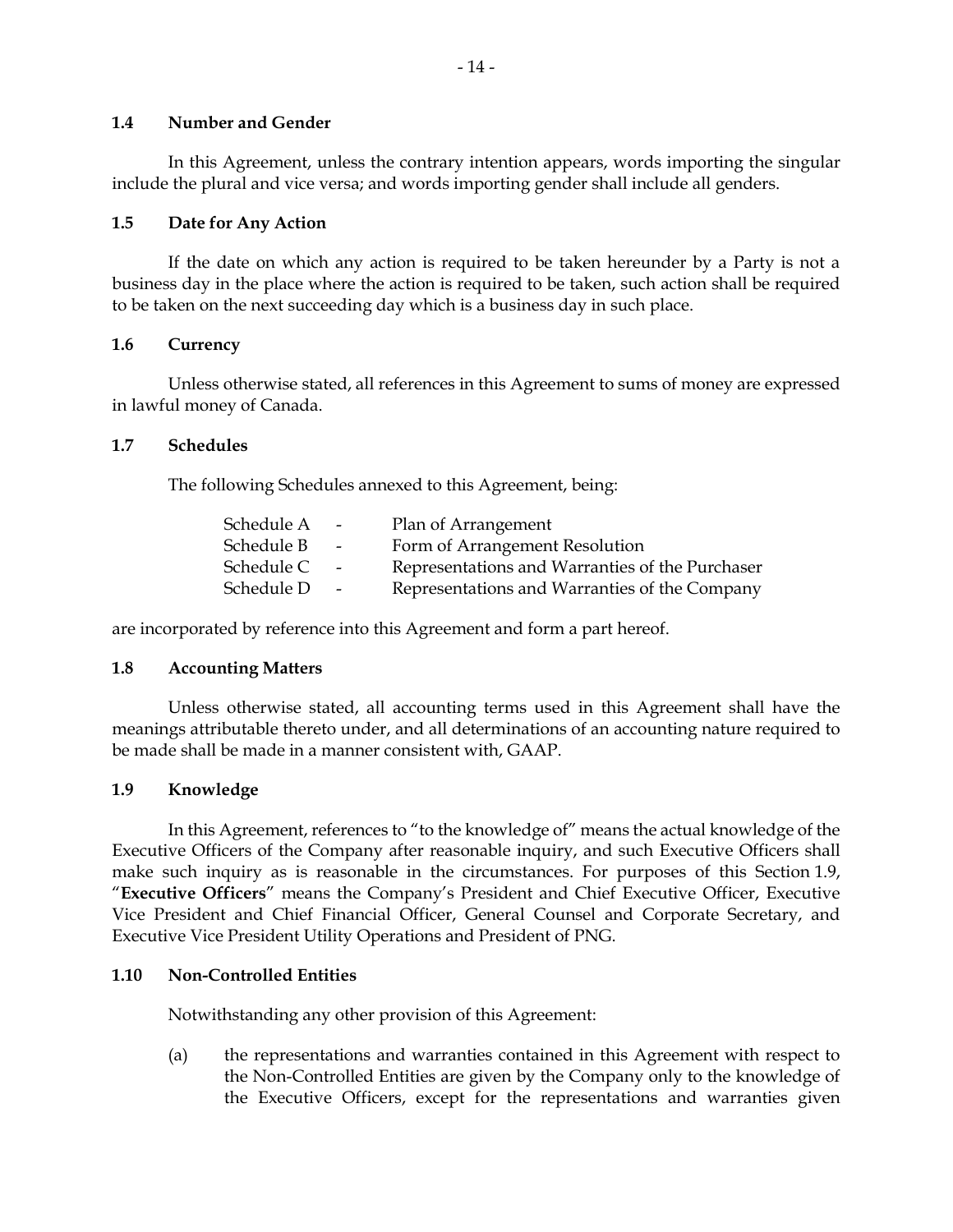### 1.4 Number and Gender

In this Agreement, unless the contrary intention appears, words importing the singular include the plural and vice versa; and words importing gender shall include all genders.

### 1.5 Date for Any Action

If the date on which any action is required to be taken hereunder by a Party is not a business day in the place where the action is required to be taken, such action shall be required to be taken on the next succeeding day which is a business day in such place.

### 1.6 Currency

Unless otherwise stated, all references in this Agreement to sums of money are expressed in lawful money of Canada.

### 1.7 Schedules

The following Schedules annexed to this Agreement, being:

| | | |
|---|---|---|
| Schedule A | - | Plan of Arrangement |
| Schedule B | - | Form of Arrangement Resolution |
| Schedule C | - | Representations and Warranties of the Purchaser |
| Schedule D | - | Representations and Warranties of the Company |

are incorporated by reference into this Agreement and form a part hereof.

### 1.8 Accounting Matters

Unless otherwise stated, all accounting terms used in this Agreement shall have the meanings attributable thereto under, and all determinations of an accounting nature required to be made shall be made in a manner consistent with, GAAP.

### 1.9 Knowledge

In this Agreement, references to "to the knowledge of" means the actual knowledge of the Executive Officers of the Company after reasonable inquiry, and such Executive Officers shall make such inquiry as is reasonable in the circumstances. For purposes of this Section 1.9, "**Executive Officers**" means the Company's President and Chief Executive Officer, Executive Vice President and Chief Financial Officer, General Counsel and Corporate Secretary, and Executive Vice President Utility Operations and President of PNG.

### 1.10 Non-Controlled Entities

Notwithstanding any other provision of this Agreement:

(a) the representations and warranties contained in this Agreement with respect to the Non-Controlled Entities are given by the Company only to the knowledge of the Executive Officers, except for the representations and warranties given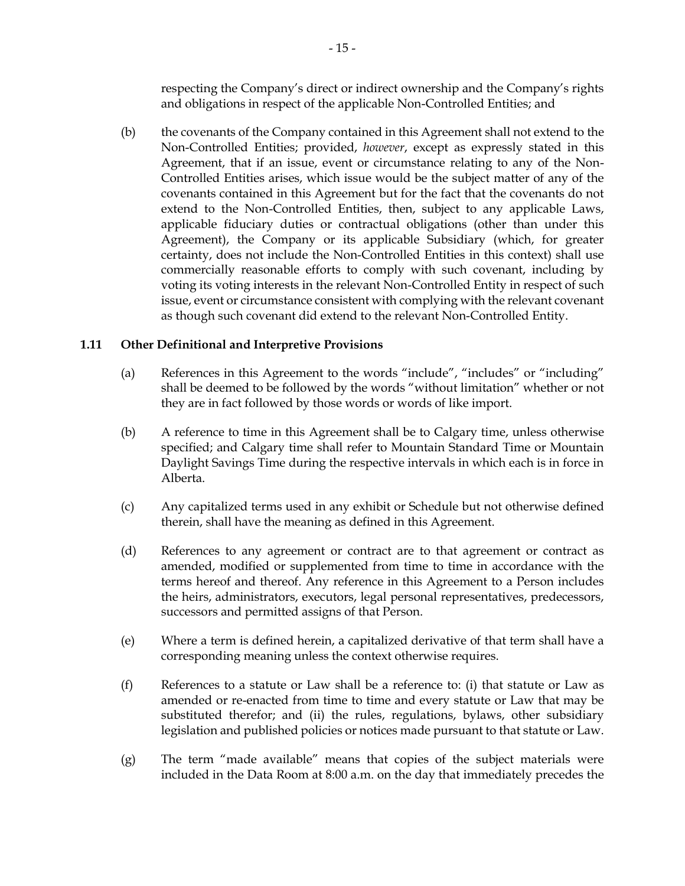respecting the Company's direct or indirect ownership and the Company's rights and obligations in respect of the applicable Non-Controlled Entities; and

(b) the covenants of the Company contained in this Agreement shall not extend to the Non-Controlled Entities; provided, *however*, except as expressly stated in this Agreement, that if an issue, event or circumstance relating to any of the Non-Controlled Entities arises, which issue would be the subject matter of any of the covenants contained in this Agreement but for the fact that the covenants do not extend to the Non-Controlled Entities, then, subject to any applicable Laws, applicable fiduciary duties or contractual obligations (other than under this Agreement), the Company or its applicable Subsidiary (which, for greater certainty, does not include the Non-Controlled Entities in this context) shall use commercially reasonable efforts to comply with such covenant, including by voting its voting interests in the relevant Non-Controlled Entity in respect of such issue, event or circumstance consistent with complying with the relevant covenant as though such covenant did extend to the relevant Non-Controlled Entity.

### 1.11 Other Definitional and Interpretive Provisions

(a) References in this Agreement to the words "include", "includes" or "including" shall be deemed to be followed by the words "without limitation" whether or not they are in fact followed by those words or words of like import.

(b) A reference to time in this Agreement shall be to Calgary time, unless otherwise specified; and Calgary time shall refer to Mountain Standard Time or Mountain Daylight Savings Time during the respective intervals in which each is in force in Alberta.

(c) Any capitalized terms used in any exhibit or Schedule but not otherwise defined therein, shall have the meaning as defined in this Agreement.

(d) References to any agreement or contract are to that agreement or contract as amended, modified or supplemented from time to time in accordance with the terms hereof and thereof. Any reference in this Agreement to a Person includes the heirs, administrators, executors, legal personal representatives, predecessors, successors and permitted assigns of that Person.

(e) Where a term is defined herein, a capitalized derivative of that term shall have a corresponding meaning unless the context otherwise requires.

(f) References to a statute or Law shall be a reference to: (i) that statute or Law as amended or re-enacted from time to time and every statute or Law that may be substituted therefor; and (ii) the rules, regulations, bylaws, other subsidiary legislation and published policies or notices made pursuant to that statute or Law.

(g) The term "made available" means that copies of the subject materials were included in the Data Room at 8:00 a.m. on the day that immediately precedes the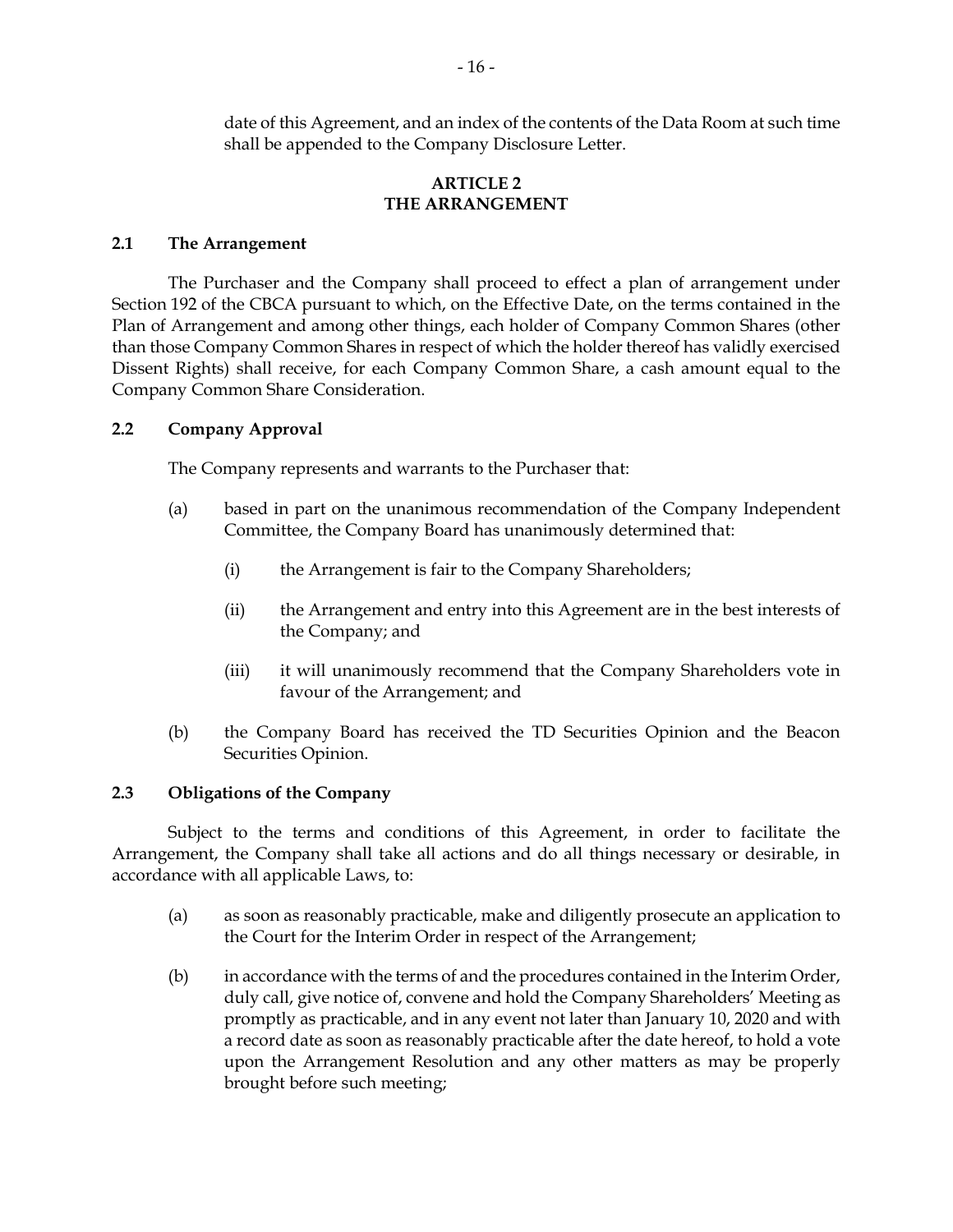date of this Agreement, and an index of the contents of the Data Room at such time shall be appended to the Company Disclosure Letter.

## ARTICLE 2
## THE ARRANGEMENT

### 2.1 The Arrangement

The Purchaser and the Company shall proceed to effect a plan of arrangement under Section 192 of the CBCA pursuant to which, on the Effective Date, on the terms contained in the Plan of Arrangement and among other things, each holder of Company Common Shares (other than those Company Common Shares in respect of which the holder thereof has validly exercised Dissent Rights) shall receive, for each Company Common Share, a cash amount equal to the Company Common Share Consideration.

### 2.2 Company Approval

The Company represents and warrants to the Purchaser that:

(a) based in part on the unanimous recommendation of the Company Independent Committee, the Company Board has unanimously determined that:

  (i) the Arrangement is fair to the Company Shareholders;

  (ii) the Arrangement and entry into this Agreement are in the best interests of the Company; and

  (iii) it will unanimously recommend that the Company Shareholders vote in favour of the Arrangement; and

(b) the Company Board has received the TD Securities Opinion and the Beacon Securities Opinion.

### 2.3 Obligations of the Company

Subject to the terms and conditions of this Agreement, in order to facilitate the Arrangement, the Company shall take all actions and do all things necessary or desirable, in accordance with all applicable Laws, to:

(a) as soon as reasonably practicable, make and diligently prosecute an application to the Court for the Interim Order in respect of the Arrangement;

(b) in accordance with the terms of and the procedures contained in the Interim Order, duly call, give notice of, convene and hold the Company Shareholders' Meeting as promptly as practicable, and in any event not later than January 10, 2020 and with a record date as soon as reasonably practicable after the date hereof, to hold a vote upon the Arrangement Resolution and any other matters as may be properly brought before such meeting;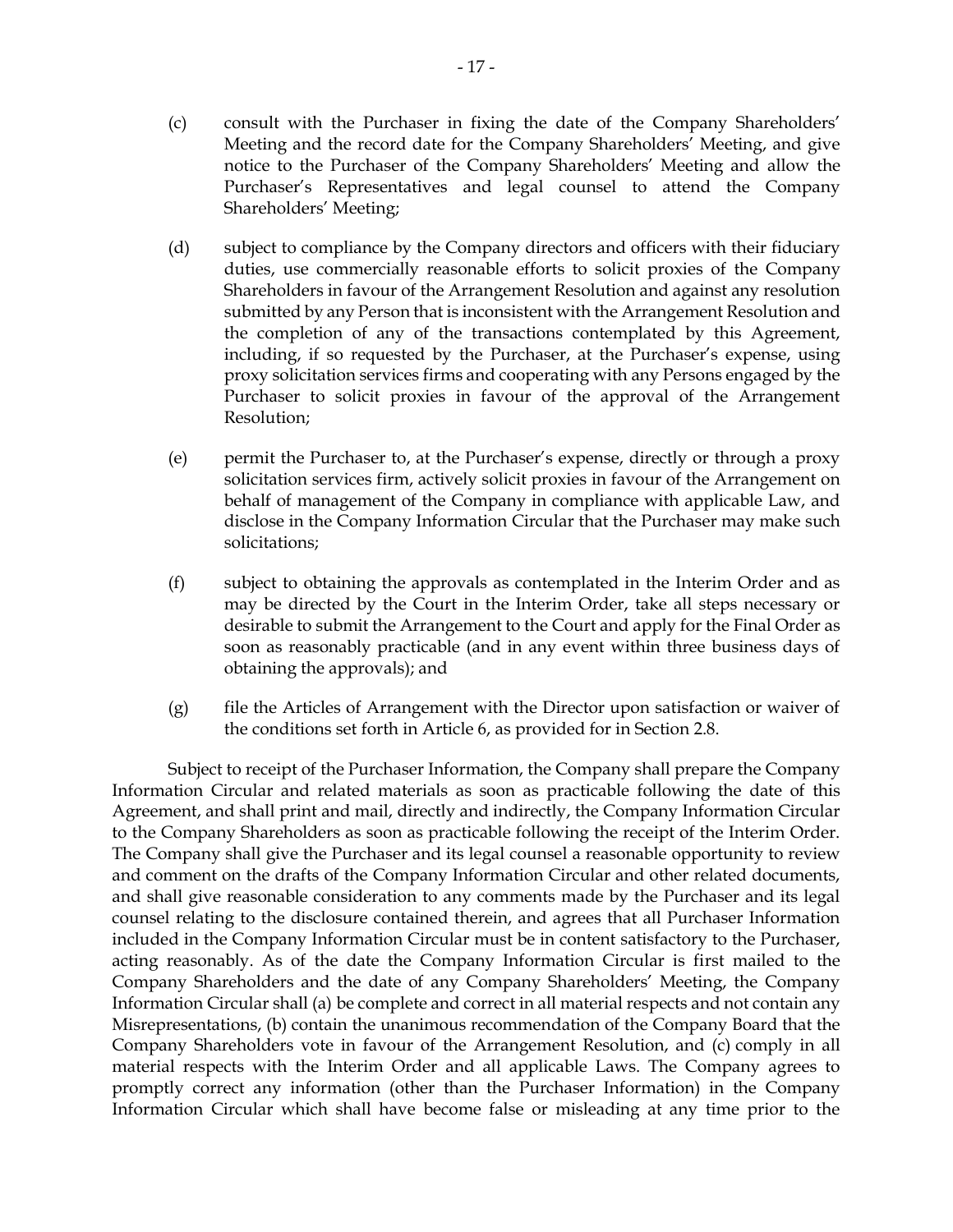(c) consult with the Purchaser in fixing the date of the Company Shareholders' Meeting and the record date for the Company Shareholders' Meeting, and give notice to the Purchaser of the Company Shareholders' Meeting and allow the Purchaser's Representatives and legal counsel to attend the Company Shareholders' Meeting;

(d) subject to compliance by the Company directors and officers with their fiduciary duties, use commercially reasonable efforts to solicit proxies of the Company Shareholders in favour of the Arrangement Resolution and against any resolution submitted by any Person that is inconsistent with the Arrangement Resolution and the completion of any of the transactions contemplated by this Agreement, including, if so requested by the Purchaser, at the Purchaser's expense, using proxy solicitation services firms and cooperating with any Persons engaged by the Purchaser to solicit proxies in favour of the approval of the Arrangement Resolution;

(e) permit the Purchaser to, at the Purchaser's expense, directly or through a proxy solicitation services firm, actively solicit proxies in favour of the Arrangement on behalf of management of the Company in compliance with applicable Law, and disclose in the Company Information Circular that the Purchaser may make such solicitations;

(f) subject to obtaining the approvals as contemplated in the Interim Order and as may be directed by the Court in the Interim Order, take all steps necessary or desirable to submit the Arrangement to the Court and apply for the Final Order as soon as reasonably practicable (and in any event within three business days of obtaining the approvals); and

(g) file the Articles of Arrangement with the Director upon satisfaction or waiver of the conditions set forth in Article 6, as provided for in Section 2.8.

Subject to receipt of the Purchaser Information, the Company shall prepare the Company Information Circular and related materials as soon as practicable following the date of this Agreement, and shall print and mail, directly and indirectly, the Company Information Circular to the Company Shareholders as soon as practicable following the receipt of the Interim Order. The Company shall give the Purchaser and its legal counsel a reasonable opportunity to review and comment on the drafts of the Company Information Circular and other related documents, and shall give reasonable consideration to any comments made by the Purchaser and its legal counsel relating to the disclosure contained therein, and agrees that all Purchaser Information included in the Company Information Circular must be in content satisfactory to the Purchaser, acting reasonably. As of the date the Company Information Circular is first mailed to the Company Shareholders and the date of any Company Shareholders' Meeting, the Company Information Circular shall (a) be complete and correct in all material respects and not contain any Misrepresentations, (b) contain the unanimous recommendation of the Company Board that the Company Shareholders vote in favour of the Arrangement Resolution, and (c) comply in all material respects with the Interim Order and all applicable Laws. The Company agrees to promptly correct any information (other than the Purchaser Information) in the Company Information Circular which shall have become false or misleading at any time prior to the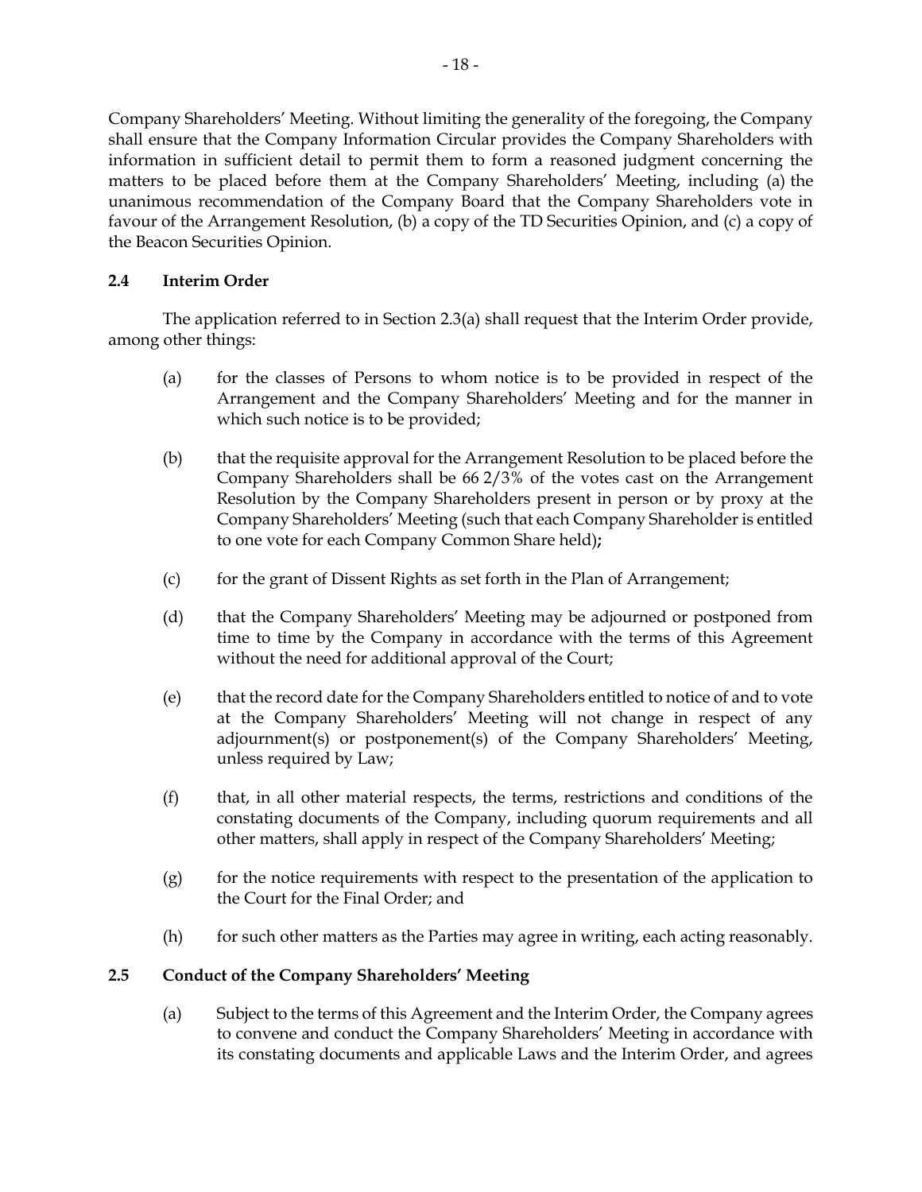Company Shareholders' Meeting. Without limiting the generality of the foregoing, the Company shall ensure that the Company Information Circular provides the Company Shareholders with information in sufficient detail to permit them to form a reasoned judgment concerning the matters to be placed before them at the Company Shareholders' Meeting, including (a) the unanimous recommendation of the Company Board that the Company Shareholders vote in favour of the Arrangement Resolution, (b) a copy of the TD Securities Opinion, and (c) a copy of the Beacon Securities Opinion.

**2.4 Interim Order**

The application referred to in Section 2.3(a) shall request that the Interim Order provide, among other things:

(a) for the classes of Persons to whom notice is to be provided in respect of the Arrangement and the Company Shareholders' Meeting and for the manner in which such notice is to be provided;

(b) that the requisite approval for the Arrangement Resolution to be placed before the Company Shareholders shall be 66 2/3% of the votes cast on the Arrangement Resolution by the Company Shareholders present in person or by proxy at the Company Shareholders' Meeting (such that each Company Shareholder is entitled to one vote for each Company Common Share held)**;**

(c) for the grant of Dissent Rights as set forth in the Plan of Arrangement;

(d) that the Company Shareholders' Meeting may be adjourned or postponed from time to time by the Company in accordance with the terms of this Agreement without the need for additional approval of the Court;

(e) that the record date for the Company Shareholders entitled to notice of and to vote at the Company Shareholders' Meeting will not change in respect of any adjournment(s) or postponement(s) of the Company Shareholders' Meeting, unless required by Law;

(f) that, in all other material respects, the terms, restrictions and conditions of the constating documents of the Company, including quorum requirements and all other matters, shall apply in respect of the Company Shareholders' Meeting;

(g) for the notice requirements with respect to the presentation of the application to the Court for the Final Order; and

(h) for such other matters as the Parties may agree in writing, each acting reasonably.

**2.5 Conduct of the Company Shareholders' Meeting**

(a) Subject to the terms of this Agreement and the Interim Order, the Company agrees to convene and conduct the Company Shareholders' Meeting in accordance with its constating documents and applicable Laws and the Interim Order, and agrees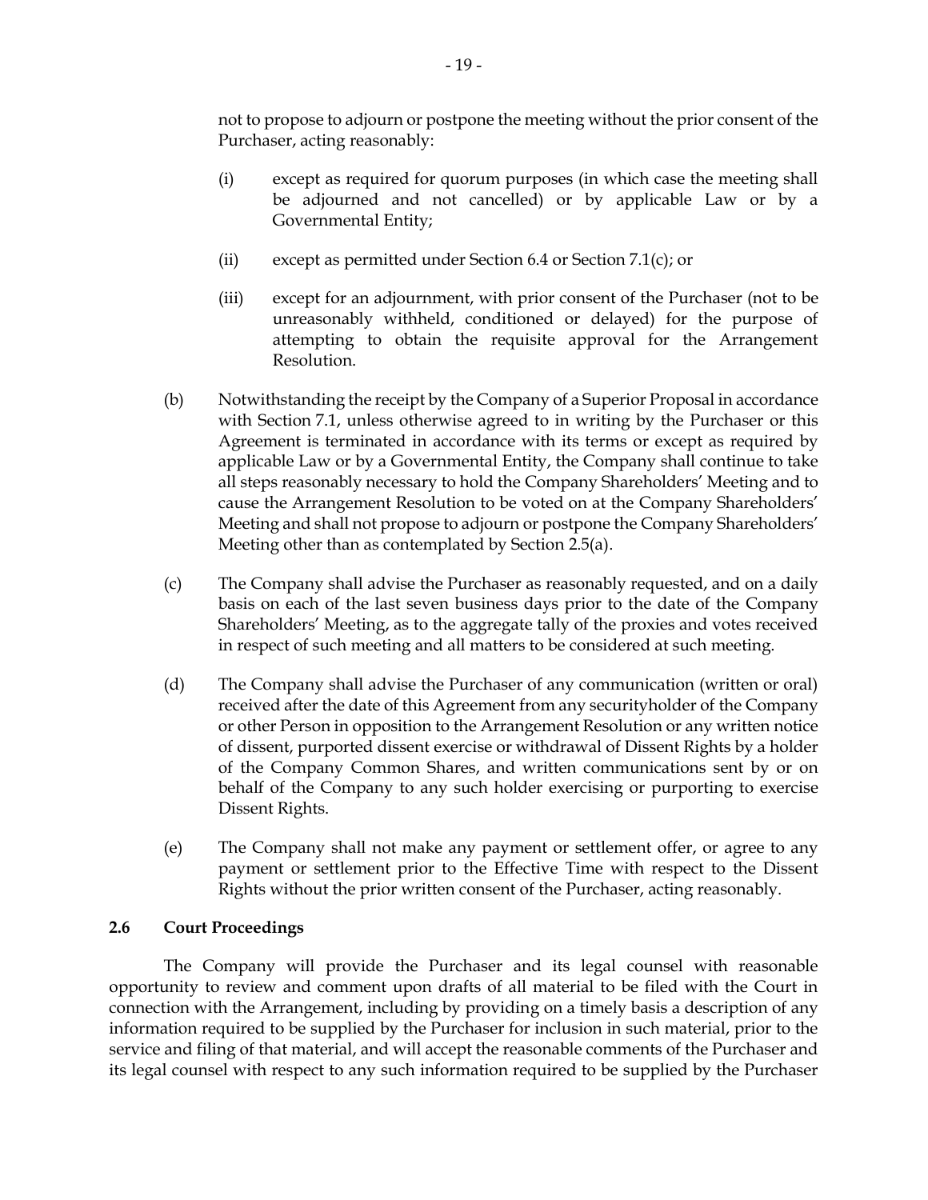not to propose to adjourn or postpone the meeting without the prior consent of the Purchaser, acting reasonably:

(i) except as required for quorum purposes (in which case the meeting shall be adjourned and not cancelled) or by applicable Law or by a Governmental Entity;

(ii) except as permitted under Section 6.4 or Section 7.1(c); or

(iii) except for an adjournment, with prior consent of the Purchaser (not to be unreasonably withheld, conditioned or delayed) for the purpose of attempting to obtain the requisite approval for the Arrangement Resolution.

(b) Notwithstanding the receipt by the Company of a Superior Proposal in accordance with Section 7.1, unless otherwise agreed to in writing by the Purchaser or this Agreement is terminated in accordance with its terms or except as required by applicable Law or by a Governmental Entity, the Company shall continue to take all steps reasonably necessary to hold the Company Shareholders' Meeting and to cause the Arrangement Resolution to be voted on at the Company Shareholders' Meeting and shall not propose to adjourn or postpone the Company Shareholders' Meeting other than as contemplated by Section 2.5(a).

(c) The Company shall advise the Purchaser as reasonably requested, and on a daily basis on each of the last seven business days prior to the date of the Company Shareholders' Meeting, as to the aggregate tally of the proxies and votes received in respect of such meeting and all matters to be considered at such meeting.

(d) The Company shall advise the Purchaser of any communication (written or oral) received after the date of this Agreement from any securityholder of the Company or other Person in opposition to the Arrangement Resolution or any written notice of dissent, purported dissent exercise or withdrawal of Dissent Rights by a holder of the Company Common Shares, and written communications sent by or on behalf of the Company to any such holder exercising or purporting to exercise Dissent Rights.

(e) The Company shall not make any payment or settlement offer, or agree to any payment or settlement prior to the Effective Time with respect to the Dissent Rights without the prior written consent of the Purchaser, acting reasonably.

### 2.6 Court Proceedings

The Company will provide the Purchaser and its legal counsel with reasonable opportunity to review and comment upon drafts of all material to be filed with the Court in connection with the Arrangement, including by providing on a timely basis a description of any information required to be supplied by the Purchaser for inclusion in such material, prior to the service and filing of that material, and will accept the reasonable comments of the Purchaser and its legal counsel with respect to any such information required to be supplied by the Purchaser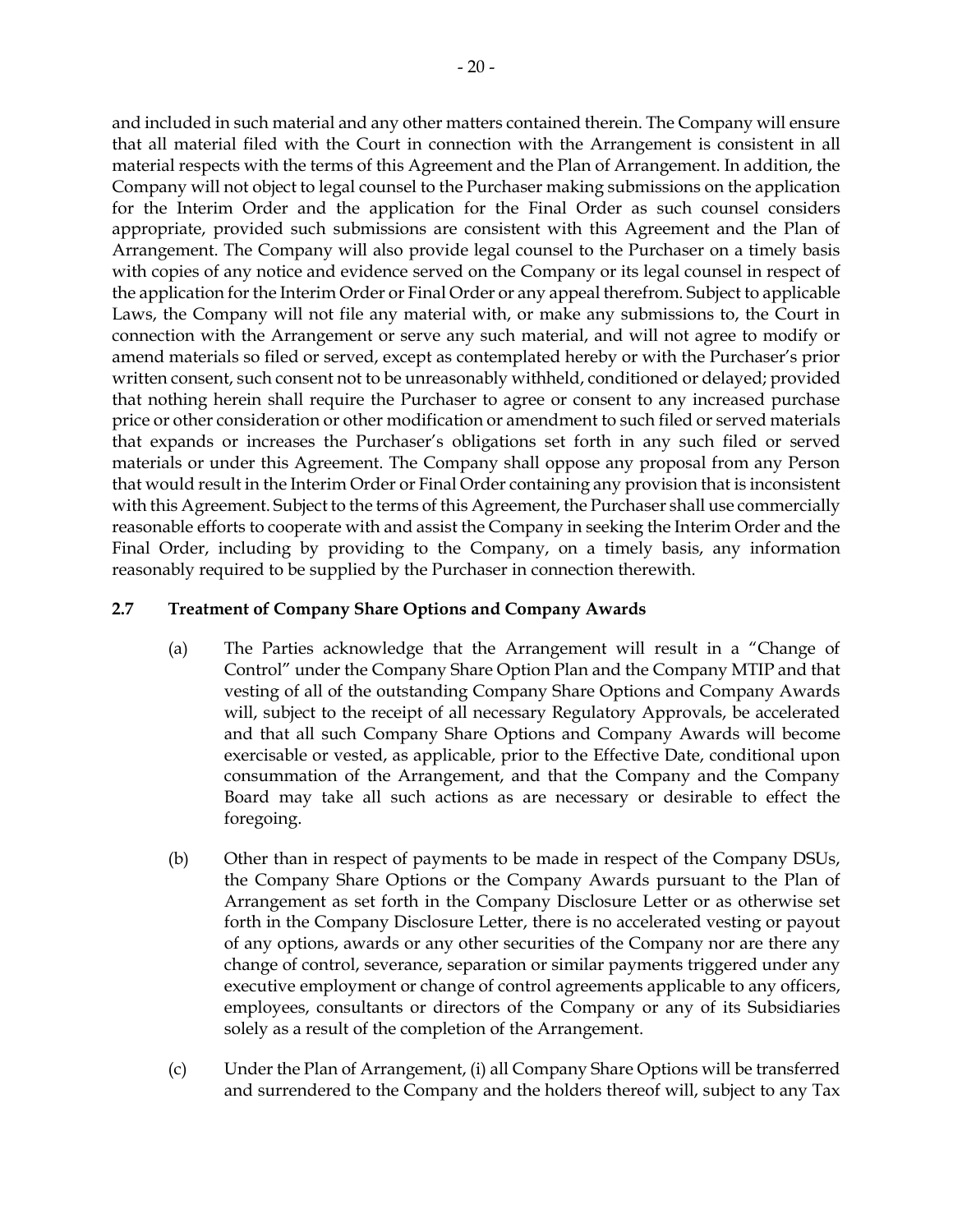and included in such material and any other matters contained therein. The Company will ensure that all material filed with the Court in connection with the Arrangement is consistent in all material respects with the terms of this Agreement and the Plan of Arrangement. In addition, the Company will not object to legal counsel to the Purchaser making submissions on the application for the Interim Order and the application for the Final Order as such counsel considers appropriate, provided such submissions are consistent with this Agreement and the Plan of Arrangement. The Company will also provide legal counsel to the Purchaser on a timely basis with copies of any notice and evidence served on the Company or its legal counsel in respect of the application for the Interim Order or Final Order or any appeal therefrom. Subject to applicable Laws, the Company will not file any material with, or make any submissions to, the Court in connection with the Arrangement or serve any such material, and will not agree to modify or amend materials so filed or served, except as contemplated hereby or with the Purchaser's prior written consent, such consent not to be unreasonably withheld, conditioned or delayed; provided that nothing herein shall require the Purchaser to agree or consent to any increased purchase price or other consideration or other modification or amendment to such filed or served materials that expands or increases the Purchaser's obligations set forth in any such filed or served materials or under this Agreement. The Company shall oppose any proposal from any Person that would result in the Interim Order or Final Order containing any provision that is inconsistent with this Agreement. Subject to the terms of this Agreement, the Purchaser shall use commercially reasonable efforts to cooperate with and assist the Company in seeking the Interim Order and the Final Order, including by providing to the Company, on a timely basis, any information reasonably required to be supplied by the Purchaser in connection therewith.

### 2.7 Treatment of Company Share Options and Company Awards

(a) The Parties acknowledge that the Arrangement will result in a "Change of Control" under the Company Share Option Plan and the Company MTIP and that vesting of all of the outstanding Company Share Options and Company Awards will, subject to the receipt of all necessary Regulatory Approvals, be accelerated and that all such Company Share Options and Company Awards will become exercisable or vested, as applicable, prior to the Effective Date, conditional upon consummation of the Arrangement, and that the Company and the Company Board may take all such actions as are necessary or desirable to effect the foregoing.

(b) Other than in respect of payments to be made in respect of the Company DSUs, the Company Share Options or the Company Awards pursuant to the Plan of Arrangement as set forth in the Company Disclosure Letter or as otherwise set forth in the Company Disclosure Letter, there is no accelerated vesting or payout of any options, awards or any other securities of the Company nor are there any change of control, severance, separation or similar payments triggered under any executive employment or change of control agreements applicable to any officers, employees, consultants or directors of the Company or any of its Subsidiaries solely as a result of the completion of the Arrangement.

(c) Under the Plan of Arrangement, (i) all Company Share Options will be transferred and surrendered to the Company and the holders thereof will, subject to any Tax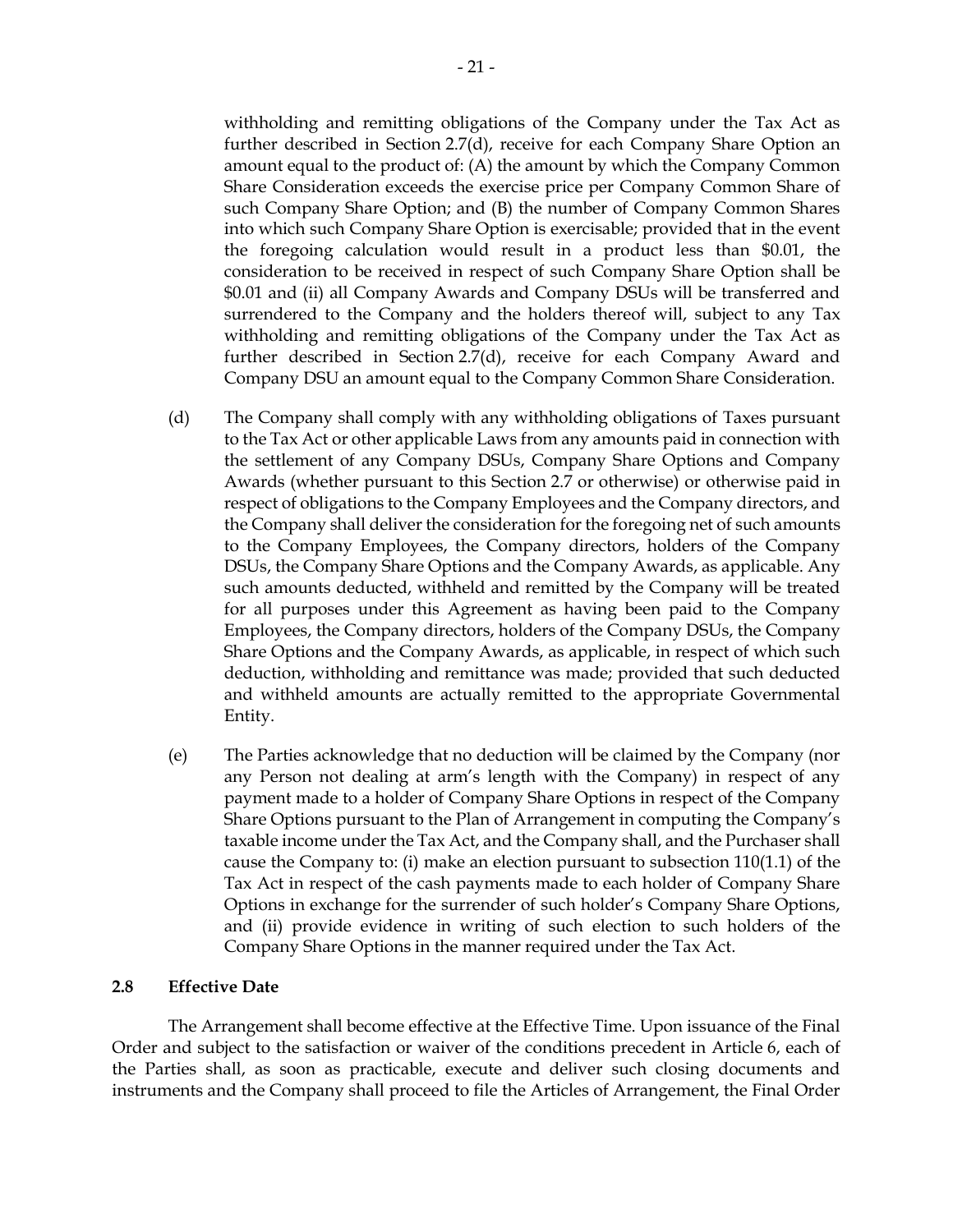withholding and remitting obligations of the Company under the Tax Act as further described in Section 2.7(d), receive for each Company Share Option an amount equal to the product of: (A) the amount by which the Company Common Share Consideration exceeds the exercise price per Company Common Share of such Company Share Option; and (B) the number of Company Common Shares into which such Company Share Option is exercisable; provided that in the event the foregoing calculation would result in a product less than $0.01, the consideration to be received in respect of such Company Share Option shall be $0.01 and (ii) all Company Awards and Company DSUs will be transferred and surrendered to the Company and the holders thereof will, subject to any Tax withholding and remitting obligations of the Company under the Tax Act as further described in Section 2.7(d), receive for each Company Award and Company DSU an amount equal to the Company Common Share Consideration.

(d) The Company shall comply with any withholding obligations of Taxes pursuant to the Tax Act or other applicable Laws from any amounts paid in connection with the settlement of any Company DSUs, Company Share Options and Company Awards (whether pursuant to this Section 2.7 or otherwise) or otherwise paid in respect of obligations to the Company Employees and the Company directors, and the Company shall deliver the consideration for the foregoing net of such amounts to the Company Employees, the Company directors, holders of the Company DSUs, the Company Share Options and the Company Awards, as applicable. Any such amounts deducted, withheld and remitted by the Company will be treated for all purposes under this Agreement as having been paid to the Company Employees, the Company directors, holders of the Company DSUs, the Company Share Options and the Company Awards, as applicable, in respect of which such deduction, withholding and remittance was made; provided that such deducted and withheld amounts are actually remitted to the appropriate Governmental Entity.

(e) The Parties acknowledge that no deduction will be claimed by the Company (nor any Person not dealing at arm's length with the Company) in respect of any payment made to a holder of Company Share Options in respect of the Company Share Options pursuant to the Plan of Arrangement in computing the Company's taxable income under the Tax Act, and the Company shall, and the Purchaser shall cause the Company to: (i) make an election pursuant to subsection 110(1.1) of the Tax Act in respect of the cash payments made to each holder of Company Share Options in exchange for the surrender of such holder's Company Share Options, and (ii) provide evidence in writing of such election to such holders of the Company Share Options in the manner required under the Tax Act.

### 2.8 Effective Date

The Arrangement shall become effective at the Effective Time. Upon issuance of the Final Order and subject to the satisfaction or waiver of the conditions precedent in Article 6, each of the Parties shall, as soon as practicable, execute and deliver such closing documents and instruments and the Company shall proceed to file the Articles of Arrangement, the Final Order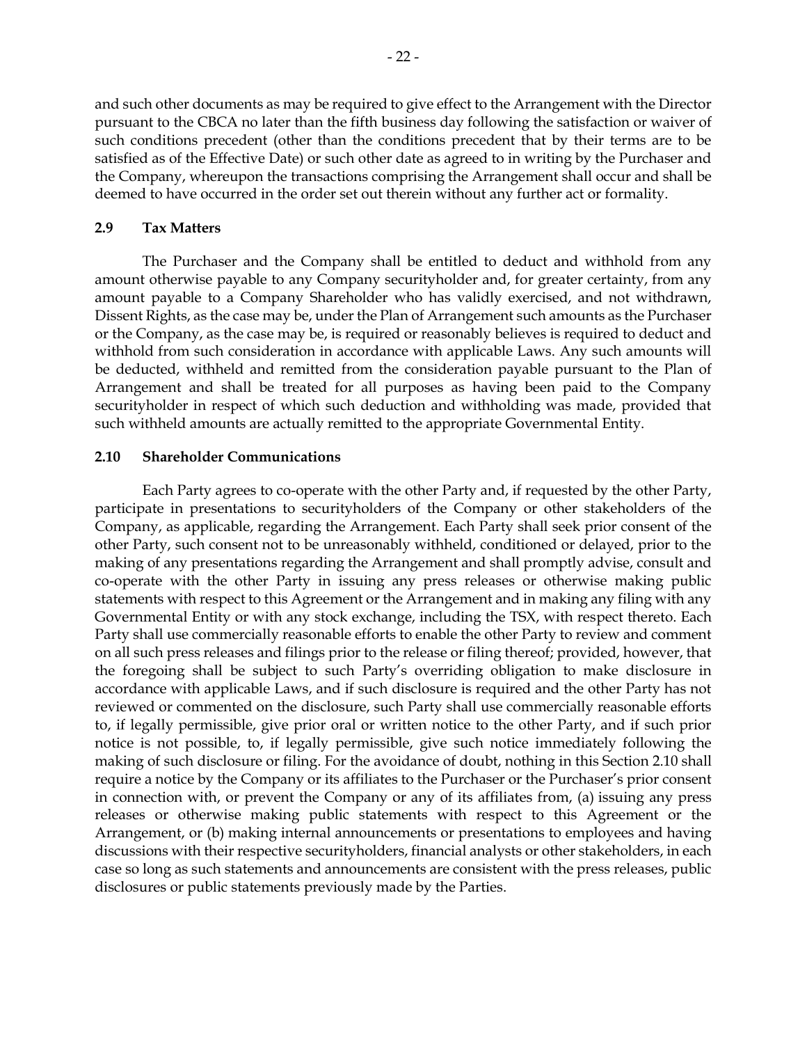and such other documents as may be required to give effect to the Arrangement with the Director pursuant to the CBCA no later than the fifth business day following the satisfaction or waiver of such conditions precedent (other than the conditions precedent that by their terms are to be satisfied as of the Effective Date) or such other date as agreed to in writing by the Purchaser and the Company, whereupon the transactions comprising the Arrangement shall occur and shall be deemed to have occurred in the order set out therein without any further act or formality.

**2.9 Tax Matters**

The Purchaser and the Company shall be entitled to deduct and withhold from any amount otherwise payable to any Company securityholder and, for greater certainty, from any amount payable to a Company Shareholder who has validly exercised, and not withdrawn, Dissent Rights, as the case may be, under the Plan of Arrangement such amounts as the Purchaser or the Company, as the case may be, is required or reasonably believes is required to deduct and withhold from such consideration in accordance with applicable Laws. Any such amounts will be deducted, withheld and remitted from the consideration payable pursuant to the Plan of Arrangement and shall be treated for all purposes as having been paid to the Company securityholder in respect of which such deduction and withholding was made, provided that such withheld amounts are actually remitted to the appropriate Governmental Entity.

**2.10 Shareholder Communications**

Each Party agrees to co-operate with the other Party and, if requested by the other Party, participate in presentations to securityholders of the Company or other stakeholders of the Company, as applicable, regarding the Arrangement. Each Party shall seek prior consent of the other Party, such consent not to be unreasonably withheld, conditioned or delayed, prior to the making of any presentations regarding the Arrangement and shall promptly advise, consult and co-operate with the other Party in issuing any press releases or otherwise making public statements with respect to this Agreement or the Arrangement and in making any filing with any Governmental Entity or with any stock exchange, including the TSX, with respect thereto. Each Party shall use commercially reasonable efforts to enable the other Party to review and comment on all such press releases and filings prior to the release or filing thereof; provided, however, that the foregoing shall be subject to such Party's overriding obligation to make disclosure in accordance with applicable Laws, and if such disclosure is required and the other Party has not reviewed or commented on the disclosure, such Party shall use commercially reasonable efforts to, if legally permissible, give prior oral or written notice to the other Party, and if such prior notice is not possible, to, if legally permissible, give such notice immediately following the making of such disclosure or filing. For the avoidance of doubt, nothing in this Section 2.10 shall require a notice by the Company or its affiliates to the Purchaser or the Purchaser's prior consent in connection with, or prevent the Company or any of its affiliates from, (a) issuing any press releases or otherwise making public statements with respect to this Agreement or the Arrangement, or (b) making internal announcements or presentations to employees and having discussions with their respective securityholders, financial analysts or other stakeholders, in each case so long as such statements and announcements are consistent with the press releases, public disclosures or public statements previously made by the Parties.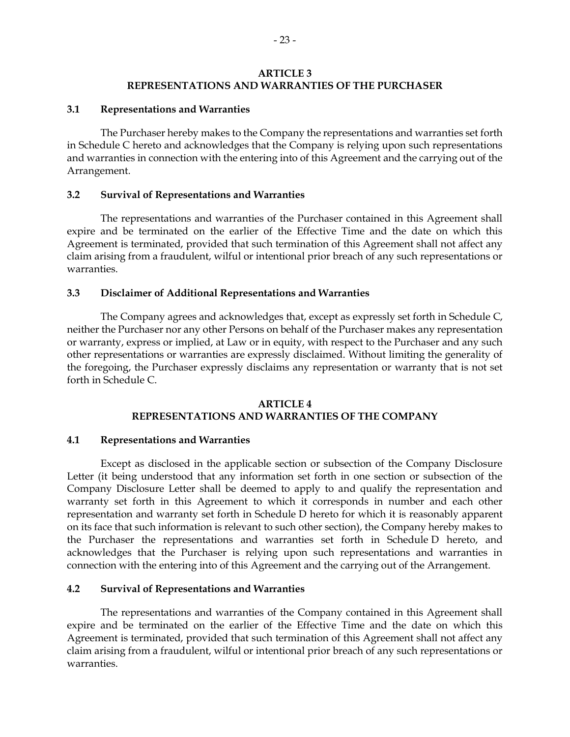## ARTICLE 3
## REPRESENTATIONS AND WARRANTIES OF THE PURCHASER

### 3.1 Representations and Warranties

The Purchaser hereby makes to the Company the representations and warranties set forth in Schedule C hereto and acknowledges that the Company is relying upon such representations and warranties in connection with the entering into of this Agreement and the carrying out of the Arrangement.

### 3.2 Survival of Representations and Warranties

The representations and warranties of the Purchaser contained in this Agreement shall expire and be terminated on the earlier of the Effective Time and the date on which this Agreement is terminated, provided that such termination of this Agreement shall not affect any claim arising from a fraudulent, wilful or intentional prior breach of any such representations or warranties.

### 3.3 Disclaimer of Additional Representations and Warranties

The Company agrees and acknowledges that, except as expressly set forth in Schedule C, neither the Purchaser nor any other Persons on behalf of the Purchaser makes any representation or warranty, express or implied, at Law or in equity, with respect to the Purchaser and any such other representations or warranties are expressly disclaimed. Without limiting the generality of the foregoing, the Purchaser expressly disclaims any representation or warranty that is not set forth in Schedule C.

## ARTICLE 4
## REPRESENTATIONS AND WARRANTIES OF THE COMPANY

### 4.1 Representations and Warranties

Except as disclosed in the applicable section or subsection of the Company Disclosure Letter (it being understood that any information set forth in one section or subsection of the Company Disclosure Letter shall be deemed to apply to and qualify the representation and warranty set forth in this Agreement to which it corresponds in number and each other representation and warranty set forth in Schedule D hereto for which it is reasonably apparent on its face that such information is relevant to such other section), the Company hereby makes to the Purchaser the representations and warranties set forth in Schedule D hereto, and acknowledges that the Purchaser is relying upon such representations and warranties in connection with the entering into of this Agreement and the carrying out of the Arrangement.

### 4.2 Survival of Representations and Warranties

The representations and warranties of the Company contained in this Agreement shall expire and be terminated on the earlier of the Effective Time and the date on which this Agreement is terminated, provided that such termination of this Agreement shall not affect any claim arising from a fraudulent, wilful or intentional prior breach of any such representations or warranties.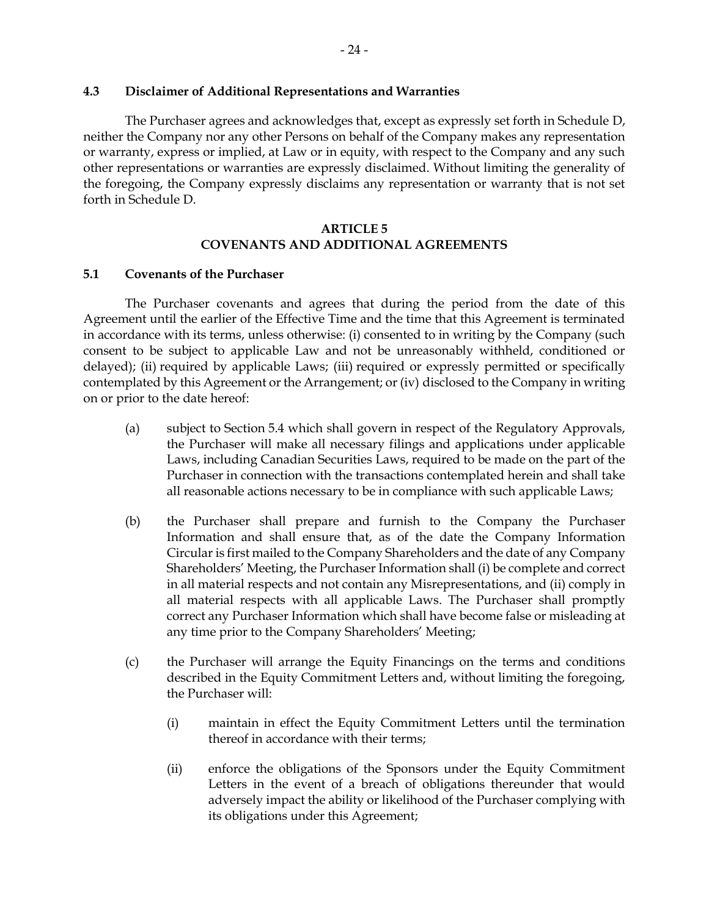### 4.3 Disclaimer of Additional Representations and Warranties

The Purchaser agrees and acknowledges that, except as expressly set forth in Schedule D, neither the Company nor any other Persons on behalf of the Company makes any representation or warranty, express or implied, at Law or in equity, with respect to the Company and any such other representations or warranties are expressly disclaimed. Without limiting the generality of the foregoing, the Company expressly disclaims any representation or warranty that is not set forth in Schedule D.

## ARTICLE 5
## COVENANTS AND ADDITIONAL AGREEMENTS

### 5.1 Covenants of the Purchaser

The Purchaser covenants and agrees that during the period from the date of this Agreement until the earlier of the Effective Time and the time that this Agreement is terminated in accordance with its terms, unless otherwise: (i) consented to in writing by the Company (such consent to be subject to applicable Law and not be unreasonably withheld, conditioned or delayed); (ii) required by applicable Laws; (iii) required or expressly permitted or specifically contemplated by this Agreement or the Arrangement; or (iv) disclosed to the Company in writing on or prior to the date hereof:

(a) subject to Section 5.4 which shall govern in respect of the Regulatory Approvals, the Purchaser will make all necessary filings and applications under applicable Laws, including Canadian Securities Laws, required to be made on the part of the Purchaser in connection with the transactions contemplated herein and shall take all reasonable actions necessary to be in compliance with such applicable Laws;

(b) the Purchaser shall prepare and furnish to the Company the Purchaser Information and shall ensure that, as of the date the Company Information Circular is first mailed to the Company Shareholders and the date of any Company Shareholders' Meeting, the Purchaser Information shall (i) be complete and correct in all material respects and not contain any Misrepresentations, and (ii) comply in all material respects with all applicable Laws. The Purchaser shall promptly correct any Purchaser Information which shall have become false or misleading at any time prior to the Company Shareholders' Meeting;

(c) the Purchaser will arrange the Equity Financings on the terms and conditions described in the Equity Commitment Letters and, without limiting the foregoing, the Purchaser will:

  (i) maintain in effect the Equity Commitment Letters until the termination thereof in accordance with their terms;

  (ii) enforce the obligations of the Sponsors under the Equity Commitment Letters in the event of a breach of obligations thereunder that would adversely impact the ability or likelihood of the Purchaser complying with its obligations under this Agreement;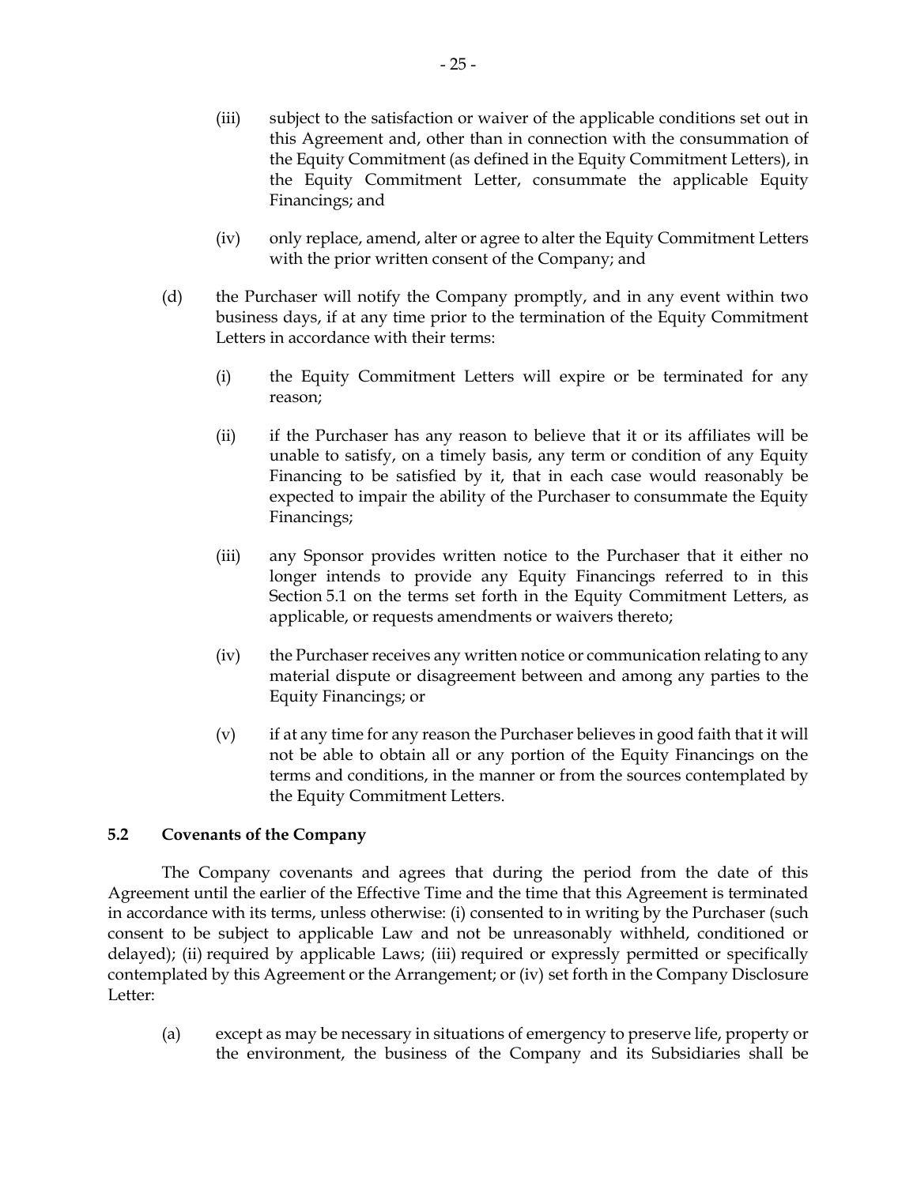(iii) subject to the satisfaction or waiver of the applicable conditions set out in this Agreement and, other than in connection with the consummation of the Equity Commitment (as defined in the Equity Commitment Letters), in the Equity Commitment Letter, consummate the applicable Equity Financings; and

(iv) only replace, amend, alter or agree to alter the Equity Commitment Letters with the prior written consent of the Company; and

(d) the Purchaser will notify the Company promptly, and in any event within two business days, if at any time prior to the termination of the Equity Commitment Letters in accordance with their terms:

(i) the Equity Commitment Letters will expire or be terminated for any reason;

(ii) if the Purchaser has any reason to believe that it or its affiliates will be unable to satisfy, on a timely basis, any term or condition of any Equity Financing to be satisfied by it, that in each case would reasonably be expected to impair the ability of the Purchaser to consummate the Equity Financings;

(iii) any Sponsor provides written notice to the Purchaser that it either no longer intends to provide any Equity Financings referred to in this Section 5.1 on the terms set forth in the Equity Commitment Letters, as applicable, or requests amendments or waivers thereto;

(iv) the Purchaser receives any written notice or communication relating to any material dispute or disagreement between and among any parties to the Equity Financings; or

(v) if at any time for any reason the Purchaser believes in good faith that it will not be able to obtain all or any portion of the Equity Financings on the terms and conditions, in the manner or from the sources contemplated by the Equity Commitment Letters.

### 5.2 Covenants of the Company

The Company covenants and agrees that during the period from the date of this Agreement until the earlier of the Effective Time and the time that this Agreement is terminated in accordance with its terms, unless otherwise: (i) consented to in writing by the Purchaser (such consent to be subject to applicable Law and not be unreasonably withheld, conditioned or delayed); (ii) required by applicable Laws; (iii) required or expressly permitted or specifically contemplated by this Agreement or the Arrangement; or (iv) set forth in the Company Disclosure Letter:

(a) except as may be necessary in situations of emergency to preserve life, property or the environment, the business of the Company and its Subsidiaries shall be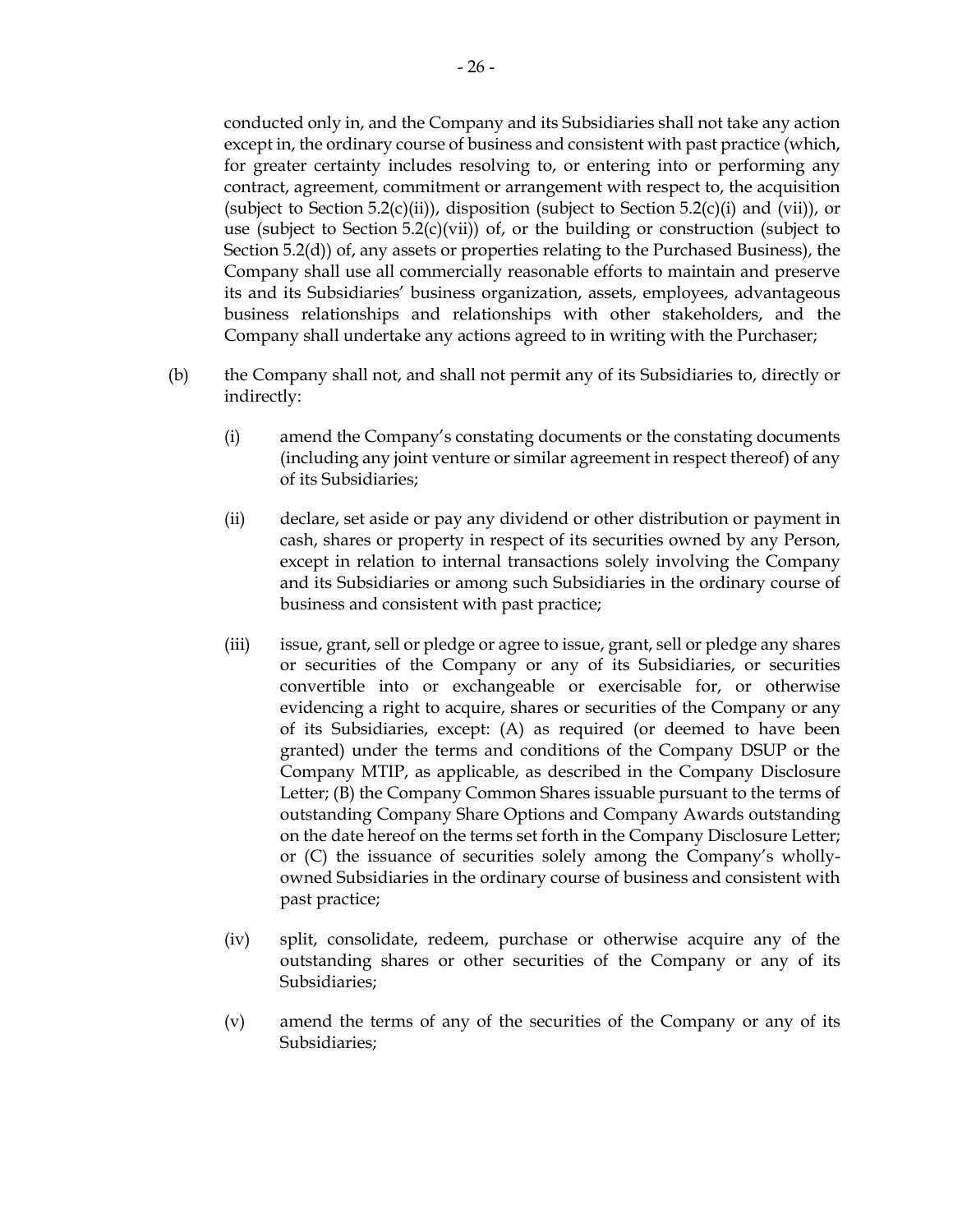conducted only in, and the Company and its Subsidiaries shall not take any action except in, the ordinary course of business and consistent with past practice (which, for greater certainty includes resolving to, or entering into or performing any contract, agreement, commitment or arrangement with respect to, the acquisition (subject to Section 5.2(c)(ii)), disposition (subject to Section 5.2(c)(i) and (vii)), or use (subject to Section 5.2(c)(vii)) of, or the building or construction (subject to Section 5.2(d)) of, any assets or properties relating to the Purchased Business), the Company shall use all commercially reasonable efforts to maintain and preserve its and its Subsidiaries' business organization, assets, employees, advantageous business relationships and relationships with other stakeholders, and the Company shall undertake any actions agreed to in writing with the Purchaser;

(b) the Company shall not, and shall not permit any of its Subsidiaries to, directly or indirectly:

(i) amend the Company's constating documents or the constating documents (including any joint venture or similar agreement in respect thereof) of any of its Subsidiaries;

(ii) declare, set aside or pay any dividend or other distribution or payment in cash, shares or property in respect of its securities owned by any Person, except in relation to internal transactions solely involving the Company and its Subsidiaries or among such Subsidiaries in the ordinary course of business and consistent with past practice;

(iii) issue, grant, sell or pledge or agree to issue, grant, sell or pledge any shares or securities of the Company or any of its Subsidiaries, or securities convertible into or exchangeable or exercisable for, or otherwise evidencing a right to acquire, shares or securities of the Company or any of its Subsidiaries, except: (A) as required (or deemed to have been granted) under the terms and conditions of the Company DSUP or the Company MTIP, as applicable, as described in the Company Disclosure Letter; (B) the Company Common Shares issuable pursuant to the terms of outstanding Company Share Options and Company Awards outstanding on the date hereof on the terms set forth in the Company Disclosure Letter; or (C) the issuance of securities solely among the Company's wholly-owned Subsidiaries in the ordinary course of business and consistent with past practice;

(iv) split, consolidate, redeem, purchase or otherwise acquire any of the outstanding shares or other securities of the Company or any of its Subsidiaries;

(v) amend the terms of any of the securities of the Company or any of its Subsidiaries;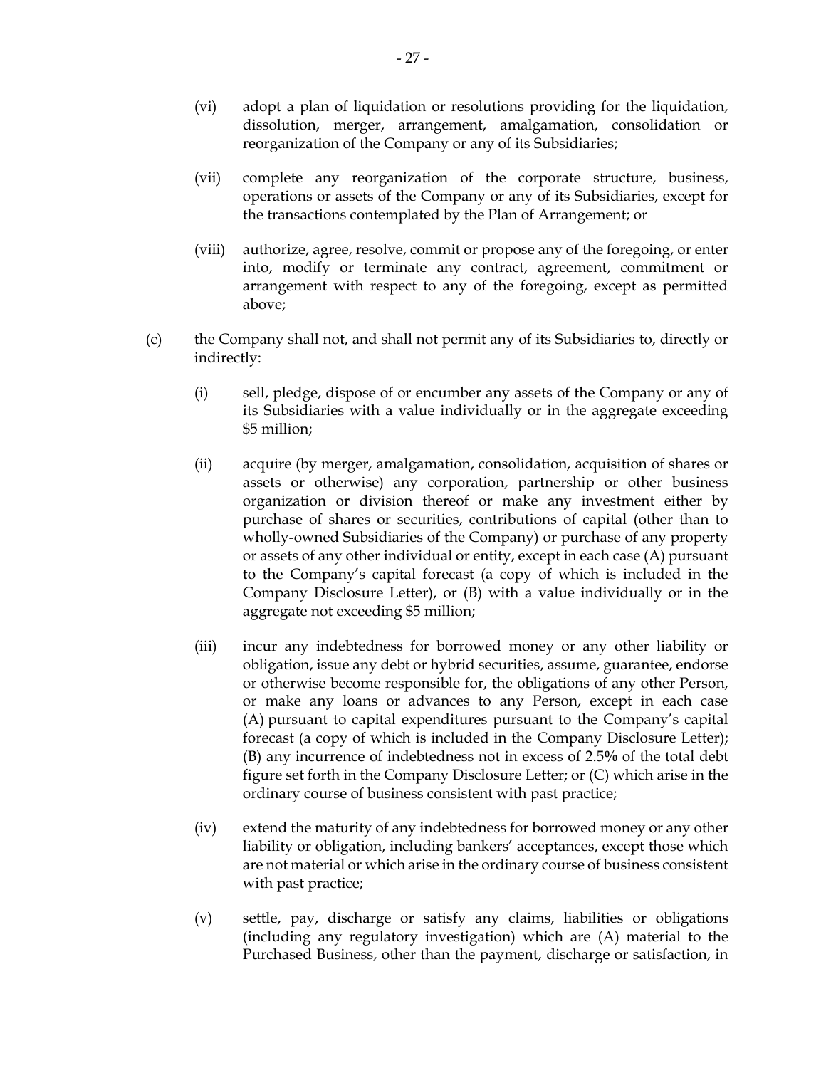(vi) adopt a plan of liquidation or resolutions providing for the liquidation, dissolution, merger, arrangement, amalgamation, consolidation or reorganization of the Company or any of its Subsidiaries;

(vii) complete any reorganization of the corporate structure, business, operations or assets of the Company or any of its Subsidiaries, except for the transactions contemplated by the Plan of Arrangement; or

(viii) authorize, agree, resolve, commit or propose any of the foregoing, or enter into, modify or terminate any contract, agreement, commitment or arrangement with respect to any of the foregoing, except as permitted above;

(c) the Company shall not, and shall not permit any of its Subsidiaries to, directly or indirectly:

(i) sell, pledge, dispose of or encumber any assets of the Company or any of its Subsidiaries with a value individually or in the aggregate exceeding $5 million;

(ii) acquire (by merger, amalgamation, consolidation, acquisition of shares or assets or otherwise) any corporation, partnership or other business organization or division thereof or make any investment either by purchase of shares or securities, contributions of capital (other than to wholly-owned Subsidiaries of the Company) or purchase of any property or assets of any other individual or entity, except in each case (A) pursuant to the Company's capital forecast (a copy of which is included in the Company Disclosure Letter), or (B) with a value individually or in the aggregate not exceeding $5 million;

(iii) incur any indebtedness for borrowed money or any other liability or obligation, issue any debt or hybrid securities, assume, guarantee, endorse or otherwise become responsible for, the obligations of any other Person, or make any loans or advances to any Person, except in each case (A) pursuant to capital expenditures pursuant to the Company's capital forecast (a copy of which is included in the Company Disclosure Letter); (B) any incurrence of indebtedness not in excess of 2.5% of the total debt figure set forth in the Company Disclosure Letter; or (C) which arise in the ordinary course of business consistent with past practice;

(iv) extend the maturity of any indebtedness for borrowed money or any other liability or obligation, including bankers' acceptances, except those which are not material or which arise in the ordinary course of business consistent with past practice;

(v) settle, pay, discharge or satisfy any claims, liabilities or obligations (including any regulatory investigation) which are (A) material to the Purchased Business, other than the payment, discharge or satisfaction, in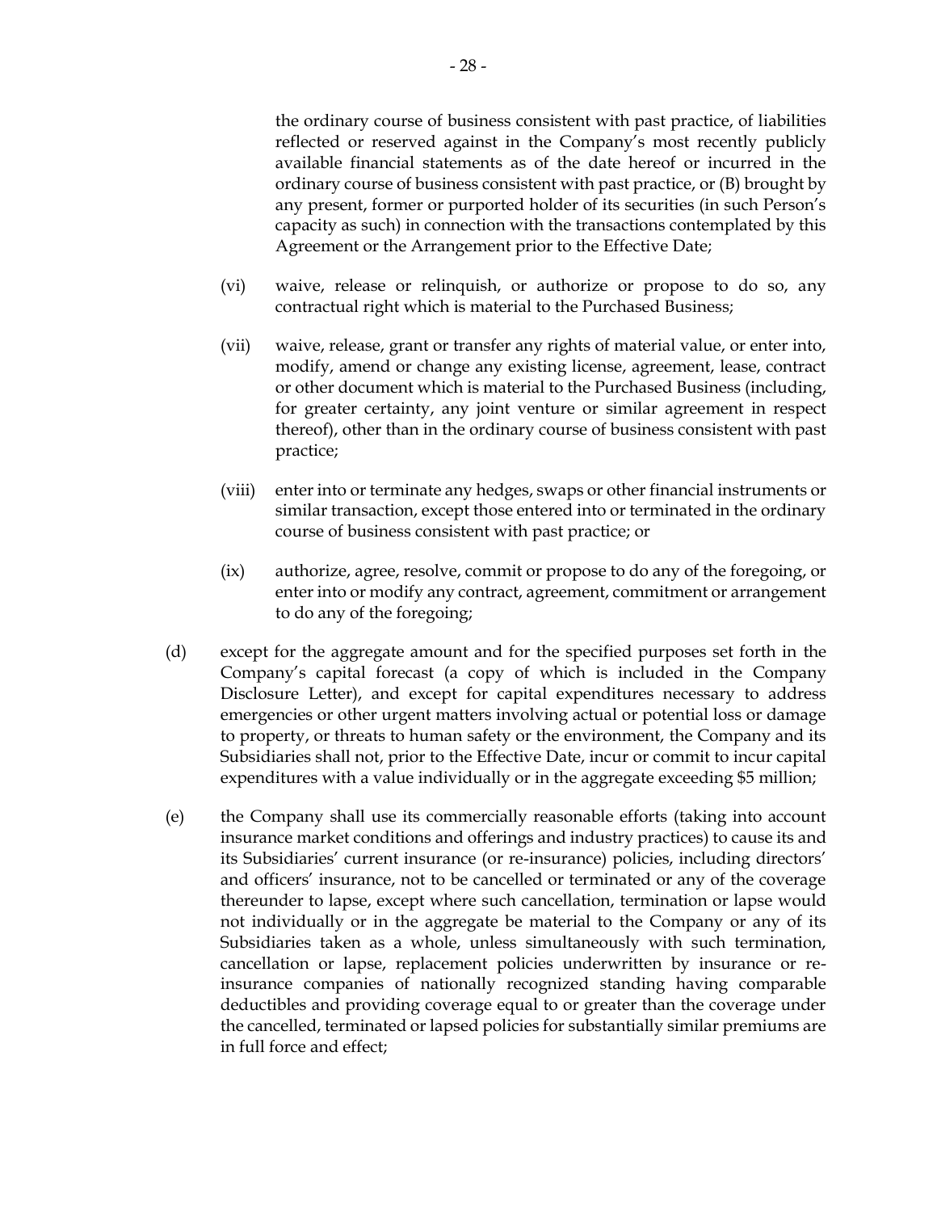the ordinary course of business consistent with past practice, of liabilities reflected or reserved against in the Company's most recently publicly available financial statements as of the date hereof or incurred in the ordinary course of business consistent with past practice, or (B) brought by any present, former or purported holder of its securities (in such Person's capacity as such) in connection with the transactions contemplated by this Agreement or the Arrangement prior to the Effective Date;

(vi) waive, release or relinquish, or authorize or propose to do so, any contractual right which is material to the Purchased Business;

(vii) waive, release, grant or transfer any rights of material value, or enter into, modify, amend or change any existing license, agreement, lease, contract or other document which is material to the Purchased Business (including, for greater certainty, any joint venture or similar agreement in respect thereof), other than in the ordinary course of business consistent with past practice;

(viii) enter into or terminate any hedges, swaps or other financial instruments or similar transaction, except those entered into or terminated in the ordinary course of business consistent with past practice; or

(ix) authorize, agree, resolve, commit or propose to do any of the foregoing, or enter into or modify any contract, agreement, commitment or arrangement to do any of the foregoing;

(d) except for the aggregate amount and for the specified purposes set forth in the Company's capital forecast (a copy of which is included in the Company Disclosure Letter), and except for capital expenditures necessary to address emergencies or other urgent matters involving actual or potential loss or damage to property, or threats to human safety or the environment, the Company and its Subsidiaries shall not, prior to the Effective Date, incur or commit to incur capital expenditures with a value individually or in the aggregate exceeding $5 million;

(e) the Company shall use its commercially reasonable efforts (taking into account insurance market conditions and offerings and industry practices) to cause its and its Subsidiaries' current insurance (or re-insurance) policies, including directors' and officers' insurance, not to be cancelled or terminated or any of the coverage thereunder to lapse, except where such cancellation, termination or lapse would not individually or in the aggregate be material to the Company or any of its Subsidiaries taken as a whole, unless simultaneously with such termination, cancellation or lapse, replacement policies underwritten by insurance or re-insurance companies of nationally recognized standing having comparable deductibles and providing coverage equal to or greater than the coverage under the cancelled, terminated or lapsed policies for substantially similar premiums are in full force and effect;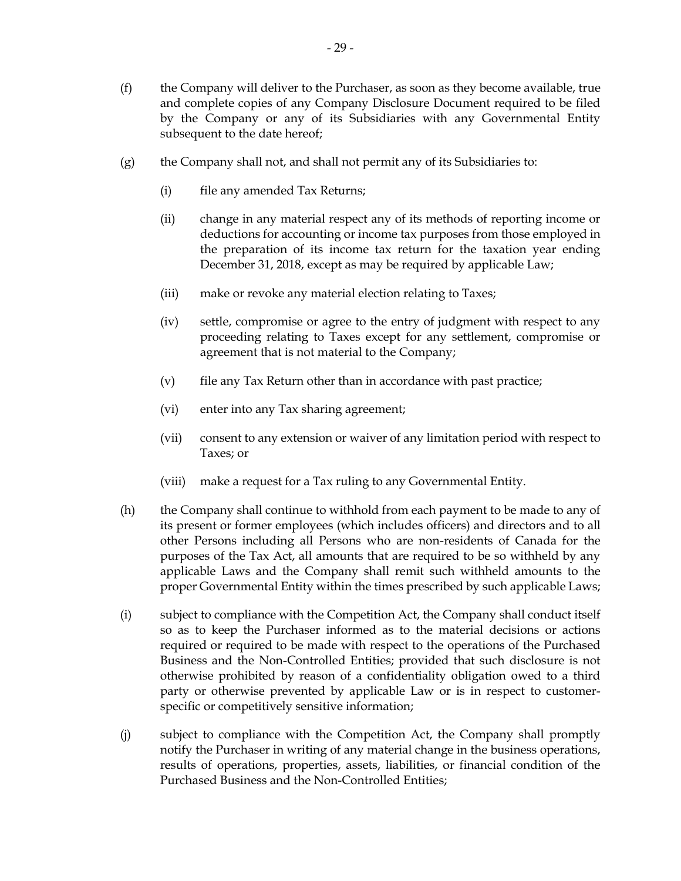(f) the Company will deliver to the Purchaser, as soon as they become available, true and complete copies of any Company Disclosure Document required to be filed by the Company or any of its Subsidiaries with any Governmental Entity subsequent to the date hereof;

(g) the Company shall not, and shall not permit any of its Subsidiaries to:

   (i) file any amended Tax Returns;

   (ii) change in any material respect any of its methods of reporting income or deductions for accounting or income tax purposes from those employed in the preparation of its income tax return for the taxation year ending December 31, 2018, except as may be required by applicable Law;

   (iii) make or revoke any material election relating to Taxes;

   (iv) settle, compromise or agree to the entry of judgment with respect to any proceeding relating to Taxes except for any settlement, compromise or agreement that is not material to the Company;

   (v) file any Tax Return other than in accordance with past practice;

   (vi) enter into any Tax sharing agreement;

   (vii) consent to any extension or waiver of any limitation period with respect to Taxes; or

   (viii) make a request for a Tax ruling to any Governmental Entity.

(h) the Company shall continue to withhold from each payment to be made to any of its present or former employees (which includes officers) and directors and to all other Persons including all Persons who are non-residents of Canada for the purposes of the Tax Act, all amounts that are required to be so withheld by any applicable Laws and the Company shall remit such withheld amounts to the proper Governmental Entity within the times prescribed by such applicable Laws;

(i) subject to compliance with the Competition Act, the Company shall conduct itself so as to keep the Purchaser informed as to the material decisions or actions required or required to be made with respect to the operations of the Purchased Business and the Non-Controlled Entities; provided that such disclosure is not otherwise prohibited by reason of a confidentiality obligation owed to a third party or otherwise prevented by applicable Law or is in respect to customer-specific or competitively sensitive information;

(j) subject to compliance with the Competition Act, the Company shall promptly notify the Purchaser in writing of any material change in the business operations, results of operations, properties, assets, liabilities, or financial condition of the Purchased Business and the Non-Controlled Entities;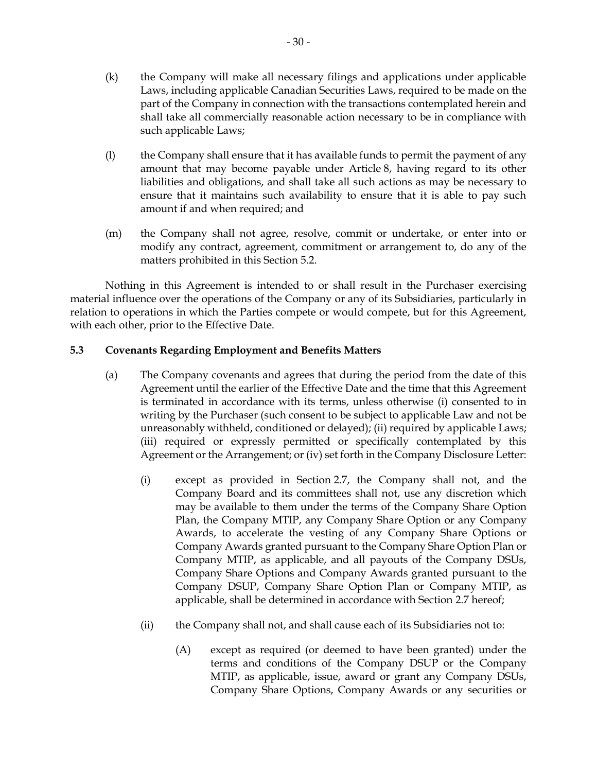(k) the Company will make all necessary filings and applications under applicable Laws, including applicable Canadian Securities Laws, required to be made on the part of the Company in connection with the transactions contemplated herein and shall take all commercially reasonable action necessary to be in compliance with such applicable Laws;

(l) the Company shall ensure that it has available funds to permit the payment of any amount that may become payable under Article 8, having regard to its other liabilities and obligations, and shall take all such actions as may be necessary to ensure that it maintains such availability to ensure that it is able to pay such amount if and when required; and

(m) the Company shall not agree, resolve, commit or undertake, or enter into or modify any contract, agreement, commitment or arrangement to, do any of the matters prohibited in this Section 5.2.

Nothing in this Agreement is intended to or shall result in the Purchaser exercising material influence over the operations of the Company or any of its Subsidiaries, particularly in relation to operations in which the Parties compete or would compete, but for this Agreement, with each other, prior to the Effective Date.

### 5.3 Covenants Regarding Employment and Benefits Matters

(a) The Company covenants and agrees that during the period from the date of this Agreement until the earlier of the Effective Date and the time that this Agreement is terminated in accordance with its terms, unless otherwise (i) consented to in writing by the Purchaser (such consent to be subject to applicable Law and not be unreasonably withheld, conditioned or delayed); (ii) required by applicable Laws; (iii) required or expressly permitted or specifically contemplated by this Agreement or the Arrangement; or (iv) set forth in the Company Disclosure Letter:

(i) except as provided in Section 2.7, the Company shall not, and the Company Board and its committees shall not, use any discretion which may be available to them under the terms of the Company Share Option Plan, the Company MTIP, any Company Share Option or any Company Awards, to accelerate the vesting of any Company Share Options or Company Awards granted pursuant to the Company Share Option Plan or Company MTIP, as applicable, and all payouts of the Company DSUs, Company Share Options and Company Awards granted pursuant to the Company DSUP, Company Share Option Plan or Company MTIP, as applicable, shall be determined in accordance with Section 2.7 hereof;

(ii) the Company shall not, and shall cause each of its Subsidiaries not to:

(A) except as required (or deemed to have been granted) under the terms and conditions of the Company DSUP or the Company MTIP, as applicable, issue, award or grant any Company DSUs, Company Share Options, Company Awards or any securities or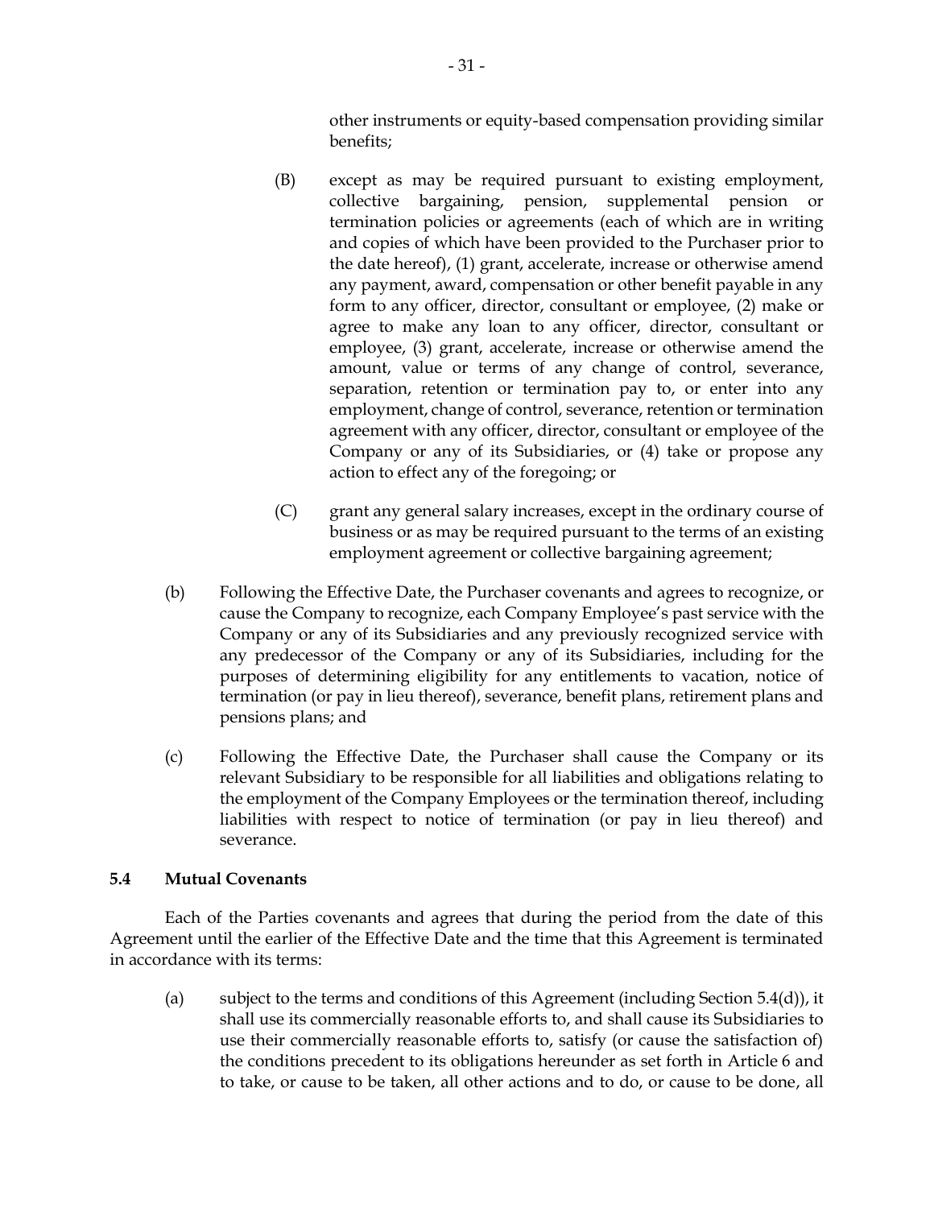other instruments or equity-based compensation providing similar benefits;

(B) except as may be required pursuant to existing employment, collective bargaining, pension, supplemental pension or termination policies or agreements (each of which are in writing and copies of which have been provided to the Purchaser prior to the date hereof), (1) grant, accelerate, increase or otherwise amend any payment, award, compensation or other benefit payable in any form to any officer, director, consultant or employee, (2) make or agree to make any loan to any officer, director, consultant or employee, (3) grant, accelerate, increase or otherwise amend the amount, value or terms of any change of control, severance, separation, retention or termination pay to, or enter into any employment, change of control, severance, retention or termination agreement with any officer, director, consultant or employee of the Company or any of its Subsidiaries, or (4) take or propose any action to effect any of the foregoing; or

(C) grant any general salary increases, except in the ordinary course of business or as may be required pursuant to the terms of an existing employment agreement or collective bargaining agreement;

(b) Following the Effective Date, the Purchaser covenants and agrees to recognize, or cause the Company to recognize, each Company Employee's past service with the Company or any of its Subsidiaries and any previously recognized service with any predecessor of the Company or any of its Subsidiaries, including for the purposes of determining eligibility for any entitlements to vacation, notice of termination (or pay in lieu thereof), severance, benefit plans, retirement plans and pensions plans; and

(c) Following the Effective Date, the Purchaser shall cause the Company or its relevant Subsidiary to be responsible for all liabilities and obligations relating to the employment of the Company Employees or the termination thereof, including liabilities with respect to notice of termination (or pay in lieu thereof) and severance.

### 5.4 Mutual Covenants

Each of the Parties covenants and agrees that during the period from the date of this Agreement until the earlier of the Effective Date and the time that this Agreement is terminated in accordance with its terms:

(a) subject to the terms and conditions of this Agreement (including Section 5.4(d)), it shall use its commercially reasonable efforts to, and shall cause its Subsidiaries to use their commercially reasonable efforts to, satisfy (or cause the satisfaction of) the conditions precedent to its obligations hereunder as set forth in Article 6 and to take, or cause to be taken, all other actions and to do, or cause to be done, all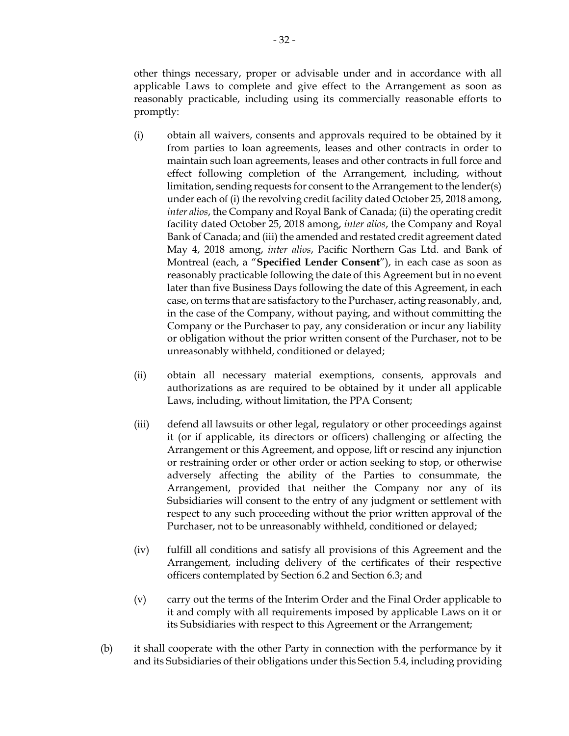other things necessary, proper or advisable under and in accordance with all applicable Laws to complete and give effect to the Arrangement as soon as reasonably practicable, including using its commercially reasonable efforts to promptly:

(i) obtain all waivers, consents and approvals required to be obtained by it from parties to loan agreements, leases and other contracts in order to maintain such loan agreements, leases and other contracts in full force and effect following completion of the Arrangement, including, without limitation, sending requests for consent to the Arrangement to the lender(s) under each of (i) the revolving credit facility dated October 25, 2018 among, *inter alios*, the Company and Royal Bank of Canada; (ii) the operating credit facility dated October 25, 2018 among, *inter alios*, the Company and Royal Bank of Canada; and (iii) the amended and restated credit agreement dated May 4, 2018 among, *inter alios*, Pacific Northern Gas Ltd. and Bank of Montreal (each, a "**Specified Lender Consent**"), in each case as soon as reasonably practicable following the date of this Agreement but in no event later than five Business Days following the date of this Agreement, in each case, on terms that are satisfactory to the Purchaser, acting reasonably, and, in the case of the Company, without paying, and without committing the Company or the Purchaser to pay, any consideration or incur any liability or obligation without the prior written consent of the Purchaser, not to be unreasonably withheld, conditioned or delayed;

(ii) obtain all necessary material exemptions, consents, approvals and authorizations as are required to be obtained by it under all applicable Laws, including, without limitation, the PPA Consent;

(iii) defend all lawsuits or other legal, regulatory or other proceedings against it (or if applicable, its directors or officers) challenging or affecting the Arrangement or this Agreement, and oppose, lift or rescind any injunction or restraining order or other order or action seeking to stop, or otherwise adversely affecting the ability of the Parties to consummate, the Arrangement, provided that neither the Company nor any of its Subsidiaries will consent to the entry of any judgment or settlement with respect to any such proceeding without the prior written approval of the Purchaser, not to be unreasonably withheld, conditioned or delayed;

(iv) fulfill all conditions and satisfy all provisions of this Agreement and the Arrangement, including delivery of the certificates of their respective officers contemplated by Section 6.2 and Section 6.3; and

(v) carry out the terms of the Interim Order and the Final Order applicable to it and comply with all requirements imposed by applicable Laws on it or its Subsidiaries with respect to this Agreement or the Arrangement;

(b) it shall cooperate with the other Party in connection with the performance by it and its Subsidiaries of their obligations under this Section 5.4, including providing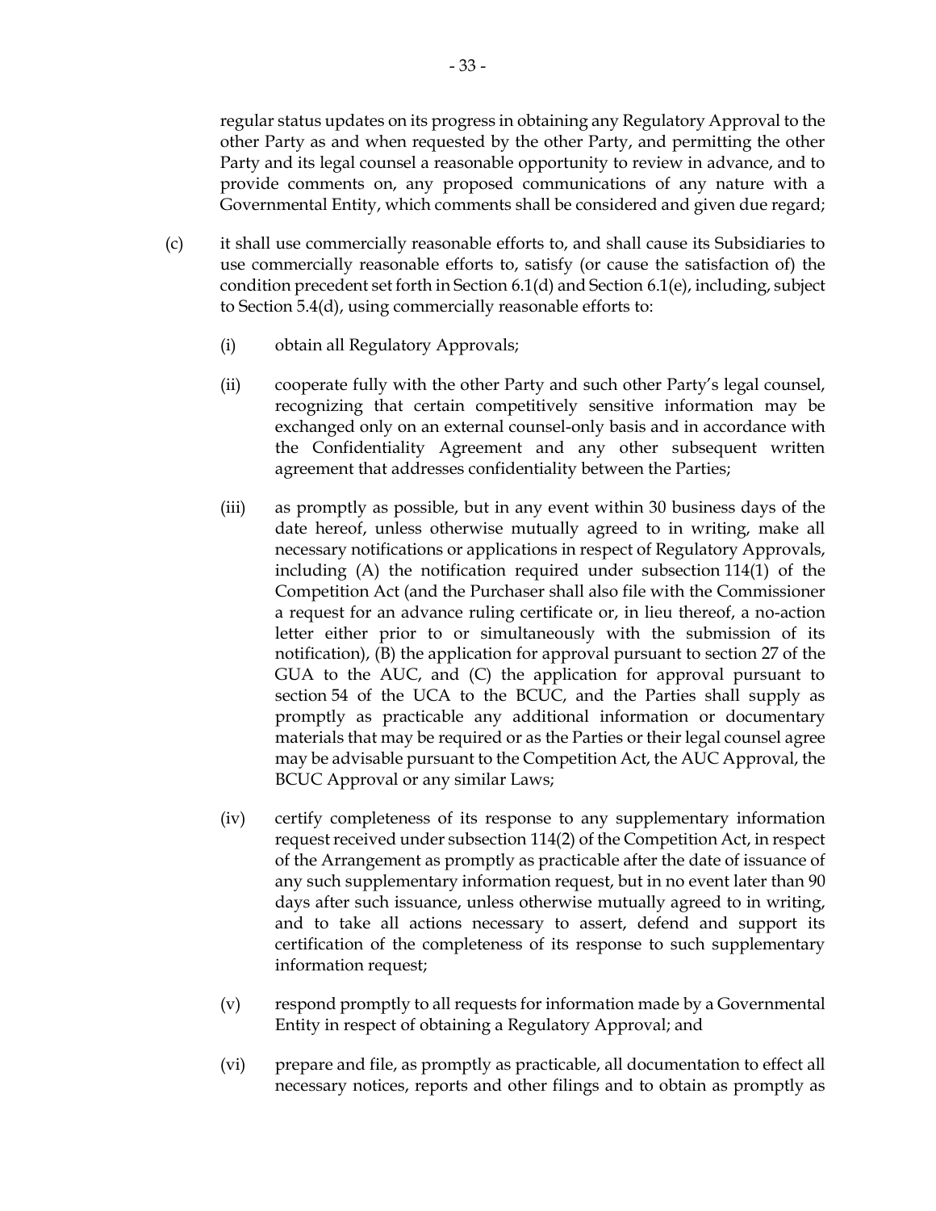regular status updates on its progress in obtaining any Regulatory Approval to the other Party as and when requested by the other Party, and permitting the other Party and its legal counsel a reasonable opportunity to review in advance, and to provide comments on, any proposed communications of any nature with a Governmental Entity, which comments shall be considered and given due regard;

(c) it shall use commercially reasonable efforts to, and shall cause its Subsidiaries to use commercially reasonable efforts to, satisfy (or cause the satisfaction of) the condition precedent set forth in Section 6.1(d) and Section 6.1(e), including, subject to Section 5.4(d), using commercially reasonable efforts to:

(i) obtain all Regulatory Approvals;

(ii) cooperate fully with the other Party and such other Party's legal counsel, recognizing that certain competitively sensitive information may be exchanged only on an external counsel-only basis and in accordance with the Confidentiality Agreement and any other subsequent written agreement that addresses confidentiality between the Parties;

(iii) as promptly as possible, but in any event within 30 business days of the date hereof, unless otherwise mutually agreed to in writing, make all necessary notifications or applications in respect of Regulatory Approvals, including (A) the notification required under subsection 114(1) of the Competition Act (and the Purchaser shall also file with the Commissioner a request for an advance ruling certificate or, in lieu thereof, a no-action letter either prior to or simultaneously with the submission of its notification), (B) the application for approval pursuant to section 27 of the GUA to the AUC, and (C) the application for approval pursuant to section 54 of the UCA to the BCUC, and the Parties shall supply as promptly as practicable any additional information or documentary materials that may be required or as the Parties or their legal counsel agree may be advisable pursuant to the Competition Act, the AUC Approval, the BCUC Approval or any similar Laws;

(iv) certify completeness of its response to any supplementary information request received under subsection 114(2) of the Competition Act, in respect of the Arrangement as promptly as practicable after the date of issuance of any such supplementary information request, but in no event later than 90 days after such issuance, unless otherwise mutually agreed to in writing, and to take all actions necessary to assert, defend and support its certification of the completeness of its response to such supplementary information request;

(v) respond promptly to all requests for information made by a Governmental Entity in respect of obtaining a Regulatory Approval; and

(vi) prepare and file, as promptly as practicable, all documentation to effect all necessary notices, reports and other filings and to obtain as promptly as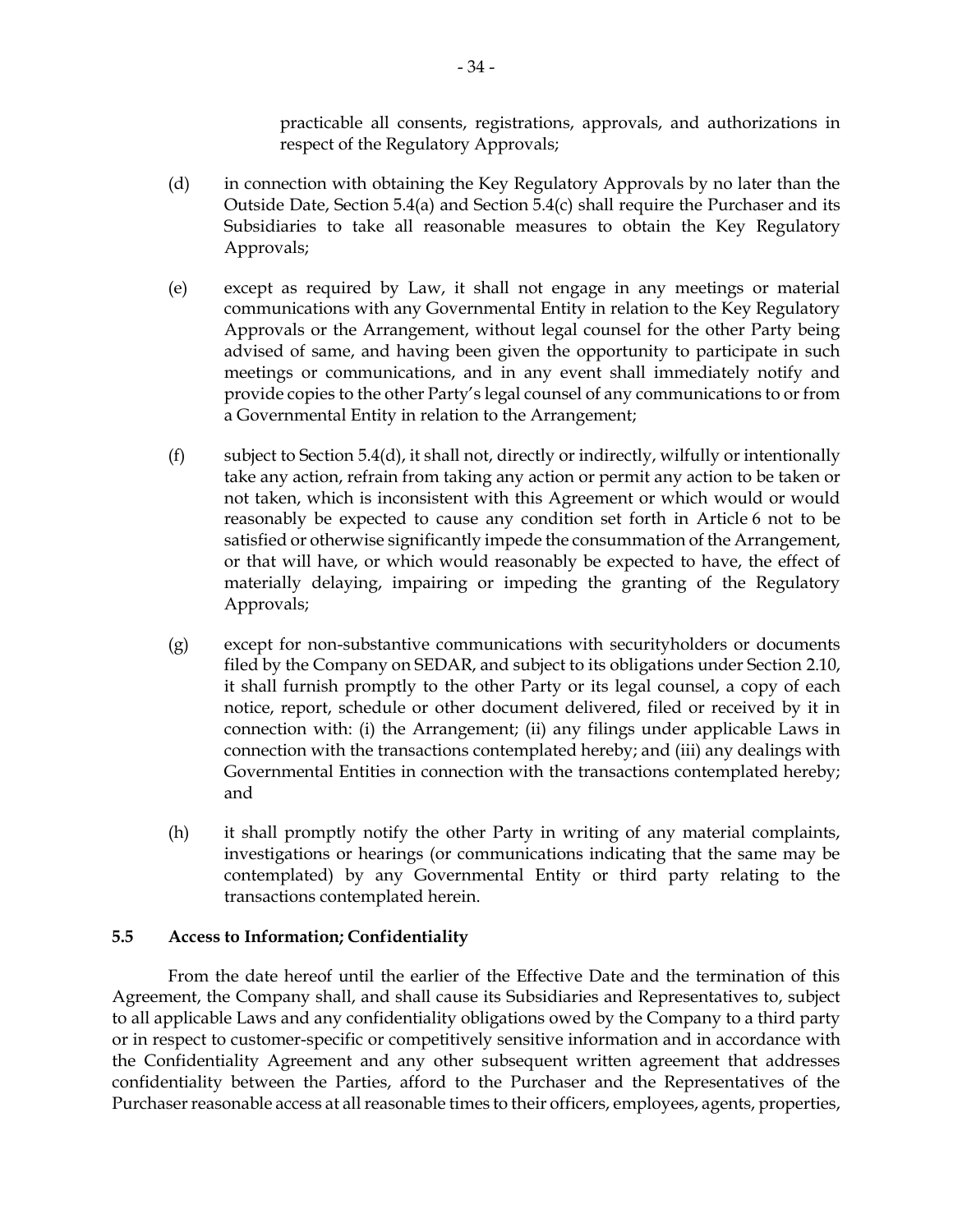practicable all consents, registrations, approvals, and authorizations in respect of the Regulatory Approvals;

(d) in connection with obtaining the Key Regulatory Approvals by no later than the Outside Date, Section 5.4(a) and Section 5.4(c) shall require the Purchaser and its Subsidiaries to take all reasonable measures to obtain the Key Regulatory Approvals;

(e) except as required by Law, it shall not engage in any meetings or material communications with any Governmental Entity in relation to the Key Regulatory Approvals or the Arrangement, without legal counsel for the other Party being advised of same, and having been given the opportunity to participate in such meetings or communications, and in any event shall immediately notify and provide copies to the other Party's legal counsel of any communications to or from a Governmental Entity in relation to the Arrangement;

(f) subject to Section 5.4(d), it shall not, directly or indirectly, wilfully or intentionally take any action, refrain from taking any action or permit any action to be taken or not taken, which is inconsistent with this Agreement or which would or would reasonably be expected to cause any condition set forth in Article 6 not to be satisfied or otherwise significantly impede the consummation of the Arrangement, or that will have, or which would reasonably be expected to have, the effect of materially delaying, impairing or impeding the granting of the Regulatory Approvals;

(g) except for non-substantive communications with securityholders or documents filed by the Company on SEDAR, and subject to its obligations under Section 2.10, it shall furnish promptly to the other Party or its legal counsel, a copy of each notice, report, schedule or other document delivered, filed or received by it in connection with: (i) the Arrangement; (ii) any filings under applicable Laws in connection with the transactions contemplated hereby; and (iii) any dealings with Governmental Entities in connection with the transactions contemplated hereby; and

(h) it shall promptly notify the other Party in writing of any material complaints, investigations or hearings (or communications indicating that the same may be contemplated) by any Governmental Entity or third party relating to the transactions contemplated herein.

**5.5 Access to Information; Confidentiality**

From the date hereof until the earlier of the Effective Date and the termination of this Agreement, the Company shall, and shall cause its Subsidiaries and Representatives to, subject to all applicable Laws and any confidentiality obligations owed by the Company to a third party or in respect to customer-specific or competitively sensitive information and in accordance with the Confidentiality Agreement and any other subsequent written agreement that addresses confidentiality between the Parties, afford to the Purchaser and the Representatives of the Purchaser reasonable access at all reasonable times to their officers, employees, agents, properties,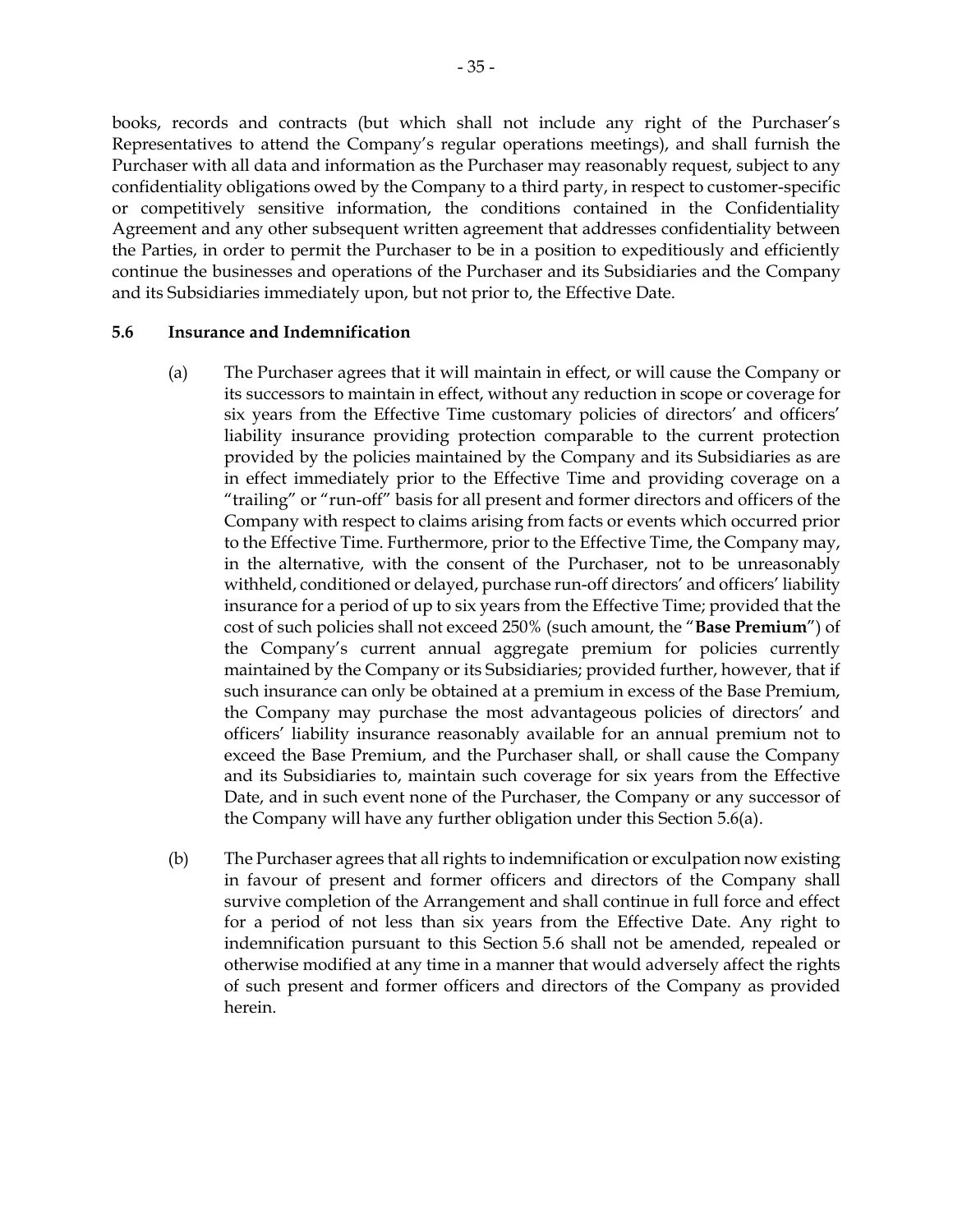books, records and contracts (but which shall not include any right of the Purchaser's Representatives to attend the Company's regular operations meetings), and shall furnish the Purchaser with all data and information as the Purchaser may reasonably request, subject to any confidentiality obligations owed by the Company to a third party, in respect to customer-specific or competitively sensitive information, the conditions contained in the Confidentiality Agreement and any other subsequent written agreement that addresses confidentiality between the Parties, in order to permit the Purchaser to be in a position to expeditiously and efficiently continue the businesses and operations of the Purchaser and its Subsidiaries and the Company and its Subsidiaries immediately upon, but not prior to, the Effective Date.

**5.6 Insurance and Indemnification**

(a) The Purchaser agrees that it will maintain in effect, or will cause the Company or its successors to maintain in effect, without any reduction in scope or coverage for six years from the Effective Time customary policies of directors' and officers' liability insurance providing protection comparable to the current protection provided by the policies maintained by the Company and its Subsidiaries as are in effect immediately prior to the Effective Time and providing coverage on a "trailing" or "run-off" basis for all present and former directors and officers of the Company with respect to claims arising from facts or events which occurred prior to the Effective Time. Furthermore, prior to the Effective Time, the Company may, in the alternative, with the consent of the Purchaser, not to be unreasonably withheld, conditioned or delayed, purchase run-off directors' and officers' liability insurance for a period of up to six years from the Effective Time; provided that the cost of such policies shall not exceed 250% (such amount, the "**Base Premium**") of the Company's current annual aggregate premium for policies currently maintained by the Company or its Subsidiaries; provided further, however, that if such insurance can only be obtained at a premium in excess of the Base Premium, the Company may purchase the most advantageous policies of directors' and officers' liability insurance reasonably available for an annual premium not to exceed the Base Premium, and the Purchaser shall, or shall cause the Company and its Subsidiaries to, maintain such coverage for six years from the Effective Date, and in such event none of the Purchaser, the Company or any successor of the Company will have any further obligation under this Section 5.6(a).

(b) The Purchaser agrees that all rights to indemnification or exculpation now existing in favour of present and former officers and directors of the Company shall survive completion of the Arrangement and shall continue in full force and effect for a period of not less than six years from the Effective Date. Any right to indemnification pursuant to this Section 5.6 shall not be amended, repealed or otherwise modified at any time in a manner that would adversely affect the rights of such present and former officers and directors of the Company as provided herein.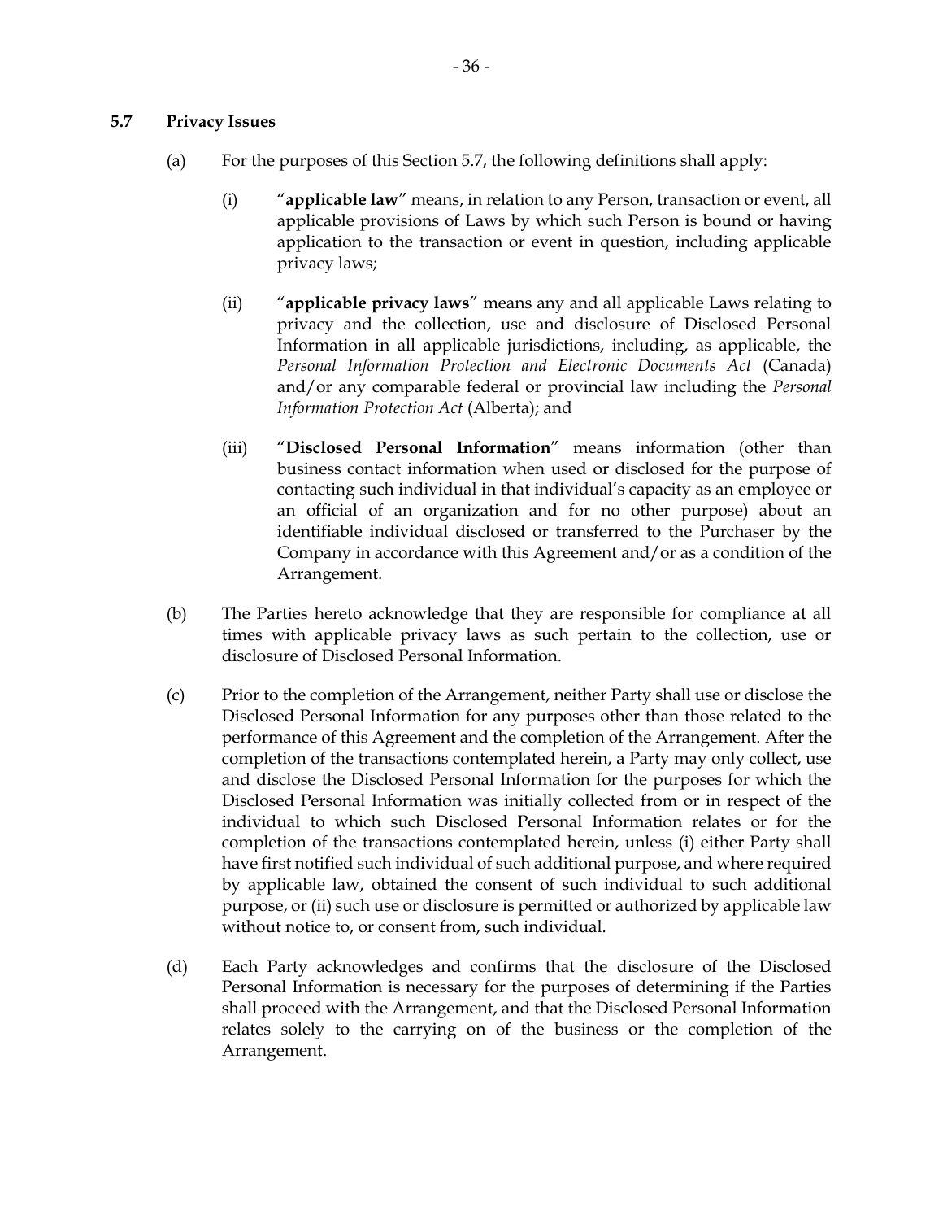### 5.7 Privacy Issues

(a) For the purposes of this Section 5.7, the following definitions shall apply:

(i) "**applicable law**" means, in relation to any Person, transaction or event, all applicable provisions of Laws by which such Person is bound or having application to the transaction or event in question, including applicable privacy laws;

(ii) "**applicable privacy laws**" means any and all applicable Laws relating to privacy and the collection, use and disclosure of Disclosed Personal Information in all applicable jurisdictions, including, as applicable, the *Personal Information Protection and Electronic Documents Act* (Canada) and/or any comparable federal or provincial law including the *Personal Information Protection Act* (Alberta); and

(iii) "**Disclosed Personal Information**" means information (other than business contact information when used or disclosed for the purpose of contacting such individual in that individual's capacity as an employee or an official of an organization and for no other purpose) about an identifiable individual disclosed or transferred to the Purchaser by the Company in accordance with this Agreement and/or as a condition of the Arrangement.

(b) The Parties hereto acknowledge that they are responsible for compliance at all times with applicable privacy laws as such pertain to the collection, use or disclosure of Disclosed Personal Information.

(c) Prior to the completion of the Arrangement, neither Party shall use or disclose the Disclosed Personal Information for any purposes other than those related to the performance of this Agreement and the completion of the Arrangement. After the completion of the transactions contemplated herein, a Party may only collect, use and disclose the Disclosed Personal Information for the purposes for which the Disclosed Personal Information was initially collected from or in respect of the individual to which such Disclosed Personal Information relates or for the completion of the transactions contemplated herein, unless (i) either Party shall have first notified such individual of such additional purpose, and where required by applicable law, obtained the consent of such individual to such additional purpose, or (ii) such use or disclosure is permitted or authorized by applicable law without notice to, or consent from, such individual.

(d) Each Party acknowledges and confirms that the disclosure of the Disclosed Personal Information is necessary for the purposes of determining if the Parties shall proceed with the Arrangement, and that the Disclosed Personal Information relates solely to the carrying on of the business or the completion of the Arrangement.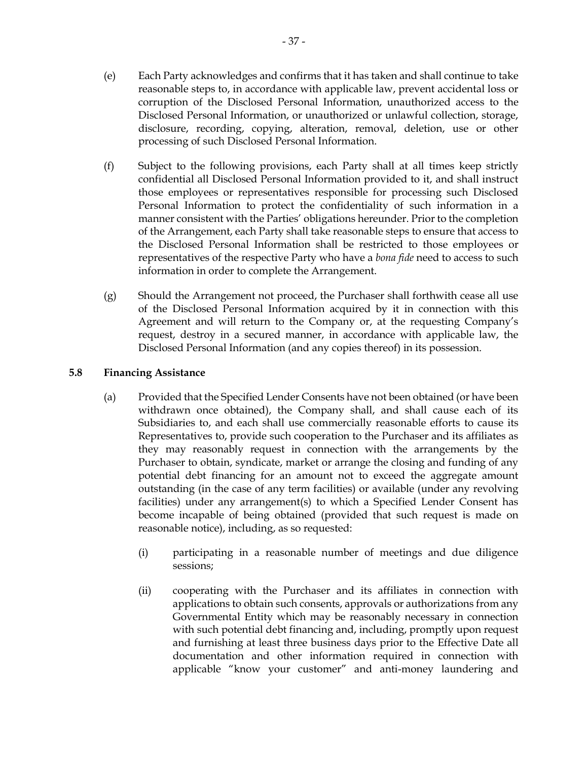(e) Each Party acknowledges and confirms that it has taken and shall continue to take reasonable steps to, in accordance with applicable law, prevent accidental loss or corruption of the Disclosed Personal Information, unauthorized access to the Disclosed Personal Information, or unauthorized or unlawful collection, storage, disclosure, recording, copying, alteration, removal, deletion, use or other processing of such Disclosed Personal Information.

(f) Subject to the following provisions, each Party shall at all times keep strictly confidential all Disclosed Personal Information provided to it, and shall instruct those employees or representatives responsible for processing such Disclosed Personal Information to protect the confidentiality of such information in a manner consistent with the Parties' obligations hereunder. Prior to the completion of the Arrangement, each Party shall take reasonable steps to ensure that access to the Disclosed Personal Information shall be restricted to those employees or representatives of the respective Party who have a *bona fide* need to access to such information in order to complete the Arrangement.

(g) Should the Arrangement not proceed, the Purchaser shall forthwith cease all use of the Disclosed Personal Information acquired by it in connection with this Agreement and will return to the Company or, at the requesting Company's request, destroy in a secured manner, in accordance with applicable law, the Disclosed Personal Information (and any copies thereof) in its possession.

**5.8 Financing Assistance**

(a) Provided that the Specified Lender Consents have not been obtained (or have been withdrawn once obtained), the Company shall, and shall cause each of its Subsidiaries to, and each shall use commercially reasonable efforts to cause its Representatives to, provide such cooperation to the Purchaser and its affiliates as they may reasonably request in connection with the arrangements by the Purchaser to obtain, syndicate, market or arrange the closing and funding of any potential debt financing for an amount not to exceed the aggregate amount outstanding (in the case of any term facilities) or available (under any revolving facilities) under any arrangement(s) to which a Specified Lender Consent has become incapable of being obtained (provided that such request is made on reasonable notice), including, as so requested:

(i) participating in a reasonable number of meetings and due diligence sessions;

(ii) cooperating with the Purchaser and its affiliates in connection with applications to obtain such consents, approvals or authorizations from any Governmental Entity which may be reasonably necessary in connection with such potential debt financing and, including, promptly upon request and furnishing at least three business days prior to the Effective Date all documentation and other information required in connection with applicable "know your customer" and anti-money laundering and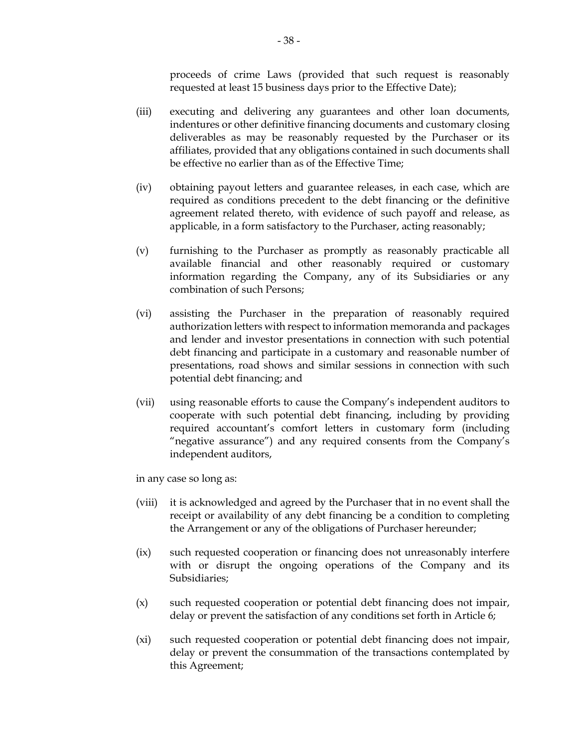proceeds of crime Laws (provided that such request is reasonably requested at least 15 business days prior to the Effective Date);

(iii) executing and delivering any guarantees and other loan documents, indentures or other definitive financing documents and customary closing deliverables as may be reasonably requested by the Purchaser or its affiliates, provided that any obligations contained in such documents shall be effective no earlier than as of the Effective Time;

(iv) obtaining payout letters and guarantee releases, in each case, which are required as conditions precedent to the debt financing or the definitive agreement related thereto, with evidence of such payoff and release, as applicable, in a form satisfactory to the Purchaser, acting reasonably;

(v) furnishing to the Purchaser as promptly as reasonably practicable all available financial and other reasonably required or customary information regarding the Company, any of its Subsidiaries or any combination of such Persons;

(vi) assisting the Purchaser in the preparation of reasonably required authorization letters with respect to information memoranda and packages and lender and investor presentations in connection with such potential debt financing and participate in a customary and reasonable number of presentations, road shows and similar sessions in connection with such potential debt financing; and

(vii) using reasonable efforts to cause the Company's independent auditors to cooperate with such potential debt financing, including by providing required accountant's comfort letters in customary form (including "negative assurance") and any required consents from the Company's independent auditors,

in any case so long as:

(viii) it is acknowledged and agreed by the Purchaser that in no event shall the receipt or availability of any debt financing be a condition to completing the Arrangement or any of the obligations of Purchaser hereunder;

(ix) such requested cooperation or financing does not unreasonably interfere with or disrupt the ongoing operations of the Company and its Subsidiaries;

(x) such requested cooperation or potential debt financing does not impair, delay or prevent the satisfaction of any conditions set forth in Article 6;

(xi) such requested cooperation or potential debt financing does not impair, delay or prevent the consummation of the transactions contemplated by this Agreement;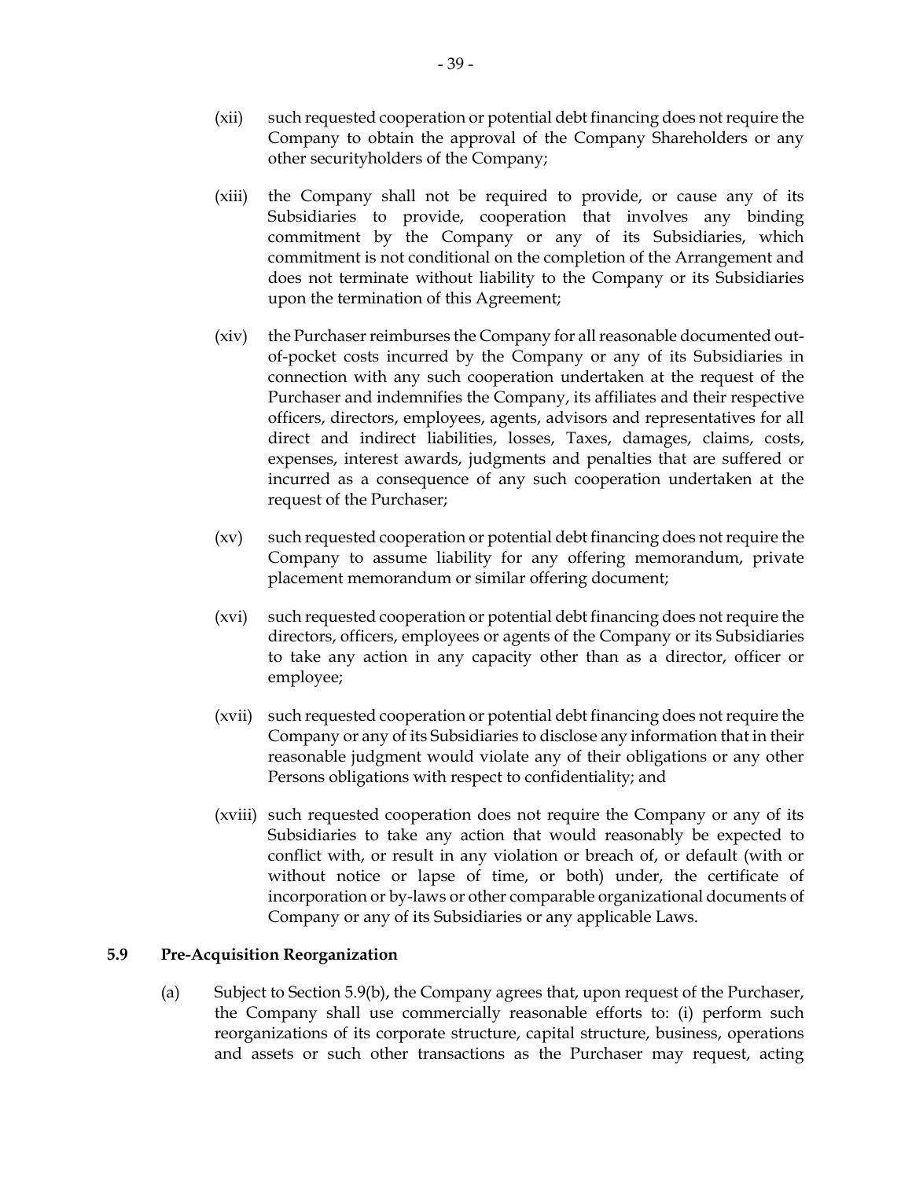(xii) such requested cooperation or potential debt financing does not require the Company to obtain the approval of the Company Shareholders or any other securityholders of the Company;

(xiii) the Company shall not be required to provide, or cause any of its Subsidiaries to provide, cooperation that involves any binding commitment by the Company or any of its Subsidiaries, which commitment is not conditional on the completion of the Arrangement and does not terminate without liability to the Company or its Subsidiaries upon the termination of this Agreement;

(xiv) the Purchaser reimburses the Company for all reasonable documented out-of-pocket costs incurred by the Company or any of its Subsidiaries in connection with any such cooperation undertaken at the request of the Purchaser and indemnifies the Company, its affiliates and their respective officers, directors, employees, agents, advisors and representatives for all direct and indirect liabilities, losses, Taxes, damages, claims, costs, expenses, interest awards, judgments and penalties that are suffered or incurred as a consequence of any such cooperation undertaken at the request of the Purchaser;

(xv) such requested cooperation or potential debt financing does not require the Company to assume liability for any offering memorandum, private placement memorandum or similar offering document;

(xvi) such requested cooperation or potential debt financing does not require the directors, officers, employees or agents of the Company or its Subsidiaries to take any action in any capacity other than as a director, officer or employee;

(xvii) such requested cooperation or potential debt financing does not require the Company or any of its Subsidiaries to disclose any information that in their reasonable judgment would violate any of their obligations or any other Persons obligations with respect to confidentiality; and

(xviii) such requested cooperation does not require the Company or any of its Subsidiaries to take any action that would reasonably be expected to conflict with, or result in any violation or breach of, or default (with or without notice or lapse of time, or both) under, the certificate of incorporation or by-laws or other comparable organizational documents of Company or any of its Subsidiaries or any applicable Laws.

**5.9 Pre-Acquisition Reorganization**

(a) Subject to Section 5.9(b), the Company agrees that, upon request of the Purchaser, the Company shall use commercially reasonable efforts to: (i) perform such reorganizations of its corporate structure, capital structure, business, operations and assets or such other transactions as the Purchaser may request, acting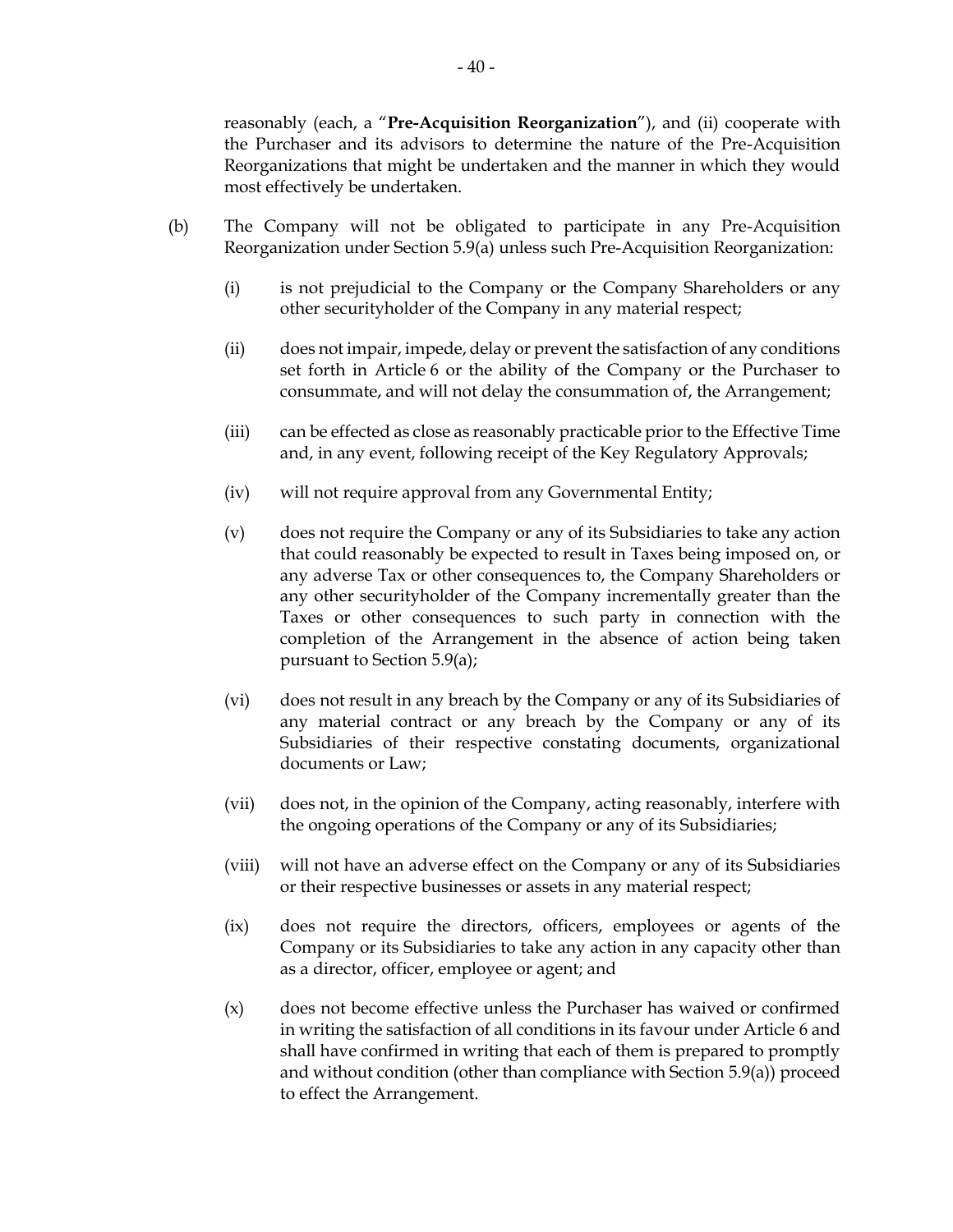reasonably (each, a "**Pre-Acquisition Reorganization**"), and (ii) cooperate with the Purchaser and its advisors to determine the nature of the Pre-Acquisition Reorganizations that might be undertaken and the manner in which they would most effectively be undertaken.

(b) The Company will not be obligated to participate in any Pre-Acquisition Reorganization under Section 5.9(a) unless such Pre-Acquisition Reorganization:

(i) is not prejudicial to the Company or the Company Shareholders or any other securityholder of the Company in any material respect;

(ii) does not impair, impede, delay or prevent the satisfaction of any conditions set forth in Article 6 or the ability of the Company or the Purchaser to consummate, and will not delay the consummation of, the Arrangement;

(iii) can be effected as close as reasonably practicable prior to the Effective Time and, in any event, following receipt of the Key Regulatory Approvals;

(iv) will not require approval from any Governmental Entity;

(v) does not require the Company or any of its Subsidiaries to take any action that could reasonably be expected to result in Taxes being imposed on, or any adverse Tax or other consequences to, the Company Shareholders or any other securityholder of the Company incrementally greater than the Taxes or other consequences to such party in connection with the completion of the Arrangement in the absence of action being taken pursuant to Section 5.9(a);

(vi) does not result in any breach by the Company or any of its Subsidiaries of any material contract or any breach by the Company or any of its Subsidiaries of their respective constating documents, organizational documents or Law;

(vii) does not, in the opinion of the Company, acting reasonably, interfere with the ongoing operations of the Company or any of its Subsidiaries;

(viii) will not have an adverse effect on the Company or any of its Subsidiaries or their respective businesses or assets in any material respect;

(ix) does not require the directors, officers, employees or agents of the Company or its Subsidiaries to take any action in any capacity other than as a director, officer, employee or agent; and

(x) does not become effective unless the Purchaser has waived or confirmed in writing the satisfaction of all conditions in its favour under Article 6 and shall have confirmed in writing that each of them is prepared to promptly and without condition (other than compliance with Section 5.9(a)) proceed to effect the Arrangement.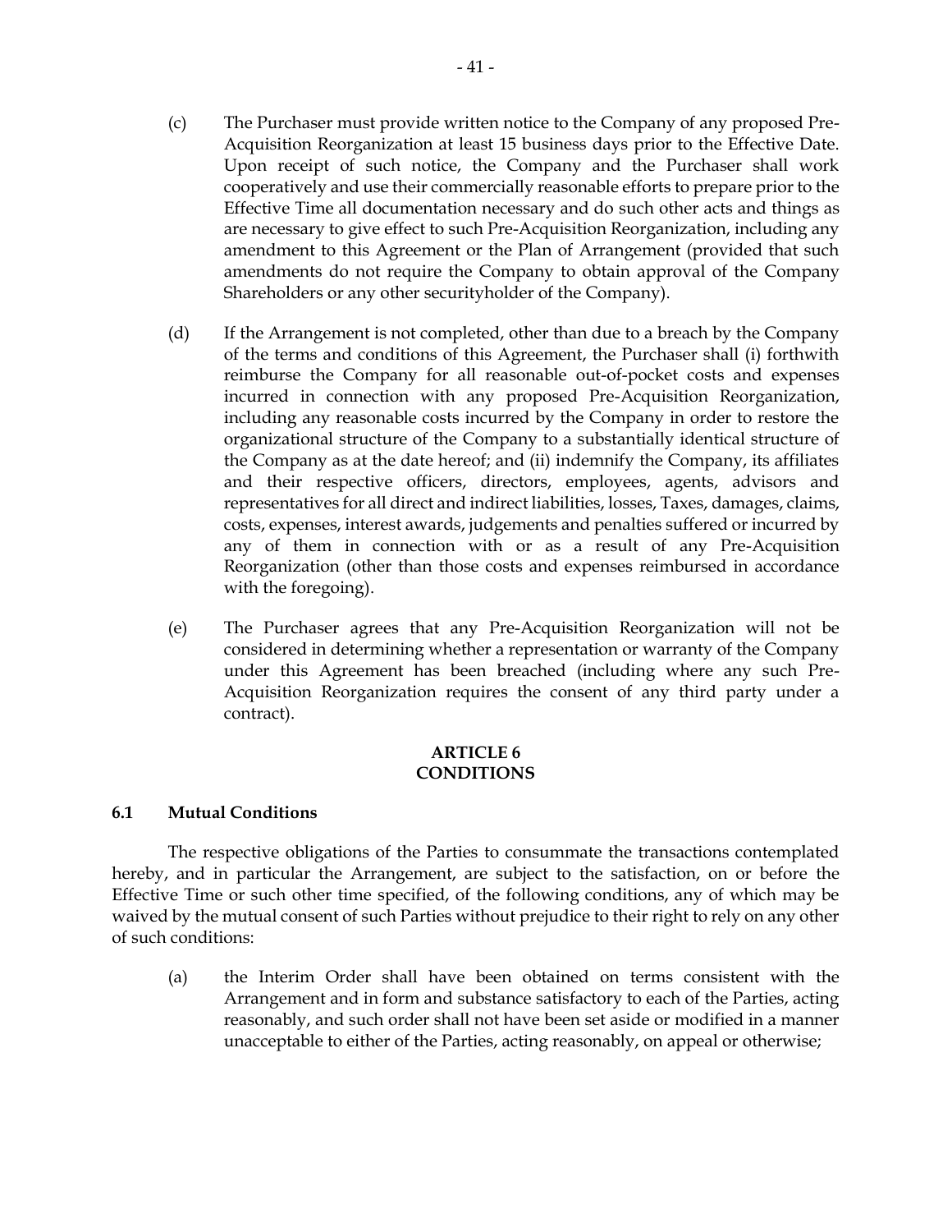(c) The Purchaser must provide written notice to the Company of any proposed Pre-Acquisition Reorganization at least 15 business days prior to the Effective Date. Upon receipt of such notice, the Company and the Purchaser shall work cooperatively and use their commercially reasonable efforts to prepare prior to the Effective Time all documentation necessary and do such other acts and things as are necessary to give effect to such Pre-Acquisition Reorganization, including any amendment to this Agreement or the Plan of Arrangement (provided that such amendments do not require the Company to obtain approval of the Company Shareholders or any other securityholder of the Company).

(d) If the Arrangement is not completed, other than due to a breach by the Company of the terms and conditions of this Agreement, the Purchaser shall (i) forthwith reimburse the Company for all reasonable out-of-pocket costs and expenses incurred in connection with any proposed Pre-Acquisition Reorganization, including any reasonable costs incurred by the Company in order to restore the organizational structure of the Company to a substantially identical structure of the Company as at the date hereof; and (ii) indemnify the Company, its affiliates and their respective officers, directors, employees, agents, advisors and representatives for all direct and indirect liabilities, losses, Taxes, damages, claims, costs, expenses, interest awards, judgements and penalties suffered or incurred by any of them in connection with or as a result of any Pre-Acquisition Reorganization (other than those costs and expenses reimbursed in accordance with the foregoing).

(e) The Purchaser agrees that any Pre-Acquisition Reorganization will not be considered in determining whether a representation or warranty of the Company under this Agreement has been breached (including where any such Pre-Acquisition Reorganization requires the consent of any third party under a contract).

## ARTICLE 6
## CONDITIONS

### 6.1 Mutual Conditions

The respective obligations of the Parties to consummate the transactions contemplated hereby, and in particular the Arrangement, are subject to the satisfaction, on or before the Effective Time or such other time specified, of the following conditions, any of which may be waived by the mutual consent of such Parties without prejudice to their right to rely on any other of such conditions:

(a) the Interim Order shall have been obtained on terms consistent with the Arrangement and in form and substance satisfactory to each of the Parties, acting reasonably, and such order shall not have been set aside or modified in a manner unacceptable to either of the Parties, acting reasonably, on appeal or otherwise;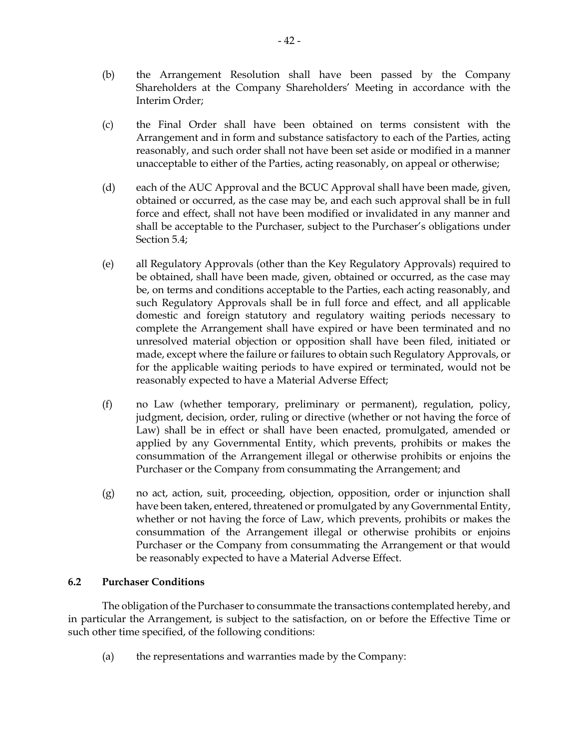(b) the Arrangement Resolution shall have been passed by the Company Shareholders at the Company Shareholders' Meeting in accordance with the Interim Order;

(c) the Final Order shall have been obtained on terms consistent with the Arrangement and in form and substance satisfactory to each of the Parties, acting reasonably, and such order shall not have been set aside or modified in a manner unacceptable to either of the Parties, acting reasonably, on appeal or otherwise;

(d) each of the AUC Approval and the BCUC Approval shall have been made, given, obtained or occurred, as the case may be, and each such approval shall be in full force and effect, shall not have been modified or invalidated in any manner and shall be acceptable to the Purchaser, subject to the Purchaser's obligations under Section 5.4;

(e) all Regulatory Approvals (other than the Key Regulatory Approvals) required to be obtained, shall have been made, given, obtained or occurred, as the case may be, on terms and conditions acceptable to the Parties, each acting reasonably, and such Regulatory Approvals shall be in full force and effect, and all applicable domestic and foreign statutory and regulatory waiting periods necessary to complete the Arrangement shall have expired or have been terminated and no unresolved material objection or opposition shall have been filed, initiated or made, except where the failure or failures to obtain such Regulatory Approvals, or for the applicable waiting periods to have expired or terminated, would not be reasonably expected to have a Material Adverse Effect;

(f) no Law (whether temporary, preliminary or permanent), regulation, policy, judgment, decision, order, ruling or directive (whether or not having the force of Law) shall be in effect or shall have been enacted, promulgated, amended or applied by any Governmental Entity, which prevents, prohibits or makes the consummation of the Arrangement illegal or otherwise prohibits or enjoins the Purchaser or the Company from consummating the Arrangement; and

(g) no act, action, suit, proceeding, objection, opposition, order or injunction shall have been taken, entered, threatened or promulgated by any Governmental Entity, whether or not having the force of Law, which prevents, prohibits or makes the consummation of the Arrangement illegal or otherwise prohibits or enjoins Purchaser or the Company from consummating the Arrangement or that would be reasonably expected to have a Material Adverse Effect.

### 6.2 Purchaser Conditions

The obligation of the Purchaser to consummate the transactions contemplated hereby, and in particular the Arrangement, is subject to the satisfaction, on or before the Effective Time or such other time specified, of the following conditions:

(a) the representations and warranties made by the Company: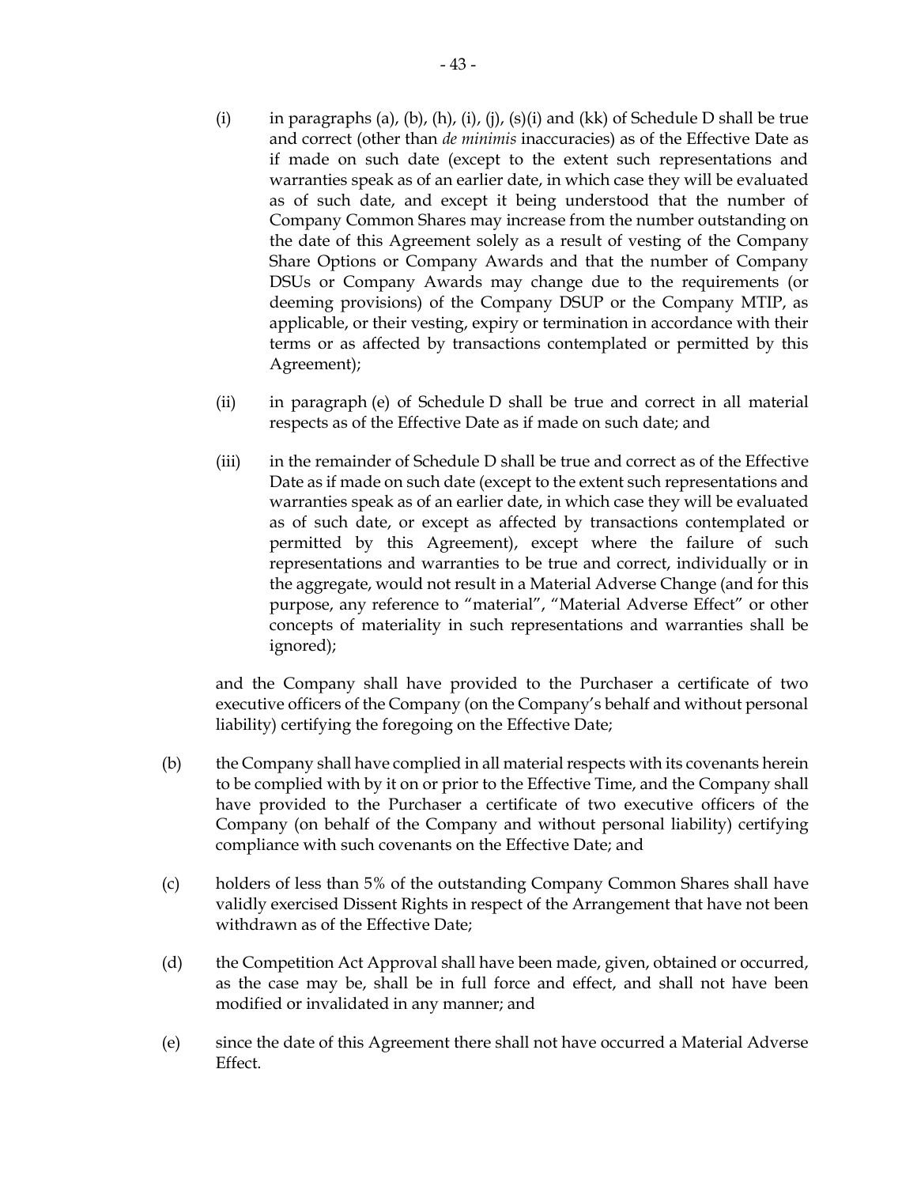(i) in paragraphs (a), (b), (h), (i), (j), (s)(i) and (kk) of Schedule D shall be true and correct (other than *de minimis* inaccuracies) as of the Effective Date as if made on such date (except to the extent such representations and warranties speak as of an earlier date, in which case they will be evaluated as of such date, and except it being understood that the number of Company Common Shares may increase from the number outstanding on the date of this Agreement solely as a result of vesting of the Company Share Options or Company Awards and that the number of Company DSUs or Company Awards may change due to the requirements (or deeming provisions) of the Company DSUP or the Company MTIP, as applicable, or their vesting, expiry or termination in accordance with their terms or as affected by transactions contemplated or permitted by this Agreement);

(ii) in paragraph (e) of Schedule D shall be true and correct in all material respects as of the Effective Date as if made on such date; and

(iii) in the remainder of Schedule D shall be true and correct as of the Effective Date as if made on such date (except to the extent such representations and warranties speak as of an earlier date, in which case they will be evaluated as of such date, or except as affected by transactions contemplated or permitted by this Agreement), except where the failure of such representations and warranties to be true and correct, individually or in the aggregate, would not result in a Material Adverse Change (and for this purpose, any reference to "material", "Material Adverse Effect" or other concepts of materiality in such representations and warranties shall be ignored);

and the Company shall have provided to the Purchaser a certificate of two executive officers of the Company (on the Company's behalf and without personal liability) certifying the foregoing on the Effective Date;

(b) the Company shall have complied in all material respects with its covenants herein to be complied with by it on or prior to the Effective Time, and the Company shall have provided to the Purchaser a certificate of two executive officers of the Company (on behalf of the Company and without personal liability) certifying compliance with such covenants on the Effective Date; and

(c) holders of less than 5% of the outstanding Company Common Shares shall have validly exercised Dissent Rights in respect of the Arrangement that have not been withdrawn as of the Effective Date;

(d) the Competition Act Approval shall have been made, given, obtained or occurred, as the case may be, shall be in full force and effect, and shall not have been modified or invalidated in any manner; and

(e) since the date of this Agreement there shall not have occurred a Material Adverse Effect.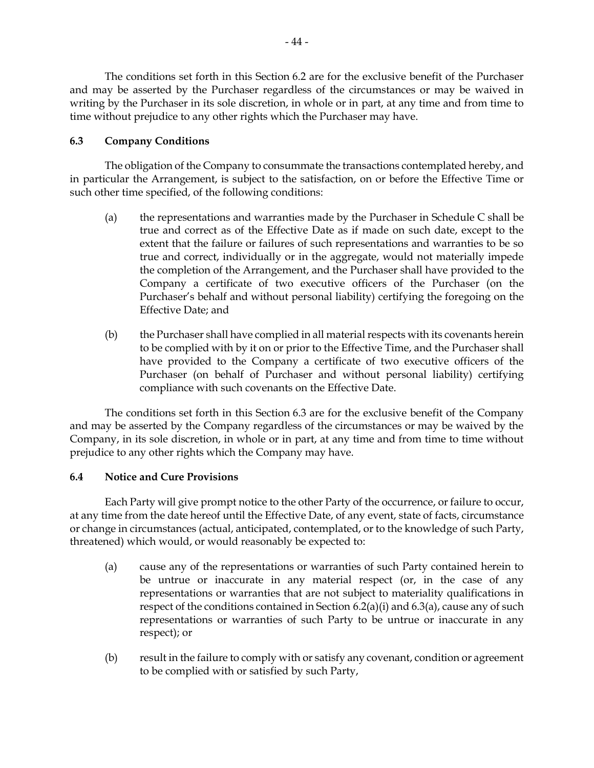The conditions set forth in this Section 6.2 are for the exclusive benefit of the Purchaser and may be asserted by the Purchaser regardless of the circumstances or may be waived in writing by the Purchaser in its sole discretion, in whole or in part, at any time and from time to time without prejudice to any other rights which the Purchaser may have.

### 6.3 Company Conditions

The obligation of the Company to consummate the transactions contemplated hereby, and in particular the Arrangement, is subject to the satisfaction, on or before the Effective Time or such other time specified, of the following conditions:

(a) the representations and warranties made by the Purchaser in Schedule C shall be true and correct as of the Effective Date as if made on such date, except to the extent that the failure or failures of such representations and warranties to be so true and correct, individually or in the aggregate, would not materially impede the completion of the Arrangement, and the Purchaser shall have provided to the Company a certificate of two executive officers of the Purchaser (on the Purchaser's behalf and without personal liability) certifying the foregoing on the Effective Date; and

(b) the Purchaser shall have complied in all material respects with its covenants herein to be complied with by it on or prior to the Effective Time, and the Purchaser shall have provided to the Company a certificate of two executive officers of the Purchaser (on behalf of Purchaser and without personal liability) certifying compliance with such covenants on the Effective Date.

The conditions set forth in this Section 6.3 are for the exclusive benefit of the Company and may be asserted by the Company regardless of the circumstances or may be waived by the Company, in its sole discretion, in whole or in part, at any time and from time to time without prejudice to any other rights which the Company may have.

### 6.4 Notice and Cure Provisions

Each Party will give prompt notice to the other Party of the occurrence, or failure to occur, at any time from the date hereof until the Effective Date, of any event, state of facts, circumstance or change in circumstances (actual, anticipated, contemplated, or to the knowledge of such Party, threatened) which would, or would reasonably be expected to:

(a) cause any of the representations or warranties of such Party contained herein to be untrue or inaccurate in any material respect (or, in the case of any representations or warranties that are not subject to materiality qualifications in respect of the conditions contained in Section 6.2(a)(i) and 6.3(a), cause any of such representations or warranties of such Party to be untrue or inaccurate in any respect); or

(b) result in the failure to comply with or satisfy any covenant, condition or agreement to be complied with or satisfied by such Party,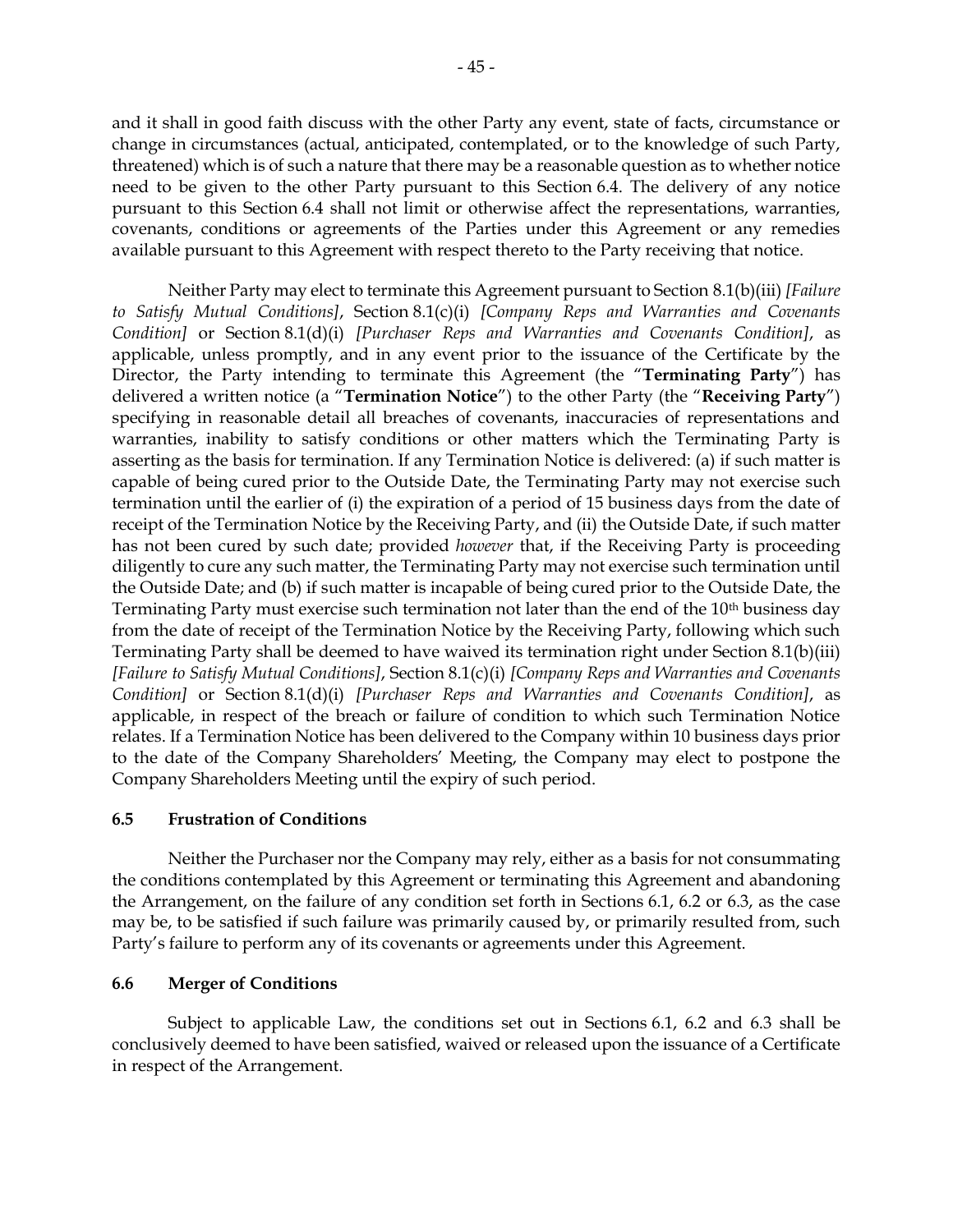and it shall in good faith discuss with the other Party any event, state of facts, circumstance or change in circumstances (actual, anticipated, contemplated, or to the knowledge of such Party, threatened) which is of such a nature that there may be a reasonable question as to whether notice need to be given to the other Party pursuant to this Section 6.4. The delivery of any notice pursuant to this Section 6.4 shall not limit or otherwise affect the representations, warranties, covenants, conditions or agreements of the Parties under this Agreement or any remedies available pursuant to this Agreement with respect thereto to the Party receiving that notice.

Neither Party may elect to terminate this Agreement pursuant to Section 8.1(b)(iii) *[Failure to Satisfy Mutual Conditions]*, Section 8.1(c)(i) *[Company Reps and Warranties and Covenants Condition]* or Section 8.1(d)(i) *[Purchaser Reps and Warranties and Covenants Condition]*, as applicable, unless promptly, and in any event prior to the issuance of the Certificate by the Director, the Party intending to terminate this Agreement (the "**Terminating Party**") has delivered a written notice (a "**Termination Notice**") to the other Party (the "**Receiving Party**") specifying in reasonable detail all breaches of covenants, inaccuracies of representations and warranties, inability to satisfy conditions or other matters which the Terminating Party is asserting as the basis for termination. If any Termination Notice is delivered: (a) if such matter is capable of being cured prior to the Outside Date, the Terminating Party may not exercise such termination until the earlier of (i) the expiration of a period of 15 business days from the date of receipt of the Termination Notice by the Receiving Party, and (ii) the Outside Date, if such matter has not been cured by such date; provided *however* that, if the Receiving Party is proceeding diligently to cure any such matter, the Terminating Party may not exercise such termination until the Outside Date; and (b) if such matter is incapable of being cured prior to the Outside Date, the Terminating Party must exercise such termination not later than the end of the 10th business day from the date of receipt of the Termination Notice by the Receiving Party, following which such Terminating Party shall be deemed to have waived its termination right under Section 8.1(b)(iii) *[Failure to Satisfy Mutual Conditions]*, Section 8.1(c)(i) *[Company Reps and Warranties and Covenants Condition]* or Section 8.1(d)(i) *[Purchaser Reps and Warranties and Covenants Condition]*, as applicable, in respect of the breach or failure of condition to which such Termination Notice relates. If a Termination Notice has been delivered to the Company within 10 business days prior to the date of the Company Shareholders' Meeting, the Company may elect to postpone the Company Shareholders Meeting until the expiry of such period.

### 6.5 Frustration of Conditions

Neither the Purchaser nor the Company may rely, either as a basis for not consummating the conditions contemplated by this Agreement or terminating this Agreement and abandoning the Arrangement, on the failure of any condition set forth in Sections 6.1, 6.2 or 6.3, as the case may be, to be satisfied if such failure was primarily caused by, or primarily resulted from, such Party's failure to perform any of its covenants or agreements under this Agreement.

### 6.6 Merger of Conditions

Subject to applicable Law, the conditions set out in Sections 6.1, 6.2 and 6.3 shall be conclusively deemed to have been satisfied, waived or released upon the issuance of a Certificate in respect of the Arrangement.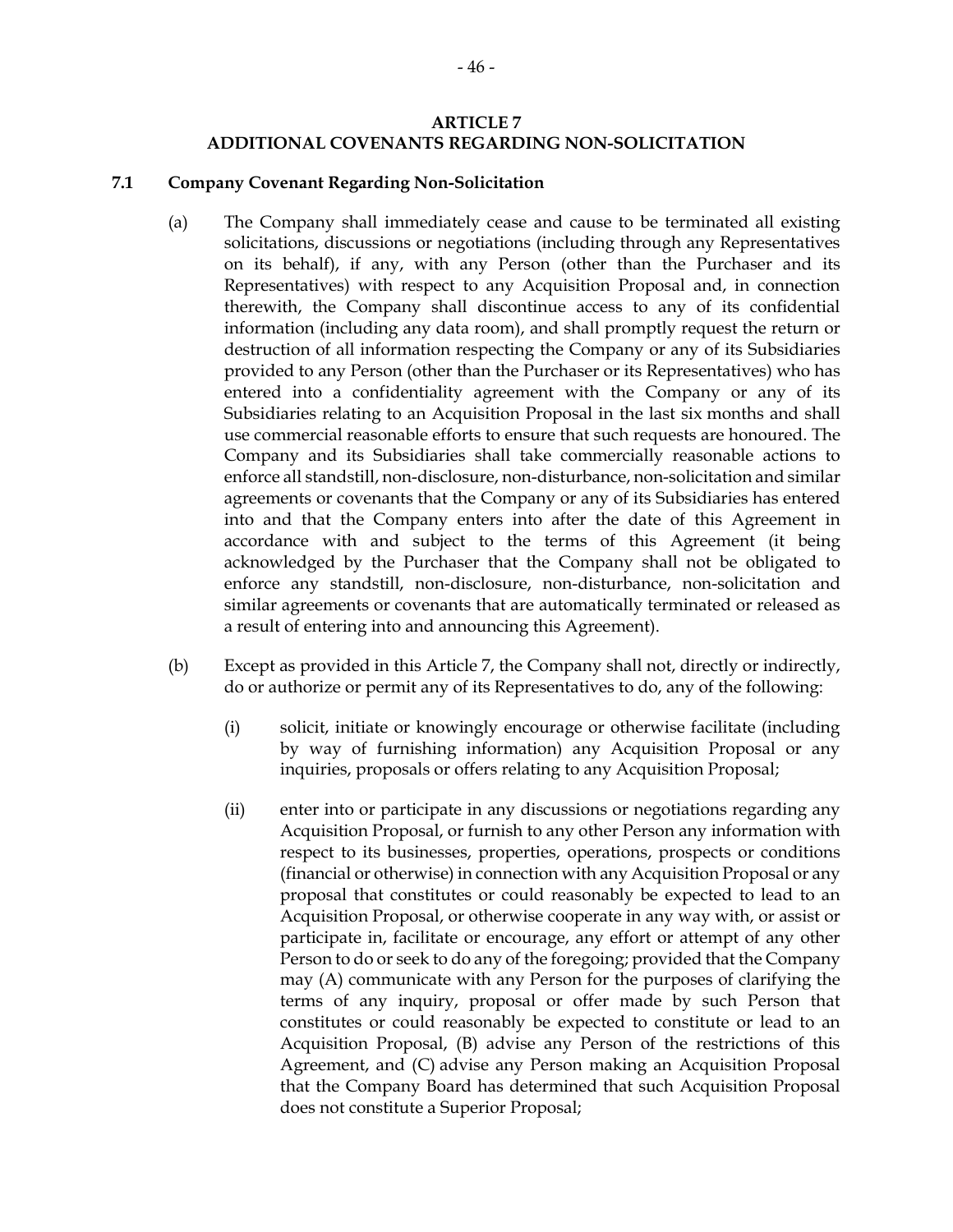## ARTICLE 7
## ADDITIONAL COVENANTS REGARDING NON-SOLICITATION

### 7.1 Company Covenant Regarding Non-Solicitation

(a) The Company shall immediately cease and cause to be terminated all existing solicitations, discussions or negotiations (including through any Representatives on its behalf), if any, with any Person (other than the Purchaser and its Representatives) with respect to any Acquisition Proposal and, in connection therewith, the Company shall discontinue access to any of its confidential information (including any data room), and shall promptly request the return or destruction of all information respecting the Company or any of its Subsidiaries provided to any Person (other than the Purchaser or its Representatives) who has entered into a confidentiality agreement with the Company or any of its Subsidiaries relating to an Acquisition Proposal in the last six months and shall use commercial reasonable efforts to ensure that such requests are honoured. The Company and its Subsidiaries shall take commercially reasonable actions to enforce all standstill, non-disclosure, non-disturbance, non-solicitation and similar agreements or covenants that the Company or any of its Subsidiaries has entered into and that the Company enters into after the date of this Agreement in accordance with and subject to the terms of this Agreement (it being acknowledged by the Purchaser that the Company shall not be obligated to enforce any standstill, non-disclosure, non-disturbance, non-solicitation and similar agreements or covenants that are automatically terminated or released as a result of entering into and announcing this Agreement).

(b) Except as provided in this Article 7, the Company shall not, directly or indirectly, do or authorize or permit any of its Representatives to do, any of the following:

(i) solicit, initiate or knowingly encourage or otherwise facilitate (including by way of furnishing information) any Acquisition Proposal or any inquiries, proposals or offers relating to any Acquisition Proposal;

(ii) enter into or participate in any discussions or negotiations regarding any Acquisition Proposal, or furnish to any other Person any information with respect to its businesses, properties, operations, prospects or conditions (financial or otherwise) in connection with any Acquisition Proposal or any proposal that constitutes or could reasonably be expected to lead to an Acquisition Proposal, or otherwise cooperate in any way with, or assist or participate in, facilitate or encourage, any effort or attempt of any other Person to do or seek to do any of the foregoing; provided that the Company may (A) communicate with any Person for the purposes of clarifying the terms of any inquiry, proposal or offer made by such Person that constitutes or could reasonably be expected to constitute or lead to an Acquisition Proposal, (B) advise any Person of the restrictions of this Agreement, and (C) advise any Person making an Acquisition Proposal that the Company Board has determined that such Acquisition Proposal does not constitute a Superior Proposal;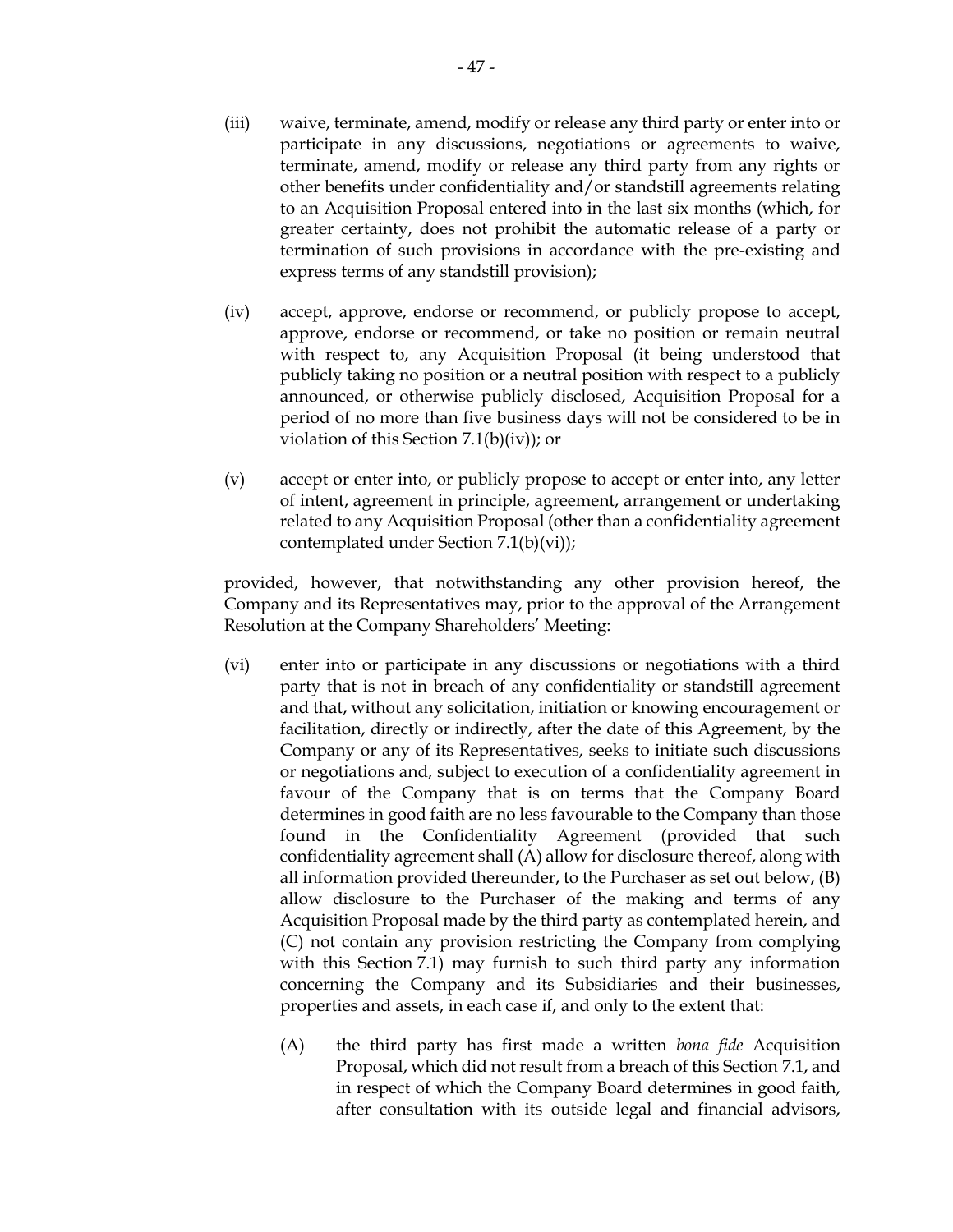(iii) waive, terminate, amend, modify or release any third party or enter into or participate in any discussions, negotiations or agreements to waive, terminate, amend, modify or release any third party from any rights or other benefits under confidentiality and/or standstill agreements relating to an Acquisition Proposal entered into in the last six months (which, for greater certainty, does not prohibit the automatic release of a party or termination of such provisions in accordance with the pre-existing and express terms of any standstill provision);

(iv) accept, approve, endorse or recommend, or publicly propose to accept, approve, endorse or recommend, or take no position or remain neutral with respect to, any Acquisition Proposal (it being understood that publicly taking no position or a neutral position with respect to a publicly announced, or otherwise publicly disclosed, Acquisition Proposal for a period of no more than five business days will not be considered to be in violation of this Section 7.1(b)(iv)); or

(v) accept or enter into, or publicly propose to accept or enter into, any letter of intent, agreement in principle, agreement, arrangement or undertaking related to any Acquisition Proposal (other than a confidentiality agreement contemplated under Section 7.1(b)(vi));

provided, however, that notwithstanding any other provision hereof, the Company and its Representatives may, prior to the approval of the Arrangement Resolution at the Company Shareholders' Meeting:

(vi) enter into or participate in any discussions or negotiations with a third party that is not in breach of any confidentiality or standstill agreement and that, without any solicitation, initiation or knowing encouragement or facilitation, directly or indirectly, after the date of this Agreement, by the Company or any of its Representatives, seeks to initiate such discussions or negotiations and, subject to execution of a confidentiality agreement in favour of the Company that is on terms that the Company Board determines in good faith are no less favourable to the Company than those found in the Confidentiality Agreement (provided that such confidentiality agreement shall (A) allow for disclosure thereof, along with all information provided thereunder, to the Purchaser as set out below, (B) allow disclosure to the Purchaser of the making and terms of any Acquisition Proposal made by the third party as contemplated herein, and (C) not contain any provision restricting the Company from complying with this Section 7.1) may furnish to such third party any information concerning the Company and its Subsidiaries and their businesses, properties and assets, in each case if, and only to the extent that:

   (A) the third party has first made a written *bona fide* Acquisition Proposal, which did not result from a breach of this Section 7.1, and in respect of which the Company Board determines in good faith, after consultation with its outside legal and financial advisors,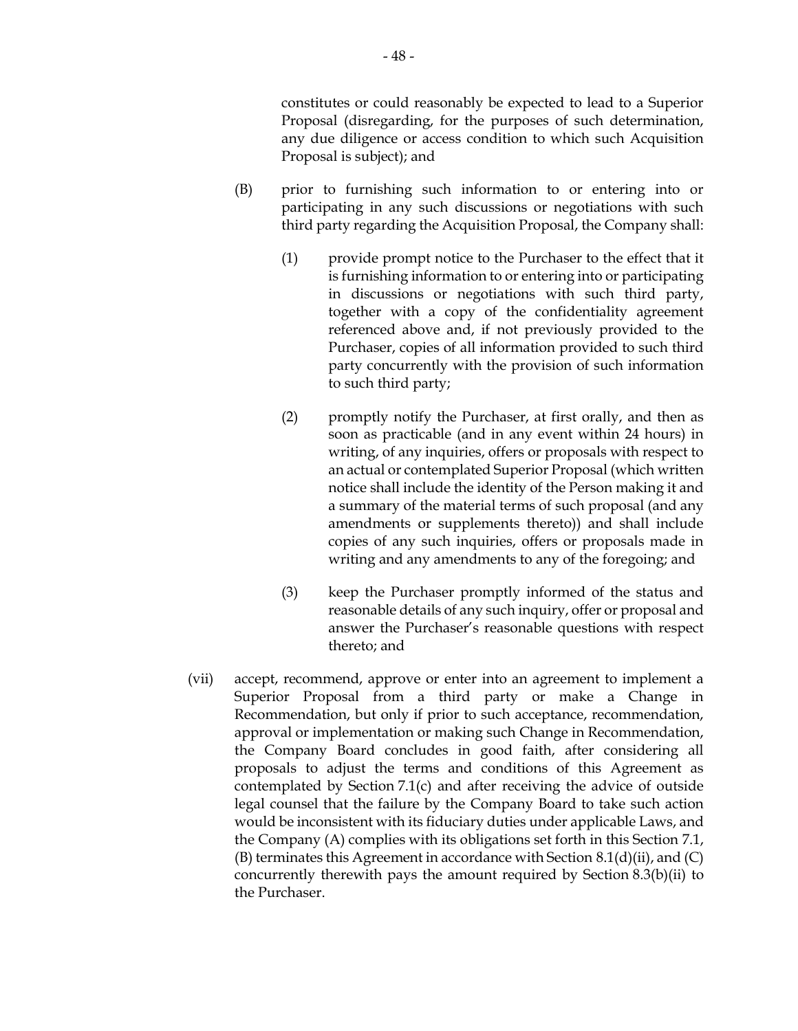constitutes or could reasonably be expected to lead to a Superior Proposal (disregarding, for the purposes of such determination, any due diligence or access condition to which such Acquisition Proposal is subject); and

(B) prior to furnishing such information to or entering into or participating in any such discussions or negotiations with such third party regarding the Acquisition Proposal, the Company shall:

(1) provide prompt notice to the Purchaser to the effect that it is furnishing information to or entering into or participating in discussions or negotiations with such third party, together with a copy of the confidentiality agreement referenced above and, if not previously provided to the Purchaser, copies of all information provided to such third party concurrently with the provision of such information to such third party;

(2) promptly notify the Purchaser, at first orally, and then as soon as practicable (and in any event within 24 hours) in writing, of any inquiries, offers or proposals with respect to an actual or contemplated Superior Proposal (which written notice shall include the identity of the Person making it and a summary of the material terms of such proposal (and any amendments or supplements thereto)) and shall include copies of any such inquiries, offers or proposals made in writing and any amendments to any of the foregoing; and

(3) keep the Purchaser promptly informed of the status and reasonable details of any such inquiry, offer or proposal and answer the Purchaser's reasonable questions with respect thereto; and

(vii) accept, recommend, approve or enter into an agreement to implement a Superior Proposal from a third party or make a Change in Recommendation, but only if prior to such acceptance, recommendation, approval or implementation or making such Change in Recommendation, the Company Board concludes in good faith, after considering all proposals to adjust the terms and conditions of this Agreement as contemplated by Section 7.1(c) and after receiving the advice of outside legal counsel that the failure by the Company Board to take such action would be inconsistent with its fiduciary duties under applicable Laws, and the Company (A) complies with its obligations set forth in this Section 7.1, (B) terminates this Agreement in accordance with Section 8.1(d)(ii), and (C) concurrently therewith pays the amount required by Section 8.3(b)(ii) to the Purchaser.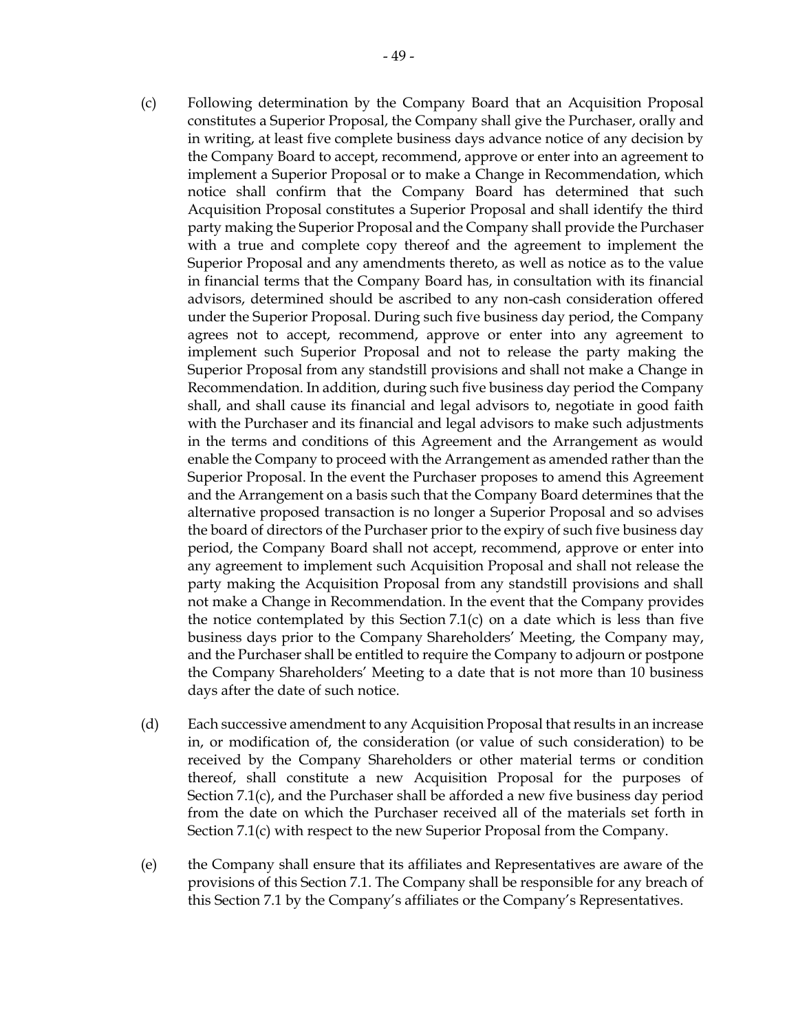(c) Following determination by the Company Board that an Acquisition Proposal constitutes a Superior Proposal, the Company shall give the Purchaser, orally and in writing, at least five complete business days advance notice of any decision by the Company Board to accept, recommend, approve or enter into an agreement to implement a Superior Proposal or to make a Change in Recommendation, which notice shall confirm that the Company Board has determined that such Acquisition Proposal constitutes a Superior Proposal and shall identify the third party making the Superior Proposal and the Company shall provide the Purchaser with a true and complete copy thereof and the agreement to implement the Superior Proposal and any amendments thereto, as well as notice as to the value in financial terms that the Company Board has, in consultation with its financial advisors, determined should be ascribed to any non-cash consideration offered under the Superior Proposal. During such five business day period, the Company agrees not to accept, recommend, approve or enter into any agreement to implement such Superior Proposal and not to release the party making the Superior Proposal from any standstill provisions and shall not make a Change in Recommendation. In addition, during such five business day period the Company shall, and shall cause its financial and legal advisors to, negotiate in good faith with the Purchaser and its financial and legal advisors to make such adjustments in the terms and conditions of this Agreement and the Arrangement as would enable the Company to proceed with the Arrangement as amended rather than the Superior Proposal. In the event the Purchaser proposes to amend this Agreement and the Arrangement on a basis such that the Company Board determines that the alternative proposed transaction is no longer a Superior Proposal and so advises the board of directors of the Purchaser prior to the expiry of such five business day period, the Company Board shall not accept, recommend, approve or enter into any agreement to implement such Acquisition Proposal and shall not release the party making the Acquisition Proposal from any standstill provisions and shall not make a Change in Recommendation. In the event that the Company provides the notice contemplated by this Section 7.1(c) on a date which is less than five business days prior to the Company Shareholders' Meeting, the Company may, and the Purchaser shall be entitled to require the Company to adjourn or postpone the Company Shareholders' Meeting to a date that is not more than 10 business days after the date of such notice.

(d) Each successive amendment to any Acquisition Proposal that results in an increase in, or modification of, the consideration (or value of such consideration) to be received by the Company Shareholders or other material terms or condition thereof, shall constitute a new Acquisition Proposal for the purposes of Section 7.1(c), and the Purchaser shall be afforded a new five business day period from the date on which the Purchaser received all of the materials set forth in Section 7.1(c) with respect to the new Superior Proposal from the Company.

(e) the Company shall ensure that its affiliates and Representatives are aware of the provisions of this Section 7.1. The Company shall be responsible for any breach of this Section 7.1 by the Company's affiliates or the Company's Representatives.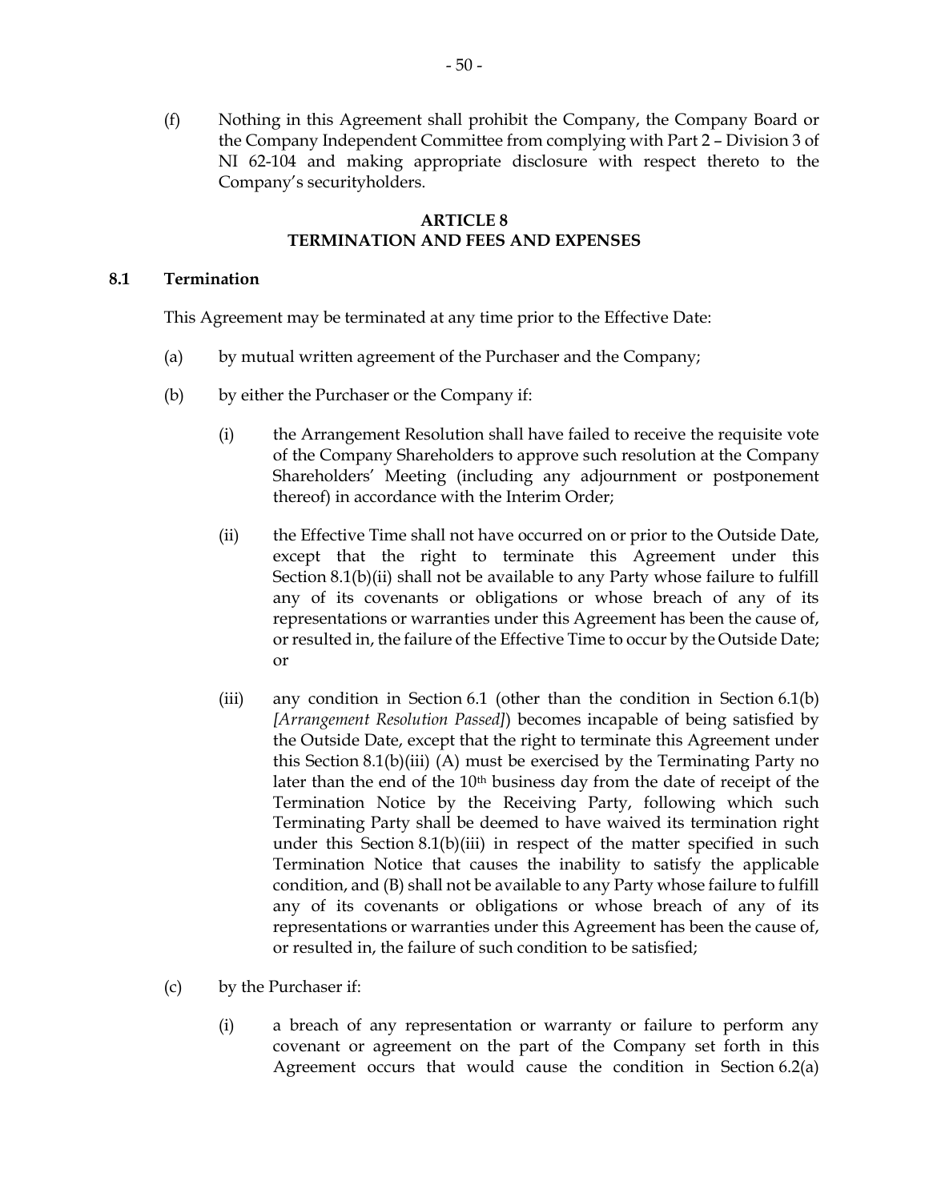(f) Nothing in this Agreement shall prohibit the Company, the Company Board or the Company Independent Committee from complying with Part 2 – Division 3 of NI 62-104 and making appropriate disclosure with respect thereto to the Company's securityholders.

## ARTICLE 8
## TERMINATION AND FEES AND EXPENSES

### 8.1 Termination

This Agreement may be terminated at any time prior to the Effective Date:

(a) by mutual written agreement of the Purchaser and the Company;

(b) by either the Purchaser or the Company if:

(i) the Arrangement Resolution shall have failed to receive the requisite vote of the Company Shareholders to approve such resolution at the Company Shareholders' Meeting (including any adjournment or postponement thereof) in accordance with the Interim Order;

(ii) the Effective Time shall not have occurred on or prior to the Outside Date, except that the right to terminate this Agreement under this Section 8.1(b)(ii) shall not be available to any Party whose failure to fulfill any of its covenants or obligations or whose breach of any of its representations or warranties under this Agreement has been the cause of, or resulted in, the failure of the Effective Time to occur by the Outside Date; or

(iii) any condition in Section 6.1 (other than the condition in Section 6.1(b) *[Arrangement Resolution Passed]*) becomes incapable of being satisfied by the Outside Date, except that the right to terminate this Agreement under this Section 8.1(b)(iii) (A) must be exercised by the Terminating Party no later than the end of the 10th business day from the date of receipt of the Termination Notice by the Receiving Party, following which such Terminating Party shall be deemed to have waived its termination right under this Section 8.1(b)(iii) in respect of the matter specified in such Termination Notice that causes the inability to satisfy the applicable condition, and (B) shall not be available to any Party whose failure to fulfill any of its covenants or obligations or whose breach of any of its representations or warranties under this Agreement has been the cause of, or resulted in, the failure of such condition to be satisfied;

(c) by the Purchaser if:

(i) a breach of any representation or warranty or failure to perform any covenant or agreement on the part of the Company set forth in this Agreement occurs that would cause the condition in Section 6.2(a)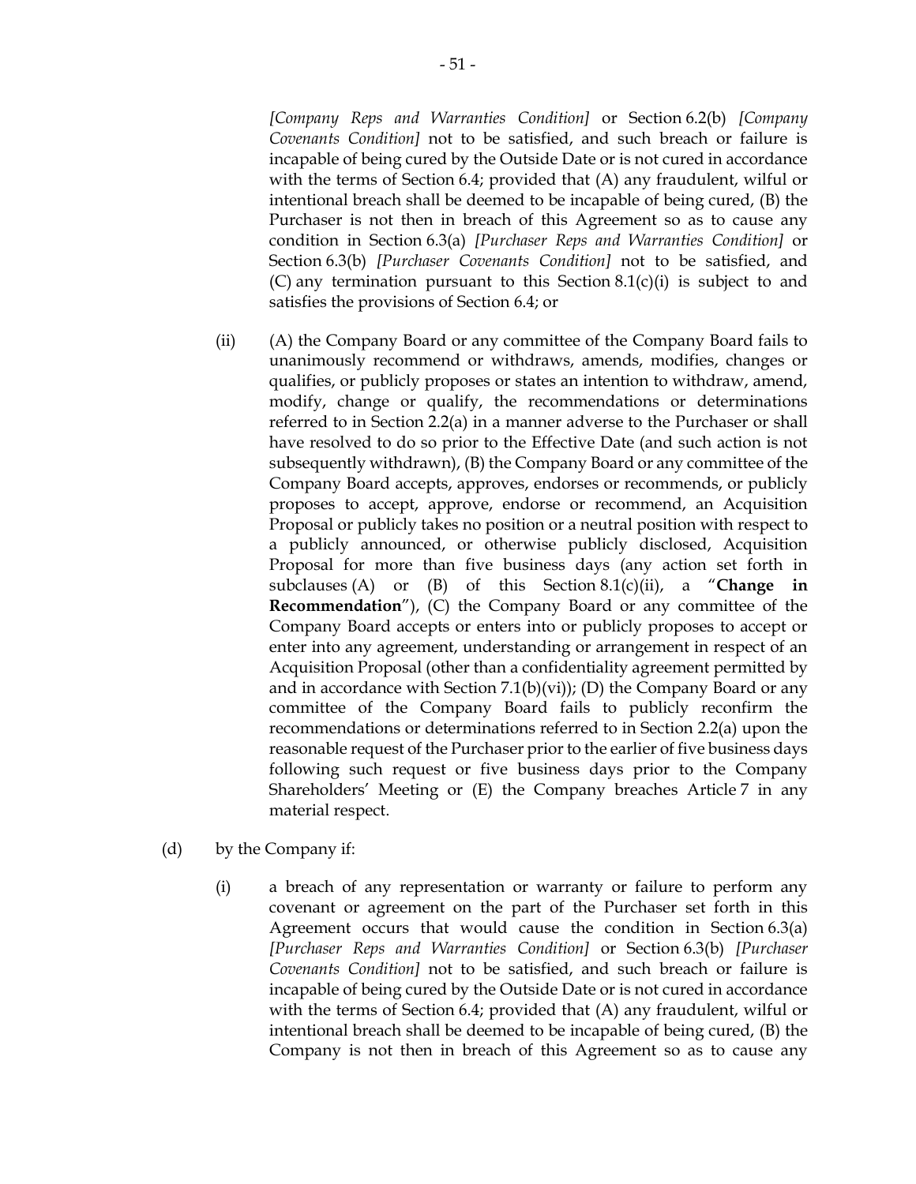*[Company Reps and Warranties Condition]* or Section 6.2(b) *[Company Covenants Condition]* not to be satisfied, and such breach or failure is incapable of being cured by the Outside Date or is not cured in accordance with the terms of Section 6.4; provided that (A) any fraudulent, wilful or intentional breach shall be deemed to be incapable of being cured, (B) the Purchaser is not then in breach of this Agreement so as to cause any condition in Section 6.3(a) *[Purchaser Reps and Warranties Condition]* or Section 6.3(b) *[Purchaser Covenants Condition]* not to be satisfied, and (C) any termination pursuant to this Section 8.1(c)(i) is subject to and satisfies the provisions of Section 6.4; or

(ii) (A) the Company Board or any committee of the Company Board fails to unanimously recommend or withdraws, amends, modifies, changes or qualifies, or publicly proposes or states an intention to withdraw, amend, modify, change or qualify, the recommendations or determinations referred to in Section 2.2(a) in a manner adverse to the Purchaser or shall have resolved to do so prior to the Effective Date (and such action is not subsequently withdrawn), (B) the Company Board or any committee of the Company Board accepts, approves, endorses or recommends, or publicly proposes to accept, approve, endorse or recommend, an Acquisition Proposal or publicly takes no position or a neutral position with respect to a publicly announced, or otherwise publicly disclosed, Acquisition Proposal for more than five business days (any action set forth in subclauses (A) or (B) of this Section 8.1(c)(ii), a "**Change in Recommendation**"), (C) the Company Board or any committee of the Company Board accepts or enters into or publicly proposes to accept or enter into any agreement, understanding or arrangement in respect of an Acquisition Proposal (other than a confidentiality agreement permitted by and in accordance with Section 7.1(b)(vi)); (D) the Company Board or any committee of the Company Board fails to publicly reconfirm the recommendations or determinations referred to in Section 2.2(a) upon the reasonable request of the Purchaser prior to the earlier of five business days following such request or five business days prior to the Company Shareholders' Meeting or (E) the Company breaches Article 7 in any material respect.

(d) by the Company if:

(i) a breach of any representation or warranty or failure to perform any covenant or agreement on the part of the Purchaser set forth in this Agreement occurs that would cause the condition in Section 6.3(a) *[Purchaser Reps and Warranties Condition]* or Section 6.3(b) *[Purchaser Covenants Condition]* not to be satisfied, and such breach or failure is incapable of being cured by the Outside Date or is not cured in accordance with the terms of Section 6.4; provided that (A) any fraudulent, wilful or intentional breach shall be deemed to be incapable of being cured, (B) the Company is not then in breach of this Agreement so as to cause any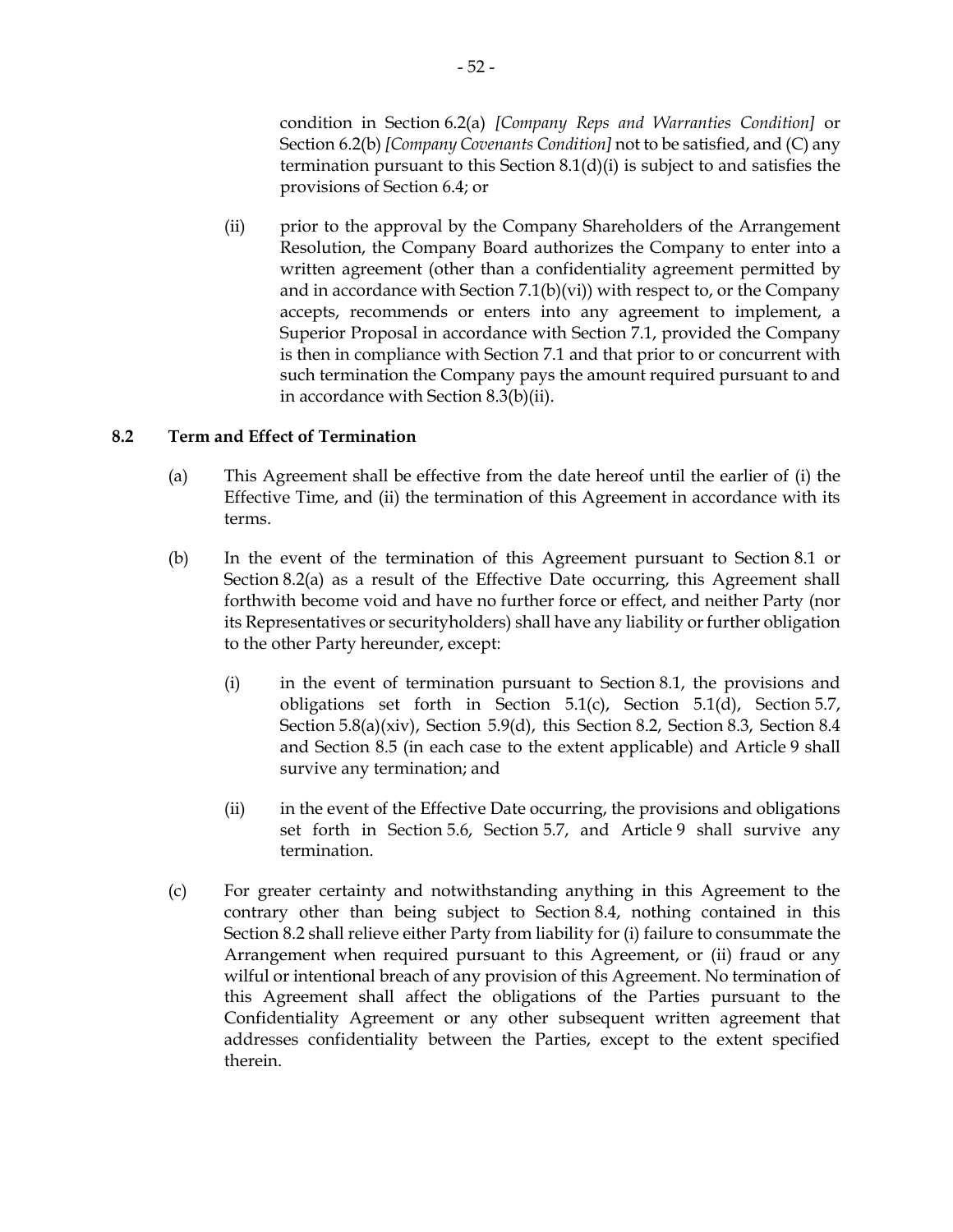condition in Section 6.2(a) *[Company Reps and Warranties Condition]* or Section 6.2(b) *[Company Covenants Condition]* not to be satisfied, and (C) any termination pursuant to this Section 8.1(d)(i) is subject to and satisfies the provisions of Section 6.4; or

(ii) prior to the approval by the Company Shareholders of the Arrangement Resolution, the Company Board authorizes the Company to enter into a written agreement (other than a confidentiality agreement permitted by and in accordance with Section 7.1(b)(vi)) with respect to, or the Company accepts, recommends or enters into any agreement to implement, a Superior Proposal in accordance with Section 7.1, provided the Company is then in compliance with Section 7.1 and that prior to or concurrent with such termination the Company pays the amount required pursuant to and in accordance with Section 8.3(b)(ii).

### 8.2 Term and Effect of Termination

(a) This Agreement shall be effective from the date hereof until the earlier of (i) the Effective Time, and (ii) the termination of this Agreement in accordance with its terms.

(b) In the event of the termination of this Agreement pursuant to Section 8.1 or Section 8.2(a) as a result of the Effective Date occurring, this Agreement shall forthwith become void and have no further force or effect, and neither Party (nor its Representatives or securityholders) shall have any liability or further obligation to the other Party hereunder, except:

(i) in the event of termination pursuant to Section 8.1, the provisions and obligations set forth in Section 5.1(c), Section 5.1(d), Section 5.7, Section 5.8(a)(xiv), Section 5.9(d), this Section 8.2, Section 8.3, Section 8.4 and Section 8.5 (in each case to the extent applicable) and Article 9 shall survive any termination; and

(ii) in the event of the Effective Date occurring, the provisions and obligations set forth in Section 5.6, Section 5.7, and Article 9 shall survive any termination.

(c) For greater certainty and notwithstanding anything in this Agreement to the contrary other than being subject to Section 8.4, nothing contained in this Section 8.2 shall relieve either Party from liability for (i) failure to consummate the Arrangement when required pursuant to this Agreement, or (ii) fraud or any wilful or intentional breach of any provision of this Agreement. No termination of this Agreement shall affect the obligations of the Parties pursuant to the Confidentiality Agreement or any other subsequent written agreement that addresses confidentiality between the Parties, except to the extent specified therein.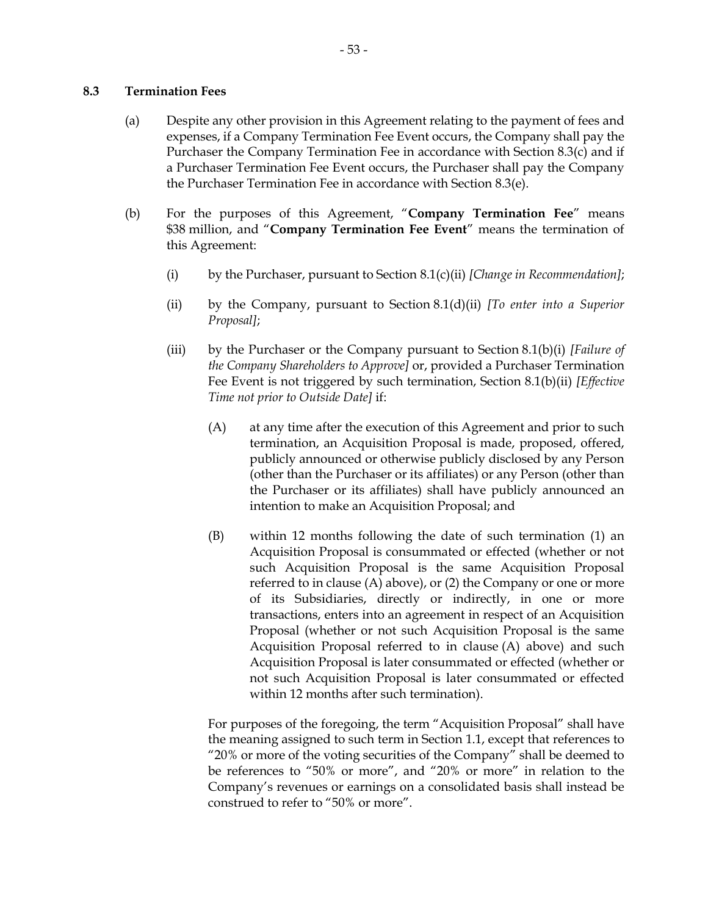### 8.3 Termination Fees

(a) Despite any other provision in this Agreement relating to the payment of fees and expenses, if a Company Termination Fee Event occurs, the Company shall pay the Purchaser the Company Termination Fee in accordance with Section 8.3(c) and if a Purchaser Termination Fee Event occurs, the Purchaser shall pay the Company the Purchaser Termination Fee in accordance with Section 8.3(e).

(b) For the purposes of this Agreement, "**Company Termination Fee**" means $38 million, and "**Company Termination Fee Event**" means the termination of this Agreement:

(i) by the Purchaser, pursuant to Section 8.1(c)(ii) *[Change in Recommendation]*;

(ii) by the Company, pursuant to Section 8.1(d)(ii) *[To enter into a Superior Proposal]*;

(iii) by the Purchaser or the Company pursuant to Section 8.1(b)(i) *[Failure of the Company Shareholders to Approve]* or, provided a Purchaser Termination Fee Event is not triggered by such termination, Section 8.1(b)(ii) *[Effective Time not prior to Outside Date]* if:

(A) at any time after the execution of this Agreement and prior to such termination, an Acquisition Proposal is made, proposed, offered, publicly announced or otherwise publicly disclosed by any Person (other than the Purchaser or its affiliates) or any Person (other than the Purchaser or its affiliates) shall have publicly announced an intention to make an Acquisition Proposal; and

(B) within 12 months following the date of such termination (1) an Acquisition Proposal is consummated or effected (whether or not such Acquisition Proposal is the same Acquisition Proposal referred to in clause (A) above), or (2) the Company or one or more of its Subsidiaries, directly or indirectly, in one or more transactions, enters into an agreement in respect of an Acquisition Proposal (whether or not such Acquisition Proposal is the same Acquisition Proposal referred to in clause (A) above) and such Acquisition Proposal is later consummated or effected (whether or not such Acquisition Proposal is later consummated or effected within 12 months after such termination).

For purposes of the foregoing, the term "Acquisition Proposal" shall have the meaning assigned to such term in Section 1.1, except that references to "20% or more of the voting securities of the Company" shall be deemed to be references to "50% or more", and "20% or more" in relation to the Company's revenues or earnings on a consolidated basis shall instead be construed to refer to "50% or more".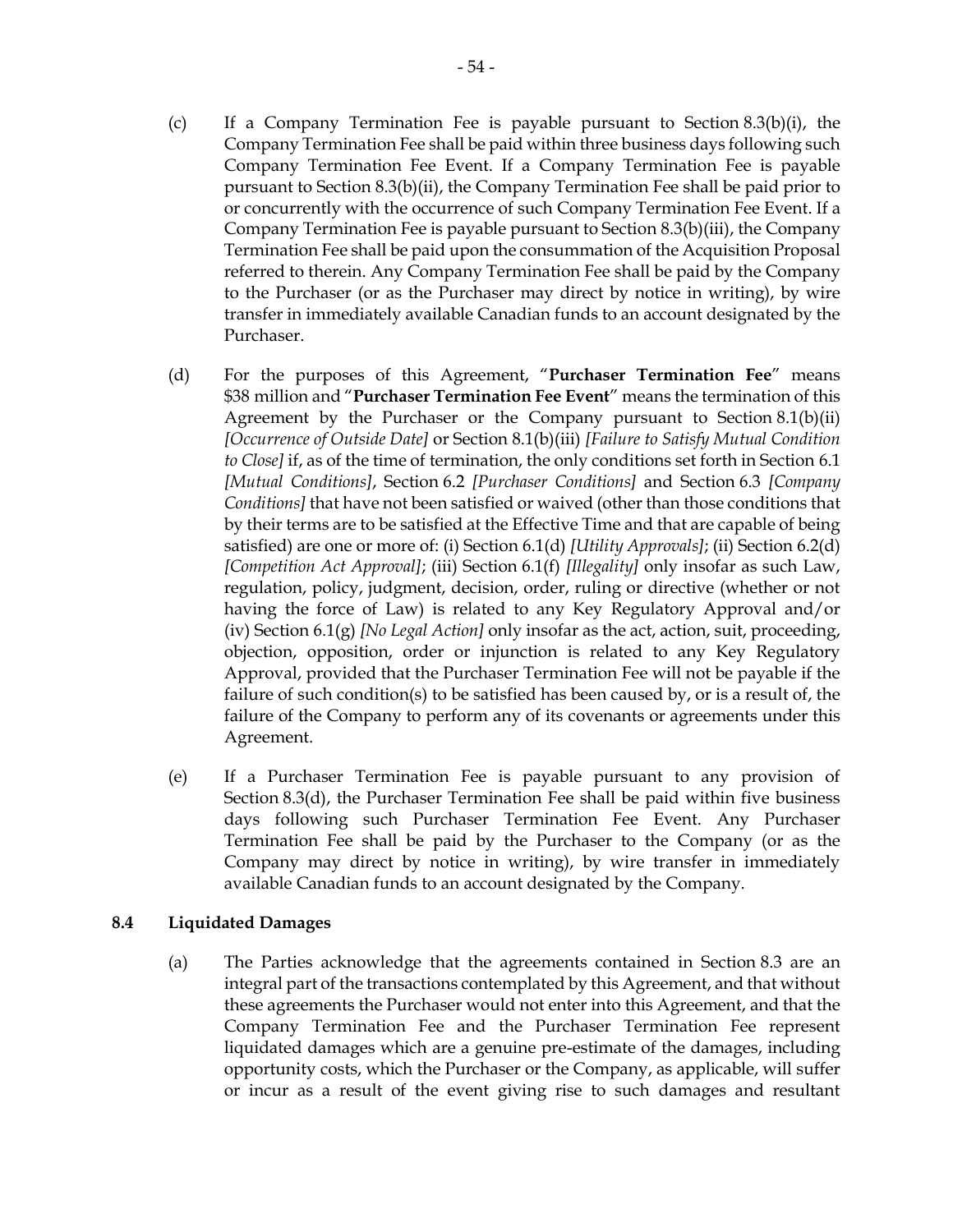(c) If a Company Termination Fee is payable pursuant to Section 8.3(b)(i), the Company Termination Fee shall be paid within three business days following such Company Termination Fee Event. If a Company Termination Fee is payable pursuant to Section 8.3(b)(ii), the Company Termination Fee shall be paid prior to or concurrently with the occurrence of such Company Termination Fee Event. If a Company Termination Fee is payable pursuant to Section 8.3(b)(iii), the Company Termination Fee shall be paid upon the consummation of the Acquisition Proposal referred to therein. Any Company Termination Fee shall be paid by the Company to the Purchaser (or as the Purchaser may direct by notice in writing), by wire transfer in immediately available Canadian funds to an account designated by the Purchaser.

(d) For the purposes of this Agreement, "**Purchaser Termination Fee**" means $38 million and "**Purchaser Termination Fee Event**" means the termination of this Agreement by the Purchaser or the Company pursuant to Section 8.1(b)(ii) *[Occurrence of Outside Date]* or Section 8.1(b)(iii) *[Failure to Satisfy Mutual Condition to Close]* if, as of the time of termination, the only conditions set forth in Section 6.1 *[Mutual Conditions]*, Section 6.2 *[Purchaser Conditions]* and Section 6.3 *[Company Conditions]* that have not been satisfied or waived (other than those conditions that by their terms are to be satisfied at the Effective Time and that are capable of being satisfied) are one or more of: (i) Section 6.1(d) *[Utility Approvals]*; (ii) Section 6.2(d) *[Competition Act Approval]*; (iii) Section 6.1(f) *[Illegality]* only insofar as such Law, regulation, policy, judgment, decision, order, ruling or directive (whether or not having the force of Law) is related to any Key Regulatory Approval and/or (iv) Section 6.1(g) *[No Legal Action]* only insofar as the act, action, suit, proceeding, objection, opposition, order or injunction is related to any Key Regulatory Approval, provided that the Purchaser Termination Fee will not be payable if the failure of such condition(s) to be satisfied has been caused by, or is a result of, the failure of the Company to perform any of its covenants or agreements under this Agreement.

(e) If a Purchaser Termination Fee is payable pursuant to any provision of Section 8.3(d), the Purchaser Termination Fee shall be paid within five business days following such Purchaser Termination Fee Event. Any Purchaser Termination Fee shall be paid by the Purchaser to the Company (or as the Company may direct by notice in writing), by wire transfer in immediately available Canadian funds to an account designated by the Company.

### 8.4 Liquidated Damages

(a) The Parties acknowledge that the agreements contained in Section 8.3 are an integral part of the transactions contemplated by this Agreement, and that without these agreements the Purchaser would not enter into this Agreement, and that the Company Termination Fee and the Purchaser Termination Fee represent liquidated damages which are a genuine pre-estimate of the damages, including opportunity costs, which the Purchaser or the Company, as applicable, will suffer or incur as a result of the event giving rise to such damages and resultant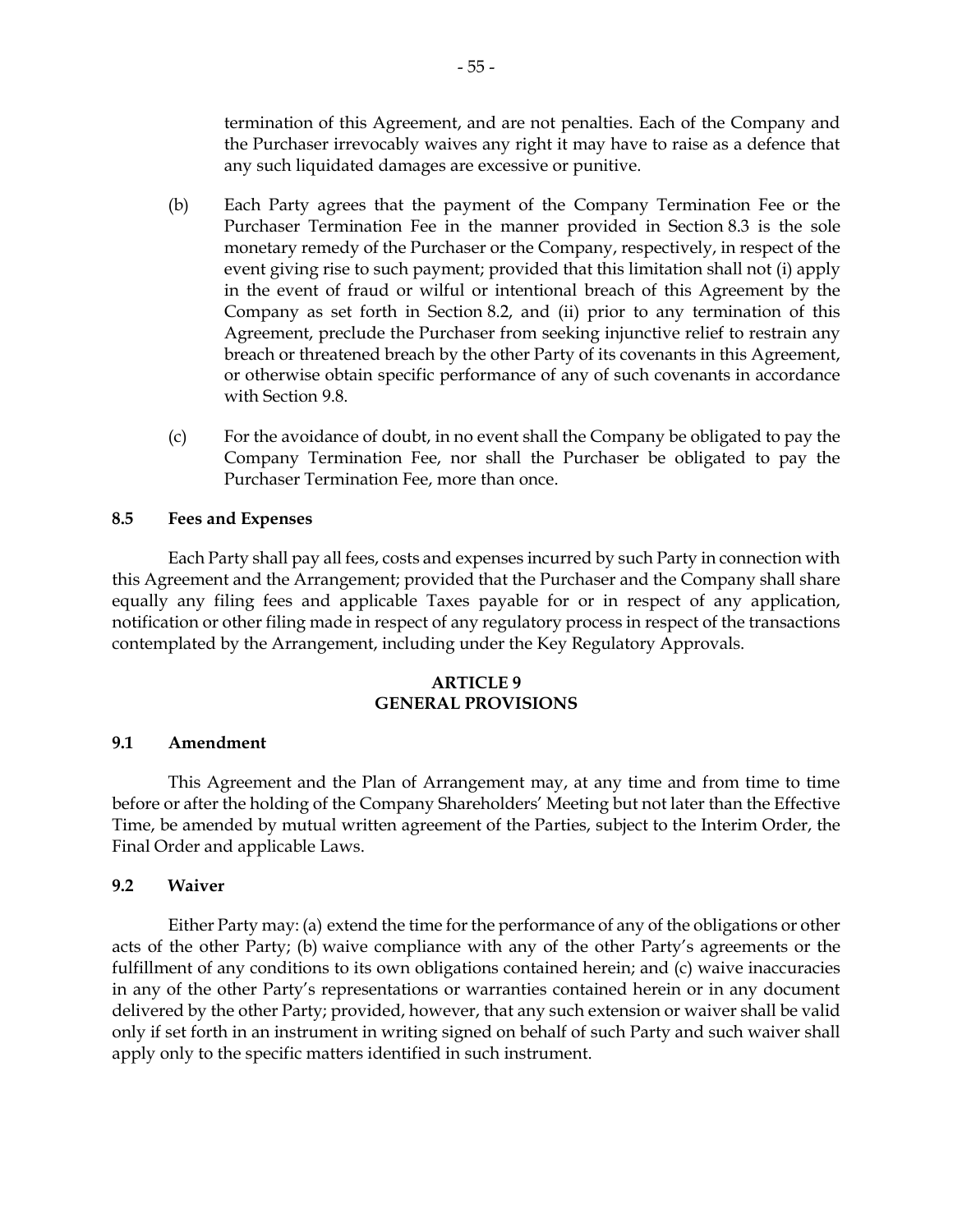termination of this Agreement, and are not penalties. Each of the Company and the Purchaser irrevocably waives any right it may have to raise as a defence that any such liquidated damages are excessive or punitive.

(b) Each Party agrees that the payment of the Company Termination Fee or the Purchaser Termination Fee in the manner provided in Section 8.3 is the sole monetary remedy of the Purchaser or the Company, respectively, in respect of the event giving rise to such payment; provided that this limitation shall not (i) apply in the event of fraud or wilful or intentional breach of this Agreement by the Company as set forth in Section 8.2, and (ii) prior to any termination of this Agreement, preclude the Purchaser from seeking injunctive relief to restrain any breach or threatened breach by the other Party of its covenants in this Agreement, or otherwise obtain specific performance of any of such covenants in accordance with Section 9.8.

(c) For the avoidance of doubt, in no event shall the Company be obligated to pay the Company Termination Fee, nor shall the Purchaser be obligated to pay the Purchaser Termination Fee, more than once.

### 8.5 Fees and Expenses

Each Party shall pay all fees, costs and expenses incurred by such Party in connection with this Agreement and the Arrangement; provided that the Purchaser and the Company shall share equally any filing fees and applicable Taxes payable for or in respect of any application, notification or other filing made in respect of any regulatory process in respect of the transactions contemplated by the Arrangement, including under the Key Regulatory Approvals.

## ARTICLE 9
## GENERAL PROVISIONS

### 9.1 Amendment

This Agreement and the Plan of Arrangement may, at any time and from time to time before or after the holding of the Company Shareholders' Meeting but not later than the Effective Time, be amended by mutual written agreement of the Parties, subject to the Interim Order, the Final Order and applicable Laws.

### 9.2 Waiver

Either Party may: (a) extend the time for the performance of any of the obligations or other acts of the other Party; (b) waive compliance with any of the other Party's agreements or the fulfillment of any conditions to its own obligations contained herein; and (c) waive inaccuracies in any of the other Party's representations or warranties contained herein or in any document delivered by the other Party; provided, however, that any such extension or waiver shall be valid only if set forth in an instrument in writing signed on behalf of such Party and such waiver shall apply only to the specific matters identified in such instrument.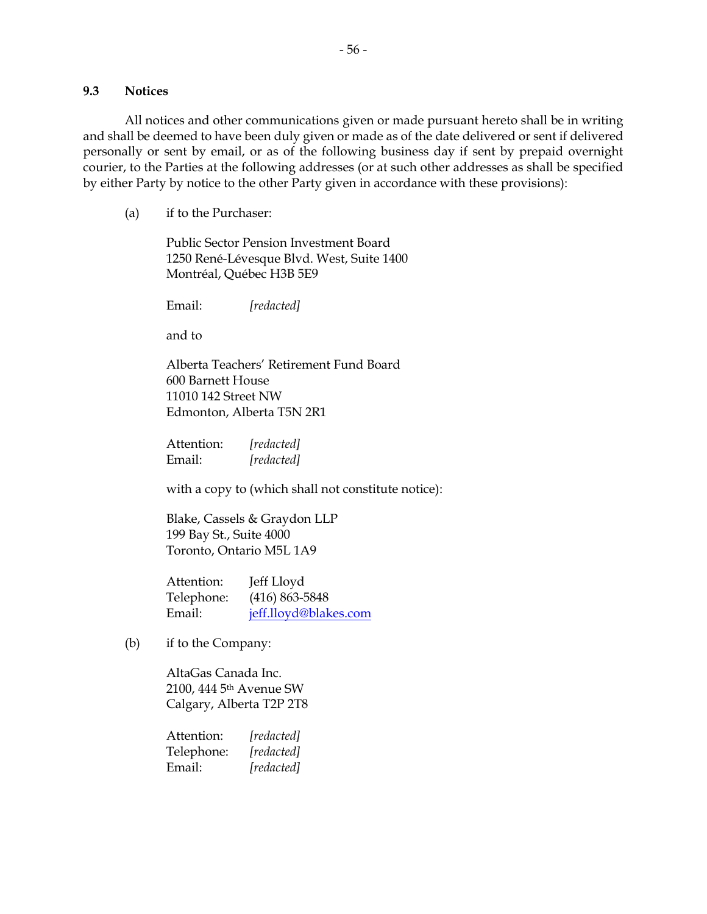### 9.3 Notices

All notices and other communications given or made pursuant hereto shall be in writing and shall be deemed to have been duly given or made as of the date delivered or sent if delivered personally or sent by email, or as of the following business day if sent by prepaid overnight courier, to the Parties at the following addresses (or at such other addresses as shall be specified by either Party by notice to the other Party given in accordance with these provisions):

(a) if to the Purchaser:

Public Sector Pension Investment Board
1250 René-Lévesque Blvd. West, Suite 1400
Montréal, Québec H3B 5E9

Email: *[redacted]*

and to

Alberta Teachers' Retirement Fund Board
600 Barnett House
11010 142 Street NW
Edmonton, Alberta T5N 2R1

Attention: *[redacted]*
Email: *[redacted]*

with a copy to (which shall not constitute notice):

Blake, Cassels & Graydon LLP
199 Bay St., Suite 4000
Toronto, Ontario M5L 1A9

Attention: Jeff Lloyd
Telephone: (416) 863-5848
Email: jeff.lloyd@blakes.com

(b) if to the Company:

AltaGas Canada Inc.
2100, 444 5th Avenue SW
Calgary, Alberta T2P 2T8

Attention: *[redacted]*
Telephone: *[redacted]*
Email: *[redacted]*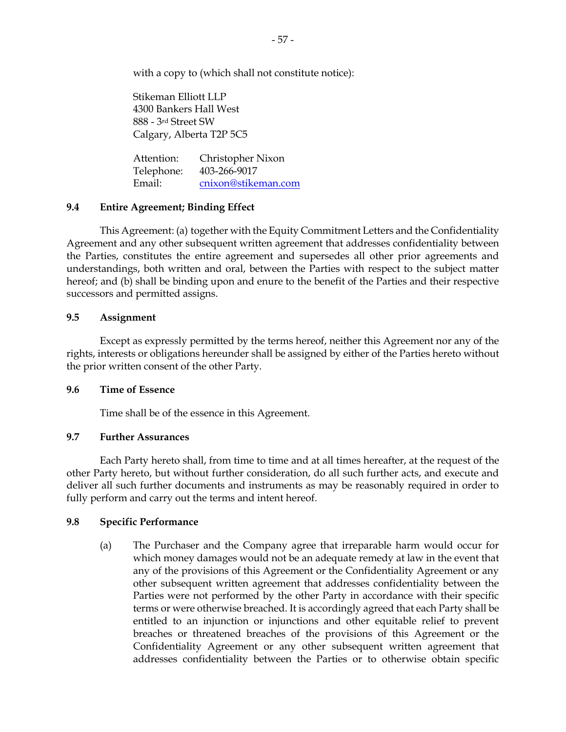with a copy to (which shall not constitute notice):

Stikeman Elliott LLP
4300 Bankers Hall West
888 - 3rd Street SW
Calgary, Alberta T2P 5C5

| | |
|---|---|
| Attention: | Christopher Nixon |
| Telephone: | 403-266-9017 |
| Email: | cnixon@stikeman.com |

### 9.4 Entire Agreement; Binding Effect

This Agreement: (a) together with the Equity Commitment Letters and the Confidentiality Agreement and any other subsequent written agreement that addresses confidentiality between the Parties, constitutes the entire agreement and supersedes all other prior agreements and understandings, both written and oral, between the Parties with respect to the subject matter hereof; and (b) shall be binding upon and enure to the benefit of the Parties and their respective successors and permitted assigns.

### 9.5 Assignment

Except as expressly permitted by the terms hereof, neither this Agreement nor any of the rights, interests or obligations hereunder shall be assigned by either of the Parties hereto without the prior written consent of the other Party.

### 9.6 Time of Essence

Time shall be of the essence in this Agreement.

### 9.7 Further Assurances

Each Party hereto shall, from time to time and at all times hereafter, at the request of the other Party hereto, but without further consideration, do all such further acts, and execute and deliver all such further documents and instruments as may be reasonably required in order to fully perform and carry out the terms and intent hereof.

### 9.8 Specific Performance

(a) The Purchaser and the Company agree that irreparable harm would occur for which money damages would not be an adequate remedy at law in the event that any of the provisions of this Agreement or the Confidentiality Agreement or any other subsequent written agreement that addresses confidentiality between the Parties were not performed by the other Party in accordance with their specific terms or were otherwise breached. It is accordingly agreed that each Party shall be entitled to an injunction or injunctions and other equitable relief to prevent breaches or threatened breaches of the provisions of this Agreement or the Confidentiality Agreement or any other subsequent written agreement that addresses confidentiality between the Parties or to otherwise obtain specific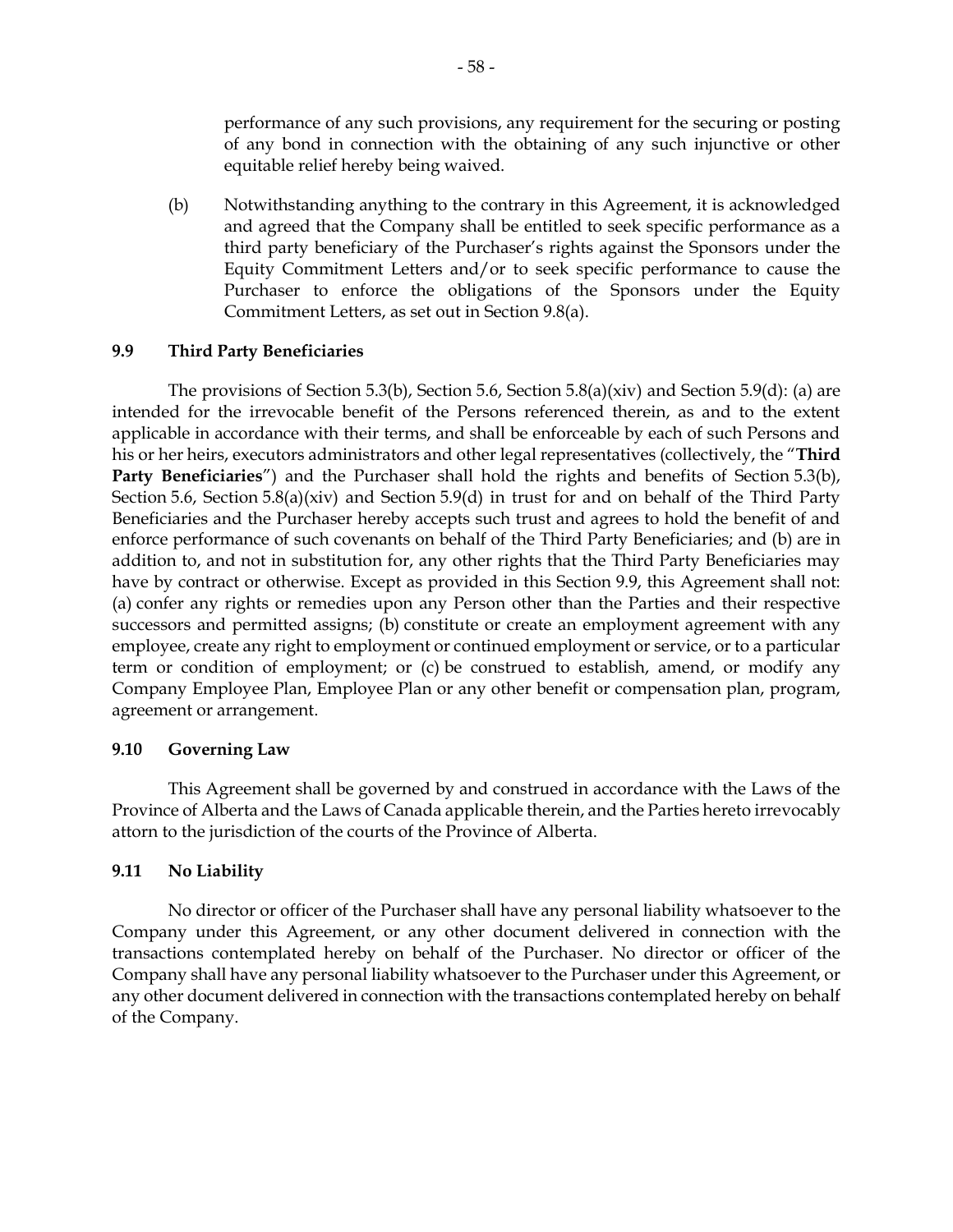performance of any such provisions, any requirement for the securing or posting of any bond in connection with the obtaining of any such injunctive or other equitable relief hereby being waived.

(b) Notwithstanding anything to the contrary in this Agreement, it is acknowledged and agreed that the Company shall be entitled to seek specific performance as a third party beneficiary of the Purchaser's rights against the Sponsors under the Equity Commitment Letters and/or to seek specific performance to cause the Purchaser to enforce the obligations of the Sponsors under the Equity Commitment Letters, as set out in Section 9.8(a).

### 9.9 Third Party Beneficiaries

The provisions of Section 5.3(b), Section 5.6, Section 5.8(a)(xiv) and Section 5.9(d): (a) are intended for the irrevocable benefit of the Persons referenced therein, as and to the extent applicable in accordance with their terms, and shall be enforceable by each of such Persons and his or her heirs, executors administrators and other legal representatives (collectively, the "**Third Party Beneficiaries**") and the Purchaser shall hold the rights and benefits of Section 5.3(b), Section 5.6, Section 5.8(a)(xiv) and Section 5.9(d) in trust for and on behalf of the Third Party Beneficiaries and the Purchaser hereby accepts such trust and agrees to hold the benefit of and enforce performance of such covenants on behalf of the Third Party Beneficiaries; and (b) are in addition to, and not in substitution for, any other rights that the Third Party Beneficiaries may have by contract or otherwise. Except as provided in this Section 9.9, this Agreement shall not: (a) confer any rights or remedies upon any Person other than the Parties and their respective successors and permitted assigns; (b) constitute or create an employment agreement with any employee, create any right to employment or continued employment or service, or to a particular term or condition of employment; or (c) be construed to establish, amend, or modify any Company Employee Plan, Employee Plan or any other benefit or compensation plan, program, agreement or arrangement.

### 9.10 Governing Law

This Agreement shall be governed by and construed in accordance with the Laws of the Province of Alberta and the Laws of Canada applicable therein, and the Parties hereto irrevocably attorn to the jurisdiction of the courts of the Province of Alberta.

### 9.11 No Liability

No director or officer of the Purchaser shall have any personal liability whatsoever to the Company under this Agreement, or any other document delivered in connection with the transactions contemplated hereby on behalf of the Purchaser. No director or officer of the Company shall have any personal liability whatsoever to the Purchaser under this Agreement, or any other document delivered in connection with the transactions contemplated hereby on behalf of the Company.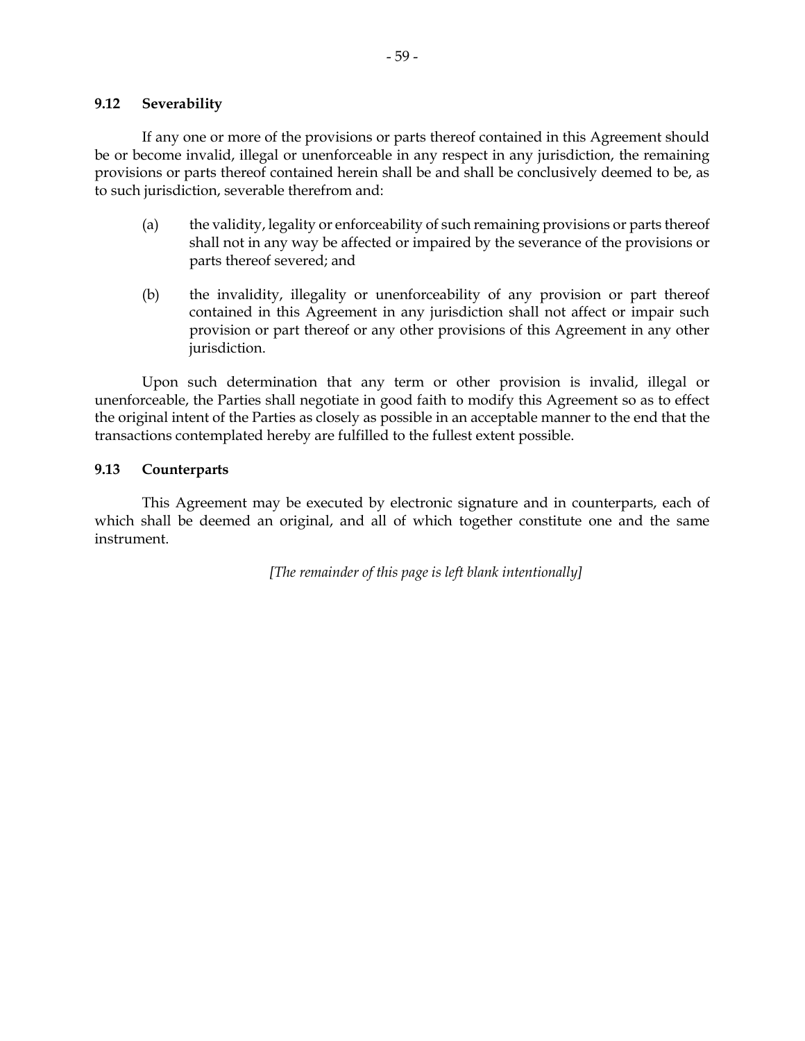### 9.12 Severability

If any one or more of the provisions or parts thereof contained in this Agreement should be or become invalid, illegal or unenforceable in any respect in any jurisdiction, the remaining provisions or parts thereof contained herein shall be and shall be conclusively deemed to be, as to such jurisdiction, severable therefrom and:

(a) the validity, legality or enforceability of such remaining provisions or parts thereof shall not in any way be affected or impaired by the severance of the provisions or parts thereof severed; and

(b) the invalidity, illegality or unenforceability of any provision or part thereof contained in this Agreement in any jurisdiction shall not affect or impair such provision or part thereof or any other provisions of this Agreement in any other jurisdiction.

Upon such determination that any term or other provision is invalid, illegal or unenforceable, the Parties shall negotiate in good faith to modify this Agreement so as to effect the original intent of the Parties as closely as possible in an acceptable manner to the end that the transactions contemplated hereby are fulfilled to the fullest extent possible.

### 9.13 Counterparts

This Agreement may be executed by electronic signature and in counterparts, each of which shall be deemed an original, and all of which together constitute one and the same instrument.

*[The remainder of this page is left blank intentionally]*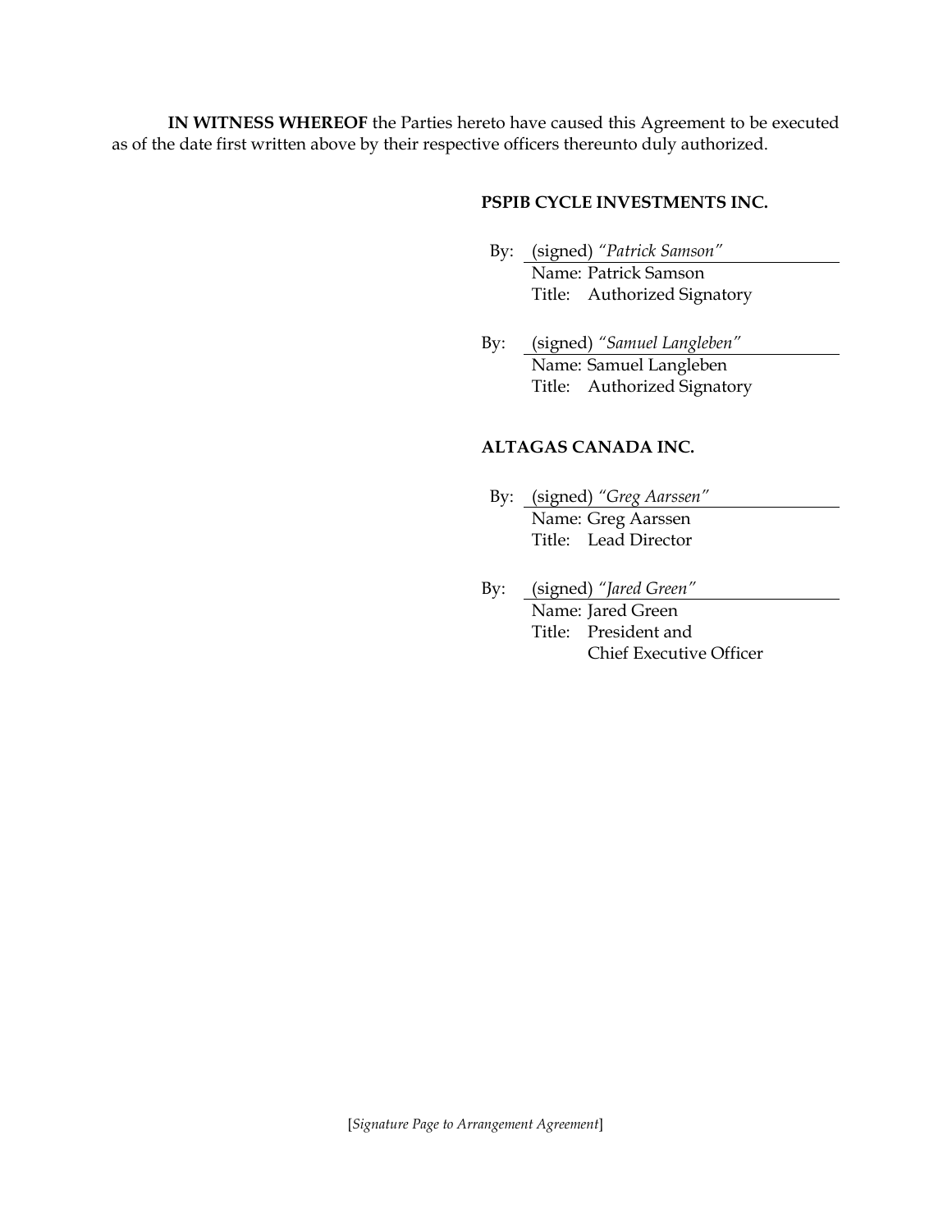**IN WITNESS WHEREOF** the Parties hereto have caused this Agreement to be executed as of the date first written above by their respective officers thereunto duly authorized.

**PSPIB CYCLE INVESTMENTS INC.**

By: (signed) *"Patrick Samson"*
Name: Patrick Samson
Title: Authorized Signatory

By: (signed) *"Samuel Langleben"*
Name: Samuel Langleben
Title: Authorized Signatory

**ALTAGAS CANADA INC.**

By: (signed) *"Greg Aarssen"*
Name: Greg Aarssen
Title: Lead Director

By: (signed) *"Jared Green"*
Name: Jared Green
Title: President and Chief Executive Officer

[*Signature Page to Arrangement Agreement*]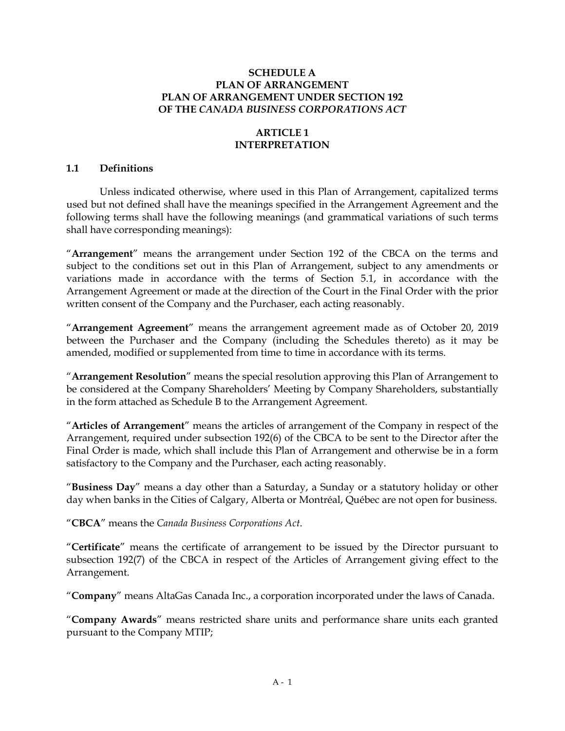# SCHEDULE A
# PLAN OF ARRANGEMENT
# PLAN OF ARRANGEMENT UNDER SECTION 192 OF THE *CANADA BUSINESS CORPORATIONS ACT*

## ARTICLE 1
## INTERPRETATION

### 1.1 Definitions

Unless indicated otherwise, where used in this Plan of Arrangement, capitalized terms used but not defined shall have the meanings specified in the Arrangement Agreement and the following terms shall have the following meanings (and grammatical variations of such terms shall have corresponding meanings):

"**Arrangement**" means the arrangement under Section 192 of the CBCA on the terms and subject to the conditions set out in this Plan of Arrangement, subject to any amendments or variations made in accordance with the terms of Section 5.1, in accordance with the Arrangement Agreement or made at the direction of the Court in the Final Order with the prior written consent of the Company and the Purchaser, each acting reasonably.

"**Arrangement Agreement**" means the arrangement agreement made as of October 20, 2019 between the Purchaser and the Company (including the Schedules thereto) as it may be amended, modified or supplemented from time to time in accordance with its terms.

"**Arrangement Resolution**" means the special resolution approving this Plan of Arrangement to be considered at the Company Shareholders' Meeting by Company Shareholders, substantially in the form attached as Schedule B to the Arrangement Agreement.

"**Articles of Arrangement**" means the articles of arrangement of the Company in respect of the Arrangement, required under subsection 192(6) of the CBCA to be sent to the Director after the Final Order is made, which shall include this Plan of Arrangement and otherwise be in a form satisfactory to the Company and the Purchaser, each acting reasonably.

"**Business Day**" means a day other than a Saturday, a Sunday or a statutory holiday or other day when banks in the Cities of Calgary, Alberta or Montréal, Québec are not open for business.

"**CBCA**" means the *Canada Business Corporations Act*.

"**Certificate**" means the certificate of arrangement to be issued by the Director pursuant to subsection 192(7) of the CBCA in respect of the Articles of Arrangement giving effect to the Arrangement.

"**Company**" means AltaGas Canada Inc., a corporation incorporated under the laws of Canada.

"**Company Awards**" means restricted share units and performance share units each granted pursuant to the Company MTIP;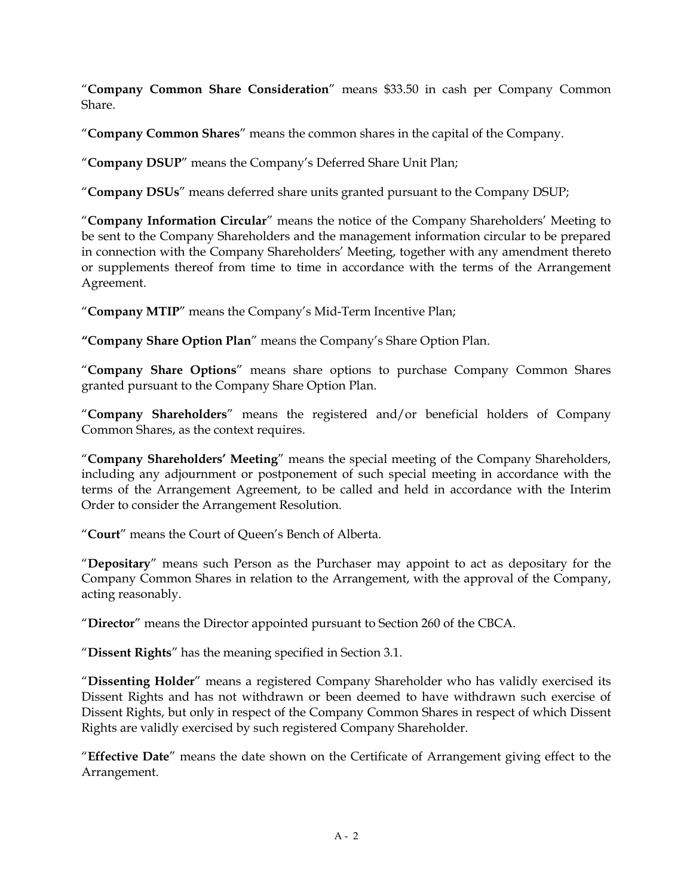"**Company Common Share Consideration**" means $33.50 in cash per Company Common Share.

"**Company Common Shares**" means the common shares in the capital of the Company.

"**Company DSUP**" means the Company's Deferred Share Unit Plan;

"**Company DSUs**" means deferred share units granted pursuant to the Company DSUP;

"**Company Information Circular**" means the notice of the Company Shareholders' Meeting to be sent to the Company Shareholders and the management information circular to be prepared in connection with the Company Shareholders' Meeting, together with any amendment thereto or supplements thereof from time to time in accordance with the terms of the Arrangement Agreement.

"**Company MTIP**" means the Company's Mid-Term Incentive Plan;

**"Company Share Option Plan**" means the Company's Share Option Plan.

"**Company Share Options**" means share options to purchase Company Common Shares granted pursuant to the Company Share Option Plan.

"**Company Shareholders**" means the registered and/or beneficial holders of Company Common Shares, as the context requires.

"**Company Shareholders' Meeting**" means the special meeting of the Company Shareholders, including any adjournment or postponement of such special meeting in accordance with the terms of the Arrangement Agreement, to be called and held in accordance with the Interim Order to consider the Arrangement Resolution.

"**Court**" means the Court of Queen's Bench of Alberta.

"**Depositary**" means such Person as the Purchaser may appoint to act as depositary for the Company Common Shares in relation to the Arrangement, with the approval of the Company, acting reasonably.

"**Director**" means the Director appointed pursuant to Section 260 of the CBCA.

"**Dissent Rights**" has the meaning specified in Section 3.1.

"**Dissenting Holder**" means a registered Company Shareholder who has validly exercised its Dissent Rights and has not withdrawn or been deemed to have withdrawn such exercise of Dissent Rights, but only in respect of the Company Common Shares in respect of which Dissent Rights are validly exercised by such registered Company Shareholder.

"**Effective Date**" means the date shown on the Certificate of Arrangement giving effect to the Arrangement.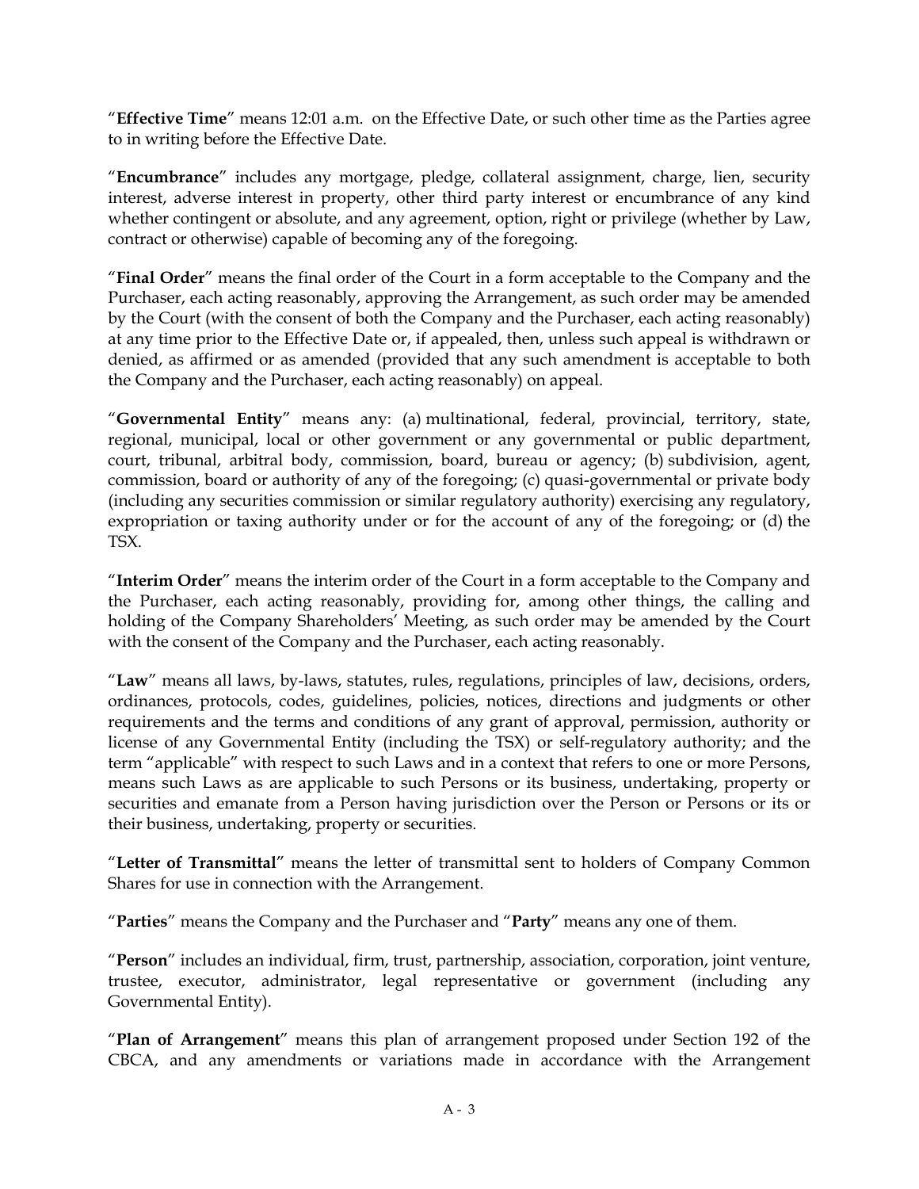"**Effective Time**" means 12:01 a.m. on the Effective Date, or such other time as the Parties agree to in writing before the Effective Date.

"**Encumbrance**" includes any mortgage, pledge, collateral assignment, charge, lien, security interest, adverse interest in property, other third party interest or encumbrance of any kind whether contingent or absolute, and any agreement, option, right or privilege (whether by Law, contract or otherwise) capable of becoming any of the foregoing.

"**Final Order**" means the final order of the Court in a form acceptable to the Company and the Purchaser, each acting reasonably, approving the Arrangement, as such order may be amended by the Court (with the consent of both the Company and the Purchaser, each acting reasonably) at any time prior to the Effective Date or, if appealed, then, unless such appeal is withdrawn or denied, as affirmed or as amended (provided that any such amendment is acceptable to both the Company and the Purchaser, each acting reasonably) on appeal.

"**Governmental Entity**" means any: (a) multinational, federal, provincial, territory, state, regional, municipal, local or other government or any governmental or public department, court, tribunal, arbitral body, commission, board, bureau or agency; (b) subdivision, agent, commission, board or authority of any of the foregoing; (c) quasi-governmental or private body (including any securities commission or similar regulatory authority) exercising any regulatory, expropriation or taxing authority under or for the account of any of the foregoing; or (d) the TSX.

"**Interim Order**" means the interim order of the Court in a form acceptable to the Company and the Purchaser, each acting reasonably, providing for, among other things, the calling and holding of the Company Shareholders' Meeting, as such order may be amended by the Court with the consent of the Company and the Purchaser, each acting reasonably.

"**Law**" means all laws, by-laws, statutes, rules, regulations, principles of law, decisions, orders, ordinances, protocols, codes, guidelines, policies, notices, directions and judgments or other requirements and the terms and conditions of any grant of approval, permission, authority or license of any Governmental Entity (including the TSX) or self-regulatory authority; and the term "applicable" with respect to such Laws and in a context that refers to one or more Persons, means such Laws as are applicable to such Persons or its business, undertaking, property or securities and emanate from a Person having jurisdiction over the Person or Persons or its or their business, undertaking, property or securities.

"**Letter of Transmittal**" means the letter of transmittal sent to holders of Company Common Shares for use in connection with the Arrangement.

"**Parties**" means the Company and the Purchaser and "**Party**" means any one of them.

"**Person**" includes an individual, firm, trust, partnership, association, corporation, joint venture, trustee, executor, administrator, legal representative or government (including any Governmental Entity).

"**Plan of Arrangement**" means this plan of arrangement proposed under Section 192 of the CBCA, and any amendments or variations made in accordance with the Arrangement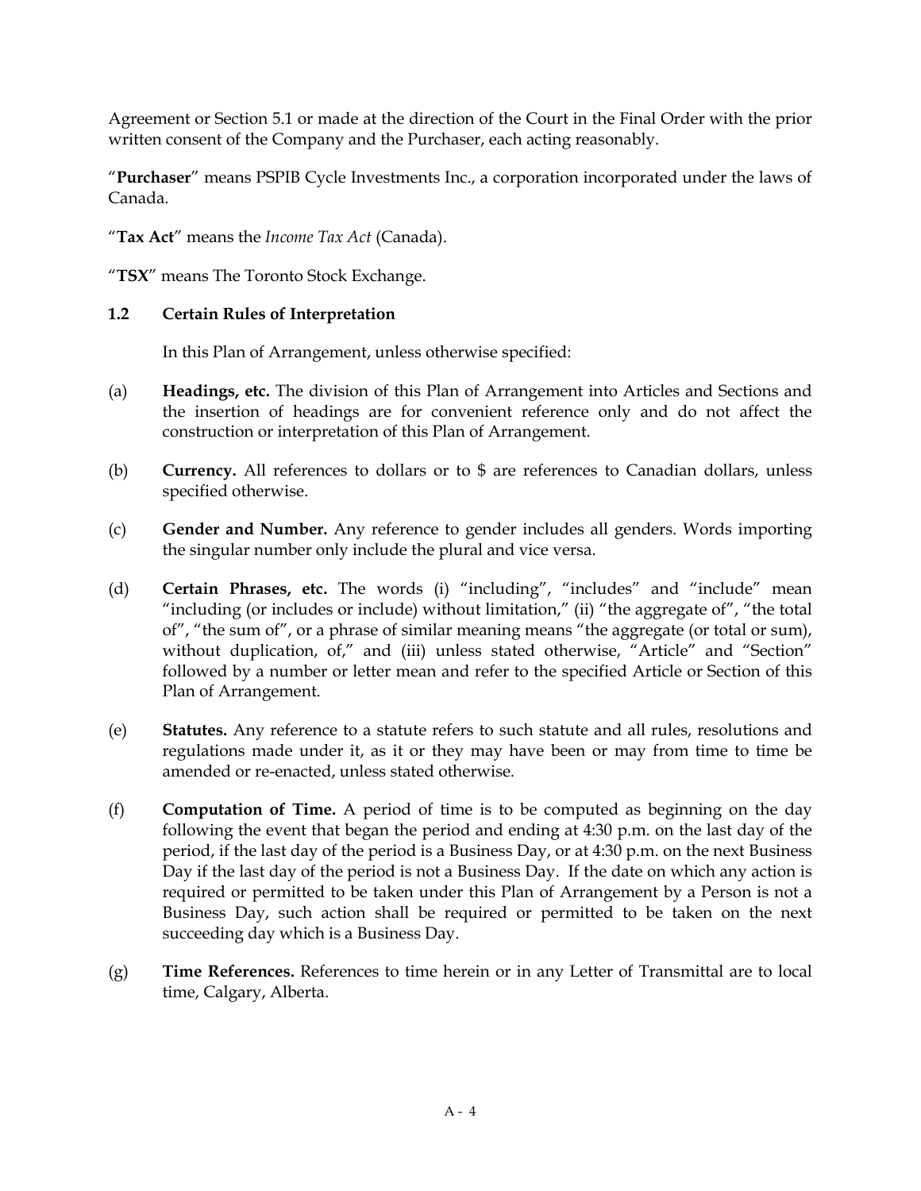Agreement or Section 5.1 or made at the direction of the Court in the Final Order with the prior written consent of the Company and the Purchaser, each acting reasonably.

"**Purchaser**" means PSPIB Cycle Investments Inc., a corporation incorporated under the laws of Canada.

"**Tax Act**" means the *Income Tax Act* (Canada).

"**TSX**" means The Toronto Stock Exchange.

### 1.2 Certain Rules of Interpretation

In this Plan of Arrangement, unless otherwise specified:

(a) **Headings, etc.** The division of this Plan of Arrangement into Articles and Sections and the insertion of headings are for convenient reference only and do not affect the construction or interpretation of this Plan of Arrangement.

(b) **Currency.** All references to dollars or to $ are references to Canadian dollars, unless specified otherwise.

(c) **Gender and Number.** Any reference to gender includes all genders. Words importing the singular number only include the plural and vice versa.

(d) **Certain Phrases, etc.** The words (i) "including", "includes" and "include" mean "including (or includes or include) without limitation," (ii) "the aggregate of", "the total of", "the sum of", or a phrase of similar meaning means "the aggregate (or total or sum), without duplication, of," and (iii) unless stated otherwise, "Article" and "Section" followed by a number or letter mean and refer to the specified Article or Section of this Plan of Arrangement.

(e) **Statutes.** Any reference to a statute refers to such statute and all rules, resolutions and regulations made under it, as it or they may have been or may from time to time be amended or re-enacted, unless stated otherwise.

(f) **Computation of Time.** A period of time is to be computed as beginning on the day following the event that began the period and ending at 4:30 p.m. on the last day of the period, if the last day of the period is a Business Day, or at 4:30 p.m. on the next Business Day if the last day of the period is not a Business Day. If the date on which any action is required or permitted to be taken under this Plan of Arrangement by a Person is not a Business Day, such action shall be required or permitted to be taken on the next succeeding day which is a Business Day.

(g) **Time References.** References to time herein or in any Letter of Transmittal are to local time, Calgary, Alberta.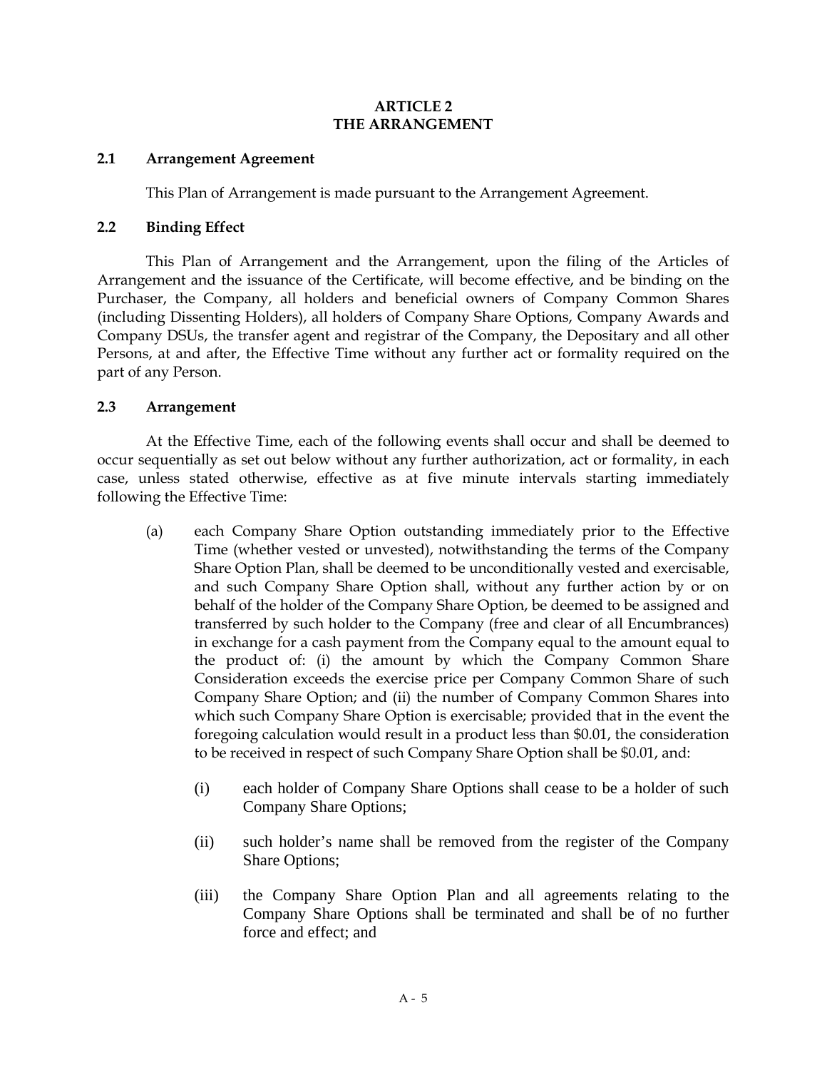# ARTICLE 2
# THE ARRANGEMENT

## 2.1 Arrangement Agreement

This Plan of Arrangement is made pursuant to the Arrangement Agreement.

## 2.2 Binding Effect

This Plan of Arrangement and the Arrangement, upon the filing of the Articles of Arrangement and the issuance of the Certificate, will become effective, and be binding on the Purchaser, the Company, all holders and beneficial owners of Company Common Shares (including Dissenting Holders), all holders of Company Share Options, Company Awards and Company DSUs, the transfer agent and registrar of the Company, the Depositary and all other Persons, at and after, the Effective Time without any further act or formality required on the part of any Person.

## 2.3 Arrangement

At the Effective Time, each of the following events shall occur and shall be deemed to occur sequentially as set out below without any further authorization, act or formality, in each case, unless stated otherwise, effective as at five minute intervals starting immediately following the Effective Time:

(a) each Company Share Option outstanding immediately prior to the Effective Time (whether vested or unvested), notwithstanding the terms of the Company Share Option Plan, shall be deemed to be unconditionally vested and exercisable, and such Company Share Option shall, without any further action by or on behalf of the holder of the Company Share Option, be deemed to be assigned and transferred by such holder to the Company (free and clear of all Encumbrances) in exchange for a cash payment from the Company equal to the amount equal to the product of: (i) the amount by which the Company Common Share Consideration exceeds the exercise price per Company Common Share of such Company Share Option; and (ii) the number of Company Common Shares into which such Company Share Option is exercisable; provided that in the event the foregoing calculation would result in a product less than $0.01, the consideration to be received in respect of such Company Share Option shall be $0.01, and:

    (i) each holder of Company Share Options shall cease to be a holder of such Company Share Options;

    (ii) such holder's name shall be removed from the register of the Company Share Options;

    (iii) the Company Share Option Plan and all agreements relating to the Company Share Options shall be terminated and shall be of no further force and effect; and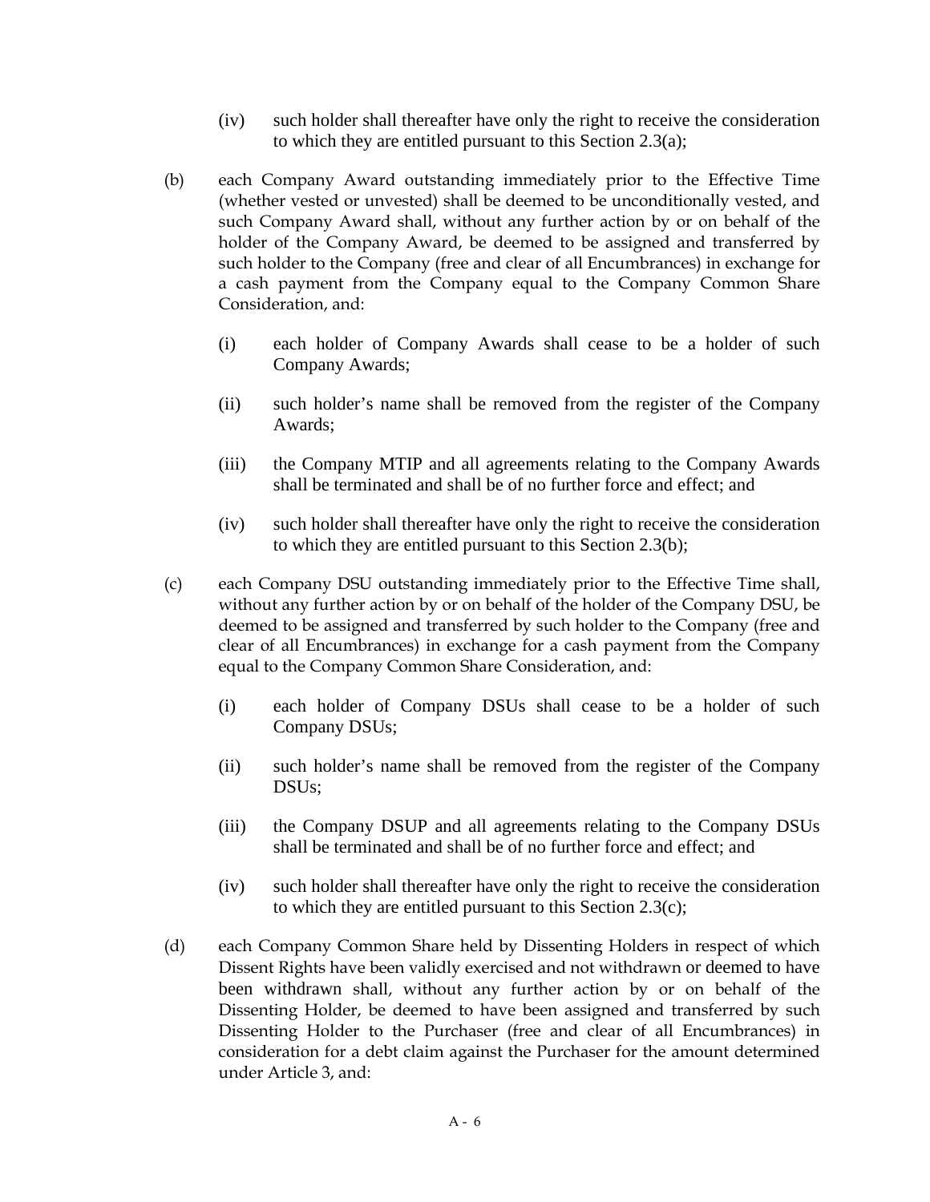(iv) such holder shall thereafter have only the right to receive the consideration to which they are entitled pursuant to this Section 2.3(a);

(b) each Company Award outstanding immediately prior to the Effective Time (whether vested or unvested) shall be deemed to be unconditionally vested, and such Company Award shall, without any further action by or on behalf of the holder of the Company Award, be deemed to be assigned and transferred by such holder to the Company (free and clear of all Encumbrances) in exchange for a cash payment from the Company equal to the Company Common Share Consideration, and:

(i) each holder of Company Awards shall cease to be a holder of such Company Awards;

(ii) such holder's name shall be removed from the register of the Company Awards;

(iii) the Company MTIP and all agreements relating to the Company Awards shall be terminated and shall be of no further force and effect; and

(iv) such holder shall thereafter have only the right to receive the consideration to which they are entitled pursuant to this Section 2.3(b);

(c) each Company DSU outstanding immediately prior to the Effective Time shall, without any further action by or on behalf of the holder of the Company DSU, be deemed to be assigned and transferred by such holder to the Company (free and clear of all Encumbrances) in exchange for a cash payment from the Company equal to the Company Common Share Consideration, and:

(i) each holder of Company DSUs shall cease to be a holder of such Company DSUs;

(ii) such holder's name shall be removed from the register of the Company DSUs;

(iii) the Company DSUP and all agreements relating to the Company DSUs shall be terminated and shall be of no further force and effect; and

(iv) such holder shall thereafter have only the right to receive the consideration to which they are entitled pursuant to this Section 2.3(c);

(d) each Company Common Share held by Dissenting Holders in respect of which Dissent Rights have been validly exercised and not withdrawn or deemed to have been withdrawn shall, without any further action by or on behalf of the Dissenting Holder, be deemed to have been assigned and transferred by such Dissenting Holder to the Purchaser (free and clear of all Encumbrances) in consideration for a debt claim against the Purchaser for the amount determined under Article 3, and: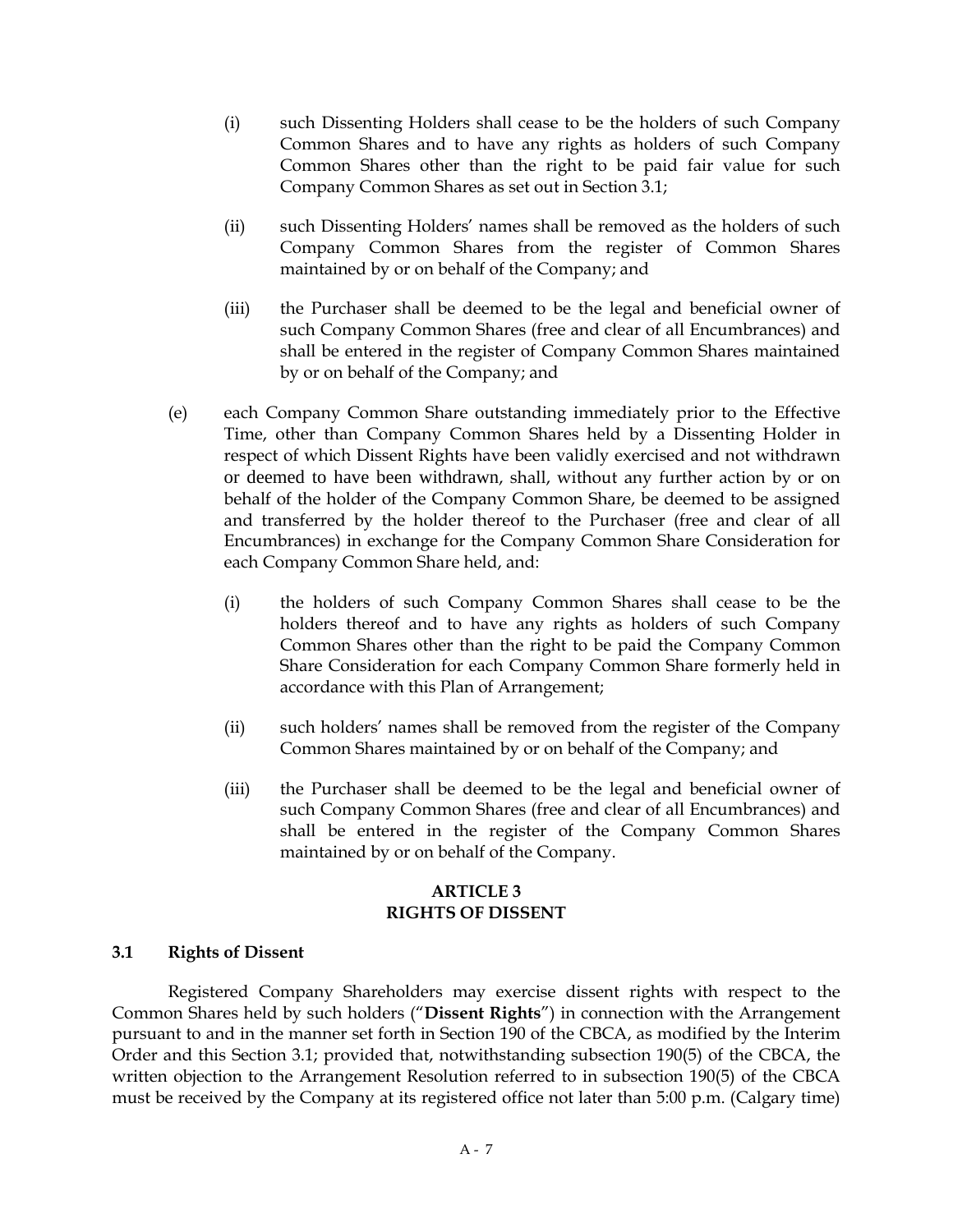(i) such Dissenting Holders shall cease to be the holders of such Company Common Shares and to have any rights as holders of such Company Common Shares other than the right to be paid fair value for such Company Common Shares as set out in Section 3.1;

(ii) such Dissenting Holders' names shall be removed as the holders of such Company Common Shares from the register of Common Shares maintained by or on behalf of the Company; and

(iii) the Purchaser shall be deemed to be the legal and beneficial owner of such Company Common Shares (free and clear of all Encumbrances) and shall be entered in the register of Company Common Shares maintained by or on behalf of the Company; and

(e) each Company Common Share outstanding immediately prior to the Effective Time, other than Company Common Shares held by a Dissenting Holder in respect of which Dissent Rights have been validly exercised and not withdrawn or deemed to have been withdrawn, shall, without any further action by or on behalf of the holder of the Company Common Share, be deemed to be assigned and transferred by the holder thereof to the Purchaser (free and clear of all Encumbrances) in exchange for the Company Common Share Consideration for each Company Common Share held, and:

(i) the holders of such Company Common Shares shall cease to be the holders thereof and to have any rights as holders of such Company Common Shares other than the right to be paid the Company Common Share Consideration for each Company Common Share formerly held in accordance with this Plan of Arrangement;

(ii) such holders' names shall be removed from the register of the Company Common Shares maintained by or on behalf of the Company; and

(iii) the Purchaser shall be deemed to be the legal and beneficial owner of such Company Common Shares (free and clear of all Encumbrances) and shall be entered in the register of the Company Common Shares maintained by or on behalf of the Company.

## ARTICLE 3
## RIGHTS OF DISSENT

### 3.1 Rights of Dissent

Registered Company Shareholders may exercise dissent rights with respect to the Common Shares held by such holders ("**Dissent Rights**") in connection with the Arrangement pursuant to and in the manner set forth in Section 190 of the CBCA, as modified by the Interim Order and this Section 3.1; provided that, notwithstanding subsection 190(5) of the CBCA, the written objection to the Arrangement Resolution referred to in subsection 190(5) of the CBCA must be received by the Company at its registered office not later than 5:00 p.m. (Calgary time)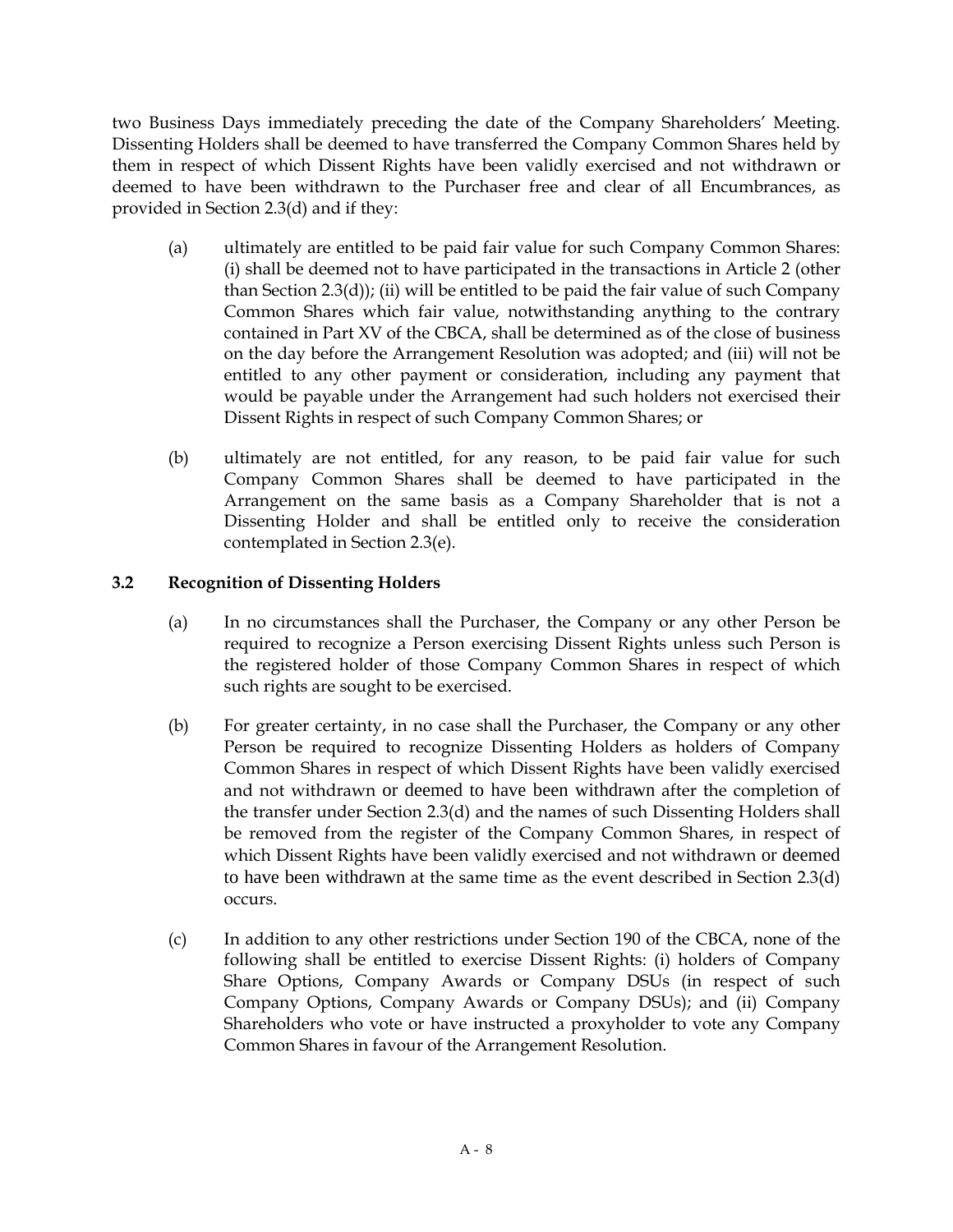two Business Days immediately preceding the date of the Company Shareholders' Meeting. Dissenting Holders shall be deemed to have transferred the Company Common Shares held by them in respect of which Dissent Rights have been validly exercised and not withdrawn or deemed to have been withdrawn to the Purchaser free and clear of all Encumbrances, as provided in Section 2.3(d) and if they:

(a) ultimately are entitled to be paid fair value for such Company Common Shares: (i) shall be deemed not to have participated in the transactions in Article 2 (other than Section 2.3(d)); (ii) will be entitled to be paid the fair value of such Company Common Shares which fair value, notwithstanding anything to the contrary contained in Part XV of the CBCA, shall be determined as of the close of business on the day before the Arrangement Resolution was adopted; and (iii) will not be entitled to any other payment or consideration, including any payment that would be payable under the Arrangement had such holders not exercised their Dissent Rights in respect of such Company Common Shares; or

(b) ultimately are not entitled, for any reason, to be paid fair value for such Company Common Shares shall be deemed to have participated in the Arrangement on the same basis as a Company Shareholder that is not a Dissenting Holder and shall be entitled only to receive the consideration contemplated in Section 2.3(e).

### 3.2 Recognition of Dissenting Holders

(a) In no circumstances shall the Purchaser, the Company or any other Person be required to recognize a Person exercising Dissent Rights unless such Person is the registered holder of those Company Common Shares in respect of which such rights are sought to be exercised.

(b) For greater certainty, in no case shall the Purchaser, the Company or any other Person be required to recognize Dissenting Holders as holders of Company Common Shares in respect of which Dissent Rights have been validly exercised and not withdrawn or deemed to have been withdrawn after the completion of the transfer under Section 2.3(d) and the names of such Dissenting Holders shall be removed from the register of the Company Common Shares, in respect of which Dissent Rights have been validly exercised and not withdrawn or deemed to have been withdrawn at the same time as the event described in Section 2.3(d) occurs.

(c) In addition to any other restrictions under Section 190 of the CBCA, none of the following shall be entitled to exercise Dissent Rights: (i) holders of Company Share Options, Company Awards or Company DSUs (in respect of such Company Options, Company Awards or Company DSUs); and (ii) Company Shareholders who vote or have instructed a proxyholder to vote any Company Common Shares in favour of the Arrangement Resolution.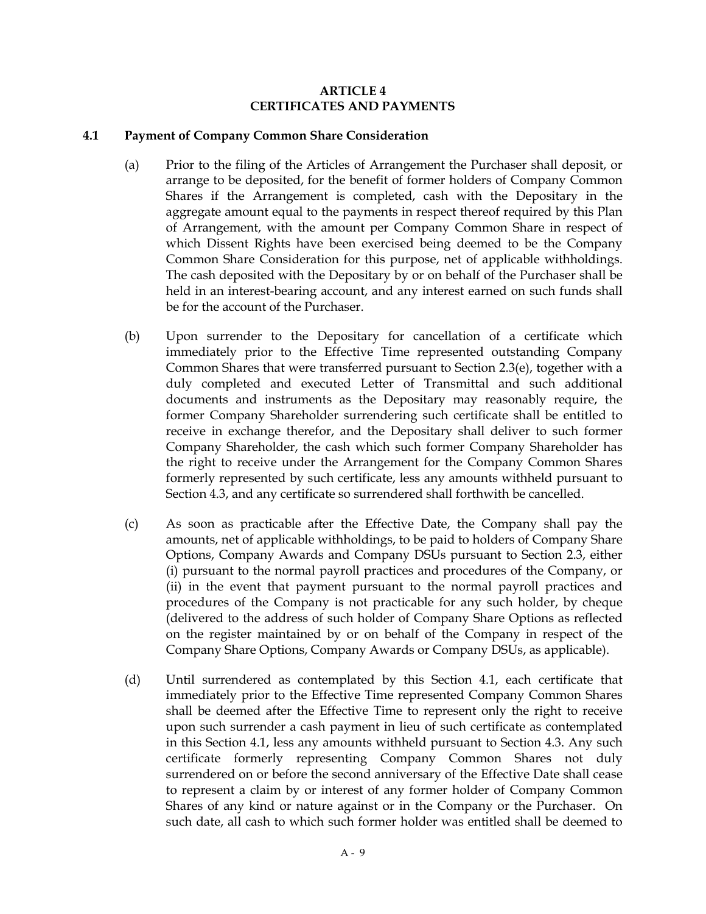# ARTICLE 4
# CERTIFICATES AND PAYMENTS

## 4.1 Payment of Company Common Share Consideration

(a) Prior to the filing of the Articles of Arrangement the Purchaser shall deposit, or arrange to be deposited, for the benefit of former holders of Company Common Shares if the Arrangement is completed, cash with the Depositary in the aggregate amount equal to the payments in respect thereof required by this Plan of Arrangement, with the amount per Company Common Share in respect of which Dissent Rights have been exercised being deemed to be the Company Common Share Consideration for this purpose, net of applicable withholdings. The cash deposited with the Depositary by or on behalf of the Purchaser shall be held in an interest-bearing account, and any interest earned on such funds shall be for the account of the Purchaser.

(b) Upon surrender to the Depositary for cancellation of a certificate which immediately prior to the Effective Time represented outstanding Company Common Shares that were transferred pursuant to Section 2.3(e), together with a duly completed and executed Letter of Transmittal and such additional documents and instruments as the Depositary may reasonably require, the former Company Shareholder surrendering such certificate shall be entitled to receive in exchange therefor, and the Depositary shall deliver to such former Company Shareholder, the cash which such former Company Shareholder has the right to receive under the Arrangement for the Company Common Shares formerly represented by such certificate, less any amounts withheld pursuant to Section 4.3, and any certificate so surrendered shall forthwith be cancelled.

(c) As soon as practicable after the Effective Date, the Company shall pay the amounts, net of applicable withholdings, to be paid to holders of Company Share Options, Company Awards and Company DSUs pursuant to Section 2.3, either (i) pursuant to the normal payroll practices and procedures of the Company, or (ii) in the event that payment pursuant to the normal payroll practices and procedures of the Company is not practicable for any such holder, by cheque (delivered to the address of such holder of Company Share Options as reflected on the register maintained by or on behalf of the Company in respect of the Company Share Options, Company Awards or Company DSUs, as applicable).

(d) Until surrendered as contemplated by this Section 4.1, each certificate that immediately prior to the Effective Time represented Company Common Shares shall be deemed after the Effective Time to represent only the right to receive upon such surrender a cash payment in lieu of such certificate as contemplated in this Section 4.1, less any amounts withheld pursuant to Section 4.3. Any such certificate formerly representing Company Common Shares not duly surrendered on or before the second anniversary of the Effective Date shall cease to represent a claim by or interest of any former holder of Company Common Shares of any kind or nature against or in the Company or the Purchaser. On such date, all cash to which such former holder was entitled shall be deemed to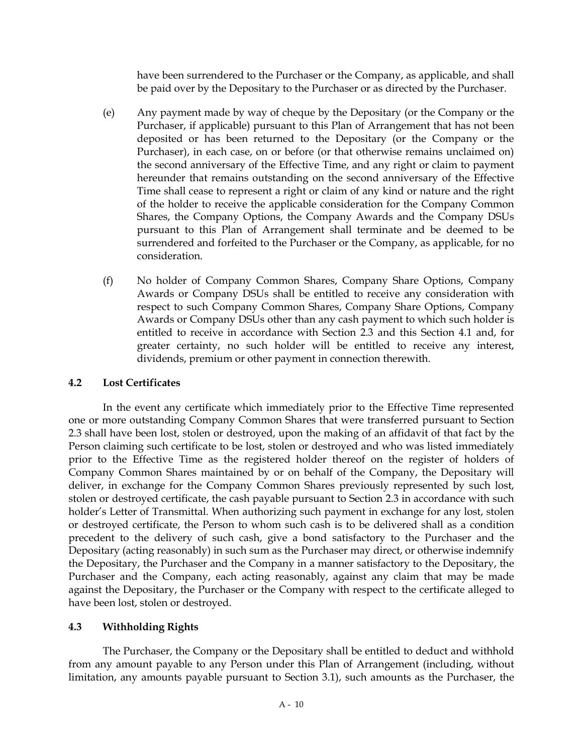have been surrendered to the Purchaser or the Company, as applicable, and shall be paid over by the Depositary to the Purchaser or as directed by the Purchaser.

(e) Any payment made by way of cheque by the Depositary (or the Company or the Purchaser, if applicable) pursuant to this Plan of Arrangement that has not been deposited or has been returned to the Depositary (or the Company or the Purchaser), in each case, on or before (or that otherwise remains unclaimed on) the second anniversary of the Effective Time, and any right or claim to payment hereunder that remains outstanding on the second anniversary of the Effective Time shall cease to represent a right or claim of any kind or nature and the right of the holder to receive the applicable consideration for the Company Common Shares, the Company Options, the Company Awards and the Company DSUs pursuant to this Plan of Arrangement shall terminate and be deemed to be surrendered and forfeited to the Purchaser or the Company, as applicable, for no consideration.

(f) No holder of Company Common Shares, Company Share Options, Company Awards or Company DSUs shall be entitled to receive any consideration with respect to such Company Common Shares, Company Share Options, Company Awards or Company DSUs other than any cash payment to which such holder is entitled to receive in accordance with Section 2.3 and this Section 4.1 and, for greater certainty, no such holder will be entitled to receive any interest, dividends, premium or other payment in connection therewith.

### 4.2 Lost Certificates

In the event any certificate which immediately prior to the Effective Time represented one or more outstanding Company Common Shares that were transferred pursuant to Section 2.3 shall have been lost, stolen or destroyed, upon the making of an affidavit of that fact by the Person claiming such certificate to be lost, stolen or destroyed and who was listed immediately prior to the Effective Time as the registered holder thereof on the register of holders of Company Common Shares maintained by or on behalf of the Company, the Depositary will deliver, in exchange for the Company Common Shares previously represented by such lost, stolen or destroyed certificate, the cash payable pursuant to Section 2.3 in accordance with such holder's Letter of Transmittal. When authorizing such payment in exchange for any lost, stolen or destroyed certificate, the Person to whom such cash is to be delivered shall as a condition precedent to the delivery of such cash, give a bond satisfactory to the Purchaser and the Depositary (acting reasonably) in such sum as the Purchaser may direct, or otherwise indemnify the Depositary, the Purchaser and the Company in a manner satisfactory to the Depositary, the Purchaser and the Company, each acting reasonably, against any claim that may be made against the Depositary, the Purchaser or the Company with respect to the certificate alleged to have been lost, stolen or destroyed.

### 4.3 Withholding Rights

The Purchaser, the Company or the Depositary shall be entitled to deduct and withhold from any amount payable to any Person under this Plan of Arrangement (including, without limitation, any amounts payable pursuant to Section 3.1), such amounts as the Purchaser, the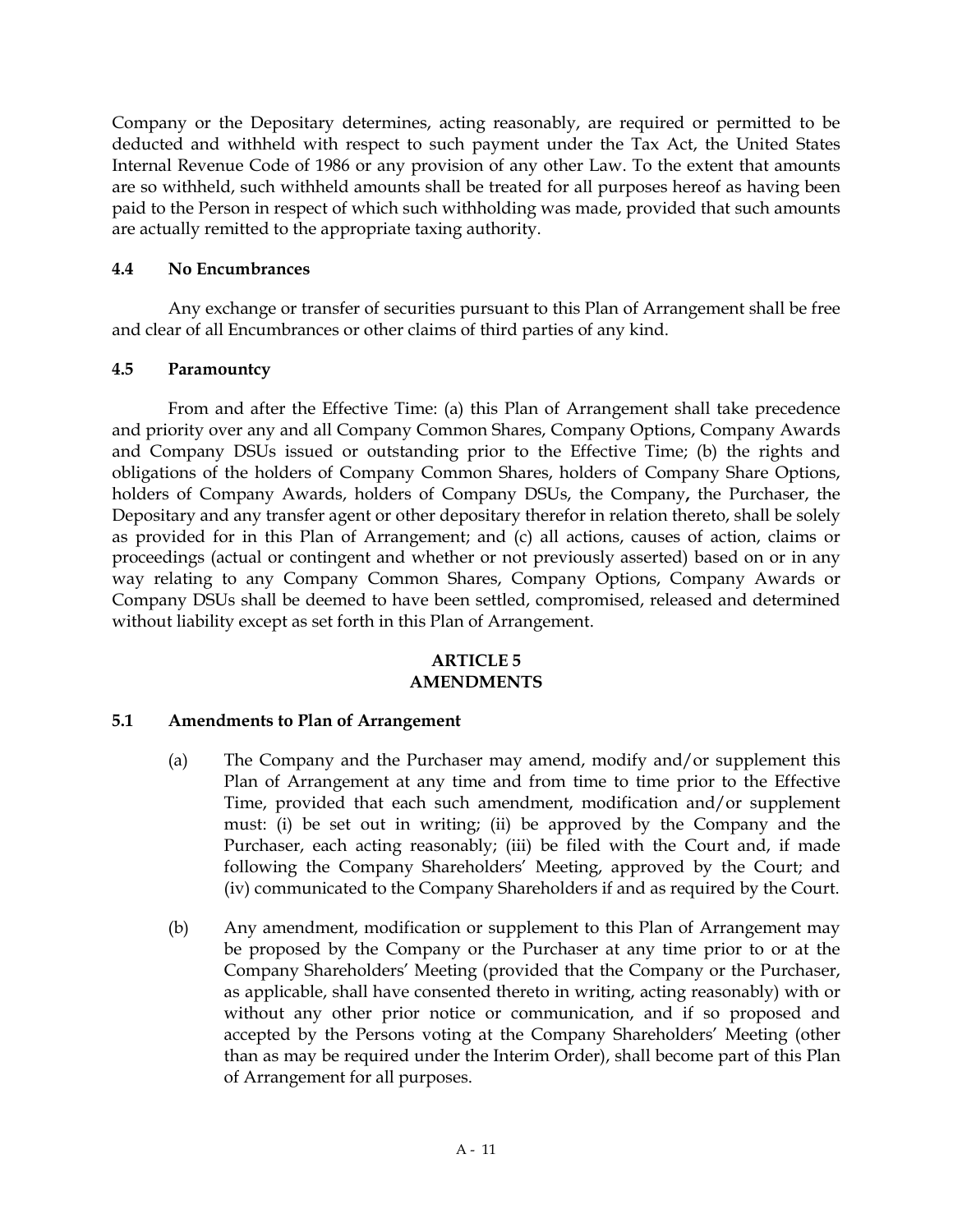Company or the Depositary determines, acting reasonably, are required or permitted to be deducted and withheld with respect to such payment under the Tax Act, the United States Internal Revenue Code of 1986 or any provision of any other Law. To the extent that amounts are so withheld, such withheld amounts shall be treated for all purposes hereof as having been paid to the Person in respect of which such withholding was made, provided that such amounts are actually remitted to the appropriate taxing authority.

### 4.4 No Encumbrances

Any exchange or transfer of securities pursuant to this Plan of Arrangement shall be free and clear of all Encumbrances or other claims of third parties of any kind.

### 4.5 Paramountcy

From and after the Effective Time: (a) this Plan of Arrangement shall take precedence and priority over any and all Company Common Shares, Company Options, Company Awards and Company DSUs issued or outstanding prior to the Effective Time; (b) the rights and obligations of the holders of Company Common Shares, holders of Company Share Options, holders of Company Awards, holders of Company DSUs, the Company, the Purchaser, the Depositary and any transfer agent or other depositary therefor in relation thereto, shall be solely as provided for in this Plan of Arrangement; and (c) all actions, causes of action, claims or proceedings (actual or contingent and whether or not previously asserted) based on or in any way relating to any Company Common Shares, Company Options, Company Awards or Company DSUs shall be deemed to have been settled, compromised, released and determined without liability except as set forth in this Plan of Arrangement.

## ARTICLE 5
## AMENDMENTS

### 5.1 Amendments to Plan of Arrangement

(a) The Company and the Purchaser may amend, modify and/or supplement this Plan of Arrangement at any time and from time to time prior to the Effective Time, provided that each such amendment, modification and/or supplement must: (i) be set out in writing; (ii) be approved by the Company and the Purchaser, each acting reasonably; (iii) be filed with the Court and, if made following the Company Shareholders' Meeting, approved by the Court; and (iv) communicated to the Company Shareholders if and as required by the Court.

(b) Any amendment, modification or supplement to this Plan of Arrangement may be proposed by the Company or the Purchaser at any time prior to or at the Company Shareholders' Meeting (provided that the Company or the Purchaser, as applicable, shall have consented thereto in writing, acting reasonably) with or without any other prior notice or communication, and if so proposed and accepted by the Persons voting at the Company Shareholders' Meeting (other than as may be required under the Interim Order), shall become part of this Plan of Arrangement for all purposes.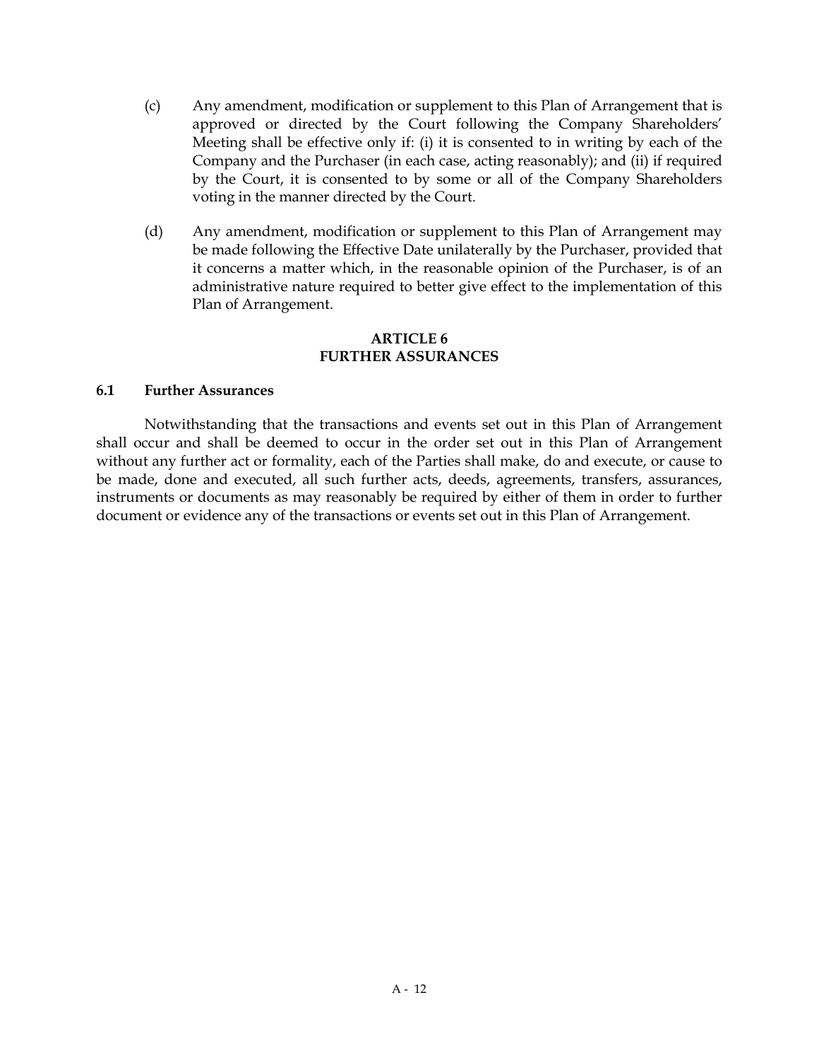(c) Any amendment, modification or supplement to this Plan of Arrangement that is approved or directed by the Court following the Company Shareholders' Meeting shall be effective only if: (i) it is consented to in writing by each of the Company and the Purchaser (in each case, acting reasonably); and (ii) if required by the Court, it is consented to by some or all of the Company Shareholders voting in the manner directed by the Court.

(d) Any amendment, modification or supplement to this Plan of Arrangement may be made following the Effective Date unilaterally by the Purchaser, provided that it concerns a matter which, in the reasonable opinion of the Purchaser, is of an administrative nature required to better give effect to the implementation of this Plan of Arrangement.

## ARTICLE 6
## FURTHER ASSURANCES

### 6.1 Further Assurances

Notwithstanding that the transactions and events set out in this Plan of Arrangement shall occur and shall be deemed to occur in the order set out in this Plan of Arrangement without any further act or formality, each of the Parties shall make, do and execute, or cause to be made, done and executed, all such further acts, deeds, agreements, transfers, assurances, instruments or documents as may reasonably be required by either of them in order to further document or evidence any of the transactions or events set out in this Plan of Arrangement.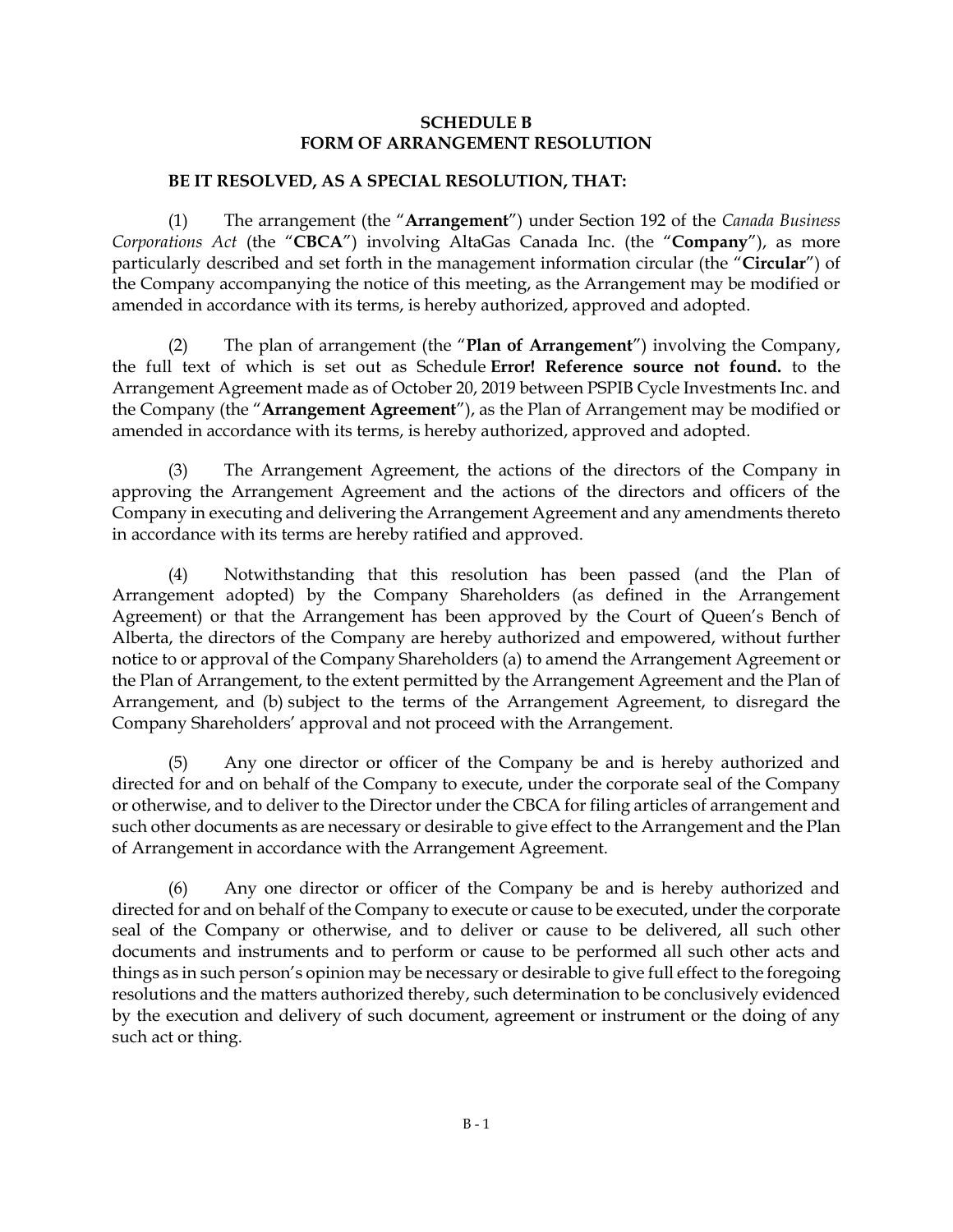**SCHEDULE B**
**FORM OF ARRANGEMENT RESOLUTION**

**BE IT RESOLVED, AS A SPECIAL RESOLUTION, THAT:**

(1) The arrangement (the "**Arrangement**") under Section 192 of the *Canada Business Corporations Act* (the "**CBCA**") involving AltaGas Canada Inc. (the "**Company**"), as more particularly described and set forth in the management information circular (the "**Circular**") of the Company accompanying the notice of this meeting, as the Arrangement may be modified or amended in accordance with its terms, is hereby authorized, approved and adopted.

(2) The plan of arrangement (the "**Plan of Arrangement**") involving the Company, the full text of which is set out as Schedule **Error! Reference source not found.** to the Arrangement Agreement made as of October 20, 2019 between PSPIB Cycle Investments Inc. and the Company (the "**Arrangement Agreement**"), as the Plan of Arrangement may be modified or amended in accordance with its terms, is hereby authorized, approved and adopted.

(3) The Arrangement Agreement, the actions of the directors of the Company in approving the Arrangement Agreement and the actions of the directors and officers of the Company in executing and delivering the Arrangement Agreement and any amendments thereto in accordance with its terms are hereby ratified and approved.

(4) Notwithstanding that this resolution has been passed (and the Plan of Arrangement adopted) by the Company Shareholders (as defined in the Arrangement Agreement) or that the Arrangement has been approved by the Court of Queen's Bench of Alberta, the directors of the Company are hereby authorized and empowered, without further notice to or approval of the Company Shareholders (a) to amend the Arrangement Agreement or the Plan of Arrangement, to the extent permitted by the Arrangement Agreement and the Plan of Arrangement, and (b) subject to the terms of the Arrangement Agreement, to disregard the Company Shareholders' approval and not proceed with the Arrangement.

(5) Any one director or officer of the Company be and is hereby authorized and directed for and on behalf of the Company to execute, under the corporate seal of the Company or otherwise, and to deliver to the Director under the CBCA for filing articles of arrangement and such other documents as are necessary or desirable to give effect to the Arrangement and the Plan of Arrangement in accordance with the Arrangement Agreement.

(6) Any one director or officer of the Company be and is hereby authorized and directed for and on behalf of the Company to execute or cause to be executed, under the corporate seal of the Company or otherwise, and to deliver or cause to be delivered, all such other documents and instruments and to perform or cause to be performed all such other acts and things as in such person's opinion may be necessary or desirable to give full effect to the foregoing resolutions and the matters authorized thereby, such determination to be conclusively evidenced by the execution and delivery of such document, agreement or instrument or the doing of any such act or thing.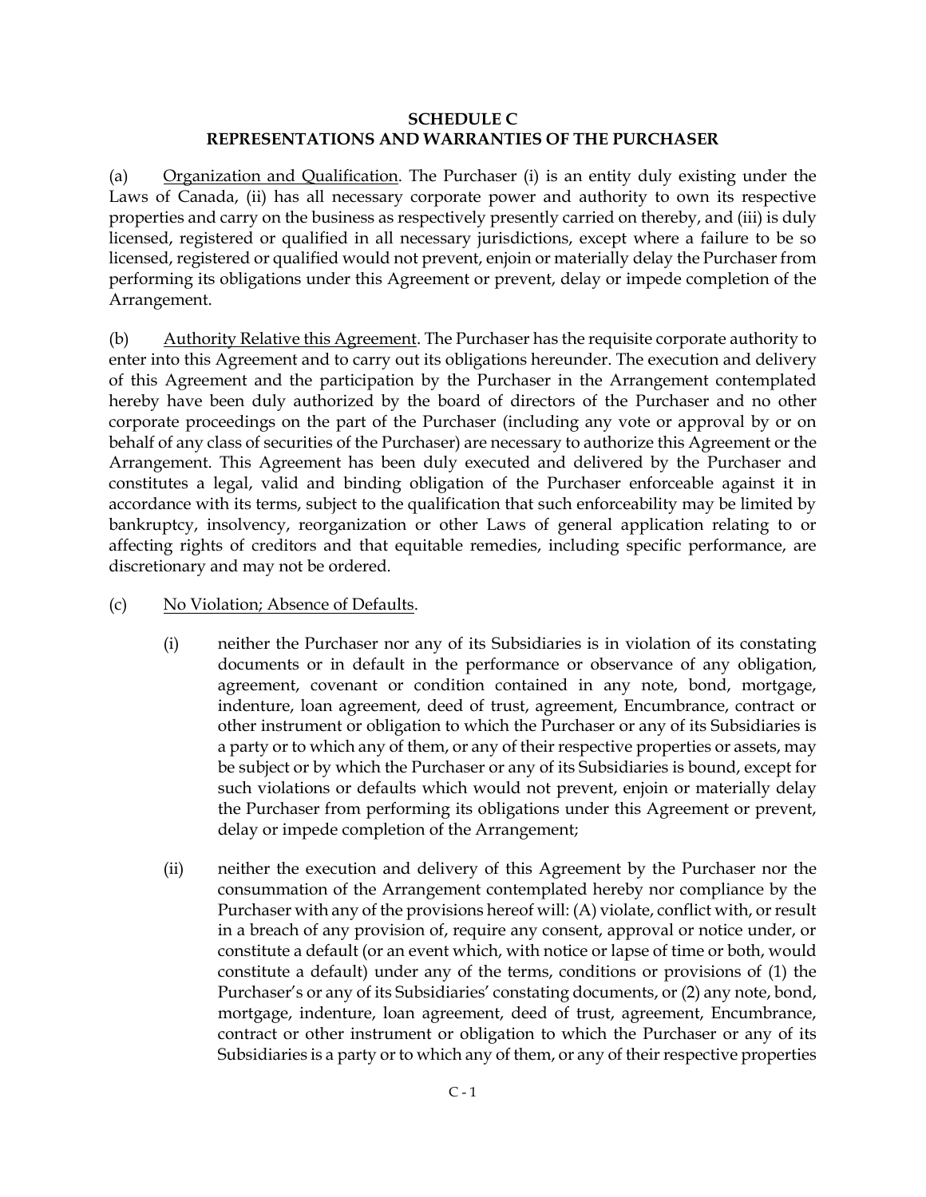**SCHEDULE C**
**REPRESENTATIONS AND WARRANTIES OF THE PURCHASER**

(a) Organization and Qualification. The Purchaser (i) is an entity duly existing under the Laws of Canada, (ii) has all necessary corporate power and authority to own its respective properties and carry on the business as respectively presently carried on thereby, and (iii) is duly licensed, registered or qualified in all necessary jurisdictions, except where a failure to be so licensed, registered or qualified would not prevent, enjoin or materially delay the Purchaser from performing its obligations under this Agreement or prevent, delay or impede completion of the Arrangement.

(b) Authority Relative this Agreement. The Purchaser has the requisite corporate authority to enter into this Agreement and to carry out its obligations hereunder. The execution and delivery of this Agreement and the participation by the Purchaser in the Arrangement contemplated hereby have been duly authorized by the board of directors of the Purchaser and no other corporate proceedings on the part of the Purchaser (including any vote or approval by or on behalf of any class of securities of the Purchaser) are necessary to authorize this Agreement or the Arrangement. This Agreement has been duly executed and delivered by the Purchaser and constitutes a legal, valid and binding obligation of the Purchaser enforceable against it in accordance with its terms, subject to the qualification that such enforceability may be limited by bankruptcy, insolvency, reorganization or other Laws of general application relating to or affecting rights of creditors and that equitable remedies, including specific performance, are discretionary and may not be ordered.

(c) No Violation; Absence of Defaults.

(i) neither the Purchaser nor any of its Subsidiaries is in violation of its constating documents or in default in the performance or observance of any obligation, agreement, covenant or condition contained in any note, bond, mortgage, indenture, loan agreement, deed of trust, agreement, Encumbrance, contract or other instrument or obligation to which the Purchaser or any of its Subsidiaries is a party or to which any of them, or any of their respective properties or assets, may be subject or by which the Purchaser or any of its Subsidiaries is bound, except for such violations or defaults which would not prevent, enjoin or materially delay the Purchaser from performing its obligations under this Agreement or prevent, delay or impede completion of the Arrangement;

(ii) neither the execution and delivery of this Agreement by the Purchaser nor the consummation of the Arrangement contemplated hereby nor compliance by the Purchaser with any of the provisions hereof will: (A) violate, conflict with, or result in a breach of any provision of, require any consent, approval or notice under, or constitute a default (or an event which, with notice or lapse of time or both, would constitute a default) under any of the terms, conditions or provisions of (1) the Purchaser's or any of its Subsidiaries' constating documents, or (2) any note, bond, mortgage, indenture, loan agreement, deed of trust, agreement, Encumbrance, contract or other instrument or obligation to which the Purchaser or any of its Subsidiaries is a party or to which any of them, or any of their respective properties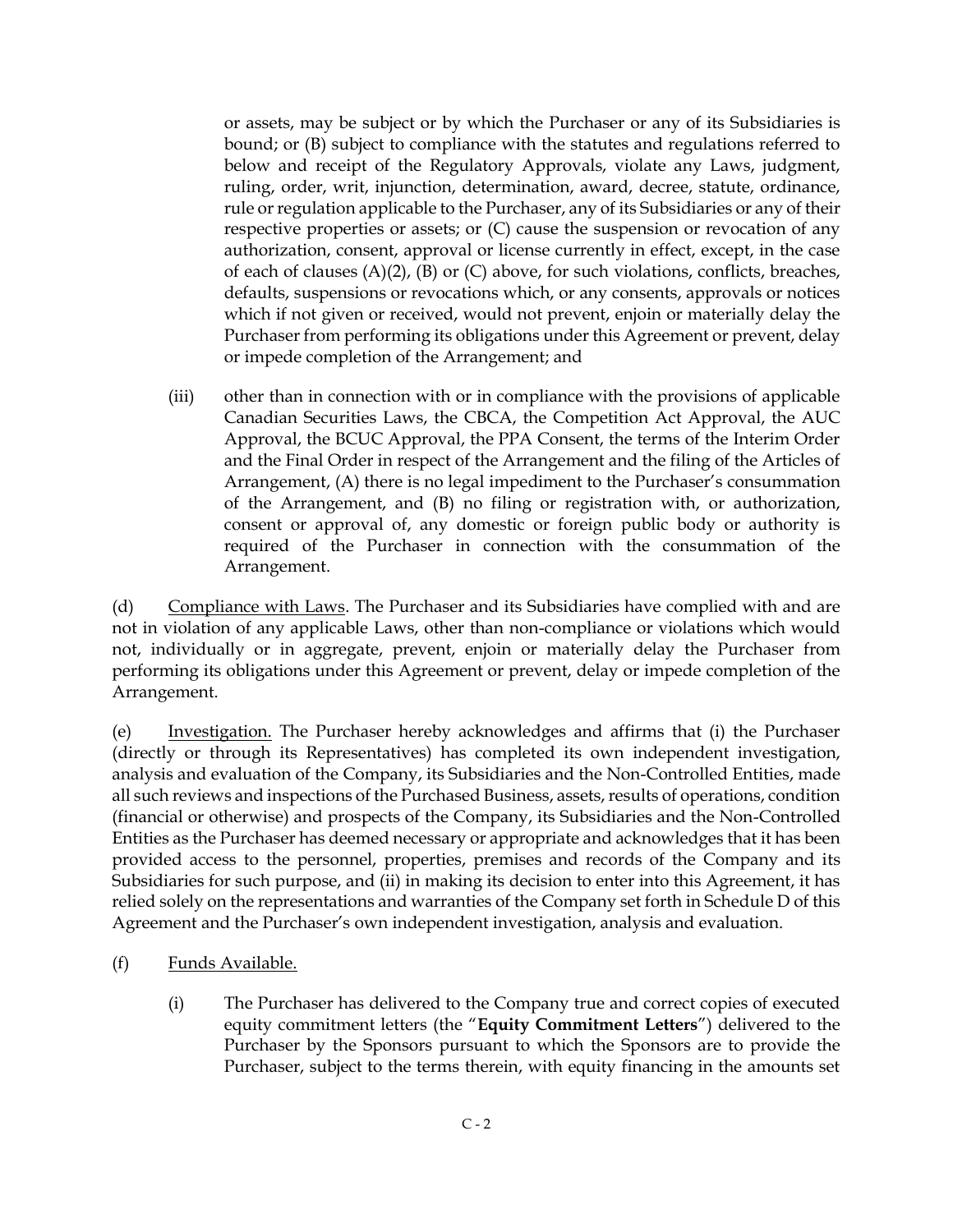or assets, may be subject or by which the Purchaser or any of its Subsidiaries is bound; or (B) subject to compliance with the statutes and regulations referred to below and receipt of the Regulatory Approvals, violate any Laws, judgment, ruling, order, writ, injunction, determination, award, decree, statute, ordinance, rule or regulation applicable to the Purchaser, any of its Subsidiaries or any of their respective properties or assets; or (C) cause the suspension or revocation of any authorization, consent, approval or license currently in effect, except, in the case of each of clauses (A)(2), (B) or (C) above, for such violations, conflicts, breaches, defaults, suspensions or revocations which, or any consents, approvals or notices which if not given or received, would not prevent, enjoin or materially delay the Purchaser from performing its obligations under this Agreement or prevent, delay or impede completion of the Arrangement; and

(iii) other than in connection with or in compliance with the provisions of applicable Canadian Securities Laws, the CBCA, the Competition Act Approval, the AUC Approval, the BCUC Approval, the PPA Consent, the terms of the Interim Order and the Final Order in respect of the Arrangement and the filing of the Articles of Arrangement, (A) there is no legal impediment to the Purchaser's consummation of the Arrangement, and (B) no filing or registration with, or authorization, consent or approval of, any domestic or foreign public body or authority is required of the Purchaser in connection with the consummation of the Arrangement.

(d) Compliance with Laws. The Purchaser and its Subsidiaries have complied with and are not in violation of any applicable Laws, other than non-compliance or violations which would not, individually or in aggregate, prevent, enjoin or materially delay the Purchaser from performing its obligations under this Agreement or prevent, delay or impede completion of the Arrangement.

(e) Investigation. The Purchaser hereby acknowledges and affirms that (i) the Purchaser (directly or through its Representatives) has completed its own independent investigation, analysis and evaluation of the Company, its Subsidiaries and the Non-Controlled Entities, made all such reviews and inspections of the Purchased Business, assets, results of operations, condition (financial or otherwise) and prospects of the Company, its Subsidiaries and the Non-Controlled Entities as the Purchaser has deemed necessary or appropriate and acknowledges that it has been provided access to the personnel, properties, premises and records of the Company and its Subsidiaries for such purpose, and (ii) in making its decision to enter into this Agreement, it has relied solely on the representations and warranties of the Company set forth in Schedule D of this Agreement and the Purchaser's own independent investigation, analysis and evaluation.

(f) Funds Available.

(i) The Purchaser has delivered to the Company true and correct copies of executed equity commitment letters (the "**Equity Commitment Letters**") delivered to the Purchaser by the Sponsors pursuant to which the Sponsors are to provide the Purchaser, subject to the terms therein, with equity financing in the amounts set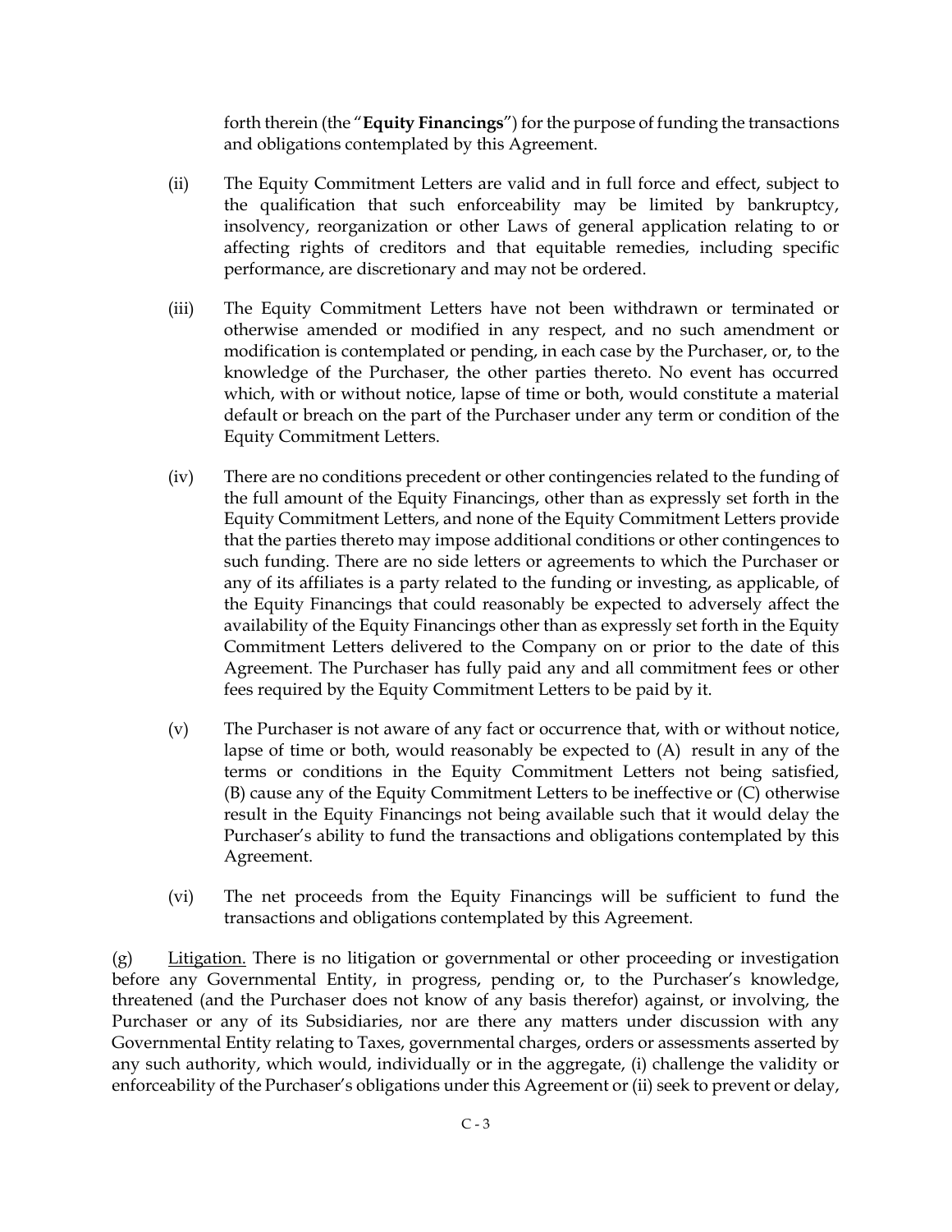forth therein (the "**Equity Financings**") for the purpose of funding the transactions and obligations contemplated by this Agreement.

(ii) The Equity Commitment Letters are valid and in full force and effect, subject to the qualification that such enforceability may be limited by bankruptcy, insolvency, reorganization or other Laws of general application relating to or affecting rights of creditors and that equitable remedies, including specific performance, are discretionary and may not be ordered.

(iii) The Equity Commitment Letters have not been withdrawn or terminated or otherwise amended or modified in any respect, and no such amendment or modification is contemplated or pending, in each case by the Purchaser, or, to the knowledge of the Purchaser, the other parties thereto. No event has occurred which, with or without notice, lapse of time or both, would constitute a material default or breach on the part of the Purchaser under any term or condition of the Equity Commitment Letters.

(iv) There are no conditions precedent or other contingencies related to the funding of the full amount of the Equity Financings, other than as expressly set forth in the Equity Commitment Letters, and none of the Equity Commitment Letters provide that the parties thereto may impose additional conditions or other contingences to such funding. There are no side letters or agreements to which the Purchaser or any of its affiliates is a party related to the funding or investing, as applicable, of the Equity Financings that could reasonably be expected to adversely affect the availability of the Equity Financings other than as expressly set forth in the Equity Commitment Letters delivered to the Company on or prior to the date of this Agreement. The Purchaser has fully paid any and all commitment fees or other fees required by the Equity Commitment Letters to be paid by it.

(v) The Purchaser is not aware of any fact or occurrence that, with or without notice, lapse of time or both, would reasonably be expected to (A) result in any of the terms or conditions in the Equity Commitment Letters not being satisfied, (B) cause any of the Equity Commitment Letters to be ineffective or (C) otherwise result in the Equity Financings not being available such that it would delay the Purchaser's ability to fund the transactions and obligations contemplated by this Agreement.

(vi) The net proceeds from the Equity Financings will be sufficient to fund the transactions and obligations contemplated by this Agreement.

(g) Litigation. There is no litigation or governmental or other proceeding or investigation before any Governmental Entity, in progress, pending or, to the Purchaser's knowledge, threatened (and the Purchaser does not know of any basis therefor) against, or involving, the Purchaser or any of its Subsidiaries, nor are there any matters under discussion with any Governmental Entity relating to Taxes, governmental charges, orders or assessments asserted by any such authority, which would, individually or in the aggregate, (i) challenge the validity or enforceability of the Purchaser's obligations under this Agreement or (ii) seek to prevent or delay,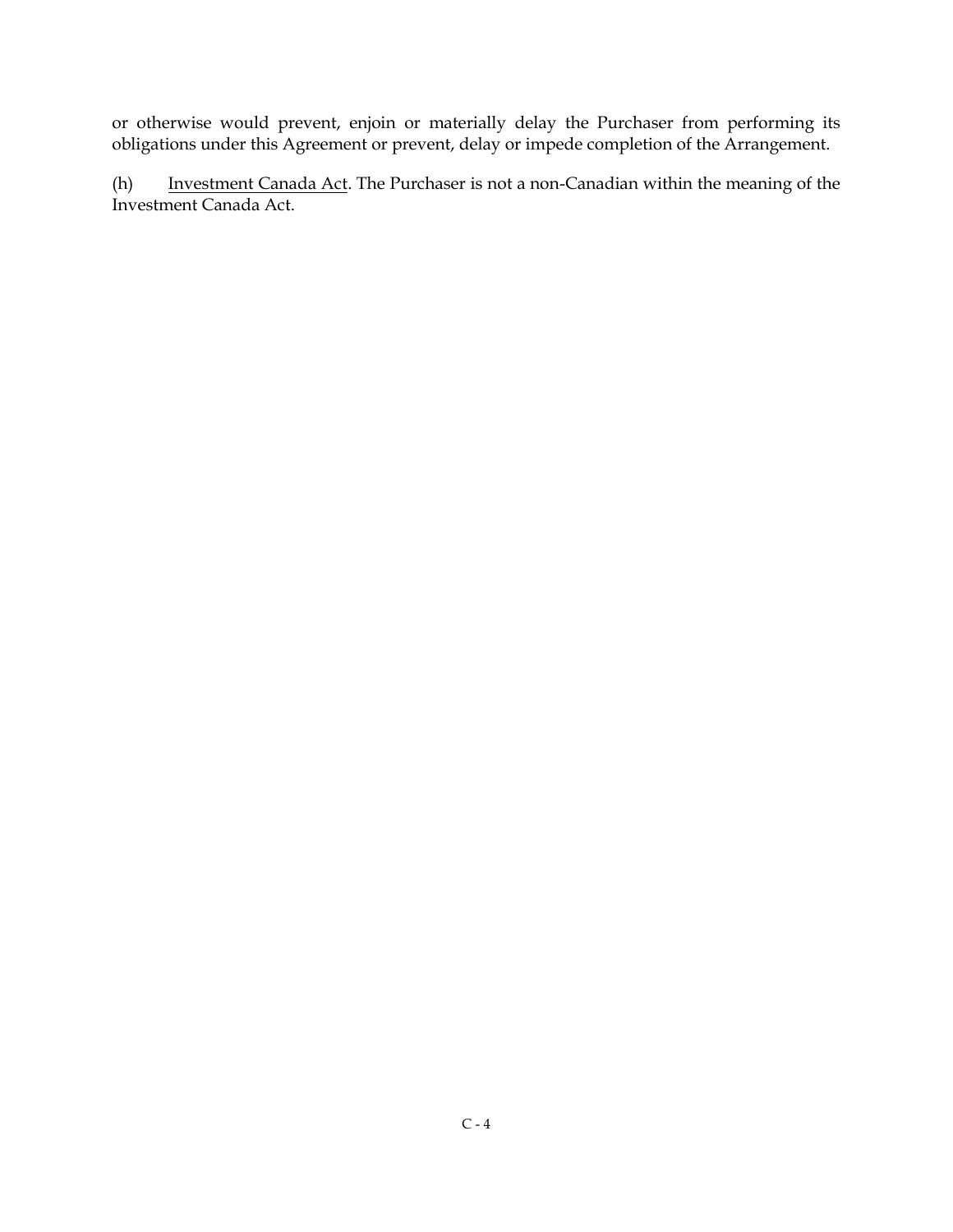or otherwise would prevent, enjoin or materially delay the Purchaser from performing its obligations under this Agreement or prevent, delay or impede completion of the Arrangement.

(h) Investment Canada Act. The Purchaser is not a non-Canadian within the meaning of the Investment Canada Act.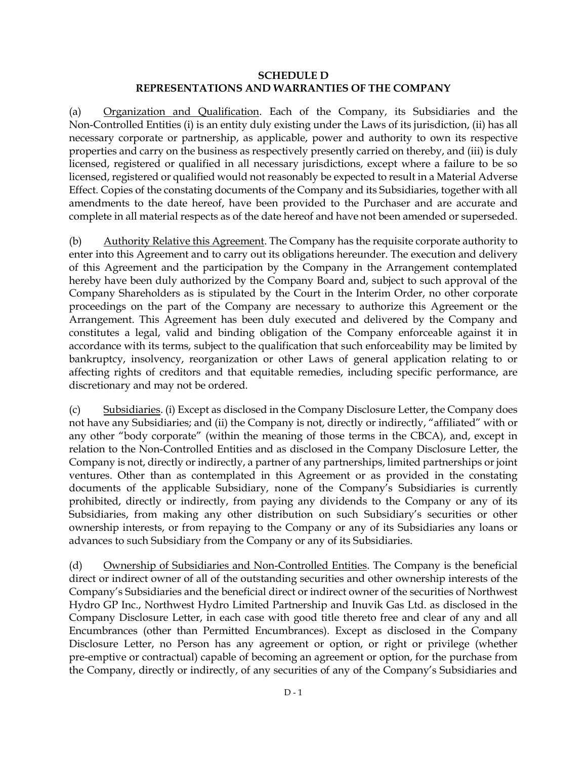**SCHEDULE D**
**REPRESENTATIONS AND WARRANTIES OF THE COMPANY**

(a) Organization and Qualification. Each of the Company, its Subsidiaries and the Non-Controlled Entities (i) is an entity duly existing under the Laws of its jurisdiction, (ii) has all necessary corporate or partnership, as applicable, power and authority to own its respective properties and carry on the business as respectively presently carried on thereby, and (iii) is duly licensed, registered or qualified in all necessary jurisdictions, except where a failure to be so licensed, registered or qualified would not reasonably be expected to result in a Material Adverse Effect. Copies of the constating documents of the Company and its Subsidiaries, together with all amendments to the date hereof, have been provided to the Purchaser and are accurate and complete in all material respects as of the date hereof and have not been amended or superseded.

(b) Authority Relative this Agreement. The Company has the requisite corporate authority to enter into this Agreement and to carry out its obligations hereunder. The execution and delivery of this Agreement and the participation by the Company in the Arrangement contemplated hereby have been duly authorized by the Company Board and, subject to such approval of the Company Shareholders as is stipulated by the Court in the Interim Order, no other corporate proceedings on the part of the Company are necessary to authorize this Agreement or the Arrangement. This Agreement has been duly executed and delivered by the Company and constitutes a legal, valid and binding obligation of the Company enforceable against it in accordance with its terms, subject to the qualification that such enforceability may be limited by bankruptcy, insolvency, reorganization or other Laws of general application relating to or affecting rights of creditors and that equitable remedies, including specific performance, are discretionary and may not be ordered.

(c) Subsidiaries. (i) Except as disclosed in the Company Disclosure Letter, the Company does not have any Subsidiaries; and (ii) the Company is not, directly or indirectly, "affiliated" with or any other "body corporate" (within the meaning of those terms in the CBCA), and, except in relation to the Non-Controlled Entities and as disclosed in the Company Disclosure Letter, the Company is not, directly or indirectly, a partner of any partnerships, limited partnerships or joint ventures. Other than as contemplated in this Agreement or as provided in the constating documents of the applicable Subsidiary, none of the Company's Subsidiaries is currently prohibited, directly or indirectly, from paying any dividends to the Company or any of its Subsidiaries, from making any other distribution on such Subsidiary's securities or other ownership interests, or from repaying to the Company or any of its Subsidiaries any loans or advances to such Subsidiary from the Company or any of its Subsidiaries.

(d) Ownership of Subsidiaries and Non-Controlled Entities. The Company is the beneficial direct or indirect owner of all of the outstanding securities and other ownership interests of the Company's Subsidiaries and the beneficial direct or indirect owner of the securities of Northwest Hydro GP Inc., Northwest Hydro Limited Partnership and Inuvik Gas Ltd. as disclosed in the Company Disclosure Letter, in each case with good title thereto free and clear of any and all Encumbrances (other than Permitted Encumbrances). Except as disclosed in the Company Disclosure Letter, no Person has any agreement or option, or right or privilege (whether pre-emptive or contractual) capable of becoming an agreement or option, for the purchase from the Company, directly or indirectly, of any securities of any of the Company's Subsidiaries and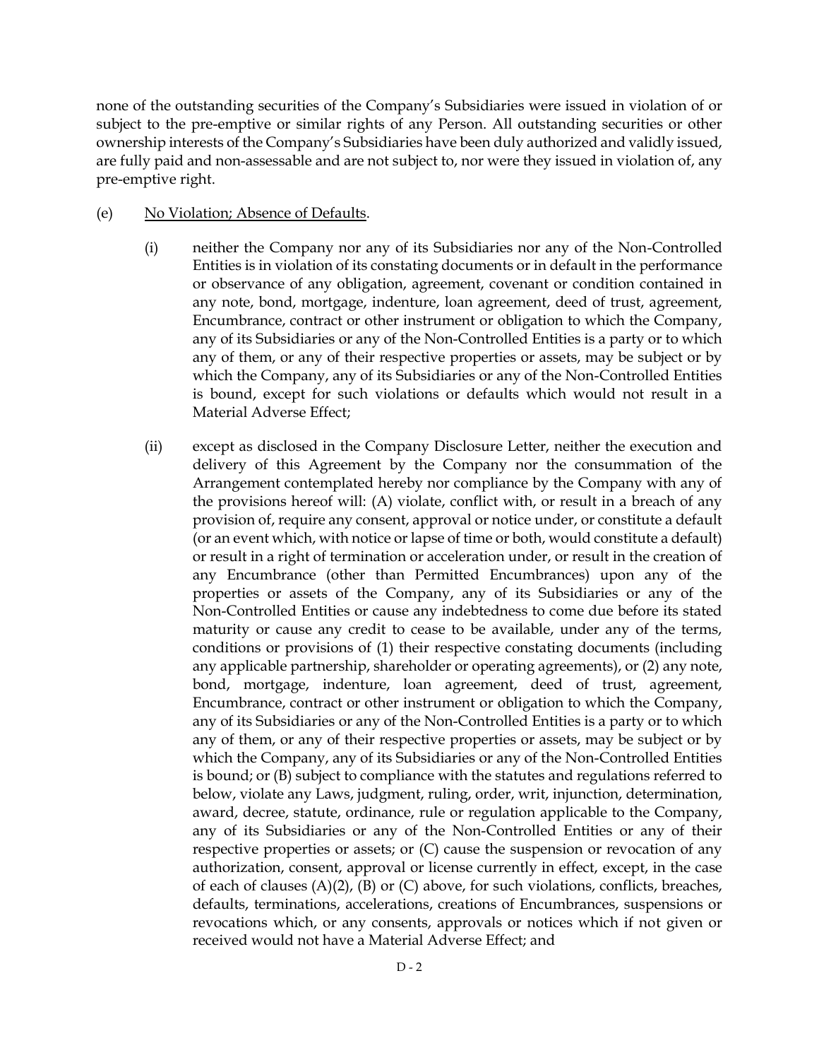none of the outstanding securities of the Company's Subsidiaries were issued in violation of or subject to the pre-emptive or similar rights of any Person. All outstanding securities or other ownership interests of the Company's Subsidiaries have been duly authorized and validly issued, are fully paid and non-assessable and are not subject to, nor were they issued in violation of, any pre-emptive right.

(e) No Violation; Absence of Defaults.

(i) neither the Company nor any of its Subsidiaries nor any of the Non-Controlled Entities is in violation of its constating documents or in default in the performance or observance of any obligation, agreement, covenant or condition contained in any note, bond, mortgage, indenture, loan agreement, deed of trust, agreement, Encumbrance, contract or other instrument or obligation to which the Company, any of its Subsidiaries or any of the Non-Controlled Entities is a party or to which any of them, or any of their respective properties or assets, may be subject or by which the Company, any of its Subsidiaries or any of the Non-Controlled Entities is bound, except for such violations or defaults which would not result in a Material Adverse Effect;

(ii) except as disclosed in the Company Disclosure Letter, neither the execution and delivery of this Agreement by the Company nor the consummation of the Arrangement contemplated hereby nor compliance by the Company with any of the provisions hereof will: (A) violate, conflict with, or result in a breach of any provision of, require any consent, approval or notice under, or constitute a default (or an event which, with notice or lapse of time or both, would constitute a default) or result in a right of termination or acceleration under, or result in the creation of any Encumbrance (other than Permitted Encumbrances) upon any of the properties or assets of the Company, any of its Subsidiaries or any of the Non-Controlled Entities or cause any indebtedness to come due before its stated maturity or cause any credit to cease to be available, under any of the terms, conditions or provisions of (1) their respective constating documents (including any applicable partnership, shareholder or operating agreements), or (2) any note, bond, mortgage, indenture, loan agreement, deed of trust, agreement, Encumbrance, contract or other instrument or obligation to which the Company, any of its Subsidiaries or any of the Non-Controlled Entities is a party or to which any of them, or any of their respective properties or assets, may be subject or by which the Company, any of its Subsidiaries or any of the Non-Controlled Entities is bound; or (B) subject to compliance with the statutes and regulations referred to below, violate any Laws, judgment, ruling, order, writ, injunction, determination, award, decree, statute, ordinance, rule or regulation applicable to the Company, any of its Subsidiaries or any of the Non-Controlled Entities or any of their respective properties or assets; or (C) cause the suspension or revocation of any authorization, consent, approval or license currently in effect, except, in the case of each of clauses (A)(2), (B) or (C) above, for such violations, conflicts, breaches, defaults, terminations, accelerations, creations of Encumbrances, suspensions or revocations which, or any consents, approvals or notices which if not given or received would not have a Material Adverse Effect; and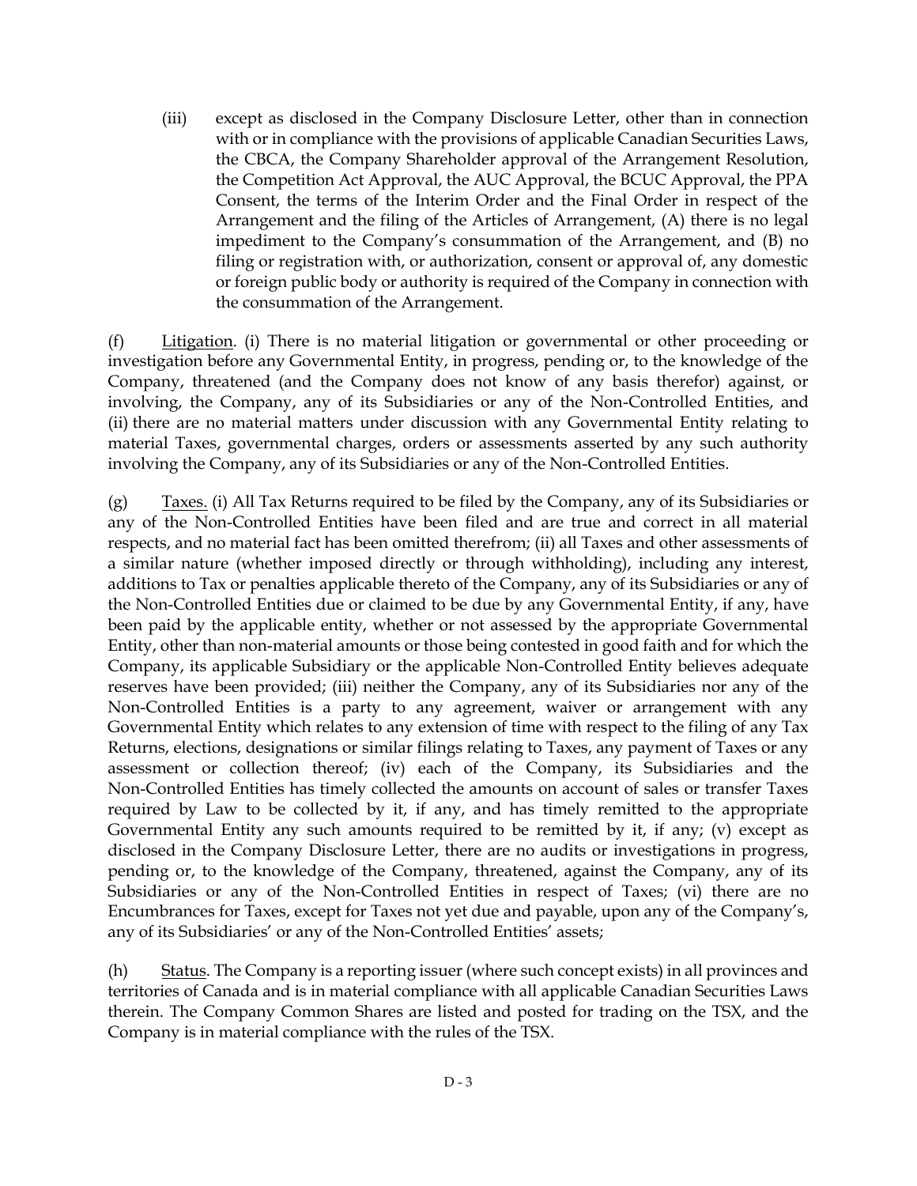(iii) except as disclosed in the Company Disclosure Letter, other than in connection with or in compliance with the provisions of applicable Canadian Securities Laws, the CBCA, the Company Shareholder approval of the Arrangement Resolution, the Competition Act Approval, the AUC Approval, the BCUC Approval, the PPA Consent, the terms of the Interim Order and the Final Order in respect of the Arrangement and the filing of the Articles of Arrangement, (A) there is no legal impediment to the Company's consummation of the Arrangement, and (B) no filing or registration with, or authorization, consent or approval of, any domestic or foreign public body or authority is required of the Company in connection with the consummation of the Arrangement.

(f) Litigation. (i) There is no material litigation or governmental or other proceeding or investigation before any Governmental Entity, in progress, pending or, to the knowledge of the Company, threatened (and the Company does not know of any basis therefor) against, or involving, the Company, any of its Subsidiaries or any of the Non-Controlled Entities, and (ii) there are no material matters under discussion with any Governmental Entity relating to material Taxes, governmental charges, orders or assessments asserted by any such authority involving the Company, any of its Subsidiaries or any of the Non-Controlled Entities.

(g) Taxes. (i) All Tax Returns required to be filed by the Company, any of its Subsidiaries or any of the Non-Controlled Entities have been filed and are true and correct in all material respects, and no material fact has been omitted therefrom; (ii) all Taxes and other assessments of a similar nature (whether imposed directly or through withholding), including any interest, additions to Tax or penalties applicable thereto of the Company, any of its Subsidiaries or any of the Non-Controlled Entities due or claimed to be due by any Governmental Entity, if any, have been paid by the applicable entity, whether or not assessed by the appropriate Governmental Entity, other than non-material amounts or those being contested in good faith and for which the Company, its applicable Subsidiary or the applicable Non-Controlled Entity believes adequate reserves have been provided; (iii) neither the Company, any of its Subsidiaries nor any of the Non-Controlled Entities is a party to any agreement, waiver or arrangement with any Governmental Entity which relates to any extension of time with respect to the filing of any Tax Returns, elections, designations or similar filings relating to Taxes, any payment of Taxes or any assessment or collection thereof; (iv) each of the Company, its Subsidiaries and the Non-Controlled Entities has timely collected the amounts on account of sales or transfer Taxes required by Law to be collected by it, if any, and has timely remitted to the appropriate Governmental Entity any such amounts required to be remitted by it, if any; (v) except as disclosed in the Company Disclosure Letter, there are no audits or investigations in progress, pending or, to the knowledge of the Company, threatened, against the Company, any of its Subsidiaries or any of the Non-Controlled Entities in respect of Taxes; (vi) there are no Encumbrances for Taxes, except for Taxes not yet due and payable, upon any of the Company's, any of its Subsidiaries' or any of the Non-Controlled Entities' assets;

(h) Status. The Company is a reporting issuer (where such concept exists) in all provinces and territories of Canada and is in material compliance with all applicable Canadian Securities Laws therein. The Company Common Shares are listed and posted for trading on the TSX, and the Company is in material compliance with the rules of the TSX.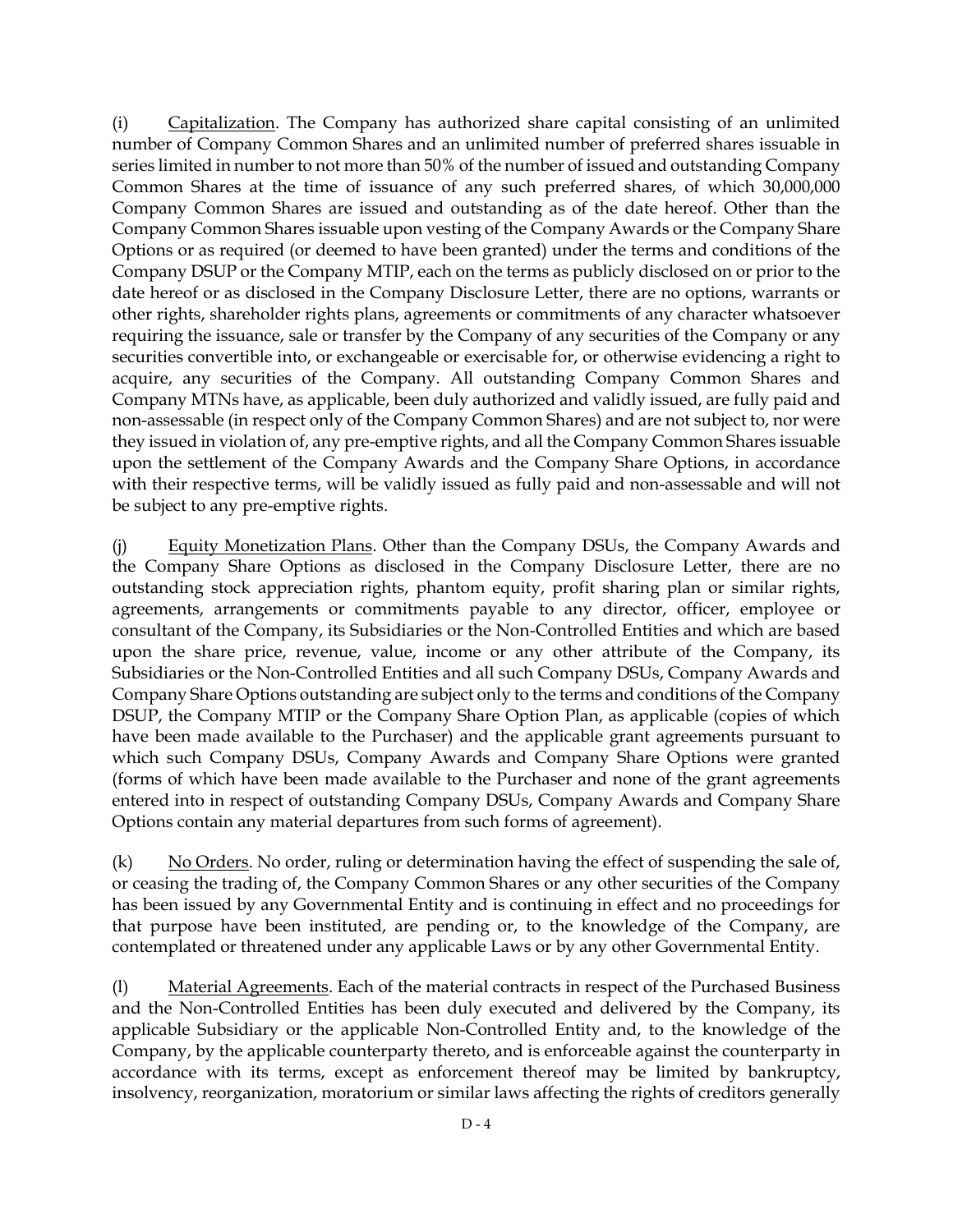(i) Capitalization. The Company has authorized share capital consisting of an unlimited number of Company Common Shares and an unlimited number of preferred shares issuable in series limited in number to not more than 50% of the number of issued and outstanding Company Common Shares at the time of issuance of any such preferred shares, of which 30,000,000 Company Common Shares are issued and outstanding as of the date hereof. Other than the Company Common Shares issuable upon vesting of the Company Awards or the Company Share Options or as required (or deemed to have been granted) under the terms and conditions of the Company DSUP or the Company MTIP, each on the terms as publicly disclosed on or prior to the date hereof or as disclosed in the Company Disclosure Letter, there are no options, warrants or other rights, shareholder rights plans, agreements or commitments of any character whatsoever requiring the issuance, sale or transfer by the Company of any securities of the Company or any securities convertible into, or exchangeable or exercisable for, or otherwise evidencing a right to acquire, any securities of the Company. All outstanding Company Common Shares and Company MTNs have, as applicable, been duly authorized and validly issued, are fully paid and non-assessable (in respect only of the Company Common Shares) and are not subject to, nor were they issued in violation of, any pre-emptive rights, and all the Company Common Shares issuable upon the settlement of the Company Awards and the Company Share Options, in accordance with their respective terms, will be validly issued as fully paid and non-assessable and will not be subject to any pre-emptive rights.

(j) Equity Monetization Plans. Other than the Company DSUs, the Company Awards and the Company Share Options as disclosed in the Company Disclosure Letter, there are no outstanding stock appreciation rights, phantom equity, profit sharing plan or similar rights, agreements, arrangements or commitments payable to any director, officer, employee or consultant of the Company, its Subsidiaries or the Non-Controlled Entities and which are based upon the share price, revenue, value, income or any other attribute of the Company, its Subsidiaries or the Non-Controlled Entities and all such Company DSUs, Company Awards and Company Share Options outstanding are subject only to the terms and conditions of the Company DSUP, the Company MTIP or the Company Share Option Plan, as applicable (copies of which have been made available to the Purchaser) and the applicable grant agreements pursuant to which such Company DSUs, Company Awards and Company Share Options were granted (forms of which have been made available to the Purchaser and none of the grant agreements entered into in respect of outstanding Company DSUs, Company Awards and Company Share Options contain any material departures from such forms of agreement).

(k) No Orders. No order, ruling or determination having the effect of suspending the sale of, or ceasing the trading of, the Company Common Shares or any other securities of the Company has been issued by any Governmental Entity and is continuing in effect and no proceedings for that purpose have been instituted, are pending or, to the knowledge of the Company, are contemplated or threatened under any applicable Laws or by any other Governmental Entity.

(l) Material Agreements. Each of the material contracts in respect of the Purchased Business and the Non-Controlled Entities has been duly executed and delivered by the Company, its applicable Subsidiary or the applicable Non-Controlled Entity and, to the knowledge of the Company, by the applicable counterparty thereto, and is enforceable against the counterparty in accordance with its terms, except as enforcement thereof may be limited by bankruptcy, insolvency, reorganization, moratorium or similar laws affecting the rights of creditors generally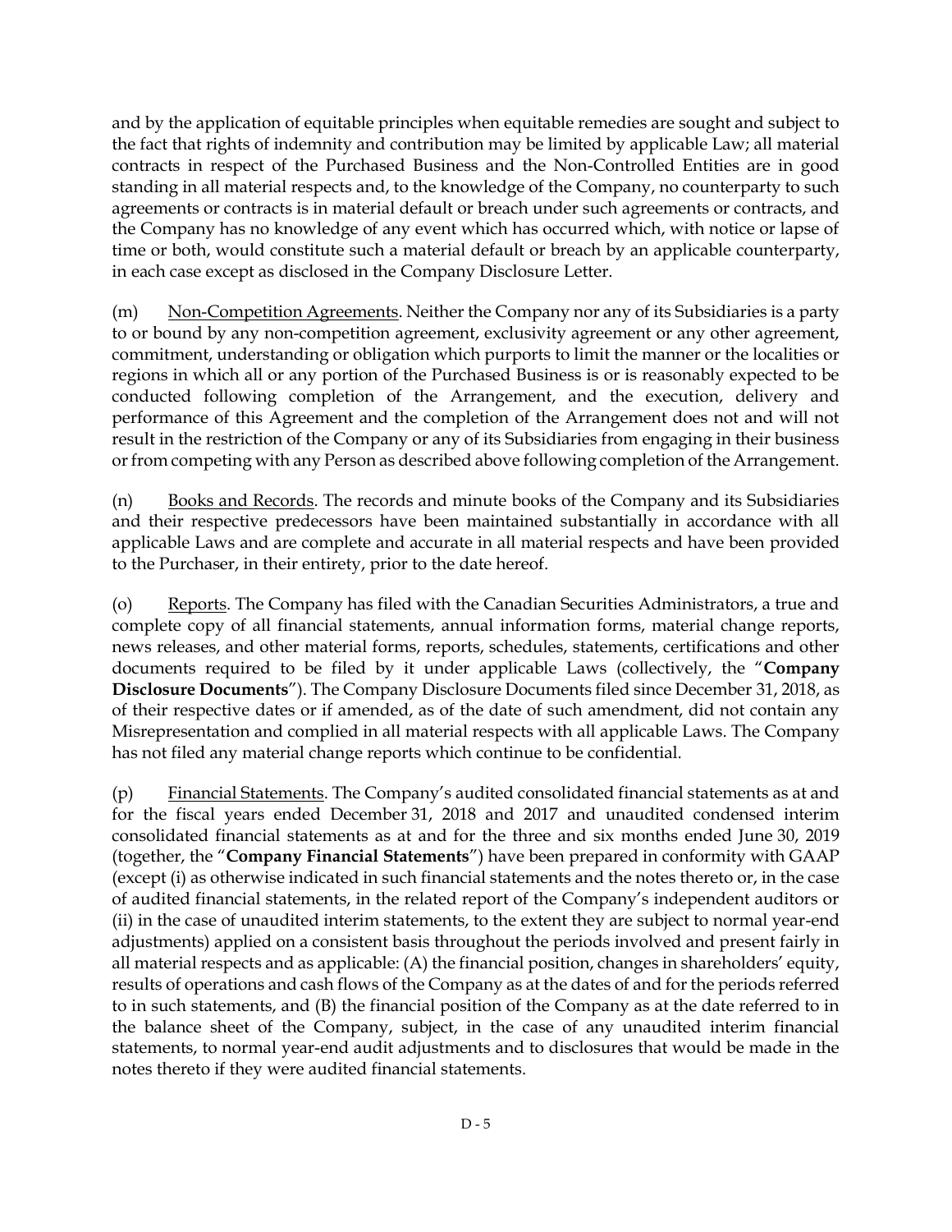and by the application of equitable principles when equitable remedies are sought and subject to the fact that rights of indemnity and contribution may be limited by applicable Law; all material contracts in respect of the Purchased Business and the Non-Controlled Entities are in good standing in all material respects and, to the knowledge of the Company, no counterparty to such agreements or contracts is in material default or breach under such agreements or contracts, and the Company has no knowledge of any event which has occurred which, with notice or lapse of time or both, would constitute such a material default or breach by an applicable counterparty, in each case except as disclosed in the Company Disclosure Letter.

(m) Non-Competition Agreements. Neither the Company nor any of its Subsidiaries is a party to or bound by any non-competition agreement, exclusivity agreement or any other agreement, commitment, understanding or obligation which purports to limit the manner or the localities or regions in which all or any portion of the Purchased Business is or is reasonably expected to be conducted following completion of the Arrangement, and the execution, delivery and performance of this Agreement and the completion of the Arrangement does not and will not result in the restriction of the Company or any of its Subsidiaries from engaging in their business or from competing with any Person as described above following completion of the Arrangement.

(n) Books and Records. The records and minute books of the Company and its Subsidiaries and their respective predecessors have been maintained substantially in accordance with all applicable Laws and are complete and accurate in all material respects and have been provided to the Purchaser, in their entirety, prior to the date hereof.

(o) Reports. The Company has filed with the Canadian Securities Administrators, a true and complete copy of all financial statements, annual information forms, material change reports, news releases, and other material forms, reports, schedules, statements, certifications and other documents required to be filed by it under applicable Laws (collectively, the "**Company Disclosure Documents**"). The Company Disclosure Documents filed since December 31, 2018, as of their respective dates or if amended, as of the date of such amendment, did not contain any Misrepresentation and complied in all material respects with all applicable Laws. The Company has not filed any material change reports which continue to be confidential.

(p) Financial Statements. The Company's audited consolidated financial statements as at and for the fiscal years ended December 31, 2018 and 2017 and unaudited condensed interim consolidated financial statements as at and for the three and six months ended June 30, 2019 (together, the "**Company Financial Statements**") have been prepared in conformity with GAAP (except (i) as otherwise indicated in such financial statements and the notes thereto or, in the case of audited financial statements, in the related report of the Company's independent auditors or (ii) in the case of unaudited interim statements, to the extent they are subject to normal year-end adjustments) applied on a consistent basis throughout the periods involved and present fairly in all material respects and as applicable: (A) the financial position, changes in shareholders' equity, results of operations and cash flows of the Company as at the dates of and for the periods referred to in such statements, and (B) the financial position of the Company as at the date referred to in the balance sheet of the Company, subject, in the case of any unaudited interim financial statements, to normal year-end audit adjustments and to disclosures that would be made in the notes thereto if they were audited financial statements.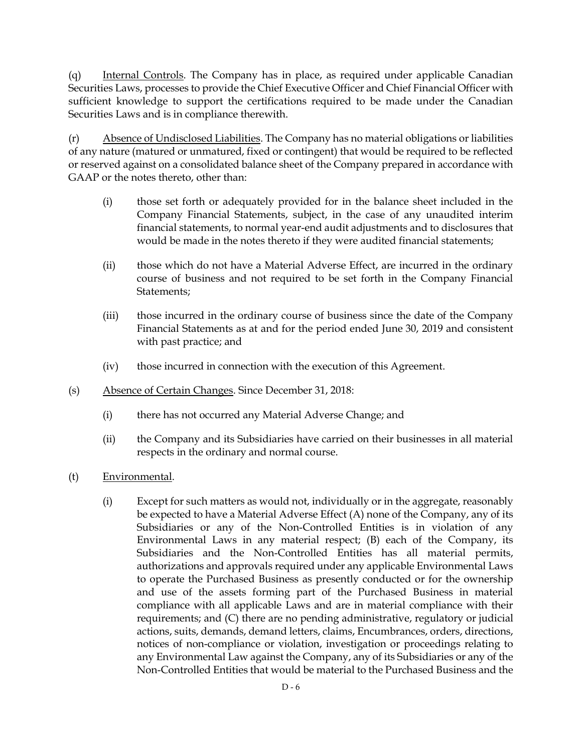(q) Internal Controls. The Company has in place, as required under applicable Canadian Securities Laws, processes to provide the Chief Executive Officer and Chief Financial Officer with sufficient knowledge to support the certifications required to be made under the Canadian Securities Laws and is in compliance therewith.

(r) Absence of Undisclosed Liabilities. The Company has no material obligations or liabilities of any nature (matured or unmatured, fixed or contingent) that would be required to be reflected or reserved against on a consolidated balance sheet of the Company prepared in accordance with GAAP or the notes thereto, other than:

(i) those set forth or adequately provided for in the balance sheet included in the Company Financial Statements, subject, in the case of any unaudited interim financial statements, to normal year-end audit adjustments and to disclosures that would be made in the notes thereto if they were audited financial statements;

(ii) those which do not have a Material Adverse Effect, are incurred in the ordinary course of business and not required to be set forth in the Company Financial Statements;

(iii) those incurred in the ordinary course of business since the date of the Company Financial Statements as at and for the period ended June 30, 2019 and consistent with past practice; and

(iv) those incurred in connection with the execution of this Agreement.

(s) Absence of Certain Changes. Since December 31, 2018:

(i) there has not occurred any Material Adverse Change; and

(ii) the Company and its Subsidiaries have carried on their businesses in all material respects in the ordinary and normal course.

(t) Environmental.

(i) Except for such matters as would not, individually or in the aggregate, reasonably be expected to have a Material Adverse Effect (A) none of the Company, any of its Subsidiaries or any of the Non-Controlled Entities is in violation of any Environmental Laws in any material respect; (B) each of the Company, its Subsidiaries and the Non-Controlled Entities has all material permits, authorizations and approvals required under any applicable Environmental Laws to operate the Purchased Business as presently conducted or for the ownership and use of the assets forming part of the Purchased Business in material compliance with all applicable Laws and are in material compliance with their requirements; and (C) there are no pending administrative, regulatory or judicial actions, suits, demands, demand letters, claims, Encumbrances, orders, directions, notices of non-compliance or violation, investigation or proceedings relating to any Environmental Law against the Company, any of its Subsidiaries or any of the Non-Controlled Entities that would be material to the Purchased Business and the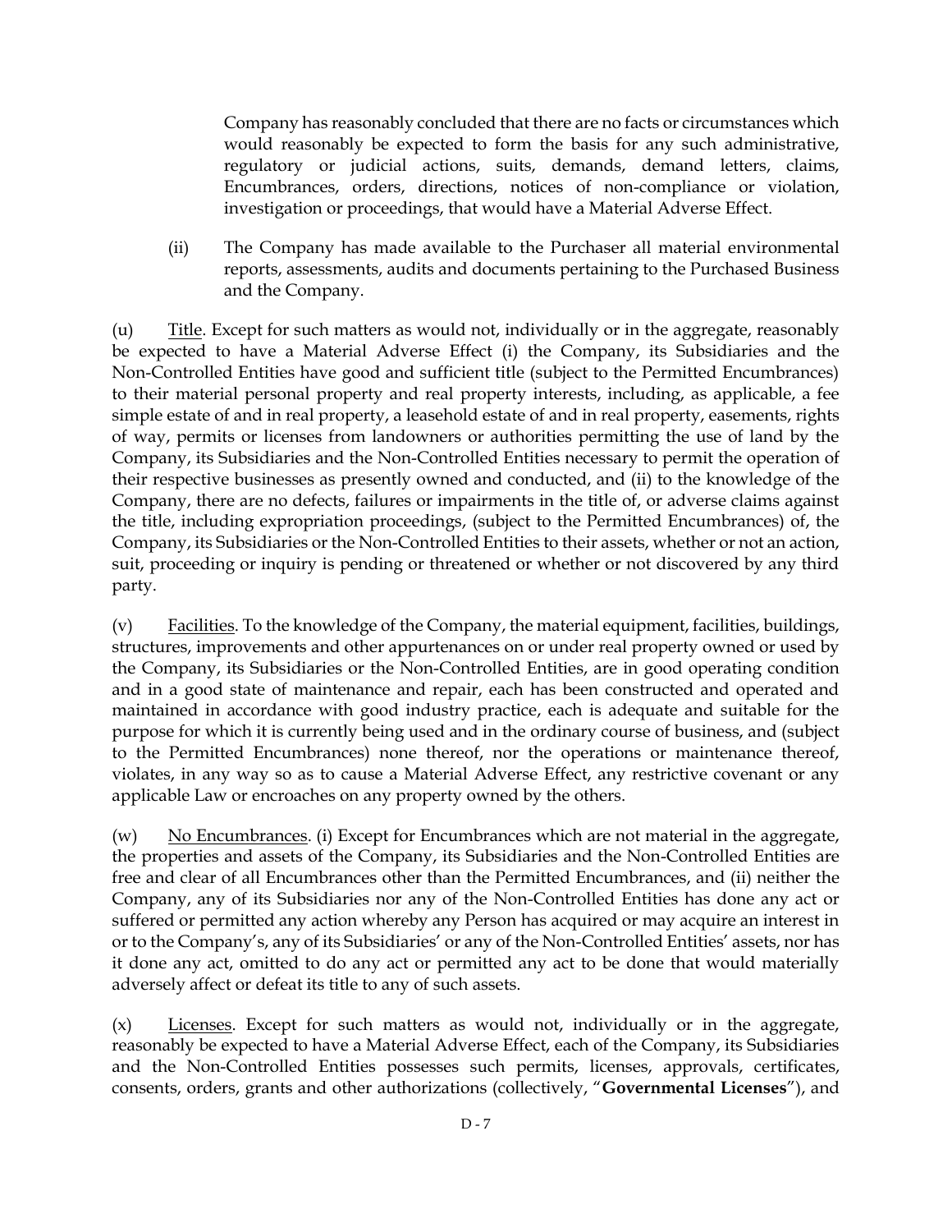Company has reasonably concluded that there are no facts or circumstances which would reasonably be expected to form the basis for any such administrative, regulatory or judicial actions, suits, demands, demand letters, claims, Encumbrances, orders, directions, notices of non-compliance or violation, investigation or proceedings, that would have a Material Adverse Effect.

(ii) The Company has made available to the Purchaser all material environmental reports, assessments, audits and documents pertaining to the Purchased Business and the Company.

(u) Title. Except for such matters as would not, individually or in the aggregate, reasonably be expected to have a Material Adverse Effect (i) the Company, its Subsidiaries and the Non-Controlled Entities have good and sufficient title (subject to the Permitted Encumbrances) to their material personal property and real property interests, including, as applicable, a fee simple estate of and in real property, a leasehold estate of and in real property, easements, rights of way, permits or licenses from landowners or authorities permitting the use of land by the Company, its Subsidiaries and the Non-Controlled Entities necessary to permit the operation of their respective businesses as presently owned and conducted, and (ii) to the knowledge of the Company, there are no defects, failures or impairments in the title of, or adverse claims against the title, including expropriation proceedings, (subject to the Permitted Encumbrances) of, the Company, its Subsidiaries or the Non-Controlled Entities to their assets, whether or not an action, suit, proceeding or inquiry is pending or threatened or whether or not discovered by any third party.

(v) Facilities. To the knowledge of the Company, the material equipment, facilities, buildings, structures, improvements and other appurtenances on or under real property owned or used by the Company, its Subsidiaries or the Non-Controlled Entities, are in good operating condition and in a good state of maintenance and repair, each has been constructed and operated and maintained in accordance with good industry practice, each is adequate and suitable for the purpose for which it is currently being used and in the ordinary course of business, and (subject to the Permitted Encumbrances) none thereof, nor the operations or maintenance thereof, violates, in any way so as to cause a Material Adverse Effect, any restrictive covenant or any applicable Law or encroaches on any property owned by the others.

(w) No Encumbrances. (i) Except for Encumbrances which are not material in the aggregate, the properties and assets of the Company, its Subsidiaries and the Non-Controlled Entities are free and clear of all Encumbrances other than the Permitted Encumbrances, and (ii) neither the Company, any of its Subsidiaries nor any of the Non-Controlled Entities has done any act or suffered or permitted any action whereby any Person has acquired or may acquire an interest in or to the Company's, any of its Subsidiaries' or any of the Non-Controlled Entities' assets, nor has it done any act, omitted to do any act or permitted any act to be done that would materially adversely affect or defeat its title to any of such assets.

(x) Licenses. Except for such matters as would not, individually or in the aggregate, reasonably be expected to have a Material Adverse Effect, each of the Company, its Subsidiaries and the Non-Controlled Entities possesses such permits, licenses, approvals, certificates, consents, orders, grants and other authorizations (collectively, "**Governmental Licenses**"), and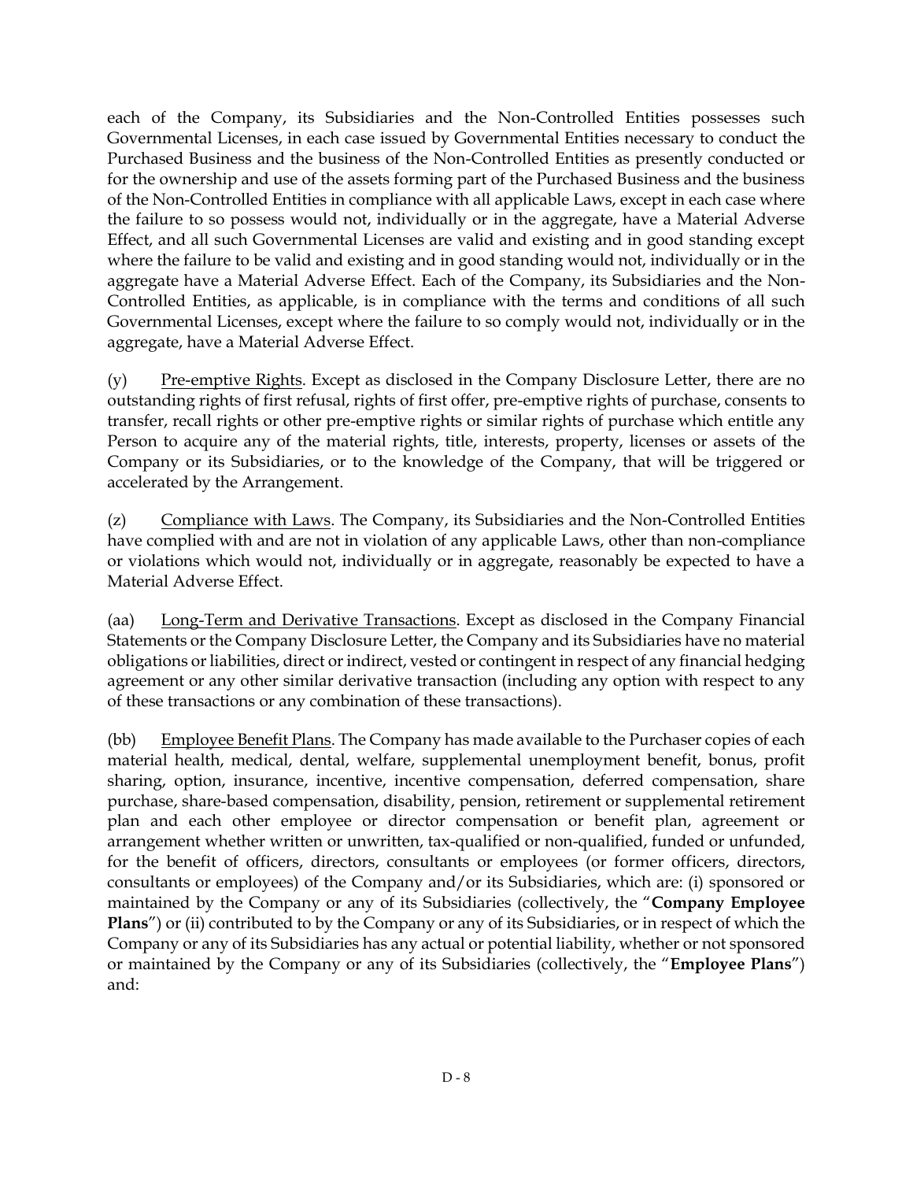each of the Company, its Subsidiaries and the Non-Controlled Entities possesses such Governmental Licenses, in each case issued by Governmental Entities necessary to conduct the Purchased Business and the business of the Non-Controlled Entities as presently conducted or for the ownership and use of the assets forming part of the Purchased Business and the business of the Non-Controlled Entities in compliance with all applicable Laws, except in each case where the failure to so possess would not, individually or in the aggregate, have a Material Adverse Effect, and all such Governmental Licenses are valid and existing and in good standing except where the failure to be valid and existing and in good standing would not, individually or in the aggregate have a Material Adverse Effect. Each of the Company, its Subsidiaries and the Non-Controlled Entities, as applicable, is in compliance with the terms and conditions of all such Governmental Licenses, except where the failure to so comply would not, individually or in the aggregate, have a Material Adverse Effect.

(y) Pre-emptive Rights. Except as disclosed in the Company Disclosure Letter, there are no outstanding rights of first refusal, rights of first offer, pre-emptive rights of purchase, consents to transfer, recall rights or other pre-emptive rights or similar rights of purchase which entitle any Person to acquire any of the material rights, title, interests, property, licenses or assets of the Company or its Subsidiaries, or to the knowledge of the Company, that will be triggered or accelerated by the Arrangement.

(z) Compliance with Laws. The Company, its Subsidiaries and the Non-Controlled Entities have complied with and are not in violation of any applicable Laws, other than non-compliance or violations which would not, individually or in aggregate, reasonably be expected to have a Material Adverse Effect.

(aa) Long-Term and Derivative Transactions. Except as disclosed in the Company Financial Statements or the Company Disclosure Letter, the Company and its Subsidiaries have no material obligations or liabilities, direct or indirect, vested or contingent in respect of any financial hedging agreement or any other similar derivative transaction (including any option with respect to any of these transactions or any combination of these transactions).

(bb) Employee Benefit Plans. The Company has made available to the Purchaser copies of each material health, medical, dental, welfare, supplemental unemployment benefit, bonus, profit sharing, option, insurance, incentive, incentive compensation, deferred compensation, share purchase, share-based compensation, disability, pension, retirement or supplemental retirement plan and each other employee or director compensation or benefit plan, agreement or arrangement whether written or unwritten, tax-qualified or non-qualified, funded or unfunded, for the benefit of officers, directors, consultants or employees (or former officers, directors, consultants or employees) of the Company and/or its Subsidiaries, which are: (i) sponsored or maintained by the Company or any of its Subsidiaries (collectively, the "**Company Employee Plans**") or (ii) contributed to by the Company or any of its Subsidiaries, or in respect of which the Company or any of its Subsidiaries has any actual or potential liability, whether or not sponsored or maintained by the Company or any of its Subsidiaries (collectively, the "**Employee Plans**") and: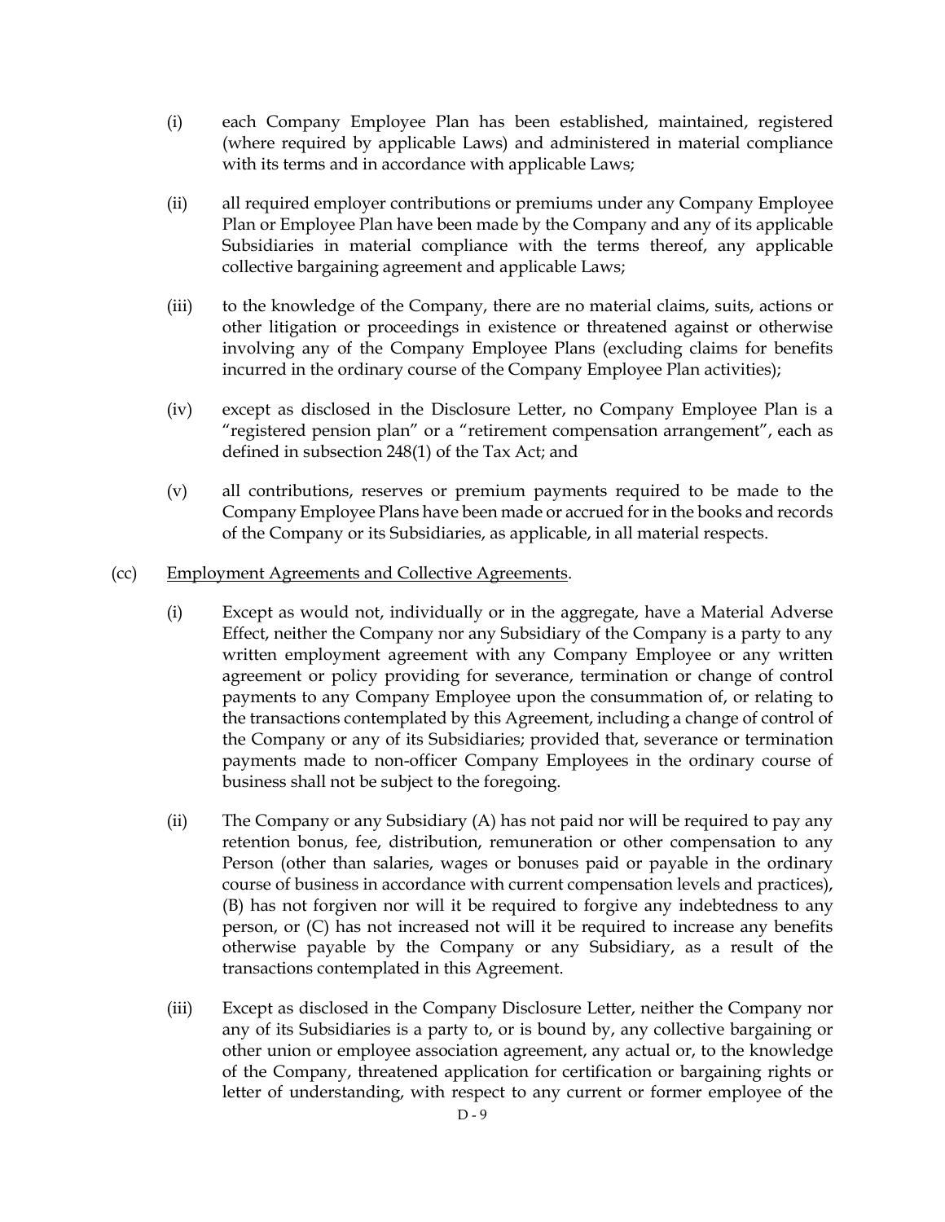(i) each Company Employee Plan has been established, maintained, registered (where required by applicable Laws) and administered in material compliance with its terms and in accordance with applicable Laws;

(ii) all required employer contributions or premiums under any Company Employee Plan or Employee Plan have been made by the Company and any of its applicable Subsidiaries in material compliance with the terms thereof, any applicable collective bargaining agreement and applicable Laws;

(iii) to the knowledge of the Company, there are no material claims, suits, actions or other litigation or proceedings in existence or threatened against or otherwise involving any of the Company Employee Plans (excluding claims for benefits incurred in the ordinary course of the Company Employee Plan activities);

(iv) except as disclosed in the Disclosure Letter, no Company Employee Plan is a "registered pension plan" or a "retirement compensation arrangement", each as defined in subsection 248(1) of the Tax Act; and

(v) all contributions, reserves or premium payments required to be made to the Company Employee Plans have been made or accrued for in the books and records of the Company or its Subsidiaries, as applicable, in all material respects.

(cc) Employment Agreements and Collective Agreements.

(i) Except as would not, individually or in the aggregate, have a Material Adverse Effect, neither the Company nor any Subsidiary of the Company is a party to any written employment agreement with any Company Employee or any written agreement or policy providing for severance, termination or change of control payments to any Company Employee upon the consummation of, or relating to the transactions contemplated by this Agreement, including a change of control of the Company or any of its Subsidiaries; provided that, severance or termination payments made to non-officer Company Employees in the ordinary course of business shall not be subject to the foregoing.

(ii) The Company or any Subsidiary (A) has not paid nor will be required to pay any retention bonus, fee, distribution, remuneration or other compensation to any Person (other than salaries, wages or bonuses paid or payable in the ordinary course of business in accordance with current compensation levels and practices), (B) has not forgiven nor will it be required to forgive any indebtedness to any person, or (C) has not increased not will it be required to increase any benefits otherwise payable by the Company or any Subsidiary, as a result of the transactions contemplated in this Agreement.

(iii) Except as disclosed in the Company Disclosure Letter, neither the Company nor any of its Subsidiaries is a party to, or is bound by, any collective bargaining or other union or employee association agreement, any actual or, to the knowledge of the Company, threatened application for certification or bargaining rights or letter of understanding, with respect to any current or former employee of the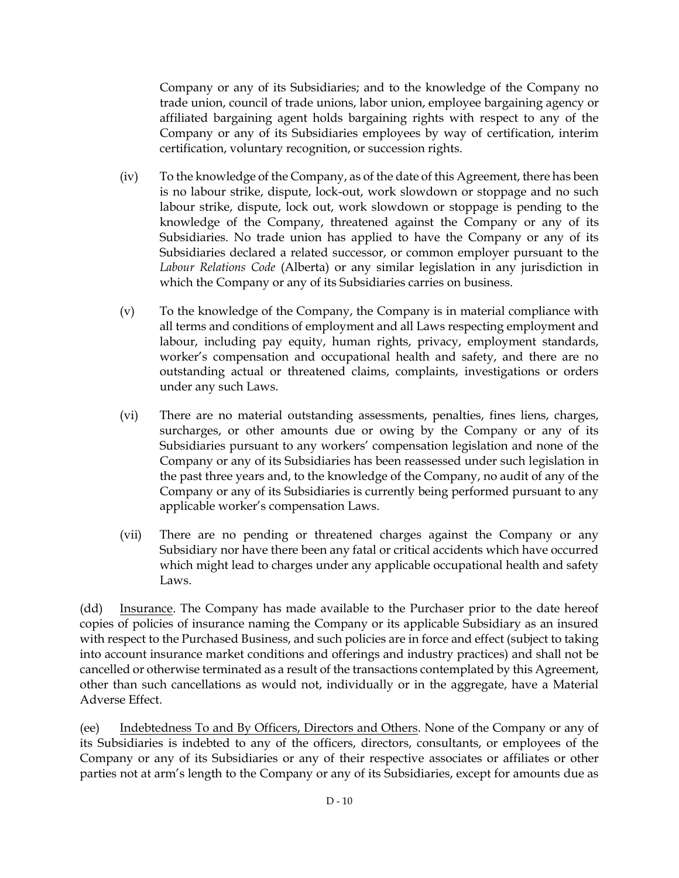Company or any of its Subsidiaries; and to the knowledge of the Company no trade union, council of trade unions, labor union, employee bargaining agency or affiliated bargaining agent holds bargaining rights with respect to any of the Company or any of its Subsidiaries employees by way of certification, interim certification, voluntary recognition, or succession rights.

(iv) To the knowledge of the Company, as of the date of this Agreement, there has been is no labour strike, dispute, lock-out, work slowdown or stoppage and no such labour strike, dispute, lock out, work slowdown or stoppage is pending to the knowledge of the Company, threatened against the Company or any of its Subsidiaries. No trade union has applied to have the Company or any of its Subsidiaries declared a related successor, or common employer pursuant to the *Labour Relations Code* (Alberta) or any similar legislation in any jurisdiction in which the Company or any of its Subsidiaries carries on business.

(v) To the knowledge of the Company, the Company is in material compliance with all terms and conditions of employment and all Laws respecting employment and labour, including pay equity, human rights, privacy, employment standards, worker's compensation and occupational health and safety, and there are no outstanding actual or threatened claims, complaints, investigations or orders under any such Laws.

(vi) There are no material outstanding assessments, penalties, fines liens, charges, surcharges, or other amounts due or owing by the Company or any of its Subsidiaries pursuant to any workers' compensation legislation and none of the Company or any of its Subsidiaries has been reassessed under such legislation in the past three years and, to the knowledge of the Company, no audit of any of the Company or any of its Subsidiaries is currently being performed pursuant to any applicable worker's compensation Laws.

(vii) There are no pending or threatened charges against the Company or any Subsidiary nor have there been any fatal or critical accidents which have occurred which might lead to charges under any applicable occupational health and safety Laws.

(dd) Insurance. The Company has made available to the Purchaser prior to the date hereof copies of policies of insurance naming the Company or its applicable Subsidiary as an insured with respect to the Purchased Business, and such policies are in force and effect (subject to taking into account insurance market conditions and offerings and industry practices) and shall not be cancelled or otherwise terminated as a result of the transactions contemplated by this Agreement, other than such cancellations as would not, individually or in the aggregate, have a Material Adverse Effect.

(ee) Indebtedness To and By Officers, Directors and Others. None of the Company or any of its Subsidiaries is indebted to any of the officers, directors, consultants, or employees of the Company or any of its Subsidiaries or any of their respective associates or affiliates or other parties not at arm's length to the Company or any of its Subsidiaries, except for amounts due as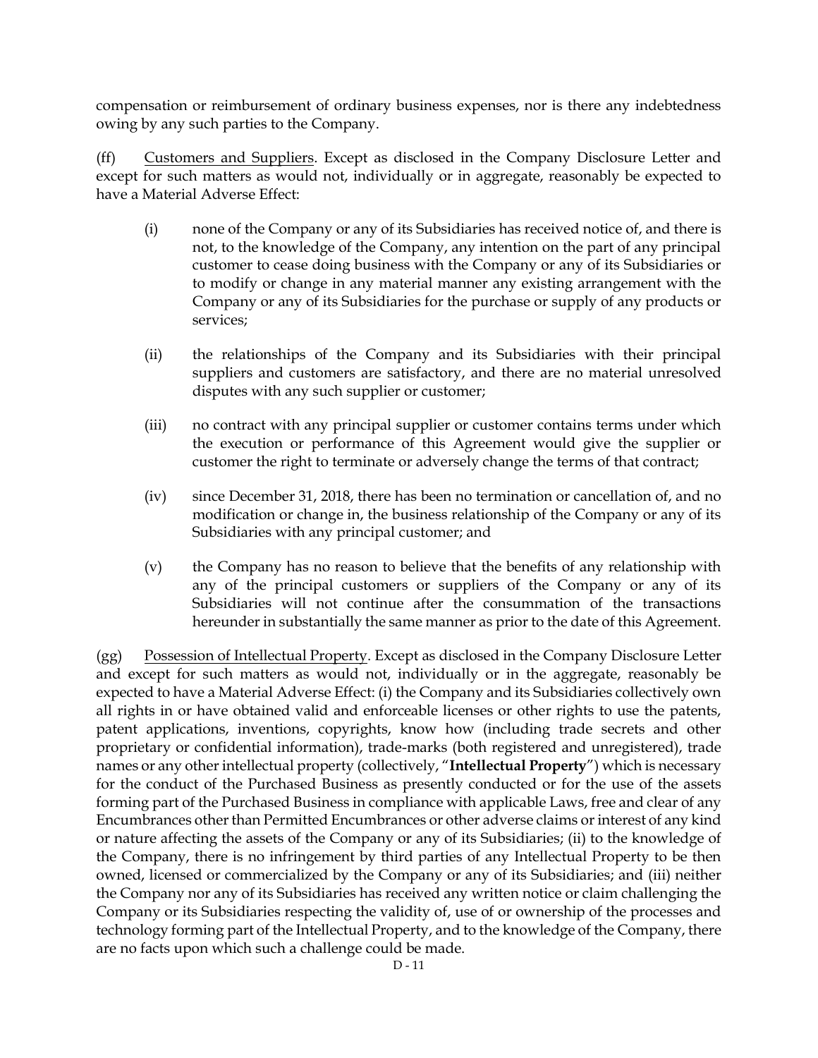compensation or reimbursement of ordinary business expenses, nor is there any indebtedness owing by any such parties to the Company.

(ff) Customers and Suppliers. Except as disclosed in the Company Disclosure Letter and except for such matters as would not, individually or in aggregate, reasonably be expected to have a Material Adverse Effect:

(i) none of the Company or any of its Subsidiaries has received notice of, and there is not, to the knowledge of the Company, any intention on the part of any principal customer to cease doing business with the Company or any of its Subsidiaries or to modify or change in any material manner any existing arrangement with the Company or any of its Subsidiaries for the purchase or supply of any products or services;

(ii) the relationships of the Company and its Subsidiaries with their principal suppliers and customers are satisfactory, and there are no material unresolved disputes with any such supplier or customer;

(iii) no contract with any principal supplier or customer contains terms under which the execution or performance of this Agreement would give the supplier or customer the right to terminate or adversely change the terms of that contract;

(iv) since December 31, 2018, there has been no termination or cancellation of, and no modification or change in, the business relationship of the Company or any of its Subsidiaries with any principal customer; and

(v) the Company has no reason to believe that the benefits of any relationship with any of the principal customers or suppliers of the Company or any of its Subsidiaries will not continue after the consummation of the transactions hereunder in substantially the same manner as prior to the date of this Agreement.

(gg) Possession of Intellectual Property. Except as disclosed in the Company Disclosure Letter and except for such matters as would not, individually or in the aggregate, reasonably be expected to have a Material Adverse Effect: (i) the Company and its Subsidiaries collectively own all rights in or have obtained valid and enforceable licenses or other rights to use the patents, patent applications, inventions, copyrights, know how (including trade secrets and other proprietary or confidential information), trade-marks (both registered and unregistered), trade names or any other intellectual property (collectively, "**Intellectual Property**") which is necessary for the conduct of the Purchased Business as presently conducted or for the use of the assets forming part of the Purchased Business in compliance with applicable Laws, free and clear of any Encumbrances other than Permitted Encumbrances or other adverse claims or interest of any kind or nature affecting the assets of the Company or any of its Subsidiaries; (ii) to the knowledge of the Company, there is no infringement by third parties of any Intellectual Property to be then owned, licensed or commercialized by the Company or any of its Subsidiaries; and (iii) neither the Company nor any of its Subsidiaries has received any written notice or claim challenging the Company or its Subsidiaries respecting the validity of, use of or ownership of the processes and technology forming part of the Intellectual Property, and to the knowledge of the Company, there are no facts upon which such a challenge could be made.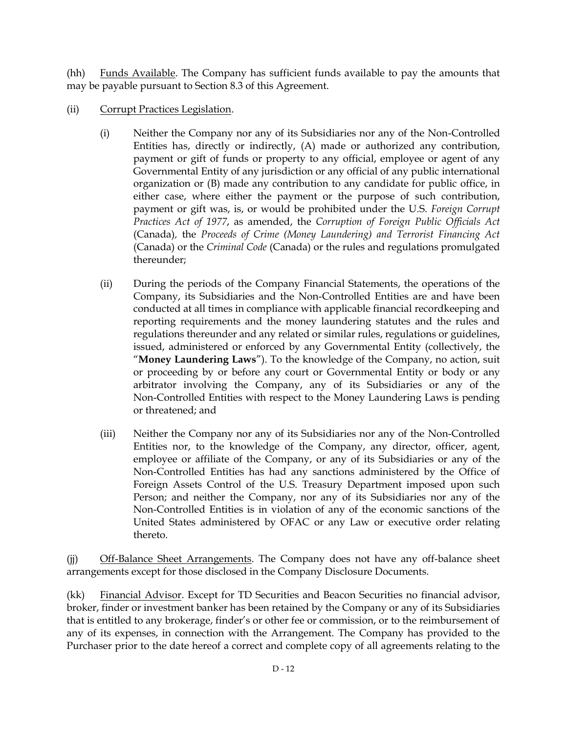(hh) Funds Available. The Company has sufficient funds available to pay the amounts that may be payable pursuant to Section 8.3 of this Agreement.

(ii) Corrupt Practices Legislation.

(i) Neither the Company nor any of its Subsidiaries nor any of the Non-Controlled Entities has, directly or indirectly, (A) made or authorized any contribution, payment or gift of funds or property to any official, employee or agent of any Governmental Entity of any jurisdiction or any official of any public international organization or (B) made any contribution to any candidate for public office, in either case, where either the payment or the purpose of such contribution, payment or gift was, is, or would be prohibited under the U.S. *Foreign Corrupt Practices Act of 1977*, as amended, the *Corruption of Foreign Public Officials Act* (Canada), the *Proceeds of Crime (Money Laundering) and Terrorist Financing Act* (Canada) or the *Criminal Code* (Canada) or the rules and regulations promulgated thereunder;

(ii) During the periods of the Company Financial Statements, the operations of the Company, its Subsidiaries and the Non-Controlled Entities are and have been conducted at all times in compliance with applicable financial recordkeeping and reporting requirements and the money laundering statutes and the rules and regulations thereunder and any related or similar rules, regulations or guidelines, issued, administered or enforced by any Governmental Entity (collectively, the "**Money Laundering Laws**"). To the knowledge of the Company, no action, suit or proceeding by or before any court or Governmental Entity or body or any arbitrator involving the Company, any of its Subsidiaries or any of the Non-Controlled Entities with respect to the Money Laundering Laws is pending or threatened; and

(iii) Neither the Company nor any of its Subsidiaries nor any of the Non-Controlled Entities nor, to the knowledge of the Company, any director, officer, agent, employee or affiliate of the Company, or any of its Subsidiaries or any of the Non-Controlled Entities has had any sanctions administered by the Office of Foreign Assets Control of the U.S. Treasury Department imposed upon such Person; and neither the Company, nor any of its Subsidiaries nor any of the Non-Controlled Entities is in violation of any of the economic sanctions of the United States administered by OFAC or any Law or executive order relating thereto.

(jj) Off-Balance Sheet Arrangements. The Company does not have any off-balance sheet arrangements except for those disclosed in the Company Disclosure Documents.

(kk) Financial Advisor. Except for TD Securities and Beacon Securities no financial advisor, broker, finder or investment banker has been retained by the Company or any of its Subsidiaries that is entitled to any brokerage, finder's or other fee or commission, or to the reimbursement of any of its expenses, in connection with the Arrangement. The Company has provided to the Purchaser prior to the date hereof a correct and complete copy of all agreements relating to the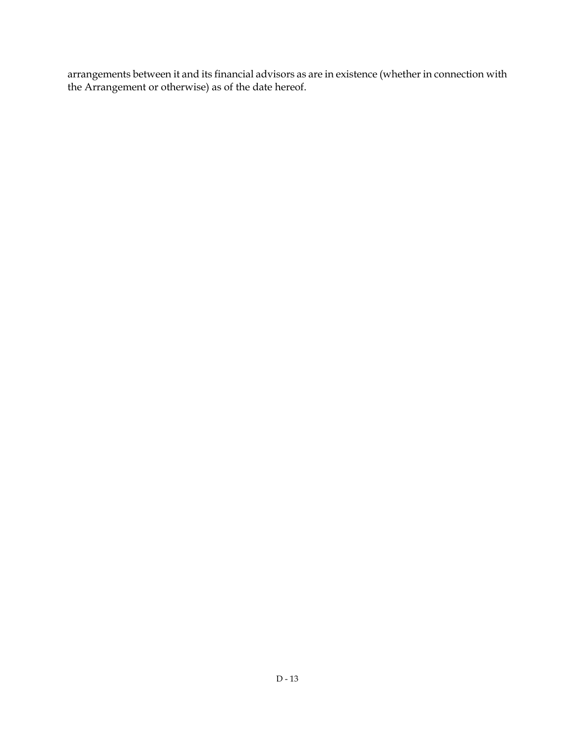arrangements between it and its financial advisors as are in existence (whether in connection with the Arrangement or otherwise) as of the date hereof.